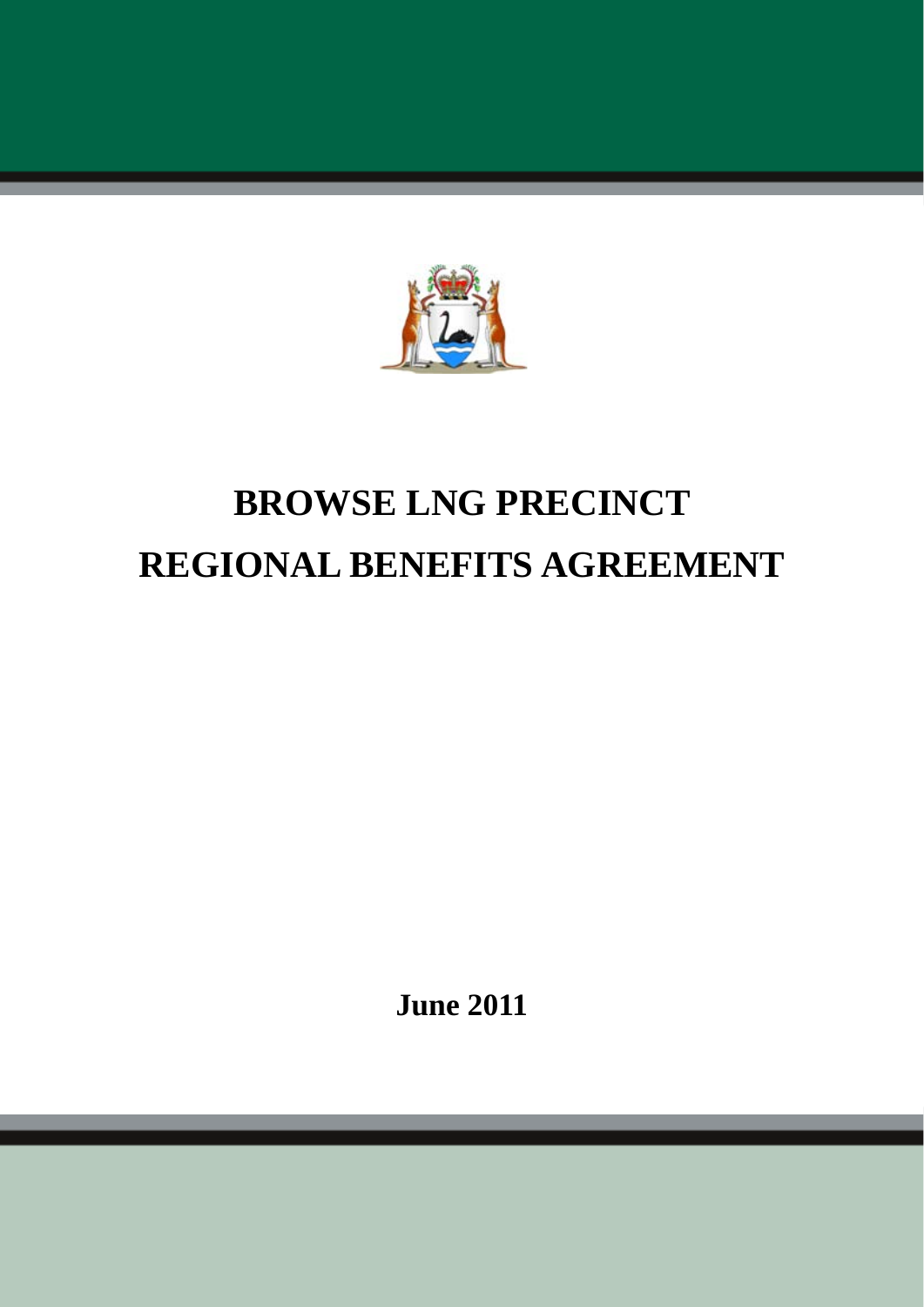# BROWSE LNG PRECINCT
# REGIONAL BENEFITS AGREEMENT

**June 2011**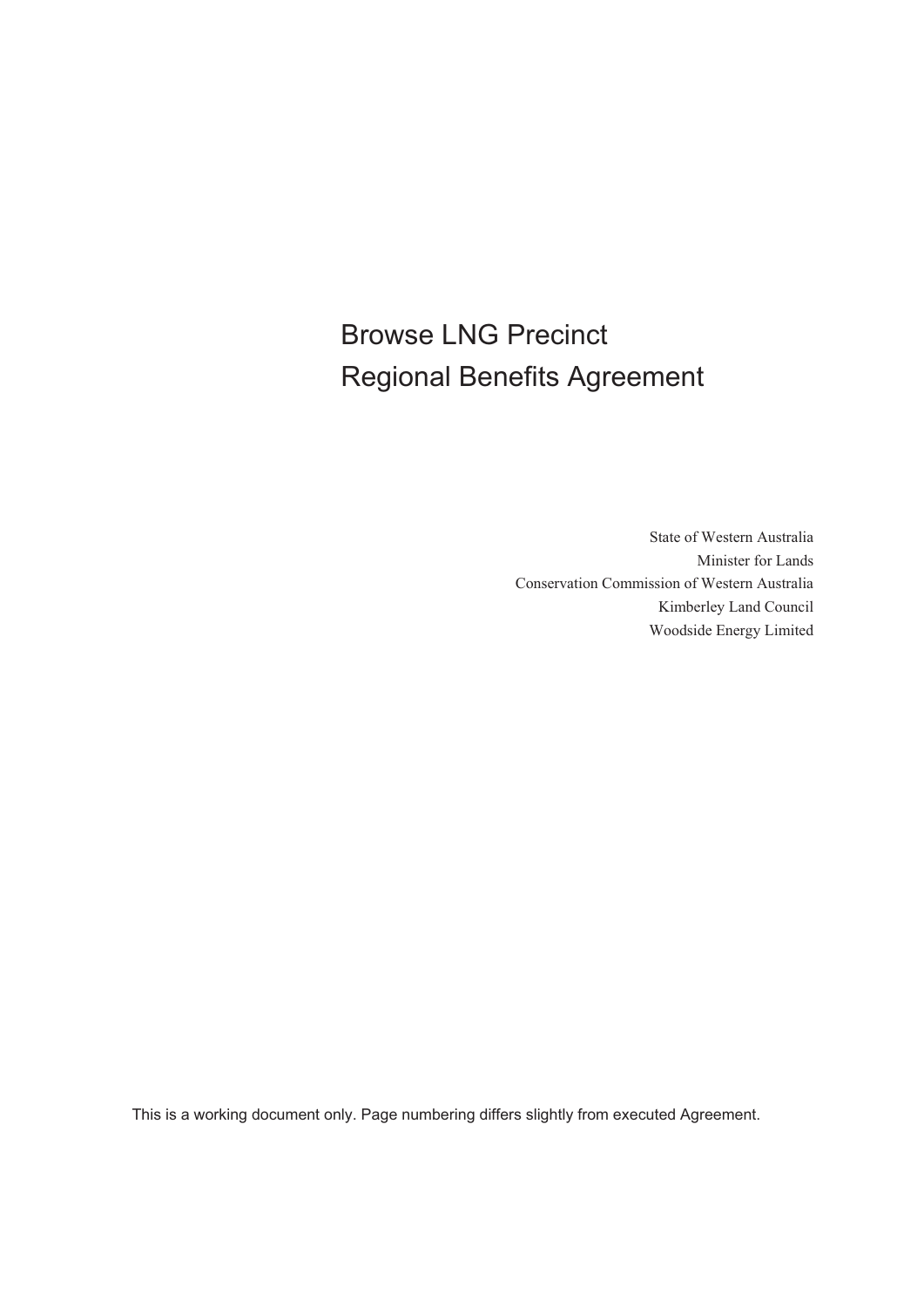# Browse LNG Precinct
# Regional Benefits Agreement

State of Western Australia
Minister for Lands
Conservation Commission of Western Australia
Kimberley Land Council
Woodside Energy Limited

This is a working document only. Page numbering differs slightly from executed Agreement.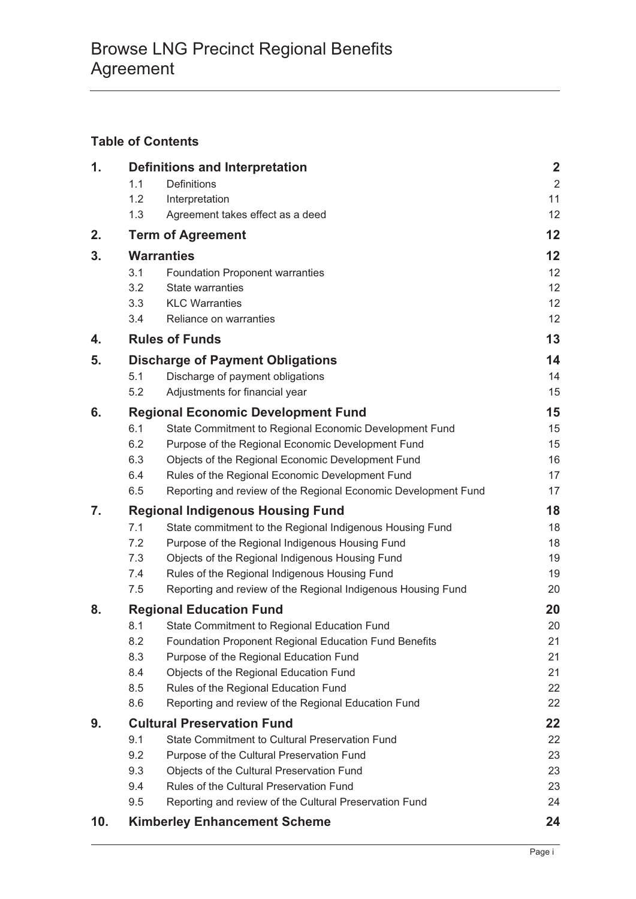# Browse LNG Precinct Regional Benefits Agreement

**Table of Contents**

| | | | |
|---|---|---|---|
| **1.** | **Definitions and Interpretation** | | **2** |
| | 1.1 | Definitions | 2 |
| | 1.2 | Interpretation | 11 |
| | 1.3 | Agreement takes effect as a deed | 12 |
| **2.** | **Term of Agreement** | | **12** |
| **3.** | **Warranties** | | **12** |
| | 3.1 | Foundation Proponent warranties | 12 |
| | 3.2 | State warranties | 12 |
| | 3.3 | KLC Warranties | 12 |
| | 3.4 | Reliance on warranties | 12 |
| **4.** | **Rules of Funds** | | **13** |
| **5.** | **Discharge of Payment Obligations** | | **14** |
| | 5.1 | Discharge of payment obligations | 14 |
| | 5.2 | Adjustments for financial year | 15 |
| **6.** | **Regional Economic Development Fund** | | **15** |
| | 6.1 | State Commitment to Regional Economic Development Fund | 15 |
| | 6.2 | Purpose of the Regional Economic Development Fund | 15 |
| | 6.3 | Objects of the Regional Economic Development Fund | 16 |
| | 6.4 | Rules of the Regional Economic Development Fund | 17 |
| | 6.5 | Reporting and review of the Regional Economic Development Fund | 17 |
| **7.** | **Regional Indigenous Housing Fund** | | **18** |
| | 7.1 | State commitment to the Regional Indigenous Housing Fund | 18 |
| | 7.2 | Purpose of the Regional Indigenous Housing Fund | 18 |
| | 7.3 | Objects of the Regional Indigenous Housing Fund | 19 |
| | 7.4 | Rules of the Regional Indigenous Housing Fund | 19 |
| | 7.5 | Reporting and review of the Regional Indigenous Housing Fund | 20 |
| **8.** | **Regional Education Fund** | | **20** |
| | 8.1 | State Commitment to Regional Education Fund | 20 |
| | 8.2 | Foundation Proponent Regional Education Fund Benefits | 21 |
| | 8.3 | Purpose of the Regional Education Fund | 21 |
| | 8.4 | Objects of the Regional Education Fund | 21 |
| | 8.5 | Rules of the Regional Education Fund | 22 |
| | 8.6 | Reporting and review of the Regional Education Fund | 22 |
| **9.** | **Cultural Preservation Fund** | | **22** |
| | 9.1 | State Commitment to Cultural Preservation Fund | 22 |
| | 9.2 | Purpose of the Cultural Preservation Fund | 23 |
| | 9.3 | Objects of the Cultural Preservation Fund | 23 |
| | 9.4 | Rules of the Cultural Preservation Fund | 23 |
| | 9.5 | Reporting and review of the Cultural Preservation Fund | 24 |
| **10.** | **Kimberley Enhancement Scheme** | | **24** |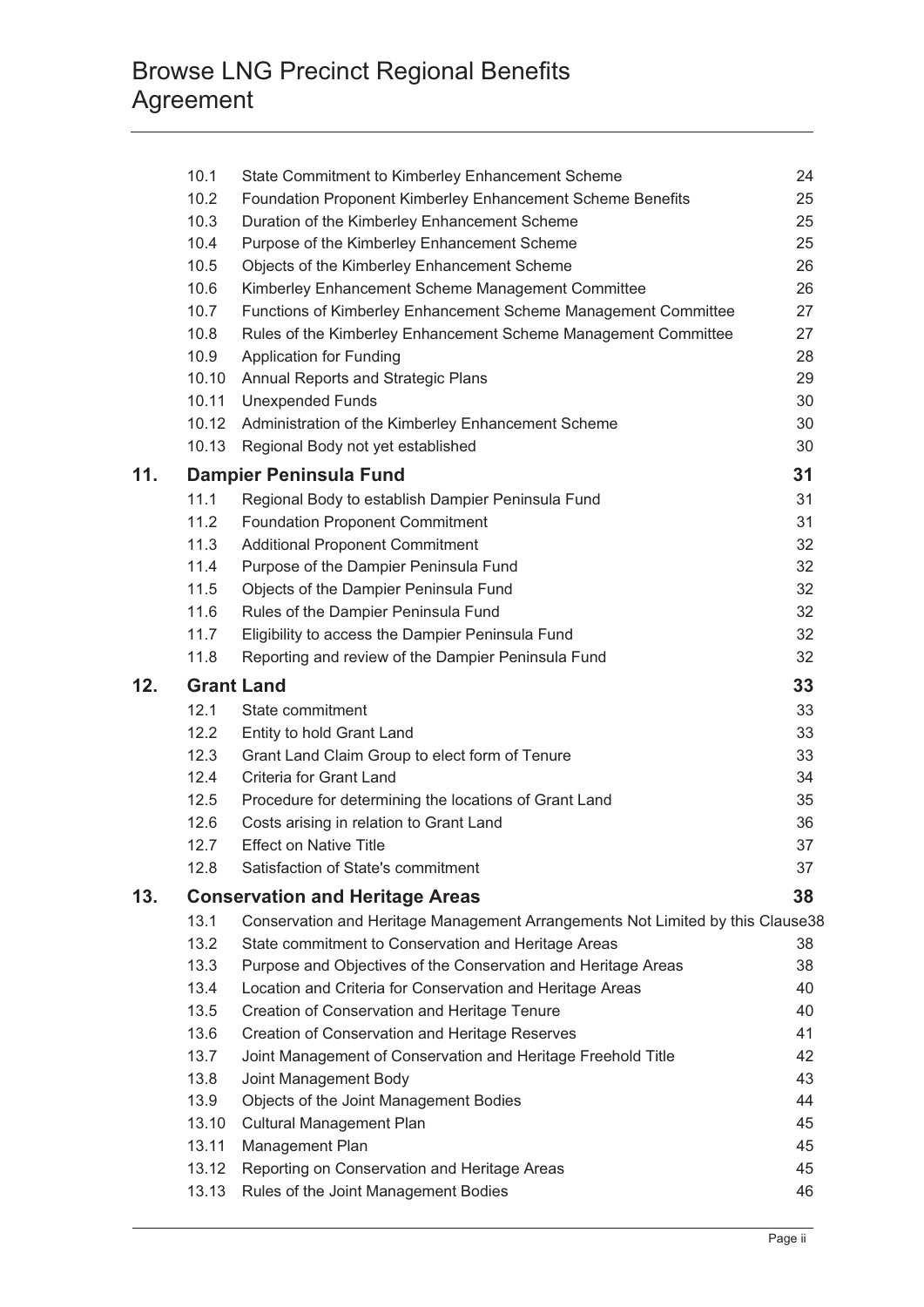| | | |
|---|---|---|
| 10.1 | State Commitment to Kimberley Enhancement Scheme | 24 |
| 10.2 | Foundation Proponent Kimberley Enhancement Scheme Benefits | 25 |
| 10.3 | Duration of the Kimberley Enhancement Scheme | 25 |
| 10.4 | Purpose of the Kimberley Enhancement Scheme | 25 |
| 10.5 | Objects of the Kimberley Enhancement Scheme | 26 |
| 10.6 | Kimberley Enhancement Scheme Management Committee | 26 |
| 10.7 | Functions of Kimberley Enhancement Scheme Management Committee | 27 |
| 10.8 | Rules of the Kimberley Enhancement Scheme Management Committee | 27 |
| 10.9 | Application for Funding | 28 |
| 10.10 | Annual Reports and Strategic Plans | 29 |
| 10.11 | Unexpended Funds | 30 |
| 10.12 | Administration of the Kimberley Enhancement Scheme | 30 |
| 10.13 | Regional Body not yet established | 30 |
| **11.** | **Dampier Peninsula Fund** | **31** |
| 11.1 | Regional Body to establish Dampier Peninsula Fund | 31 |
| 11.2 | Foundation Proponent Commitment | 31 |
| 11.3 | Additional Proponent Commitment | 32 |
| 11.4 | Purpose of the Dampier Peninsula Fund | 32 |
| 11.5 | Objects of the Dampier Peninsula Fund | 32 |
| 11.6 | Rules of the Dampier Peninsula Fund | 32 |
| 11.7 | Eligibility to access the Dampier Peninsula Fund | 32 |
| 11.8 | Reporting and review of the Dampier Peninsula Fund | 32 |
| **12.** | **Grant Land** | **33** |
| 12.1 | State commitment | 33 |
| 12.2 | Entity to hold Grant Land | 33 |
| 12.3 | Grant Land Claim Group to elect form of Tenure | 33 |
| 12.4 | Criteria for Grant Land | 34 |
| 12.5 | Procedure for determining the locations of Grant Land | 35 |
| 12.6 | Costs arising in relation to Grant Land | 36 |
| 12.7 | Effect on Native Title | 37 |
| 12.8 | Satisfaction of State's commitment | 37 |
| **13.** | **Conservation and Heritage Areas** | **38** |
| 13.1 | Conservation and Heritage Management Arrangements Not Limited by this Clause | 38 |
| 13.2 | State commitment to Conservation and Heritage Areas | 38 |
| 13.3 | Purpose and Objectives of the Conservation and Heritage Areas | 38 |
| 13.4 | Location and Criteria for Conservation and Heritage Areas | 40 |
| 13.5 | Creation of Conservation and Heritage Tenure | 40 |
| 13.6 | Creation of Conservation and Heritage Reserves | 41 |
| 13.7 | Joint Management of Conservation and Heritage Freehold Title | 42 |
| 13.8 | Joint Management Body | 43 |
| 13.9 | Objects of the Joint Management Bodies | 44 |
| 13.10 | Cultural Management Plan | 45 |
| 13.11 | Management Plan | 45 |
| 13.12 | Reporting on Conservation and Heritage Areas | 45 |
| 13.13 | Rules of the Joint Management Bodies | 46 |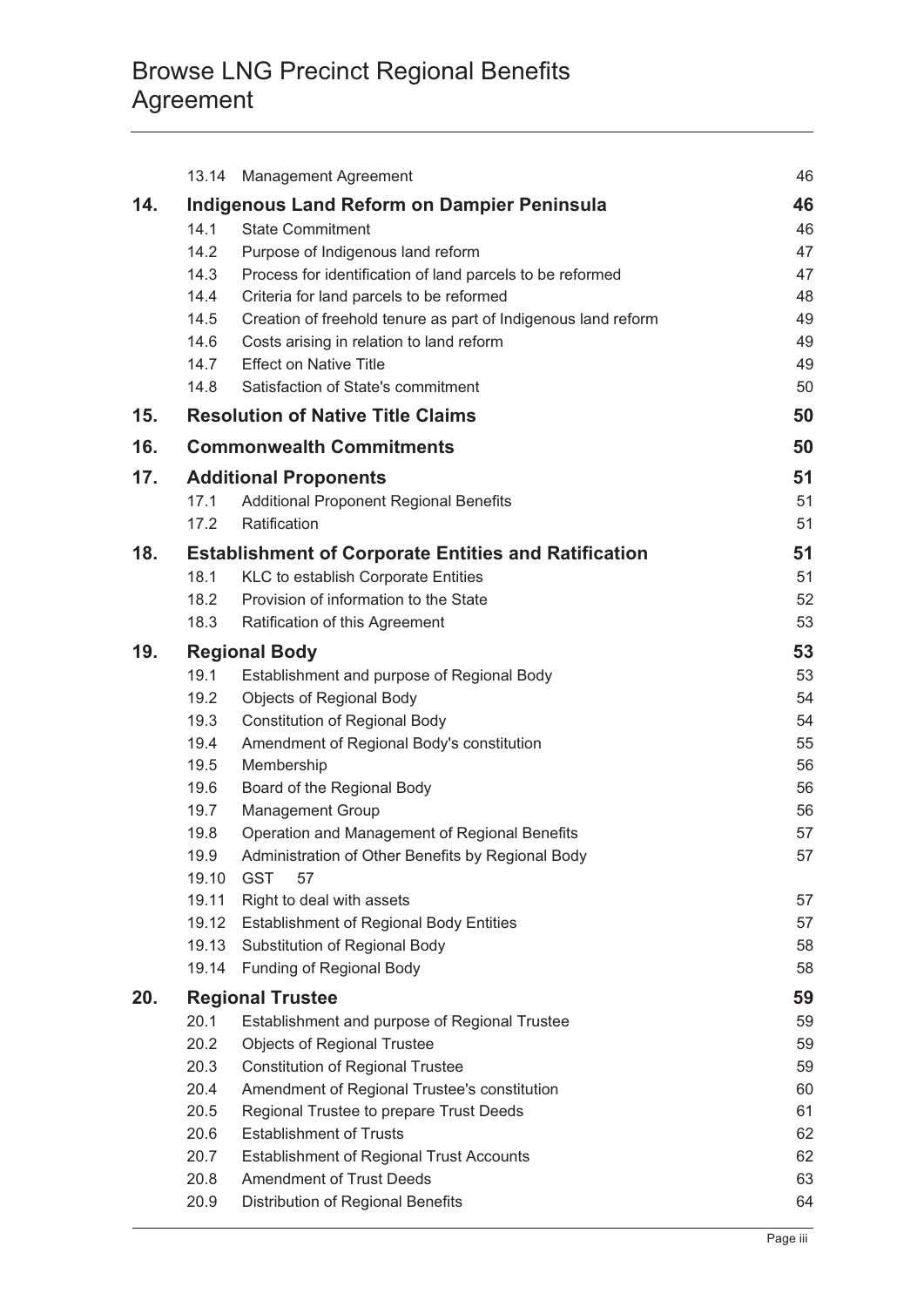| | | |
|---|---|---|
| 13.14 | Management Agreement | 46 |
| **14.** | **Indigenous Land Reform on Dampier Peninsula** | **46** |
| 14.1 | State Commitment | 46 |
| 14.2 | Purpose of Indigenous land reform | 47 |
| 14.3 | Process for identification of land parcels to be reformed | 47 |
| 14.4 | Criteria for land parcels to be reformed | 48 |
| 14.5 | Creation of freehold tenure as part of Indigenous land reform | 49 |
| 14.6 | Costs arising in relation to land reform | 49 |
| 14.7 | Effect on Native Title | 49 |
| 14.8 | Satisfaction of State's commitment | 50 |
| **15.** | **Resolution of Native Title Claims** | **50** |
| **16.** | **Commonwealth Commitments** | **50** |
| **17.** | **Additional Proponents** | **51** |
| 17.1 | Additional Proponent Regional Benefits | 51 |
| 17.2 | Ratification | 51 |
| **18.** | **Establishment of Corporate Entities and Ratification** | **51** |
| 18.1 | KLC to establish Corporate Entities | 51 |
| 18.2 | Provision of information to the State | 52 |
| 18.3 | Ratification of this Agreement | 53 |
| **19.** | **Regional Body** | **53** |
| 19.1 | Establishment and purpose of Regional Body | 53 |
| 19.2 | Objects of Regional Body | 54 |
| 19.3 | Constitution of Regional Body | 54 |
| 19.4 | Amendment of Regional Body's constitution | 55 |
| 19.5 | Membership | 56 |
| 19.6 | Board of the Regional Body | 56 |
| 19.7 | Management Group | 56 |
| 19.8 | Operation and Management of Regional Benefits | 57 |
| 19.9 | Administration of Other Benefits by Regional Body | 57 |
| 19.10 | GST | 57 |
| 19.11 | Right to deal with assets | 57 |
| 19.12 | Establishment of Regional Body Entities | 57 |
| 19.13 | Substitution of Regional Body | 58 |
| 19.14 | Funding of Regional Body | 58 |
| **20.** | **Regional Trustee** | **59** |
| 20.1 | Establishment and purpose of Regional Trustee | 59 |
| 20.2 | Objects of Regional Trustee | 59 |
| 20.3 | Constitution of Regional Trustee | 59 |
| 20.4 | Amendment of Regional Trustee's constitution | 60 |
| 20.5 | Regional Trustee to prepare Trust Deeds | 61 |
| 20.6 | Establishment of Trusts | 62 |
| 20.7 | Establishment of Regional Trust Accounts | 62 |
| 20.8 | Amendment of Trust Deeds | 63 |
| 20.9 | Distribution of Regional Benefits | 64 |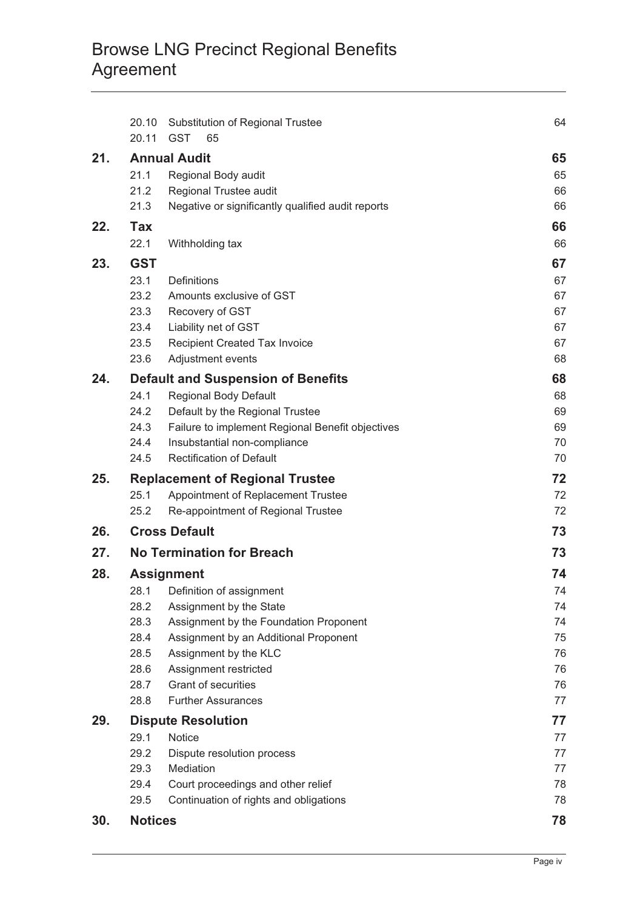| | | |
|---|---|---|
| 20.10 | Substitution of Regional Trustee | 64 |
| 20.11 | GST 65 | |
| **21.** | **Annual Audit** | **65** |
| 21.1 | Regional Body audit | 65 |
| 21.2 | Regional Trustee audit | 66 |
| 21.3 | Negative or significantly qualified audit reports | 66 |
| **22.** | **Tax** | **66** |
| 22.1 | Withholding tax | 66 |
| **23.** | **GST** | **67** |
| 23.1 | Definitions | 67 |
| 23.2 | Amounts exclusive of GST | 67 |
| 23.3 | Recovery of GST | 67 |
| 23.4 | Liability net of GST | 67 |
| 23.5 | Recipient Created Tax Invoice | 67 |
| 23.6 | Adjustment events | 68 |
| **24.** | **Default and Suspension of Benefits** | **68** |
| 24.1 | Regional Body Default | 68 |
| 24.2 | Default by the Regional Trustee | 69 |
| 24.3 | Failure to implement Regional Benefit objectives | 69 |
| 24.4 | Insubstantial non-compliance | 70 |
| 24.5 | Rectification of Default | 70 |
| **25.** | **Replacement of Regional Trustee** | **72** |
| 25.1 | Appointment of Replacement Trustee | 72 |
| 25.2 | Re-appointment of Regional Trustee | 72 |
| **26.** | **Cross Default** | **73** |
| **27.** | **No Termination for Breach** | **73** |
| **28.** | **Assignment** | **74** |
| 28.1 | Definition of assignment | 74 |
| 28.2 | Assignment by the State | 74 |
| 28.3 | Assignment by the Foundation Proponent | 74 |
| 28.4 | Assignment by an Additional Proponent | 75 |
| 28.5 | Assignment by the KLC | 76 |
| 28.6 | Assignment restricted | 76 |
| 28.7 | Grant of securities | 76 |
| 28.8 | Further Assurances | 77 |
| **29.** | **Dispute Resolution** | **77** |
| 29.1 | Notice | 77 |
| 29.2 | Dispute resolution process | 77 |
| 29.3 | Mediation | 77 |
| 29.4 | Court proceedings and other relief | 78 |
| 29.5 | Continuation of rights and obligations | 78 |
| **30.** | **Notices** | **78** |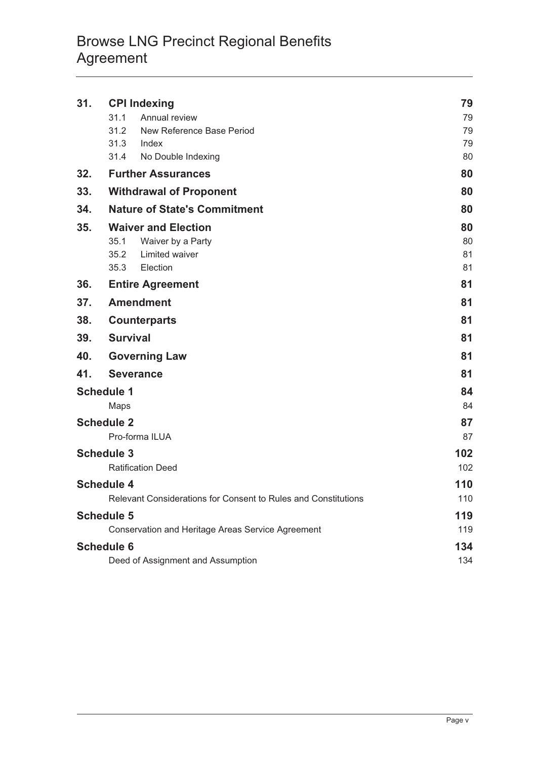| | | |
|---|---|---|
| **31.** | **CPI Indexing** | **79** |
| | 31.1 Annual review | 79 |
| | 31.2 New Reference Base Period | 79 |
| | 31.3 Index | 79 |
| | 31.4 No Double Indexing | 80 |
| **32.** | **Further Assurances** | **80** |
| **33.** | **Withdrawal of Proponent** | **80** |
| **34.** | **Nature of State's Commitment** | **80** |
| **35.** | **Waiver and Election** | **80** |
| | 35.1 Waiver by a Party | 80 |
| | 35.2 Limited waiver | 81 |
| | 35.3 Election | 81 |
| **36.** | **Entire Agreement** | **81** |
| **37.** | **Amendment** | **81** |
| **38.** | **Counterparts** | **81** |
| **39.** | **Survival** | **81** |
| **40.** | **Governing Law** | **81** |
| **41.** | **Severance** | **81** |
| **Schedule 1** | | **84** |
| | Maps | 84 |
| **Schedule 2** | | **87** |
| | Pro-forma ILUA | 87 |
| **Schedule 3** | | **102** |
| | Ratification Deed | 102 |
| **Schedule 4** | | **110** |
| | Relevant Considerations for Consent to Rules and Constitutions | 110 |
| **Schedule 5** | | **119** |
| | Conservation and Heritage Areas Service Agreement | 119 |
| **Schedule 6** | | **134** |
| | Deed of Assignment and Assumption | 134 |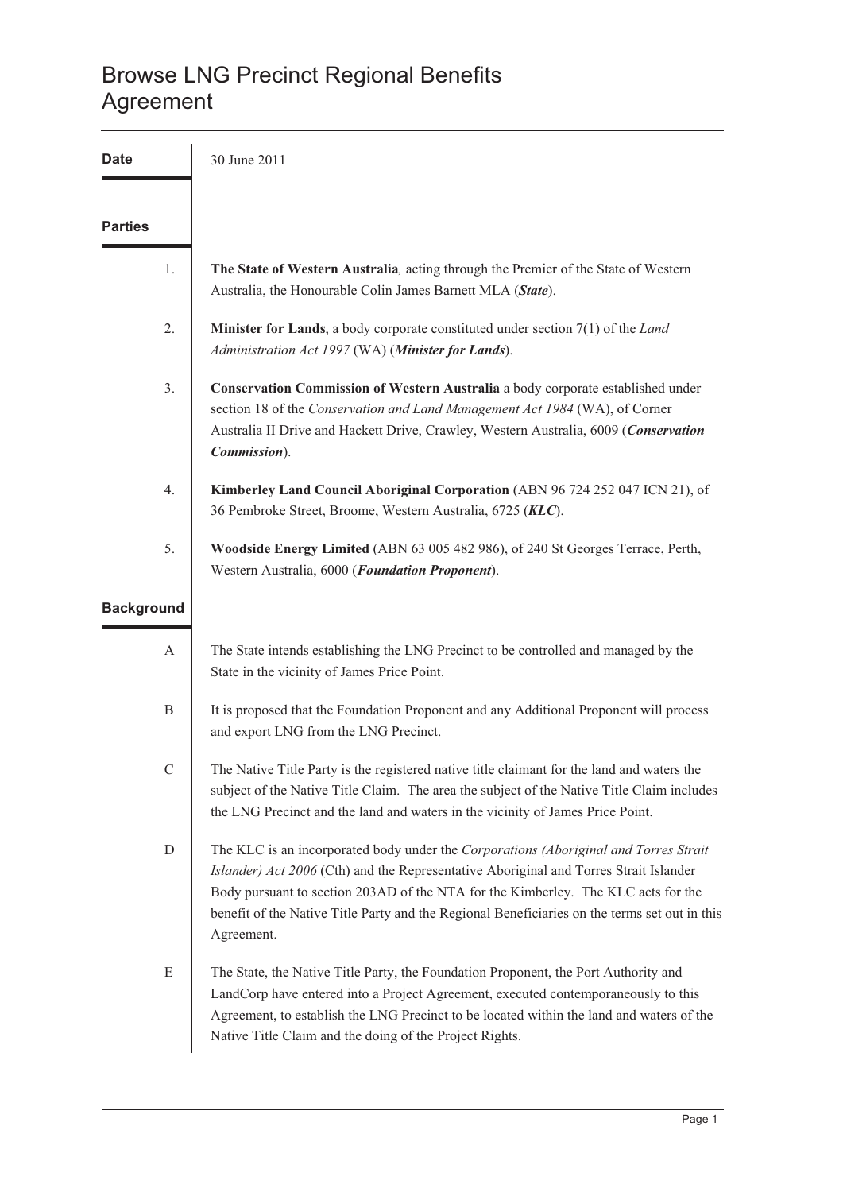# Browse LNG Precinct Regional Benefits Agreement

**Date** 30 June 2011

## Parties

1. **The State of Western Australia***,* acting through the Premier of the State of Western Australia, the Honourable Colin James Barnett MLA (***State***).

2. **Minister for Lands**, a body corporate constituted under section 7(1) of the *Land Administration Act 1997* (WA) (***Minister for Lands***).

3. **Conservation Commission of Western Australia** a body corporate established under section 18 of the *Conservation and Land Management Act 1984* (WA), of Corner Australia II Drive and Hackett Drive, Crawley, Western Australia, 6009 (***Conservation Commission***).

4. **Kimberley Land Council Aboriginal Corporation** (ABN 96 724 252 047 ICN 21), of 36 Pembroke Street, Broome, Western Australia, 6725 (***KLC***).

5. **Woodside Energy Limited** (ABN 63 005 482 986), of 240 St Georges Terrace, Perth, Western Australia, 6000 (***Foundation Proponent***).

## Background

A. The State intends establishing the LNG Precinct to be controlled and managed by the State in the vicinity of James Price Point.

B. It is proposed that the Foundation Proponent and any Additional Proponent will process and export LNG from the LNG Precinct.

C. The Native Title Party is the registered native title claimant for the land and waters the subject of the Native Title Claim. The area the subject of the Native Title Claim includes the LNG Precinct and the land and waters in the vicinity of James Price Point.

D. The KLC is an incorporated body under the *Corporations (Aboriginal and Torres Strait Islander) Act 2006* (Cth) and the Representative Aboriginal and Torres Strait Islander Body pursuant to section 203AD of the NTA for the Kimberley. The KLC acts for the benefit of the Native Title Party and the Regional Beneficiaries on the terms set out in this Agreement.

E. The State, the Native Title Party, the Foundation Proponent, the Port Authority and LandCorp have entered into a Project Agreement, executed contemporaneously to this Agreement, to establish the LNG Precinct to be located within the land and waters of the Native Title Claim and the doing of the Project Rights.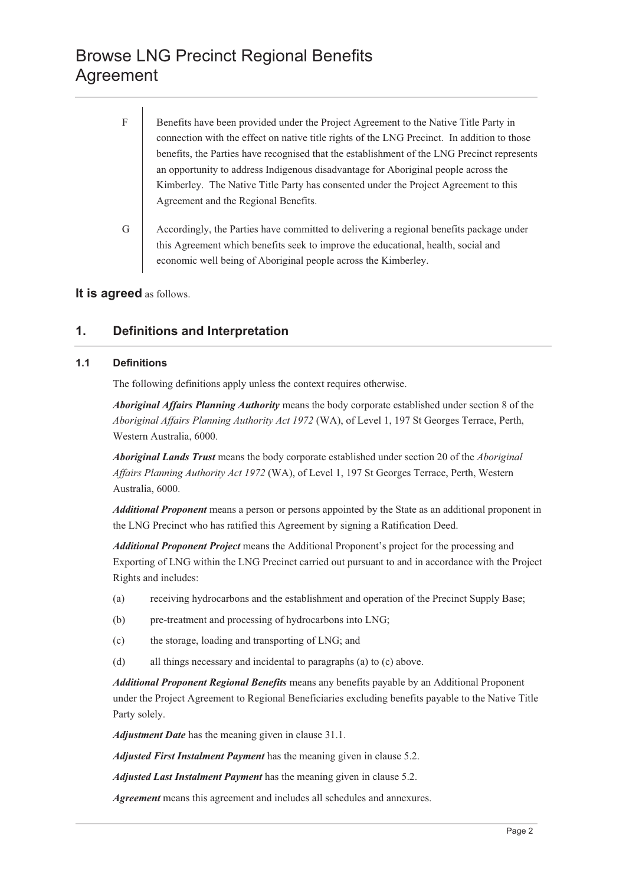F Benefits have been provided under the Project Agreement to the Native Title Party in connection with the effect on native title rights of the LNG Precinct. In addition to those benefits, the Parties have recognised that the establishment of the LNG Precinct represents an opportunity to address Indigenous disadvantage for Aboriginal people across the Kimberley. The Native Title Party has consented under the Project Agreement to this Agreement and the Regional Benefits.

G Accordingly, the Parties have committed to delivering a regional benefits package under this Agreement which benefits seek to improve the educational, health, social and economic well being of Aboriginal people across the Kimberley.

**It is agreed** as follows.

## 1. Definitions and Interpretation

### 1.1 Definitions

The following definitions apply unless the context requires otherwise.

***Aboriginal Affairs Planning Authority*** means the body corporate established under section 8 of the *Aboriginal Affairs Planning Authority Act 1972* (WA), of Level 1, 197 St Georges Terrace, Perth, Western Australia, 6000.

***Aboriginal Lands Trust*** means the body corporate established under section 20 of the *Aboriginal Affairs Planning Authority Act 1972* (WA), of Level 1, 197 St Georges Terrace, Perth, Western Australia, 6000.

***Additional Proponent*** means a person or persons appointed by the State as an additional proponent in the LNG Precinct who has ratified this Agreement by signing a Ratification Deed.

***Additional Proponent Project*** means the Additional Proponent's project for the processing and Exporting of LNG within the LNG Precinct carried out pursuant to and in accordance with the Project Rights and includes:

(a) receiving hydrocarbons and the establishment and operation of the Precinct Supply Base;

(b) pre-treatment and processing of hydrocarbons into LNG;

(c) the storage, loading and transporting of LNG; and

(d) all things necessary and incidental to paragraphs (a) to (c) above.

***Additional Proponent Regional Benefits*** means any benefits payable by an Additional Proponent under the Project Agreement to Regional Beneficiaries excluding benefits payable to the Native Title Party solely.

***Adjustment Date*** has the meaning given in clause 31.1.

***Adjusted First Instalment Payment*** has the meaning given in clause 5.2.

***Adjusted Last Instalment Payment*** has the meaning given in clause 5.2.

***Agreement*** means this agreement and includes all schedules and annexures.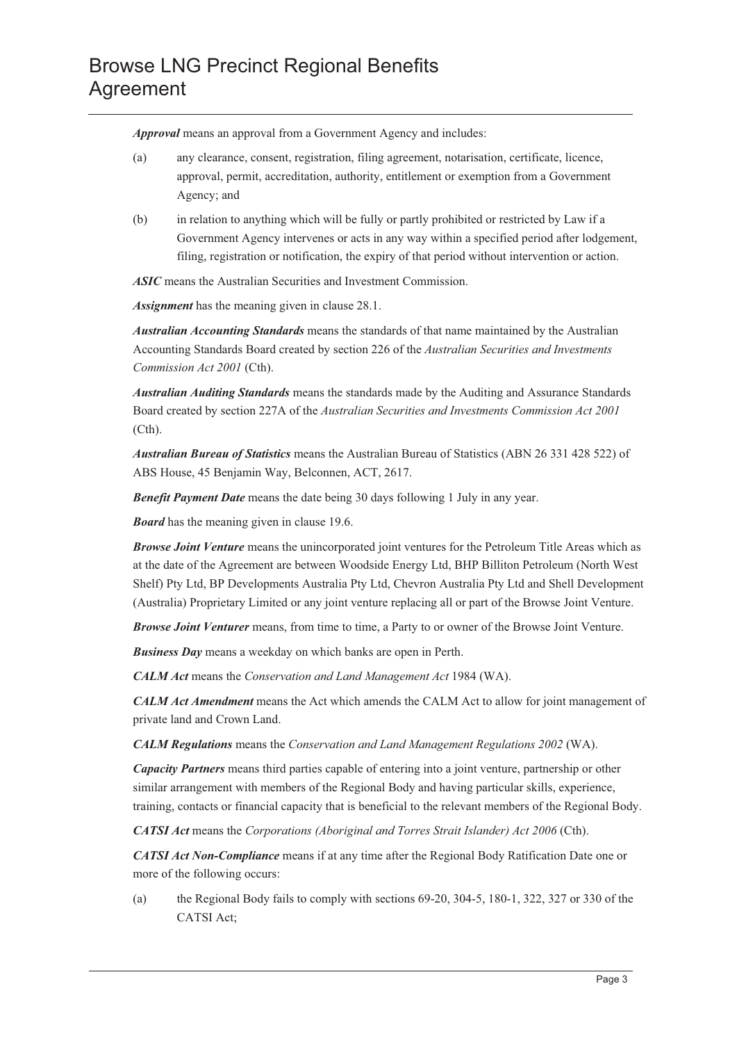***Approval*** means an approval from a Government Agency and includes:

(a) any clearance, consent, registration, filing agreement, notarisation, certificate, licence, approval, permit, accreditation, authority, entitlement or exemption from a Government Agency; and

(b) in relation to anything which will be fully or partly prohibited or restricted by Law if a Government Agency intervenes or acts in any way within a specified period after lodgement, filing, registration or notification, the expiry of that period without intervention or action.

***ASIC*** means the Australian Securities and Investment Commission.

***Assignment*** has the meaning given in clause 28.1.

***Australian Accounting Standards*** means the standards of that name maintained by the Australian Accounting Standards Board created by section 226 of the *Australian Securities and Investments Commission Act 2001* (Cth).

***Australian Auditing Standards*** means the standards made by the Auditing and Assurance Standards Board created by section 227A of the *Australian Securities and Investments Commission Act 2001* (Cth).

***Australian Bureau of Statistics*** means the Australian Bureau of Statistics (ABN 26 331 428 522) of ABS House, 45 Benjamin Way, Belconnen, ACT, 2617.

***Benefit Payment Date*** means the date being 30 days following 1 July in any year.

***Board*** has the meaning given in clause 19.6.

***Browse Joint Venture*** means the unincorporated joint ventures for the Petroleum Title Areas which as at the date of the Agreement are between Woodside Energy Ltd, BHP Billiton Petroleum (North West Shelf) Pty Ltd, BP Developments Australia Pty Ltd, Chevron Australia Pty Ltd and Shell Development (Australia) Proprietary Limited or any joint venture replacing all or part of the Browse Joint Venture.

***Browse Joint Venturer*** means, from time to time, a Party to or owner of the Browse Joint Venture.

***Business Day*** means a weekday on which banks are open in Perth.

***CALM Act*** means the *Conservation and Land Management Act* 1984 (WA).

***CALM Act Amendment*** means the Act which amends the CALM Act to allow for joint management of private land and Crown Land.

***CALM Regulations*** means the *Conservation and Land Management Regulations 2002* (WA).

***Capacity Partners*** means third parties capable of entering into a joint venture, partnership or other similar arrangement with members of the Regional Body and having particular skills, experience, training, contacts or financial capacity that is beneficial to the relevant members of the Regional Body.

***CATSI Act*** means the *Corporations (Aboriginal and Torres Strait Islander) Act 2006* (Cth).

***CATSI Act Non-Compliance*** means if at any time after the Regional Body Ratification Date one or more of the following occurs:

(a) the Regional Body fails to comply with sections 69-20, 304-5, 180-1, 322, 327 or 330 of the CATSI Act;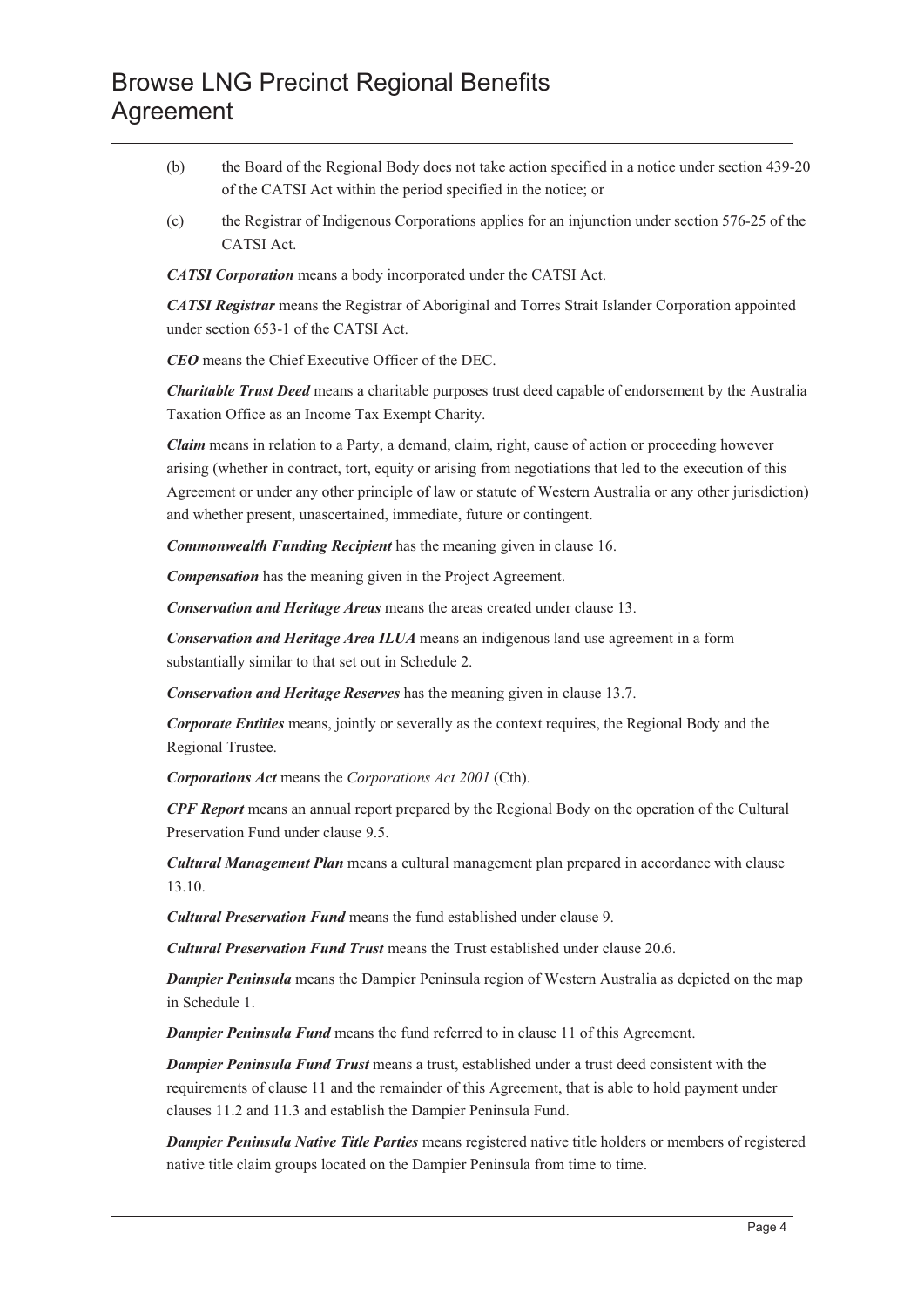(b) the Board of the Regional Body does not take action specified in a notice under section 439-20 of the CATSI Act within the period specified in the notice; or

(c) the Registrar of Indigenous Corporations applies for an injunction under section 576-25 of the CATSI Act.

***CATSI Corporation*** means a body incorporated under the CATSI Act.

***CATSI Registrar*** means the Registrar of Aboriginal and Torres Strait Islander Corporation appointed under section 653-1 of the CATSI Act.

***CEO*** means the Chief Executive Officer of the DEC.

***Charitable Trust Deed*** means a charitable purposes trust deed capable of endorsement by the Australia Taxation Office as an Income Tax Exempt Charity.

***Claim*** means in relation to a Party, a demand, claim, right, cause of action or proceeding however arising (whether in contract, tort, equity or arising from negotiations that led to the execution of this Agreement or under any other principle of law or statute of Western Australia or any other jurisdiction) and whether present, unascertained, immediate, future or contingent.

***Commonwealth Funding Recipient*** has the meaning given in clause 16.

***Compensation*** has the meaning given in the Project Agreement.

***Conservation and Heritage Areas*** means the areas created under clause 13.

***Conservation and Heritage Area ILUA*** means an indigenous land use agreement in a form substantially similar to that set out in Schedule 2.

***Conservation and Heritage Reserves*** has the meaning given in clause 13.7.

***Corporate Entities*** means, jointly or severally as the context requires, the Regional Body and the Regional Trustee.

***Corporations Act*** means the *Corporations Act 2001* (Cth).

***CPF Report*** means an annual report prepared by the Regional Body on the operation of the Cultural Preservation Fund under clause 9.5.

***Cultural Management Plan*** means a cultural management plan prepared in accordance with clause 13.10.

***Cultural Preservation Fund*** means the fund established under clause 9.

***Cultural Preservation Fund Trust*** means the Trust established under clause 20.6.

***Dampier Peninsula*** means the Dampier Peninsula region of Western Australia as depicted on the map in Schedule 1.

***Dampier Peninsula Fund*** means the fund referred to in clause 11 of this Agreement.

***Dampier Peninsula Fund Trust*** means a trust, established under a trust deed consistent with the requirements of clause 11 and the remainder of this Agreement, that is able to hold payment under clauses 11.2 and 11.3 and establish the Dampier Peninsula Fund.

***Dampier Peninsula Native Title Parties*** means registered native title holders or members of registered native title claim groups located on the Dampier Peninsula from time to time.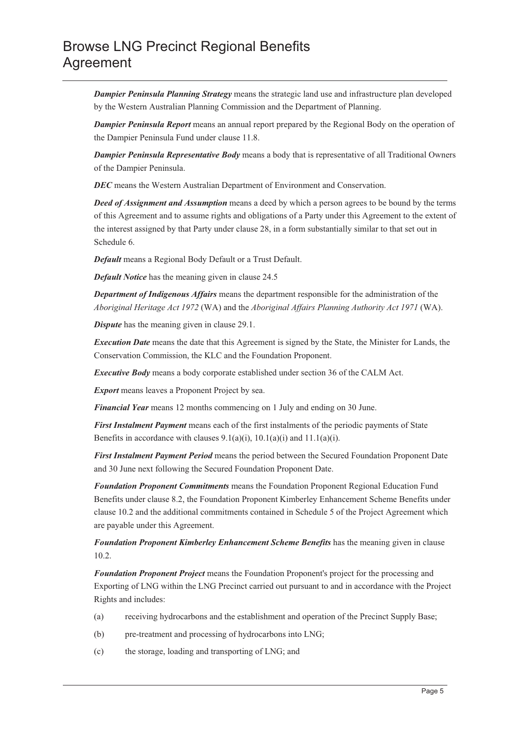***Dampier Peninsula Planning Strategy*** means the strategic land use and infrastructure plan developed by the Western Australian Planning Commission and the Department of Planning.

***Dampier Peninsula Report*** means an annual report prepared by the Regional Body on the operation of the Dampier Peninsula Fund under clause 11.8.

***Dampier Peninsula Representative Body*** means a body that is representative of all Traditional Owners of the Dampier Peninsula.

***DEC*** means the Western Australian Department of Environment and Conservation.

***Deed of Assignment and Assumption*** means a deed by which a person agrees to be bound by the terms of this Agreement and to assume rights and obligations of a Party under this Agreement to the extent of the interest assigned by that Party under clause 28, in a form substantially similar to that set out in Schedule 6.

***Default*** means a Regional Body Default or a Trust Default.

***Default Notice*** has the meaning given in clause 24.5

***Department of Indigenous Affairs*** means the department responsible for the administration of the *Aboriginal Heritage Act 1972* (WA) and the *Aboriginal Affairs Planning Authority Act 1971* (WA).

***Dispute*** has the meaning given in clause 29.1.

***Execution Date*** means the date that this Agreement is signed by the State, the Minister for Lands, the Conservation Commission, the KLC and the Foundation Proponent.

***Executive Body*** means a body corporate established under section 36 of the CALM Act.

***Export*** means leaves a Proponent Project by sea.

***Financial Year*** means 12 months commencing on 1 July and ending on 30 June.

***First Instalment Payment*** means each of the first instalments of the periodic payments of State Benefits in accordance with clauses 9.1(a)(i), 10.1(a)(i) and 11.1(a)(i).

***First Instalment Payment Period*** means the period between the Secured Foundation Proponent Date and 30 June next following the Secured Foundation Proponent Date.

***Foundation Proponent Commitments*** means the Foundation Proponent Regional Education Fund Benefits under clause 8.2, the Foundation Proponent Kimberley Enhancement Scheme Benefits under clause 10.2 and the additional commitments contained in Schedule 5 of the Project Agreement which are payable under this Agreement.

***Foundation Proponent Kimberley Enhancement Scheme Benefits*** has the meaning given in clause 10.2.

***Foundation Proponent Project*** means the Foundation Proponent's project for the processing and Exporting of LNG within the LNG Precinct carried out pursuant to and in accordance with the Project Rights and includes:

(a) receiving hydrocarbons and the establishment and operation of the Precinct Supply Base;

(b) pre-treatment and processing of hydrocarbons into LNG;

(c) the storage, loading and transporting of LNG; and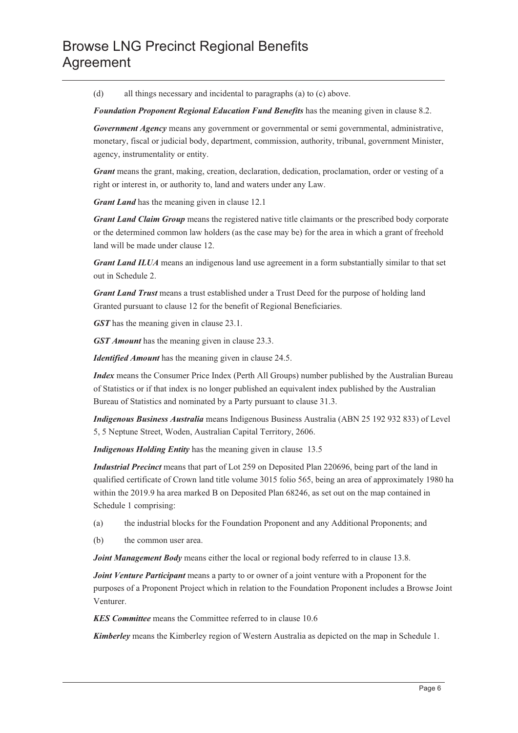(d) all things necessary and incidental to paragraphs (a) to (c) above.

***Foundation Proponent Regional Education Fund Benefits*** has the meaning given in clause 8.2.

***Government Agency*** means any government or governmental or semi governmental, administrative, monetary, fiscal or judicial body, department, commission, authority, tribunal, government Minister, agency, instrumentality or entity.

***Grant*** means the grant, making, creation, declaration, dedication, proclamation, order or vesting of a right or interest in, or authority to, land and waters under any Law.

***Grant Land*** has the meaning given in clause 12.1

***Grant Land Claim Group*** means the registered native title claimants or the prescribed body corporate or the determined common law holders (as the case may be) for the area in which a grant of freehold land will be made under clause 12.

***Grant Land ILUA*** means an indigenous land use agreement in a form substantially similar to that set out in Schedule 2.

***Grant Land Trust*** means a trust established under a Trust Deed for the purpose of holding land Granted pursuant to clause 12 for the benefit of Regional Beneficiaries.

***GST*** has the meaning given in clause 23.1.

***GST Amount*** has the meaning given in clause 23.3.

***Identified Amount*** has the meaning given in clause 24.5.

***Index*** means the Consumer Price Index (Perth All Groups) number published by the Australian Bureau of Statistics or if that index is no longer published an equivalent index published by the Australian Bureau of Statistics and nominated by a Party pursuant to clause 31.3.

***Indigenous Business Australia*** means Indigenous Business Australia (ABN 25 192 932 833) of Level 5, 5 Neptune Street, Woden, Australian Capital Territory, 2606.

***Indigenous Holding Entity*** has the meaning given in clause 13.5

***Industrial Precinct*** means that part of Lot 259 on Deposited Plan 220696, being part of the land in qualified certificate of Crown land title volume 3015 folio 565, being an area of approximately 1980 ha within the 2019.9 ha area marked B on Deposited Plan 68246, as set out on the map contained in Schedule 1 comprising:

(a) the industrial blocks for the Foundation Proponent and any Additional Proponents; and

(b) the common user area.

***Joint Management Body*** means either the local or regional body referred to in clause 13.8.

***Joint Venture Participant*** means a party to or owner of a joint venture with a Proponent for the purposes of a Proponent Project which in relation to the Foundation Proponent includes a Browse Joint Venturer.

***KES Committee*** means the Committee referred to in clause 10.6

***Kimberley*** means the Kimberley region of Western Australia as depicted on the map in Schedule 1.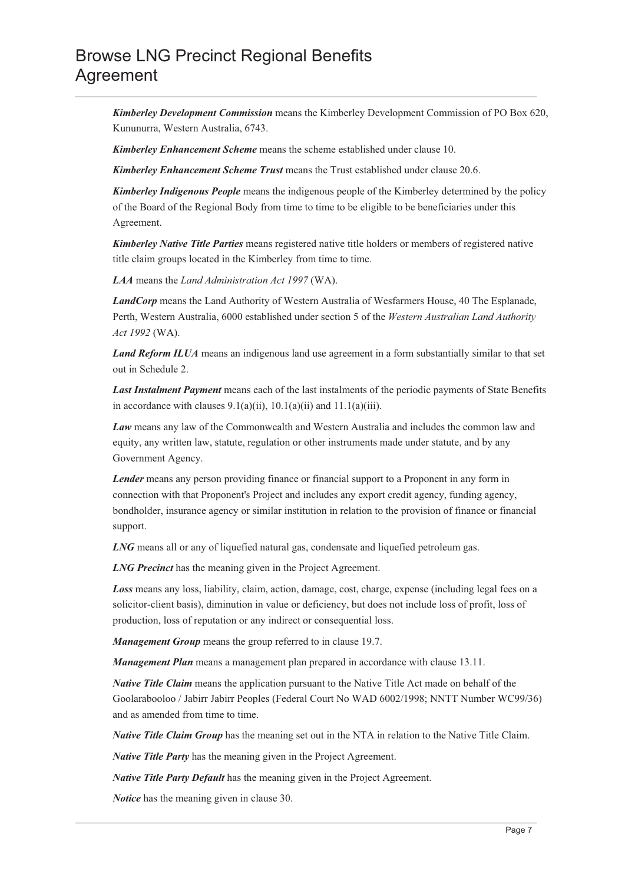***Kimberley Development Commission*** means the Kimberley Development Commission of PO Box 620, Kununurra, Western Australia, 6743.

***Kimberley Enhancement Scheme*** means the scheme established under clause 10.

***Kimberley Enhancement Scheme Trust*** means the Trust established under clause 20.6.

***Kimberley Indigenous People*** means the indigenous people of the Kimberley determined by the policy of the Board of the Regional Body from time to time to be eligible to be beneficiaries under this Agreement.

***Kimberley Native Title Parties*** means registered native title holders or members of registered native title claim groups located in the Kimberley from time to time.

***LAA*** means the *Land Administration Act 1997* (WA).

***LandCorp*** means the Land Authority of Western Australia of Wesfarmers House, 40 The Esplanade, Perth, Western Australia, 6000 established under section 5 of the *Western Australian Land Authority Act 1992* (WA).

***Land Reform ILUA*** means an indigenous land use agreement in a form substantially similar to that set out in Schedule 2.

***Last Instalment Payment*** means each of the last instalments of the periodic payments of State Benefits in accordance with clauses 9.1(a)(ii), 10.1(a)(ii) and 11.1(a)(iii).

***Law*** means any law of the Commonwealth and Western Australia and includes the common law and equity, any written law, statute, regulation or other instruments made under statute, and by any Government Agency.

***Lender*** means any person providing finance or financial support to a Proponent in any form in connection with that Proponent's Project and includes any export credit agency, funding agency, bondholder, insurance agency or similar institution in relation to the provision of finance or financial support.

***LNG*** means all or any of liquefied natural gas, condensate and liquefied petroleum gas.

***LNG Precinct*** has the meaning given in the Project Agreement.

***Loss*** means any loss, liability, claim, action, damage, cost, charge, expense (including legal fees on a solicitor-client basis), diminution in value or deficiency, but does not include loss of profit, loss of production, loss of reputation or any indirect or consequential loss.

***Management Group*** means the group referred to in clause 19.7.

***Management Plan*** means a management plan prepared in accordance with clause 13.11.

***Native Title Claim*** means the application pursuant to the Native Title Act made on behalf of the Goolarabooloo / Jabirr Jabirr Peoples (Federal Court No WAD 6002/1998; NNTT Number WC99/36) and as amended from time to time.

***Native Title Claim Group*** has the meaning set out in the NTA in relation to the Native Title Claim.

***Native Title Party*** has the meaning given in the Project Agreement.

***Native Title Party Default*** has the meaning given in the Project Agreement.

***Notice*** has the meaning given in clause 30.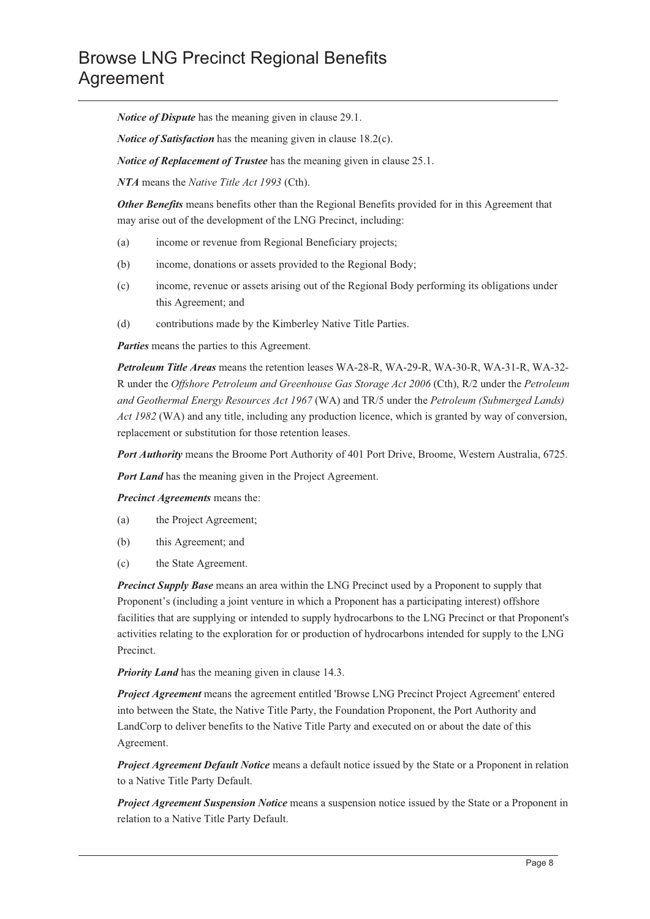***Notice of Dispute*** has the meaning given in clause 29.1.

***Notice of Satisfaction*** has the meaning given in clause 18.2(c).

***Notice of Replacement of Trustee*** has the meaning given in clause 25.1.

***NTA*** means the *Native Title Act 1993* (Cth).

***Other Benefits*** means benefits other than the Regional Benefits provided for in this Agreement that may arise out of the development of the LNG Precinct, including:

(a) income or revenue from Regional Beneficiary projects;

(b) income, donations or assets provided to the Regional Body;

(c) income, revenue or assets arising out of the Regional Body performing its obligations under this Agreement; and

(d) contributions made by the Kimberley Native Title Parties.

***Parties*** means the parties to this Agreement.

***Petroleum Title Areas*** means the retention leases WA-28-R, WA-29-R, WA-30-R, WA-31-R, WA-32-R under the *Offshore Petroleum and Greenhouse Gas Storage Act 2006* (Cth), R/2 under the *Petroleum and Geothermal Energy Resources Act 1967* (WA) and TR/5 under the *Petroleum (Submerged Lands) Act 1982* (WA) and any title, including any production licence, which is granted by way of conversion, replacement or substitution for those retention leases.

***Port Authority*** means the Broome Port Authority of 401 Port Drive, Broome, Western Australia, 6725.

***Port Land*** has the meaning given in the Project Agreement.

***Precinct Agreements*** means the:

(a) the Project Agreement;

(b) this Agreement; and

(c) the State Agreement.

***Precinct Supply Base*** means an area within the LNG Precinct used by a Proponent to supply that Proponent's (including a joint venture in which a Proponent has a participating interest) offshore facilities that are supplying or intended to supply hydrocarbons to the LNG Precinct or that Proponent's activities relating to the exploration for or production of hydrocarbons intended for supply to the LNG Precinct.

***Priority Land*** has the meaning given in clause 14.3.

***Project Agreement*** means the agreement entitled 'Browse LNG Precinct Project Agreement' entered into between the State, the Native Title Party, the Foundation Proponent, the Port Authority and LandCorp to deliver benefits to the Native Title Party and executed on or about the date of this Agreement.

***Project Agreement Default Notice*** means a default notice issued by the State or a Proponent in relation to a Native Title Party Default.

***Project Agreement Suspension Notice*** means a suspension notice issued by the State or a Proponent in relation to a Native Title Party Default.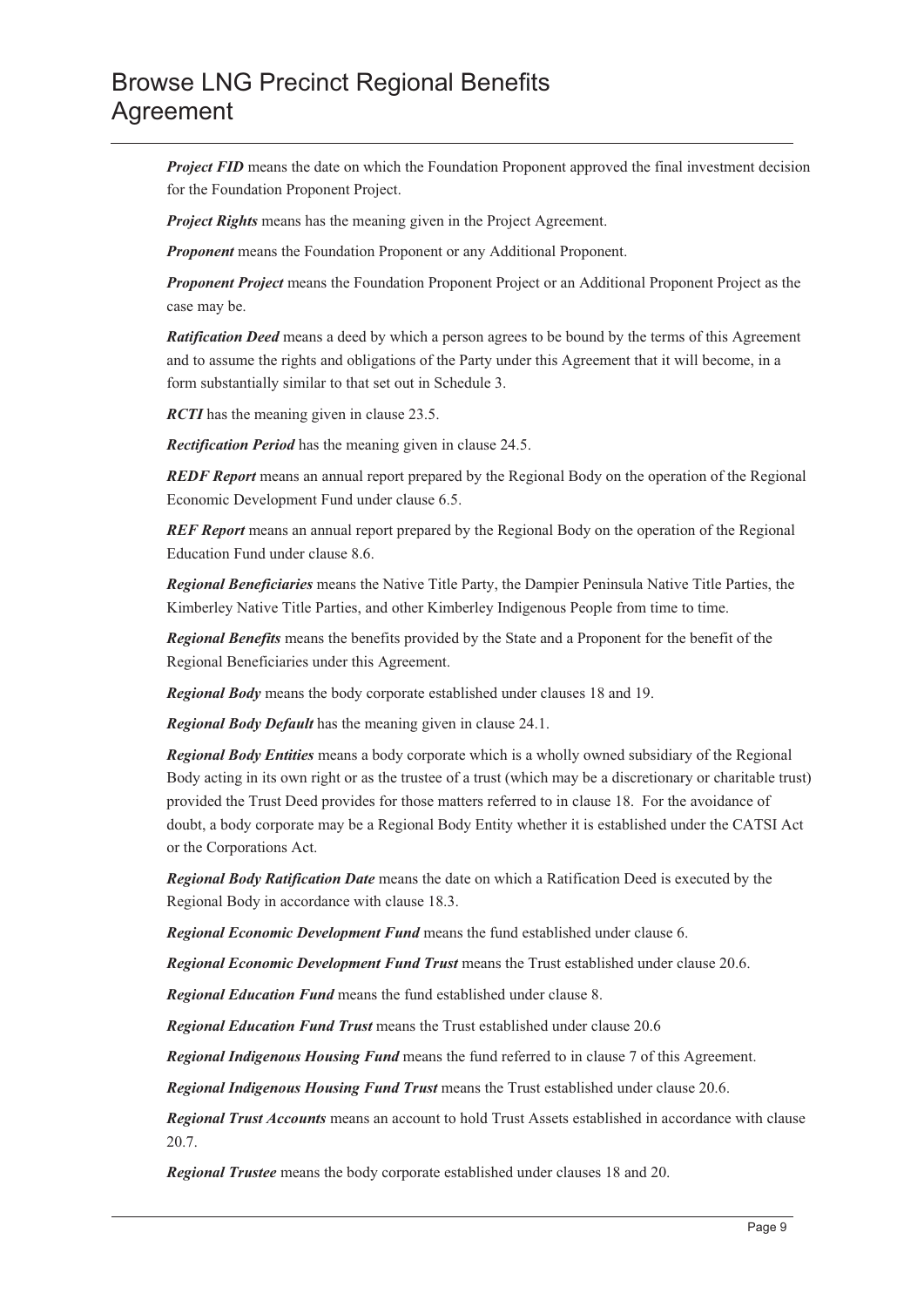***Project FID*** means the date on which the Foundation Proponent approved the final investment decision for the Foundation Proponent Project.

***Project Rights*** means has the meaning given in the Project Agreement.

***Proponent*** means the Foundation Proponent or any Additional Proponent.

***Proponent Project*** means the Foundation Proponent Project or an Additional Proponent Project as the case may be.

***Ratification Deed*** means a deed by which a person agrees to be bound by the terms of this Agreement and to assume the rights and obligations of the Party under this Agreement that it will become, in a form substantially similar to that set out in Schedule 3.

***RCTI*** has the meaning given in clause 23.5.

***Rectification Period*** has the meaning given in clause 24.5.

***REDF Report*** means an annual report prepared by the Regional Body on the operation of the Regional Economic Development Fund under clause 6.5.

***REF Report*** means an annual report prepared by the Regional Body on the operation of the Regional Education Fund under clause 8.6.

***Regional Beneficiaries*** means the Native Title Party, the Dampier Peninsula Native Title Parties, the Kimberley Native Title Parties, and other Kimberley Indigenous People from time to time.

***Regional Benefits*** means the benefits provided by the State and a Proponent for the benefit of the Regional Beneficiaries under this Agreement.

***Regional Body*** means the body corporate established under clauses 18 and 19.

***Regional Body Default*** has the meaning given in clause 24.1.

***Regional Body Entities*** means a body corporate which is a wholly owned subsidiary of the Regional Body acting in its own right or as the trustee of a trust (which may be a discretionary or charitable trust) provided the Trust Deed provides for those matters referred to in clause 18. For the avoidance of doubt, a body corporate may be a Regional Body Entity whether it is established under the CATSI Act or the Corporations Act.

***Regional Body Ratification Date*** means the date on which a Ratification Deed is executed by the Regional Body in accordance with clause 18.3.

***Regional Economic Development Fund*** means the fund established under clause 6.

***Regional Economic Development Fund Trust*** means the Trust established under clause 20.6.

***Regional Education Fund*** means the fund established under clause 8.

***Regional Education Fund Trust*** means the Trust established under clause 20.6

***Regional Indigenous Housing Fund*** means the fund referred to in clause 7 of this Agreement.

***Regional Indigenous Housing Fund Trust*** means the Trust established under clause 20.6.

***Regional Trust Accounts*** means an account to hold Trust Assets established in accordance with clause 20.7.

***Regional Trustee*** means the body corporate established under clauses 18 and 20.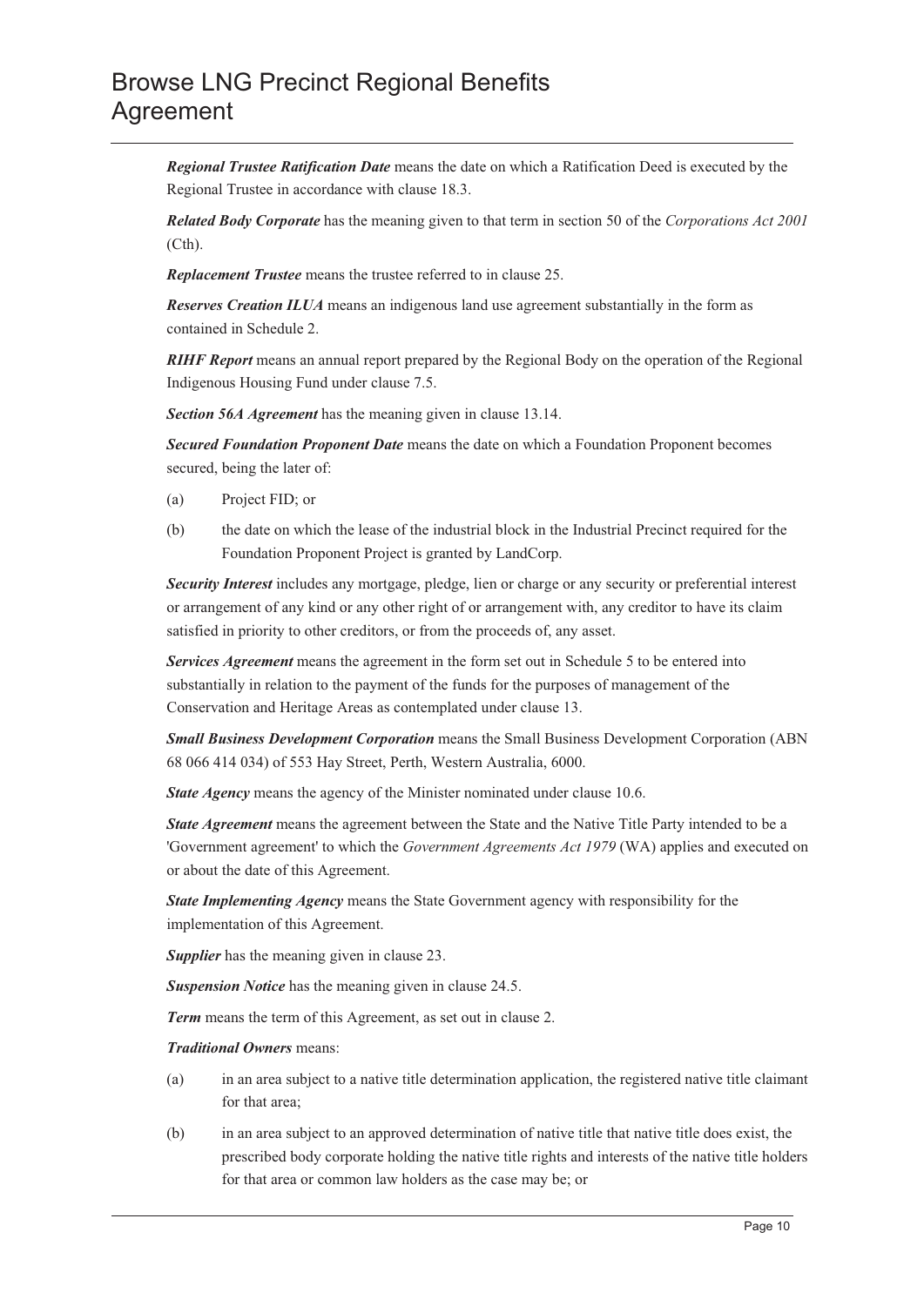***Regional Trustee Ratification Date*** means the date on which a Ratification Deed is executed by the Regional Trustee in accordance with clause 18.3.

***Related Body Corporate*** has the meaning given to that term in section 50 of the *Corporations Act 2001* (Cth).

***Replacement Trustee*** means the trustee referred to in clause 25.

***Reserves Creation ILUA*** means an indigenous land use agreement substantially in the form as contained in Schedule 2.

***RIHF Report*** means an annual report prepared by the Regional Body on the operation of the Regional Indigenous Housing Fund under clause 7.5.

***Section 56A Agreement*** has the meaning given in clause 13.14.

***Secured Foundation Proponent Date*** means the date on which a Foundation Proponent becomes secured, being the later of:

(a) Project FID; or

(b) the date on which the lease of the industrial block in the Industrial Precinct required for the Foundation Proponent Project is granted by LandCorp.

***Security Interest*** includes any mortgage, pledge, lien or charge or any security or preferential interest or arrangement of any kind or any other right of or arrangement with, any creditor to have its claim satisfied in priority to other creditors, or from the proceeds of, any asset.

***Services Agreement*** means the agreement in the form set out in Schedule 5 to be entered into substantially in relation to the payment of the funds for the purposes of management of the Conservation and Heritage Areas as contemplated under clause 13.

***Small Business Development Corporation*** means the Small Business Development Corporation (ABN 68 066 414 034) of 553 Hay Street, Perth, Western Australia, 6000.

***State Agency*** means the agency of the Minister nominated under clause 10.6.

***State Agreement*** means the agreement between the State and the Native Title Party intended to be a 'Government agreement' to which the *Government Agreements Act 1979* (WA) applies and executed on or about the date of this Agreement.

***State Implementing Agency*** means the State Government agency with responsibility for the implementation of this Agreement.

***Supplier*** has the meaning given in clause 23.

***Suspension Notice*** has the meaning given in clause 24.5.

***Term*** means the term of this Agreement, as set out in clause 2.

***Traditional Owners*** means:

(a) in an area subject to a native title determination application, the registered native title claimant for that area;

(b) in an area subject to an approved determination of native title that native title does exist, the prescribed body corporate holding the native title rights and interests of the native title holders for that area or common law holders as the case may be; or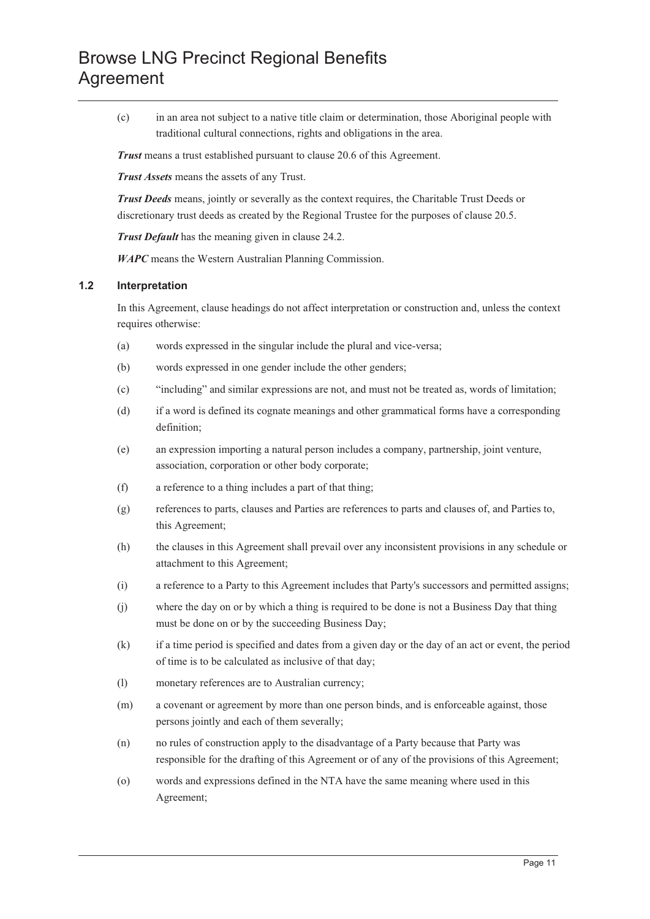(c) in an area not subject to a native title claim or determination, those Aboriginal people with traditional cultural connections, rights and obligations in the area.

***Trust*** means a trust established pursuant to clause 20.6 of this Agreement.

***Trust Assets*** means the assets of any Trust.

***Trust Deeds*** means, jointly or severally as the context requires, the Charitable Trust Deeds or discretionary trust deeds as created by the Regional Trustee for the purposes of clause 20.5.

***Trust Default*** has the meaning given in clause 24.2.

***WAPC*** means the Western Australian Planning Commission.

### 1.2 Interpretation

In this Agreement, clause headings do not affect interpretation or construction and, unless the context requires otherwise:

(a) words expressed in the singular include the plural and vice-versa;

(b) words expressed in one gender include the other genders;

(c) "including" and similar expressions are not, and must not be treated as, words of limitation;

(d) if a word is defined its cognate meanings and other grammatical forms have a corresponding definition;

(e) an expression importing a natural person includes a company, partnership, joint venture, association, corporation or other body corporate;

(f) a reference to a thing includes a part of that thing;

(g) references to parts, clauses and Parties are references to parts and clauses of, and Parties to, this Agreement;

(h) the clauses in this Agreement shall prevail over any inconsistent provisions in any schedule or attachment to this Agreement;

(i) a reference to a Party to this Agreement includes that Party's successors and permitted assigns;

(j) where the day on or by which a thing is required to be done is not a Business Day that thing must be done on or by the succeeding Business Day;

(k) if a time period is specified and dates from a given day or the day of an act or event, the period of time is to be calculated as inclusive of that day;

(l) monetary references are to Australian currency;

(m) a covenant or agreement by more than one person binds, and is enforceable against, those persons jointly and each of them severally;

(n) no rules of construction apply to the disadvantage of a Party because that Party was responsible for the drafting of this Agreement or of any of the provisions of this Agreement;

(o) words and expressions defined in the NTA have the same meaning where used in this Agreement;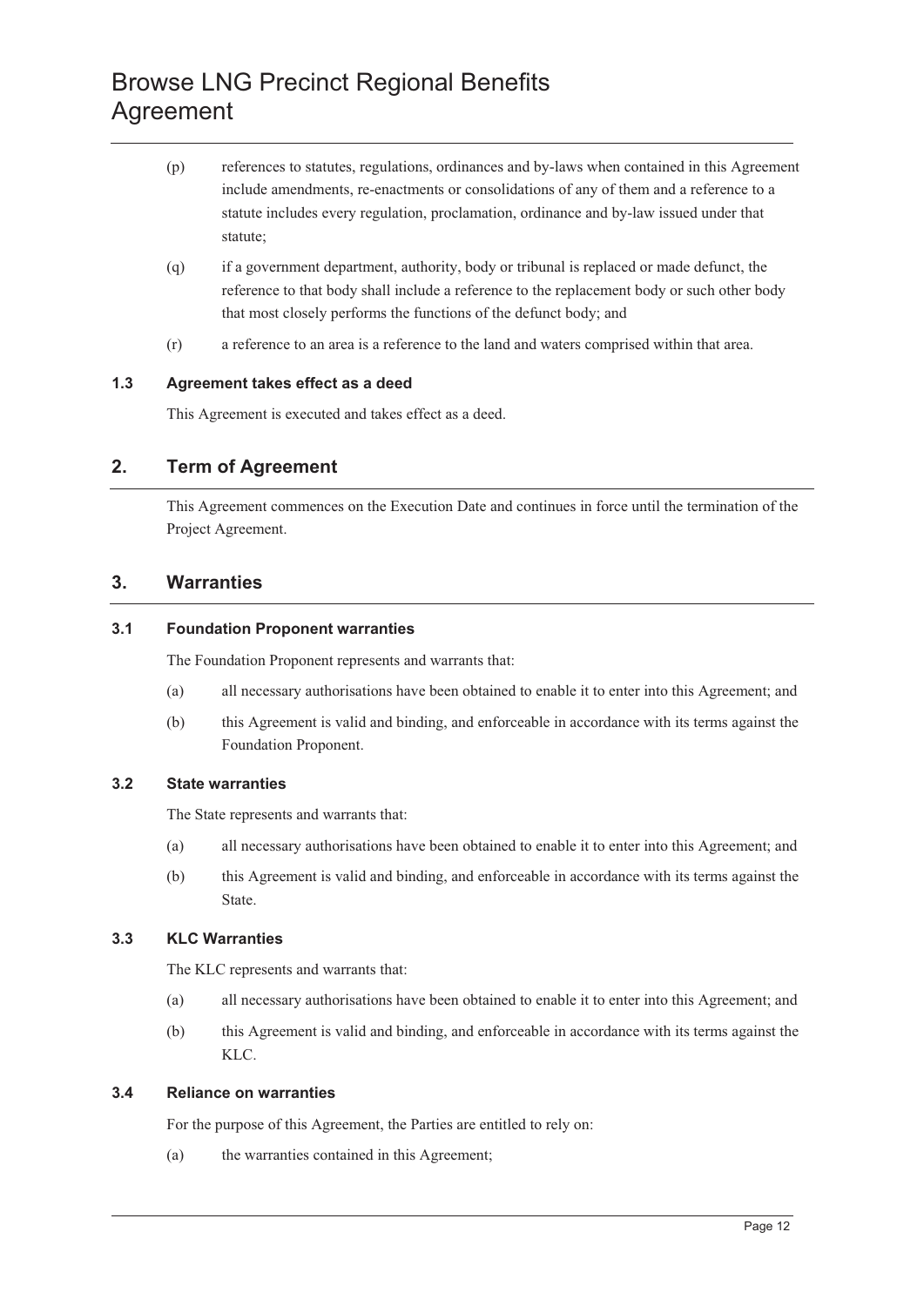(p) references to statutes, regulations, ordinances and by-laws when contained in this Agreement include amendments, re-enactments or consolidations of any of them and a reference to a statute includes every regulation, proclamation, ordinance and by-law issued under that statute;

(q) if a government department, authority, body or tribunal is replaced or made defunct, the reference to that body shall include a reference to the replacement body or such other body that most closely performs the functions of the defunct body; and

(r) a reference to an area is a reference to the land and waters comprised within that area.

### 1.3 Agreement takes effect as a deed

This Agreement is executed and takes effect as a deed.

## 2. Term of Agreement

This Agreement commences on the Execution Date and continues in force until the termination of the Project Agreement.

## 3. Warranties

### 3.1 Foundation Proponent warranties

The Foundation Proponent represents and warrants that:

(a) all necessary authorisations have been obtained to enable it to enter into this Agreement; and

(b) this Agreement is valid and binding, and enforceable in accordance with its terms against the Foundation Proponent.

### 3.2 State warranties

The State represents and warrants that:

(a) all necessary authorisations have been obtained to enable it to enter into this Agreement; and

(b) this Agreement is valid and binding, and enforceable in accordance with its terms against the State.

### 3.3 KLC Warranties

The KLC represents and warrants that:

(a) all necessary authorisations have been obtained to enable it to enter into this Agreement; and

(b) this Agreement is valid and binding, and enforceable in accordance with its terms against the KLC.

### 3.4 Reliance on warranties

For the purpose of this Agreement, the Parties are entitled to rely on:

(a) the warranties contained in this Agreement;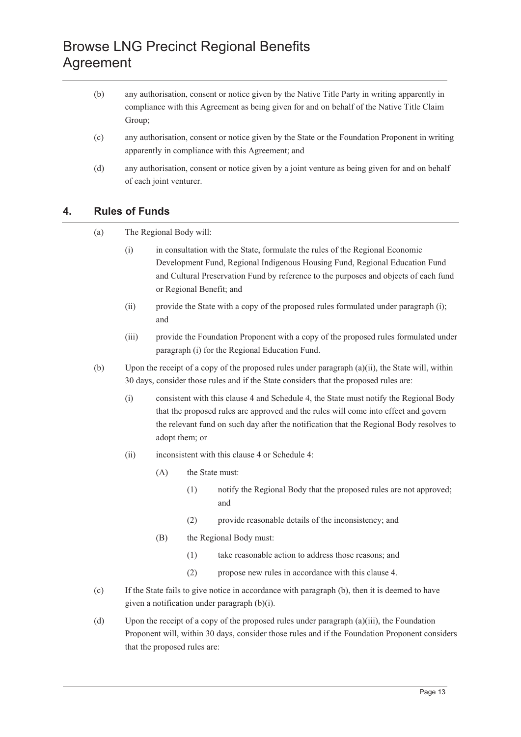(b) any authorisation, consent or notice given by the Native Title Party in writing apparently in compliance with this Agreement as being given for and on behalf of the Native Title Claim Group;

(c) any authorisation, consent or notice given by the State or the Foundation Proponent in writing apparently in compliance with this Agreement; and

(d) any authorisation, consent or notice given by a joint venture as being given for and on behalf of each joint venturer.

## 4. Rules of Funds

(a) The Regional Body will:

  (i) in consultation with the State, formulate the rules of the Regional Economic Development Fund, Regional Indigenous Housing Fund, Regional Education Fund and Cultural Preservation Fund by reference to the purposes and objects of each fund or Regional Benefit; and

  (ii) provide the State with a copy of the proposed rules formulated under paragraph (i); and

  (iii) provide the Foundation Proponent with a copy of the proposed rules formulated under paragraph (i) for the Regional Education Fund.

(b) Upon the receipt of a copy of the proposed rules under paragraph (a)(ii), the State will, within 30 days, consider those rules and if the State considers that the proposed rules are:

  (i) consistent with this clause 4 and Schedule 4, the State must notify the Regional Body that the proposed rules are approved and the rules will come into effect and govern the relevant fund on such day after the notification that the Regional Body resolves to adopt them; or

  (ii) inconsistent with this clause 4 or Schedule 4:

    (A) the State must:

      (1) notify the Regional Body that the proposed rules are not approved; and

      (2) provide reasonable details of the inconsistency; and

    (B) the Regional Body must:

      (1) take reasonable action to address those reasons; and

      (2) propose new rules in accordance with this clause 4.

(c) If the State fails to give notice in accordance with paragraph (b), then it is deemed to have given a notification under paragraph (b)(i).

(d) Upon the receipt of a copy of the proposed rules under paragraph (a)(iii), the Foundation Proponent will, within 30 days, consider those rules and if the Foundation Proponent considers that the proposed rules are: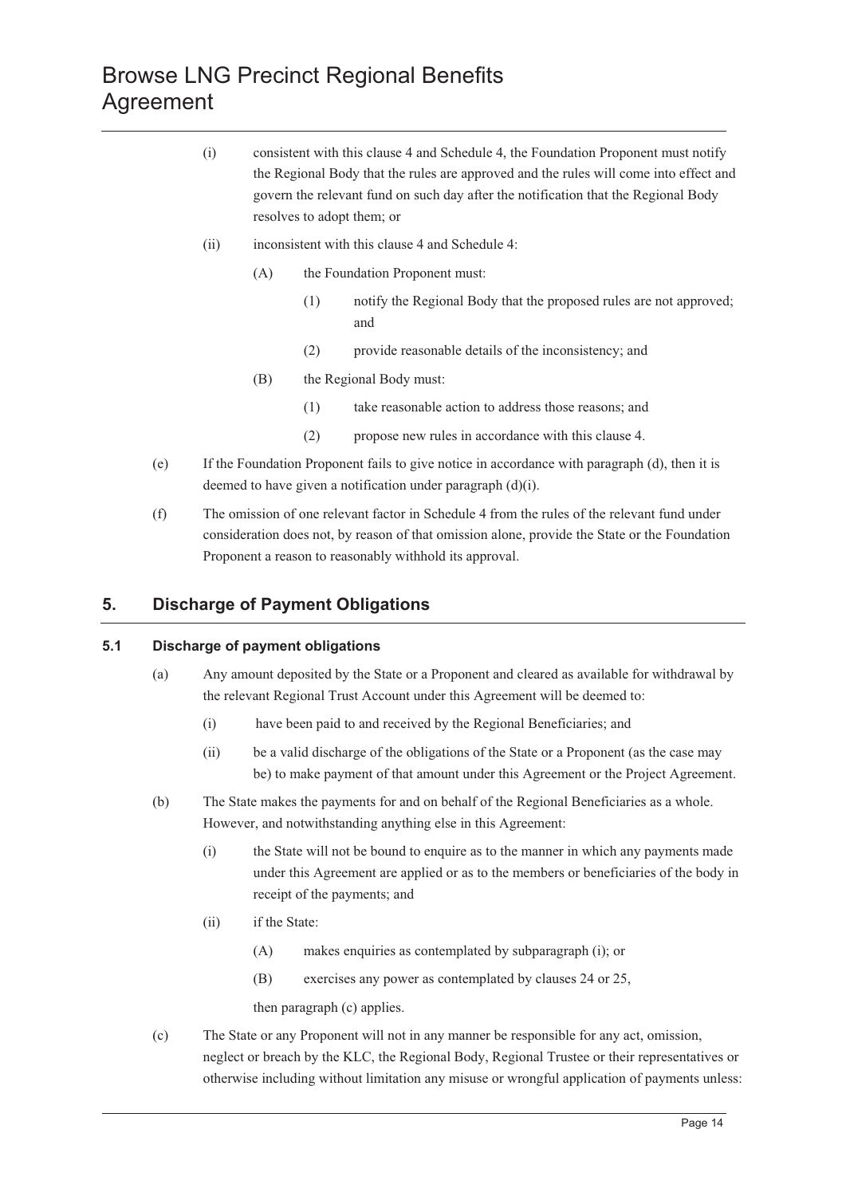(i) consistent with this clause 4 and Schedule 4, the Foundation Proponent must notify the Regional Body that the rules are approved and the rules will come into effect and govern the relevant fund on such day after the notification that the Regional Body resolves to adopt them; or

(ii) inconsistent with this clause 4 and Schedule 4:

(A) the Foundation Proponent must:

(1) notify the Regional Body that the proposed rules are not approved; and

(2) provide reasonable details of the inconsistency; and

(B) the Regional Body must:

(1) take reasonable action to address those reasons; and

(2) propose new rules in accordance with this clause 4.

(e) If the Foundation Proponent fails to give notice in accordance with paragraph (d), then it is deemed to have given a notification under paragraph (d)(i).

(f) The omission of one relevant factor in Schedule 4 from the rules of the relevant fund under consideration does not, by reason of that omission alone, provide the State or the Foundation Proponent a reason to reasonably withhold its approval.

## 5. Discharge of Payment Obligations

### 5.1 Discharge of payment obligations

(a) Any amount deposited by the State or a Proponent and cleared as available for withdrawal by the relevant Regional Trust Account under this Agreement will be deemed to:

(i) have been paid to and received by the Regional Beneficiaries; and

(ii) be a valid discharge of the obligations of the State or a Proponent (as the case may be) to make payment of that amount under this Agreement or the Project Agreement.

(b) The State makes the payments for and on behalf of the Regional Beneficiaries as a whole. However, and notwithstanding anything else in this Agreement:

(i) the State will not be bound to enquire as to the manner in which any payments made under this Agreement are applied or as to the members or beneficiaries of the body in receipt of the payments; and

(ii) if the State:

(A) makes enquiries as contemplated by subparagraph (i); or

(B) exercises any power as contemplated by clauses 24 or 25,

then paragraph (c) applies.

(c) The State or any Proponent will not in any manner be responsible for any act, omission, neglect or breach by the KLC, the Regional Body, Regional Trustee or their representatives or otherwise including without limitation any misuse or wrongful application of payments unless: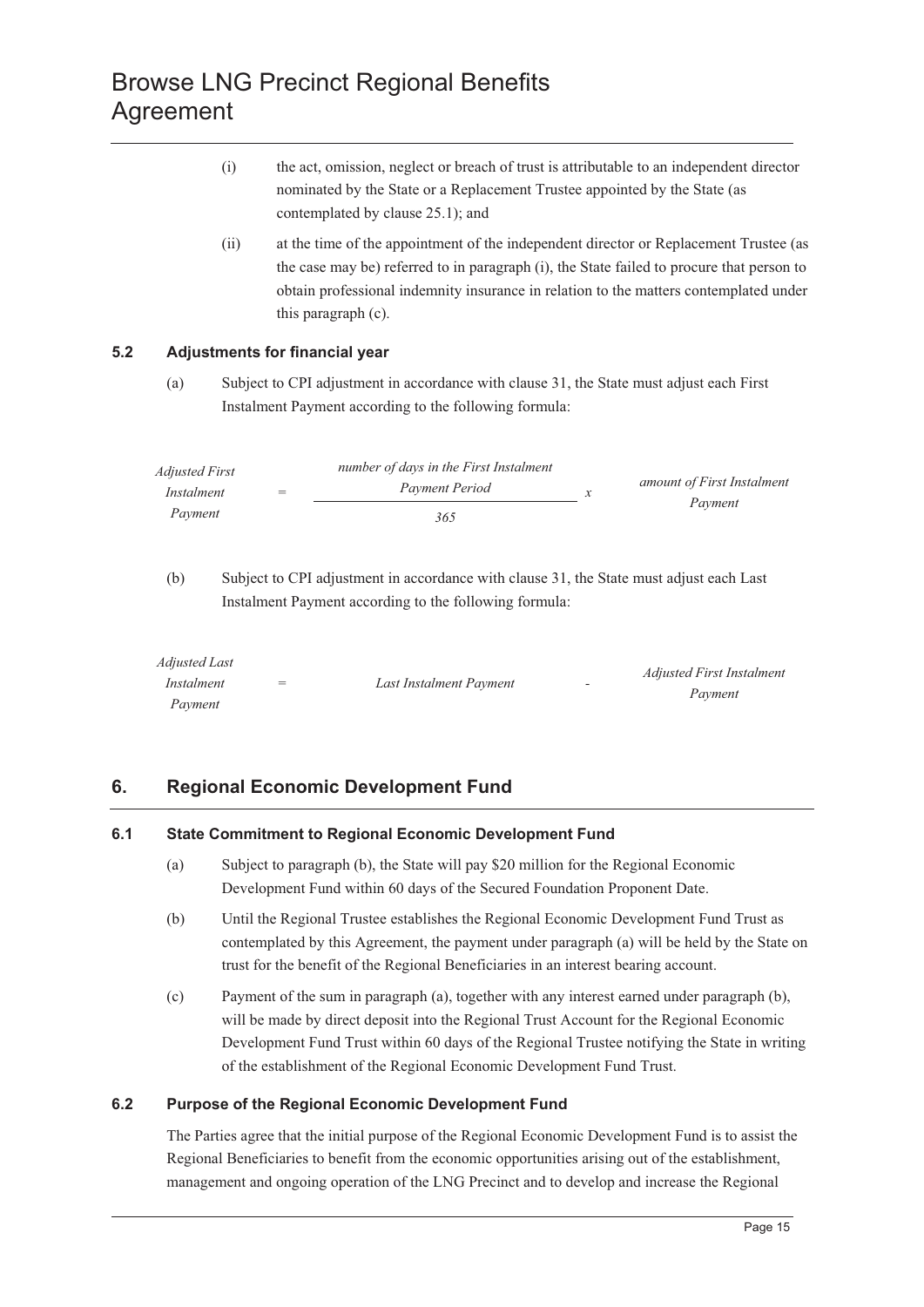(i) the act, omission, neglect or breach of trust is attributable to an independent director nominated by the State or a Replacement Trustee appointed by the State (as contemplated by clause 25.1); and

(ii) at the time of the appointment of the independent director or Replacement Trustee (as the case may be) referred to in paragraph (i), the State failed to procure that person to obtain professional indemnity insurance in relation to the matters contemplated under this paragraph (c).

### 5.2 Adjustments for financial year

(a) Subject to CPI adjustment in accordance with clause 31, the State must adjust each First Instalment Payment according to the following formula:

$$\textit{Adjusted First Instalment Payment} = \frac{\textit{number of days in the First Instalment Payment Period}}{365} \times \textit{amount of First Instalment Payment}$$

(b) Subject to CPI adjustment in accordance with clause 31, the State must adjust each Last Instalment Payment according to the following formula:

$$\textit{Adjusted Last Instalment Payment} = \textit{Last Instalment Payment} - \textit{Adjusted First Instalment Payment}$$

## 6. Regional Economic Development Fund

### 6.1 State Commitment to Regional Economic Development Fund

(a) Subject to paragraph (b), the State will pay \$20 million for the Regional Economic Development Fund within 60 days of the Secured Foundation Proponent Date.

(b) Until the Regional Trustee establishes the Regional Economic Development Fund Trust as contemplated by this Agreement, the payment under paragraph (a) will be held by the State on trust for the benefit of the Regional Beneficiaries in an interest bearing account.

(c) Payment of the sum in paragraph (a), together with any interest earned under paragraph (b), will be made by direct deposit into the Regional Trust Account for the Regional Economic Development Fund Trust within 60 days of the Regional Trustee notifying the State in writing of the establishment of the Regional Economic Development Fund Trust.

### 6.2 Purpose of the Regional Economic Development Fund

The Parties agree that the initial purpose of the Regional Economic Development Fund is to assist the Regional Beneficiaries to benefit from the economic opportunities arising out of the establishment, management and ongoing operation of the LNG Precinct and to develop and increase the Regional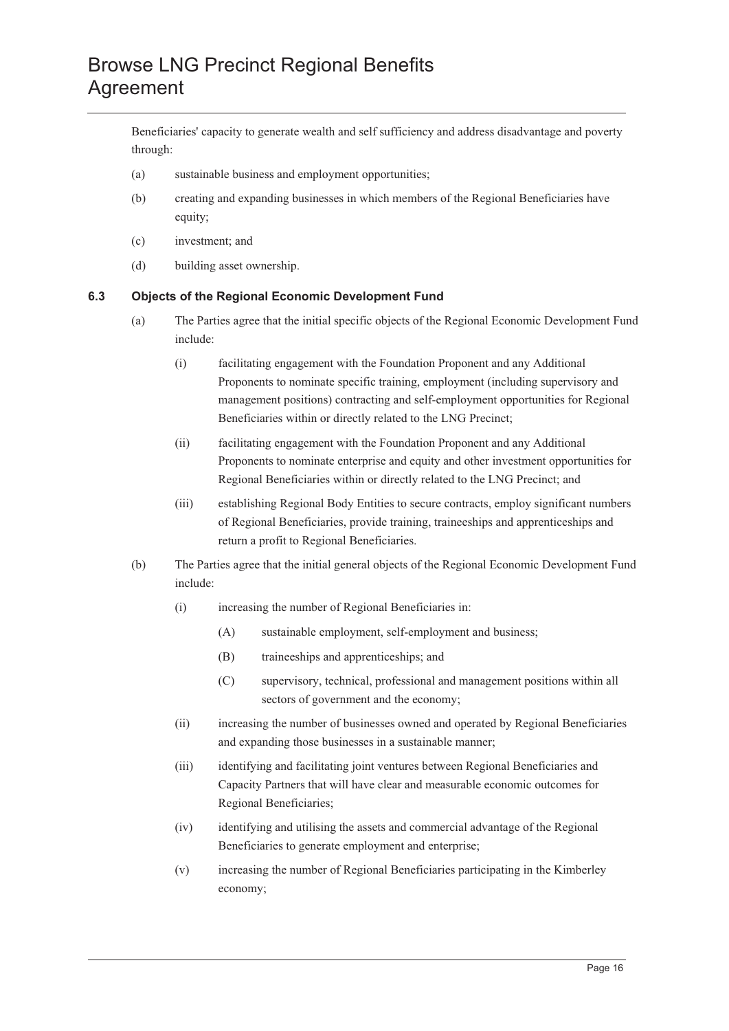Beneficiaries' capacity to generate wealth and self sufficiency and address disadvantage and poverty through:

(a) sustainable business and employment opportunities;

(b) creating and expanding businesses in which members of the Regional Beneficiaries have equity;

(c) investment; and

(d) building asset ownership.

### 6.3 Objects of the Regional Economic Development Fund

(a) The Parties agree that the initial specific objects of the Regional Economic Development Fund include:

(i) facilitating engagement with the Foundation Proponent and any Additional Proponents to nominate specific training, employment (including supervisory and management positions) contracting and self-employment opportunities for Regional Beneficiaries within or directly related to the LNG Precinct;

(ii) facilitating engagement with the Foundation Proponent and any Additional Proponents to nominate enterprise and equity and other investment opportunities for Regional Beneficiaries within or directly related to the LNG Precinct; and

(iii) establishing Regional Body Entities to secure contracts, employ significant numbers of Regional Beneficiaries, provide training, traineeships and apprenticeships and return a profit to Regional Beneficiaries.

(b) The Parties agree that the initial general objects of the Regional Economic Development Fund include:

(i) increasing the number of Regional Beneficiaries in:

(A) sustainable employment, self-employment and business;

(B) traineeships and apprenticeships; and

(C) supervisory, technical, professional and management positions within all sectors of government and the economy;

(ii) increasing the number of businesses owned and operated by Regional Beneficiaries and expanding those businesses in a sustainable manner;

(iii) identifying and facilitating joint ventures between Regional Beneficiaries and Capacity Partners that will have clear and measurable economic outcomes for Regional Beneficiaries;

(iv) identifying and utilising the assets and commercial advantage of the Regional Beneficiaries to generate employment and enterprise;

(v) increasing the number of Regional Beneficiaries participating in the Kimberley economy;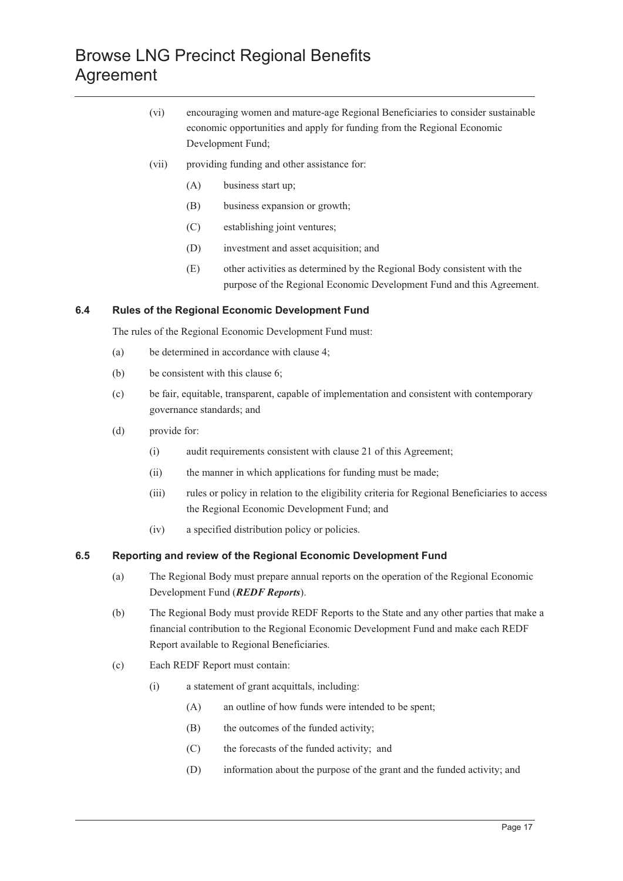(vi) encouraging women and mature-age Regional Beneficiaries to consider sustainable economic opportunities and apply for funding from the Regional Economic Development Fund;

(vii) providing funding and other assistance for:

(A) business start up;

(B) business expansion or growth;

(C) establishing joint ventures;

(D) investment and asset acquisition; and

(E) other activities as determined by the Regional Body consistent with the purpose of the Regional Economic Development Fund and this Agreement.

### 6.4 Rules of the Regional Economic Development Fund

The rules of the Regional Economic Development Fund must:

(a) be determined in accordance with clause 4;

(b) be consistent with this clause 6;

(c) be fair, equitable, transparent, capable of implementation and consistent with contemporary governance standards; and

(d) provide for:

(i) audit requirements consistent with clause 21 of this Agreement;

(ii) the manner in which applications for funding must be made;

(iii) rules or policy in relation to the eligibility criteria for Regional Beneficiaries to access the Regional Economic Development Fund; and

(iv) a specified distribution policy or policies.

### 6.5 Reporting and review of the Regional Economic Development Fund

(a) The Regional Body must prepare annual reports on the operation of the Regional Economic Development Fund (***REDF Reports***).

(b) The Regional Body must provide REDF Reports to the State and any other parties that make a financial contribution to the Regional Economic Development Fund and make each REDF Report available to Regional Beneficiaries.

(c) Each REDF Report must contain:

(i) a statement of grant acquittals, including:

(A) an outline of how funds were intended to be spent;

(B) the outcomes of the funded activity;

(C) the forecasts of the funded activity; and

(D) information about the purpose of the grant and the funded activity; and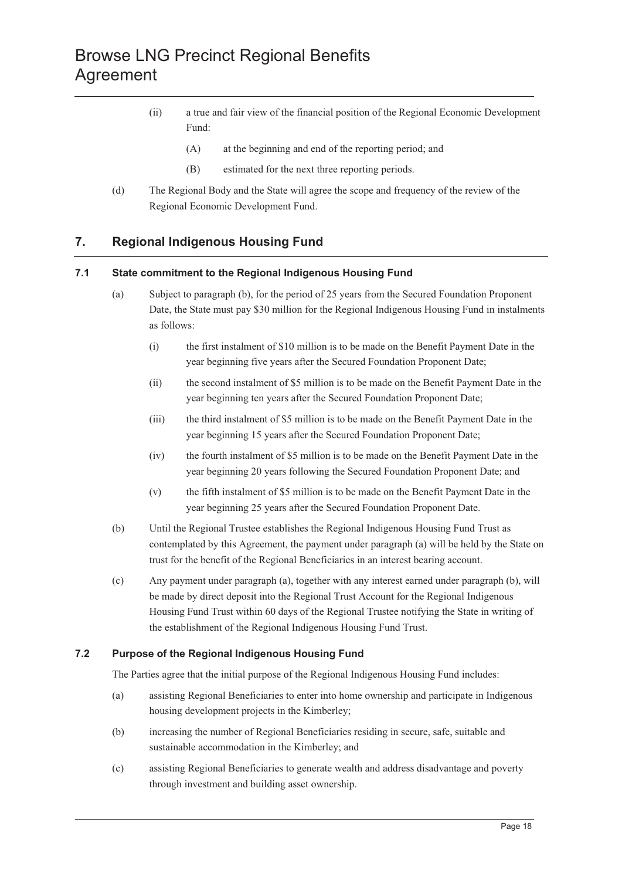(ii) a true and fair view of the financial position of the Regional Economic Development Fund:

(A) at the beginning and end of the reporting period; and

(B) estimated for the next three reporting periods.

(d) The Regional Body and the State will agree the scope and frequency of the review of the Regional Economic Development Fund.

## 7. Regional Indigenous Housing Fund

### 7.1 State commitment to the Regional Indigenous Housing Fund

(a) Subject to paragraph (b), for the period of 25 years from the Secured Foundation Proponent Date, the State must pay $30 million for the Regional Indigenous Housing Fund in instalments as follows:

(i) the first instalment of $10 million is to be made on the Benefit Payment Date in the year beginning five years after the Secured Foundation Proponent Date;

(ii) the second instalment of $5 million is to be made on the Benefit Payment Date in the year beginning ten years after the Secured Foundation Proponent Date;

(iii) the third instalment of $5 million is to be made on the Benefit Payment Date in the year beginning 15 years after the Secured Foundation Proponent Date;

(iv) the fourth instalment of $5 million is to be made on the Benefit Payment Date in the year beginning 20 years following the Secured Foundation Proponent Date; and

(v) the fifth instalment of $5 million is to be made on the Benefit Payment Date in the year beginning 25 years after the Secured Foundation Proponent Date.

(b) Until the Regional Trustee establishes the Regional Indigenous Housing Fund Trust as contemplated by this Agreement, the payment under paragraph (a) will be held by the State on trust for the benefit of the Regional Beneficiaries in an interest bearing account.

(c) Any payment under paragraph (a), together with any interest earned under paragraph (b), will be made by direct deposit into the Regional Trust Account for the Regional Indigenous Housing Fund Trust within 60 days of the Regional Trustee notifying the State in writing of the establishment of the Regional Indigenous Housing Fund Trust.

### 7.2 Purpose of the Regional Indigenous Housing Fund

The Parties agree that the initial purpose of the Regional Indigenous Housing Fund includes:

(a) assisting Regional Beneficiaries to enter into home ownership and participate in Indigenous housing development projects in the Kimberley;

(b) increasing the number of Regional Beneficiaries residing in secure, safe, suitable and sustainable accommodation in the Kimberley; and

(c) assisting Regional Beneficiaries to generate wealth and address disadvantage and poverty through investment and building asset ownership.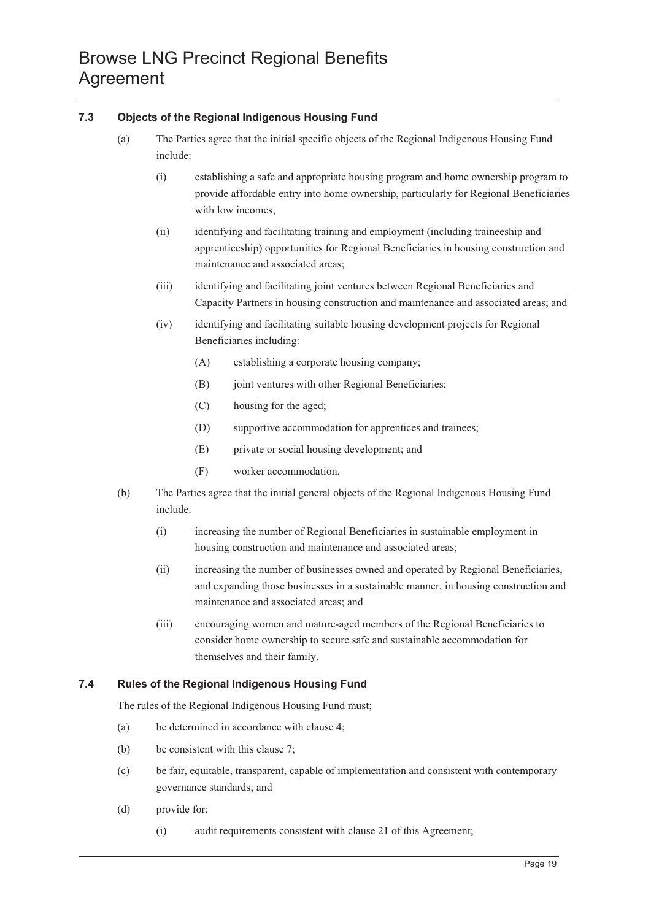### 7.3 Objects of the Regional Indigenous Housing Fund

(a) The Parties agree that the initial specific objects of the Regional Indigenous Housing Fund include:

(i) establishing a safe and appropriate housing program and home ownership program to provide affordable entry into home ownership, particularly for Regional Beneficiaries with low incomes;

(ii) identifying and facilitating training and employment (including traineeship and apprenticeship) opportunities for Regional Beneficiaries in housing construction and maintenance and associated areas;

(iii) identifying and facilitating joint ventures between Regional Beneficiaries and Capacity Partners in housing construction and maintenance and associated areas; and

(iv) identifying and facilitating suitable housing development projects for Regional Beneficiaries including:

(A) establishing a corporate housing company;

(B) joint ventures with other Regional Beneficiaries;

(C) housing for the aged;

(D) supportive accommodation for apprentices and trainees;

(E) private or social housing development; and

(F) worker accommodation.

(b) The Parties agree that the initial general objects of the Regional Indigenous Housing Fund include:

(i) increasing the number of Regional Beneficiaries in sustainable employment in housing construction and maintenance and associated areas;

(ii) increasing the number of businesses owned and operated by Regional Beneficiaries, and expanding those businesses in a sustainable manner, in housing construction and maintenance and associated areas; and

(iii) encouraging women and mature-aged members of the Regional Beneficiaries to consider home ownership to secure safe and sustainable accommodation for themselves and their family.

### 7.4 Rules of the Regional Indigenous Housing Fund

The rules of the Regional Indigenous Housing Fund must;

(a) be determined in accordance with clause 4;

(b) be consistent with this clause 7;

(c) be fair, equitable, transparent, capable of implementation and consistent with contemporary governance standards; and

(d) provide for:

(i) audit requirements consistent with clause 21 of this Agreement;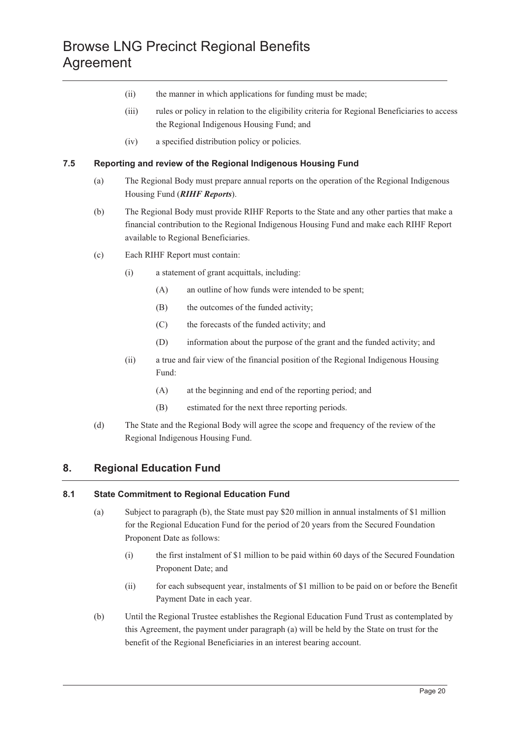(ii) the manner in which applications for funding must be made;

(iii) rules or policy in relation to the eligibility criteria for Regional Beneficiaries to access the Regional Indigenous Housing Fund; and

(iv) a specified distribution policy or policies.

### 7.5 Reporting and review of the Regional Indigenous Housing Fund

(a) The Regional Body must prepare annual reports on the operation of the Regional Indigenous Housing Fund (***RIHF Reports***).

(b) The Regional Body must provide RIHF Reports to the State and any other parties that make a financial contribution to the Regional Indigenous Housing Fund and make each RIHF Report available to Regional Beneficiaries.

(c) Each RIHF Report must contain:

(i) a statement of grant acquittals, including:

(A) an outline of how funds were intended to be spent;

(B) the outcomes of the funded activity;

(C) the forecasts of the funded activity; and

(D) information about the purpose of the grant and the funded activity; and

(ii) a true and fair view of the financial position of the Regional Indigenous Housing Fund:

(A) at the beginning and end of the reporting period; and

(B) estimated for the next three reporting periods.

(d) The State and the Regional Body will agree the scope and frequency of the review of the Regional Indigenous Housing Fund.

## 8. Regional Education Fund

### 8.1 State Commitment to Regional Education Fund

(a) Subject to paragraph (b), the State must pay $20 million in annual instalments of $1 million for the Regional Education Fund for the period of 20 years from the Secured Foundation Proponent Date as follows:

(i) the first instalment of $1 million to be paid within 60 days of the Secured Foundation Proponent Date; and

(ii) for each subsequent year, instalments of $1 million to be paid on or before the Benefit Payment Date in each year.

(b) Until the Regional Trustee establishes the Regional Education Fund Trust as contemplated by this Agreement, the payment under paragraph (a) will be held by the State on trust for the benefit of the Regional Beneficiaries in an interest bearing account.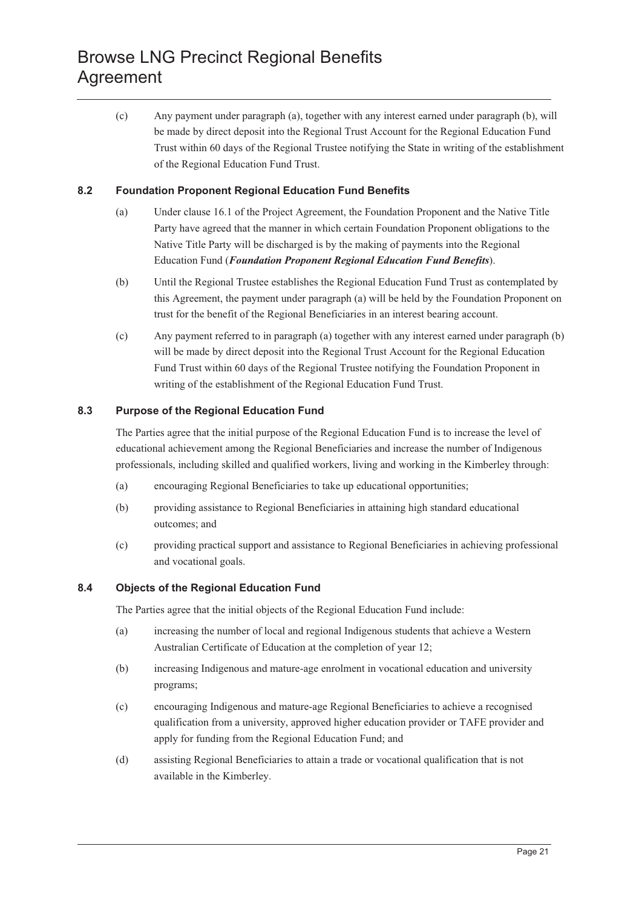(c) Any payment under paragraph (a), together with any interest earned under paragraph (b), will be made by direct deposit into the Regional Trust Account for the Regional Education Fund Trust within 60 days of the Regional Trustee notifying the State in writing of the establishment of the Regional Education Fund Trust.

### 8.2 Foundation Proponent Regional Education Fund Benefits

(a) Under clause 16.1 of the Project Agreement, the Foundation Proponent and the Native Title Party have agreed that the manner in which certain Foundation Proponent obligations to the Native Title Party will be discharged is by the making of payments into the Regional Education Fund (***Foundation Proponent Regional Education Fund Benefits***).

(b) Until the Regional Trustee establishes the Regional Education Fund Trust as contemplated by this Agreement, the payment under paragraph (a) will be held by the Foundation Proponent on trust for the benefit of the Regional Beneficiaries in an interest bearing account.

(c) Any payment referred to in paragraph (a) together with any interest earned under paragraph (b) will be made by direct deposit into the Regional Trust Account for the Regional Education Fund Trust within 60 days of the Regional Trustee notifying the Foundation Proponent in writing of the establishment of the Regional Education Fund Trust.

### 8.3 Purpose of the Regional Education Fund

The Parties agree that the initial purpose of the Regional Education Fund is to increase the level of educational achievement among the Regional Beneficiaries and increase the number of Indigenous professionals, including skilled and qualified workers, living and working in the Kimberley through:

(a) encouraging Regional Beneficiaries to take up educational opportunities;

(b) providing assistance to Regional Beneficiaries in attaining high standard educational outcomes; and

(c) providing practical support and assistance to Regional Beneficiaries in achieving professional and vocational goals.

### 8.4 Objects of the Regional Education Fund

The Parties agree that the initial objects of the Regional Education Fund include:

(a) increasing the number of local and regional Indigenous students that achieve a Western Australian Certificate of Education at the completion of year 12;

(b) increasing Indigenous and mature-age enrolment in vocational education and university programs;

(c) encouraging Indigenous and mature-age Regional Beneficiaries to achieve a recognised qualification from a university, approved higher education provider or TAFE provider and apply for funding from the Regional Education Fund; and

(d) assisting Regional Beneficiaries to attain a trade or vocational qualification that is not available in the Kimberley.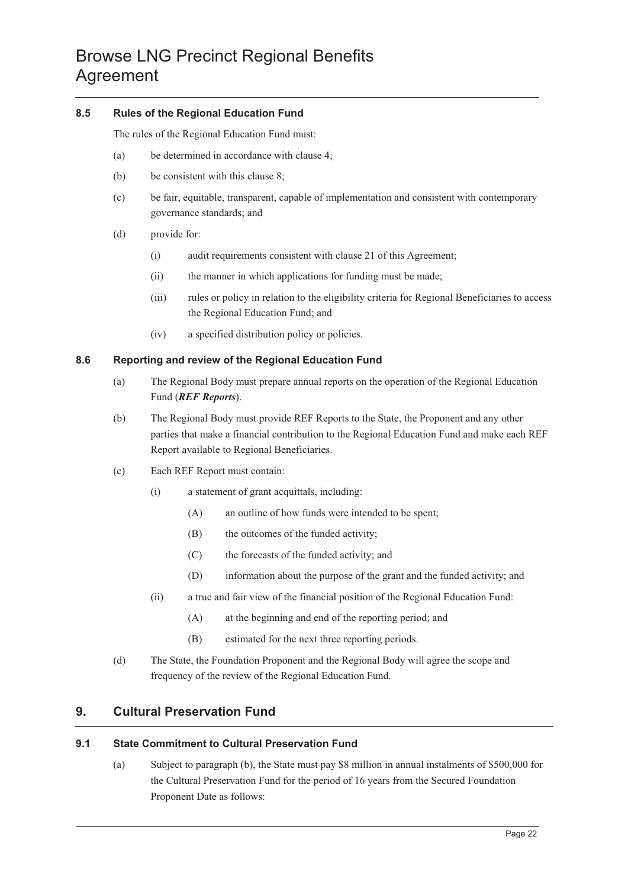### 8.5 Rules of the Regional Education Fund

The rules of the Regional Education Fund must:

(a) be determined in accordance with clause 4;

(b) be consistent with this clause 8;

(c) be fair, equitable, transparent, capable of implementation and consistent with contemporary governance standards; and

(d) provide for:

  (i) audit requirements consistent with clause 21 of this Agreement;

  (ii) the manner in which applications for funding must be made;

  (iii) rules or policy in relation to the eligibility criteria for Regional Beneficiaries to access the Regional Education Fund; and

  (iv) a specified distribution policy or policies.

### 8.6 Reporting and review of the Regional Education Fund

(a) The Regional Body must prepare annual reports on the operation of the Regional Education Fund (***REF Reports***).

(b) The Regional Body must provide REF Reports to the State, the Proponent and any other parties that make a financial contribution to the Regional Education Fund and make each REF Report available to Regional Beneficiaries.

(c) Each REF Report must contain:

  (i) a statement of grant acquittals, including:

    (A) an outline of how funds were intended to be spent;

    (B) the outcomes of the funded activity;

    (C) the forecasts of the funded activity; and

    (D) information about the purpose of the grant and the funded activity; and

  (ii) a true and fair view of the financial position of the Regional Education Fund:

    (A) at the beginning and end of the reporting period; and

    (B) estimated for the next three reporting periods.

(d) The State, the Foundation Proponent and the Regional Body will agree the scope and frequency of the review of the Regional Education Fund.

## 9. Cultural Preservation Fund

### 9.1 State Commitment to Cultural Preservation Fund

(a) Subject to paragraph (b), the State must pay $8 million in annual instalments of $500,000 for the Cultural Preservation Fund for the period of 16 years from the Secured Foundation Proponent Date as follows: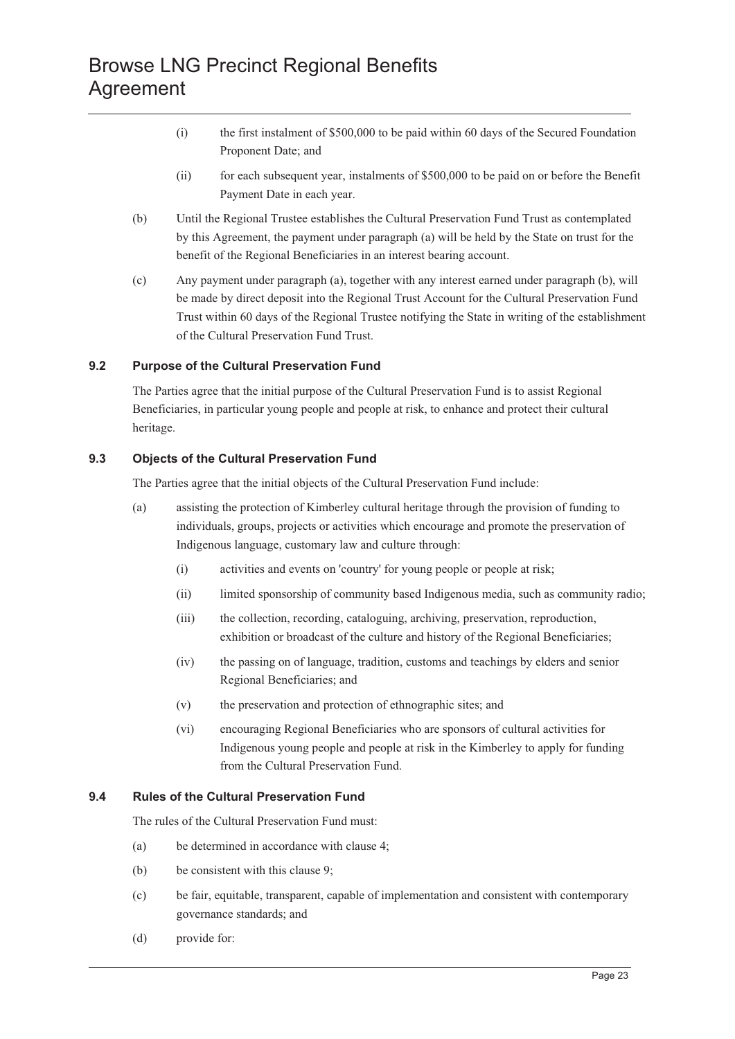(i) the first instalment of $500,000 to be paid within 60 days of the Secured Foundation Proponent Date; and

(ii) for each subsequent year, instalments of $500,000 to be paid on or before the Benefit Payment Date in each year.

(b) Until the Regional Trustee establishes the Cultural Preservation Fund Trust as contemplated by this Agreement, the payment under paragraph (a) will be held by the State on trust for the benefit of the Regional Beneficiaries in an interest bearing account.

(c) Any payment under paragraph (a), together with any interest earned under paragraph (b), will be made by direct deposit into the Regional Trust Account for the Cultural Preservation Fund Trust within 60 days of the Regional Trustee notifying the State in writing of the establishment of the Cultural Preservation Fund Trust.

### 9.2 Purpose of the Cultural Preservation Fund

The Parties agree that the initial purpose of the Cultural Preservation Fund is to assist Regional Beneficiaries, in particular young people and people at risk, to enhance and protect their cultural heritage.

### 9.3 Objects of the Cultural Preservation Fund

The Parties agree that the initial objects of the Cultural Preservation Fund include:

(a) assisting the protection of Kimberley cultural heritage through the provision of funding to individuals, groups, projects or activities which encourage and promote the preservation of Indigenous language, customary law and culture through:

(i) activities and events on 'country' for young people or people at risk;

(ii) limited sponsorship of community based Indigenous media, such as community radio;

(iii) the collection, recording, cataloguing, archiving, preservation, reproduction, exhibition or broadcast of the culture and history of the Regional Beneficiaries;

(iv) the passing on of language, tradition, customs and teachings by elders and senior Regional Beneficiaries; and

(v) the preservation and protection of ethnographic sites; and

(vi) encouraging Regional Beneficiaries who are sponsors of cultural activities for Indigenous young people and people at risk in the Kimberley to apply for funding from the Cultural Preservation Fund.

### 9.4 Rules of the Cultural Preservation Fund

The rules of the Cultural Preservation Fund must:

(a) be determined in accordance with clause 4;

(b) be consistent with this clause 9;

(c) be fair, equitable, transparent, capable of implementation and consistent with contemporary governance standards; and

(d) provide for: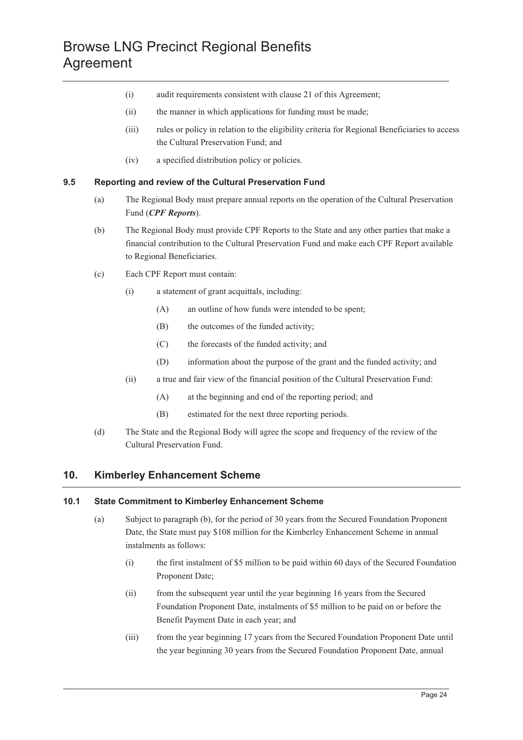(i) audit requirements consistent with clause 21 of this Agreement;

(ii) the manner in which applications for funding must be made;

(iii) rules or policy in relation to the eligibility criteria for Regional Beneficiaries to access the Cultural Preservation Fund; and

(iv) a specified distribution policy or policies.

### 9.5 Reporting and review of the Cultural Preservation Fund

(a) The Regional Body must prepare annual reports on the operation of the Cultural Preservation Fund (***CPF Reports***).

(b) The Regional Body must provide CPF Reports to the State and any other parties that make a financial contribution to the Cultural Preservation Fund and make each CPF Report available to Regional Beneficiaries.

(c) Each CPF Report must contain:

(i) a statement of grant acquittals, including:

(A) an outline of how funds were intended to be spent;

(B) the outcomes of the funded activity;

(C) the forecasts of the funded activity; and

(D) information about the purpose of the grant and the funded activity; and

(ii) a true and fair view of the financial position of the Cultural Preservation Fund:

(A) at the beginning and end of the reporting period; and

(B) estimated for the next three reporting periods.

(d) The State and the Regional Body will agree the scope and frequency of the review of the Cultural Preservation Fund.

## 10. Kimberley Enhancement Scheme

### 10.1 State Commitment to Kimberley Enhancement Scheme

(a) Subject to paragraph (b), for the period of 30 years from the Secured Foundation Proponent Date, the State must pay $108 million for the Kimberley Enhancement Scheme in annual instalments as follows:

(i) the first instalment of $5 million to be paid within 60 days of the Secured Foundation Proponent Date;

(ii) from the subsequent year until the year beginning 16 years from the Secured Foundation Proponent Date, instalments of $5 million to be paid on or before the Benefit Payment Date in each year; and

(iii) from the year beginning 17 years from the Secured Foundation Proponent Date until the year beginning 30 years from the Secured Foundation Proponent Date, annual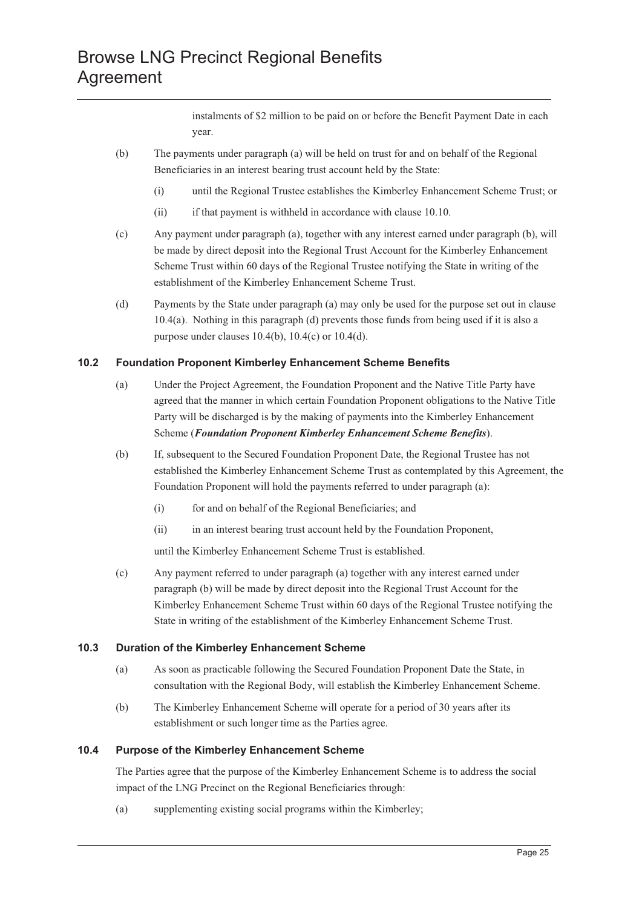instalments of $2 million to be paid on or before the Benefit Payment Date in each year.

(b) The payments under paragraph (a) will be held on trust for and on behalf of the Regional Beneficiaries in an interest bearing trust account held by the State:

(i) until the Regional Trustee establishes the Kimberley Enhancement Scheme Trust; or

(ii) if that payment is withheld in accordance with clause 10.10.

(c) Any payment under paragraph (a), together with any interest earned under paragraph (b), will be made by direct deposit into the Regional Trust Account for the Kimberley Enhancement Scheme Trust within 60 days of the Regional Trustee notifying the State in writing of the establishment of the Kimberley Enhancement Scheme Trust.

(d) Payments by the State under paragraph (a) may only be used for the purpose set out in clause 10.4(a). Nothing in this paragraph (d) prevents those funds from being used if it is also a purpose under clauses 10.4(b), 10.4(c) or 10.4(d).

### 10.2 Foundation Proponent Kimberley Enhancement Scheme Benefits

(a) Under the Project Agreement, the Foundation Proponent and the Native Title Party have agreed that the manner in which certain Foundation Proponent obligations to the Native Title Party will be discharged is by the making of payments into the Kimberley Enhancement Scheme (***Foundation Proponent Kimberley Enhancement Scheme Benefits***).

(b) If, subsequent to the Secured Foundation Proponent Date, the Regional Trustee has not established the Kimberley Enhancement Scheme Trust as contemplated by this Agreement, the Foundation Proponent will hold the payments referred to under paragraph (a):

(i) for and on behalf of the Regional Beneficiaries; and

(ii) in an interest bearing trust account held by the Foundation Proponent,

until the Kimberley Enhancement Scheme Trust is established.

(c) Any payment referred to under paragraph (a) together with any interest earned under paragraph (b) will be made by direct deposit into the Regional Trust Account for the Kimberley Enhancement Scheme Trust within 60 days of the Regional Trustee notifying the State in writing of the establishment of the Kimberley Enhancement Scheme Trust.

### 10.3 Duration of the Kimberley Enhancement Scheme

(a) As soon as practicable following the Secured Foundation Proponent Date the State, in consultation with the Regional Body, will establish the Kimberley Enhancement Scheme.

(b) The Kimberley Enhancement Scheme will operate for a period of 30 years after its establishment or such longer time as the Parties agree.

### 10.4 Purpose of the Kimberley Enhancement Scheme

The Parties agree that the purpose of the Kimberley Enhancement Scheme is to address the social impact of the LNG Precinct on the Regional Beneficiaries through:

(a) supplementing existing social programs within the Kimberley;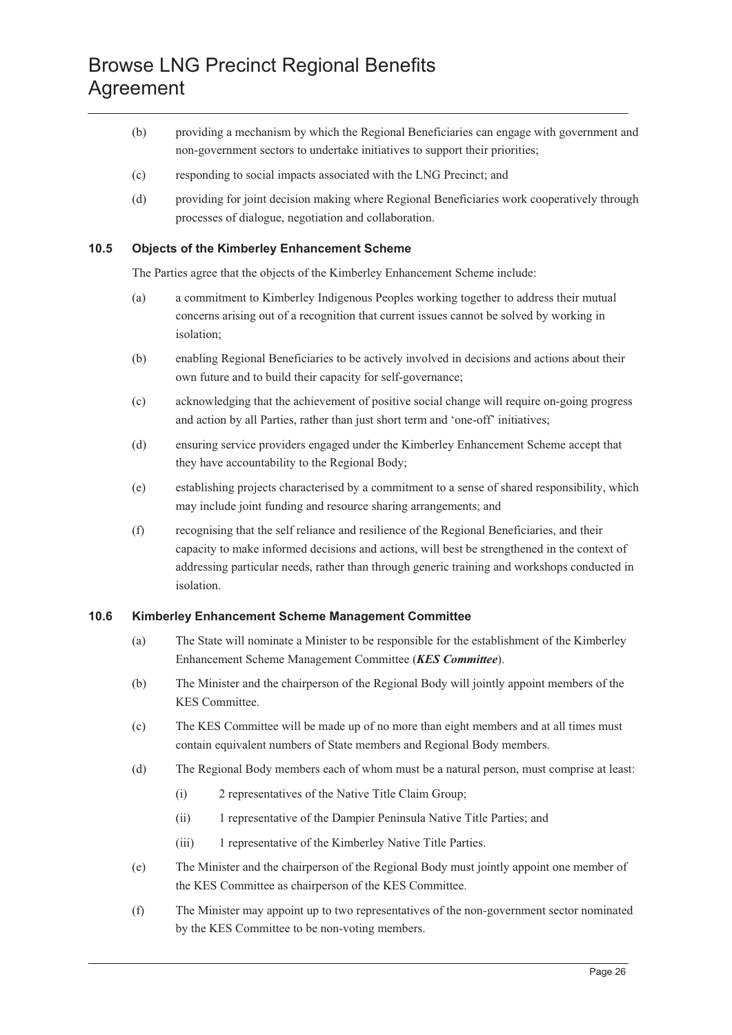(b) providing a mechanism by which the Regional Beneficiaries can engage with government and non-government sectors to undertake initiatives to support their priorities;

(c) responding to social impacts associated with the LNG Precinct; and

(d) providing for joint decision making where Regional Beneficiaries work cooperatively through processes of dialogue, negotiation and collaboration.

### 10.5 Objects of the Kimberley Enhancement Scheme

The Parties agree that the objects of the Kimberley Enhancement Scheme include:

(a) a commitment to Kimberley Indigenous Peoples working together to address their mutual concerns arising out of a recognition that current issues cannot be solved by working in isolation;

(b) enabling Regional Beneficiaries to be actively involved in decisions and actions about their own future and to build their capacity for self-governance;

(c) acknowledging that the achievement of positive social change will require on-going progress and action by all Parties, rather than just short term and 'one-off' initiatives;

(d) ensuring service providers engaged under the Kimberley Enhancement Scheme accept that they have accountability to the Regional Body;

(e) establishing projects characterised by a commitment to a sense of shared responsibility, which may include joint funding and resource sharing arrangements; and

(f) recognising that the self reliance and resilience of the Regional Beneficiaries, and their capacity to make informed decisions and actions, will best be strengthened in the context of addressing particular needs, rather than through generic training and workshops conducted in isolation.

### 10.6 Kimberley Enhancement Scheme Management Committee

(a) The State will nominate a Minister to be responsible for the establishment of the Kimberley Enhancement Scheme Management Committee (***KES Committee***).

(b) The Minister and the chairperson of the Regional Body will jointly appoint members of the KES Committee.

(c) The KES Committee will be made up of no more than eight members and at all times must contain equivalent numbers of State members and Regional Body members.

(d) The Regional Body members each of whom must be a natural person, must comprise at least:

  (i) 2 representatives of the Native Title Claim Group;

  (ii) 1 representative of the Dampier Peninsula Native Title Parties; and

  (iii) 1 representative of the Kimberley Native Title Parties.

(e) The Minister and the chairperson of the Regional Body must jointly appoint one member of the KES Committee as chairperson of the KES Committee.

(f) The Minister may appoint up to two representatives of the non-government sector nominated by the KES Committee to be non-voting members.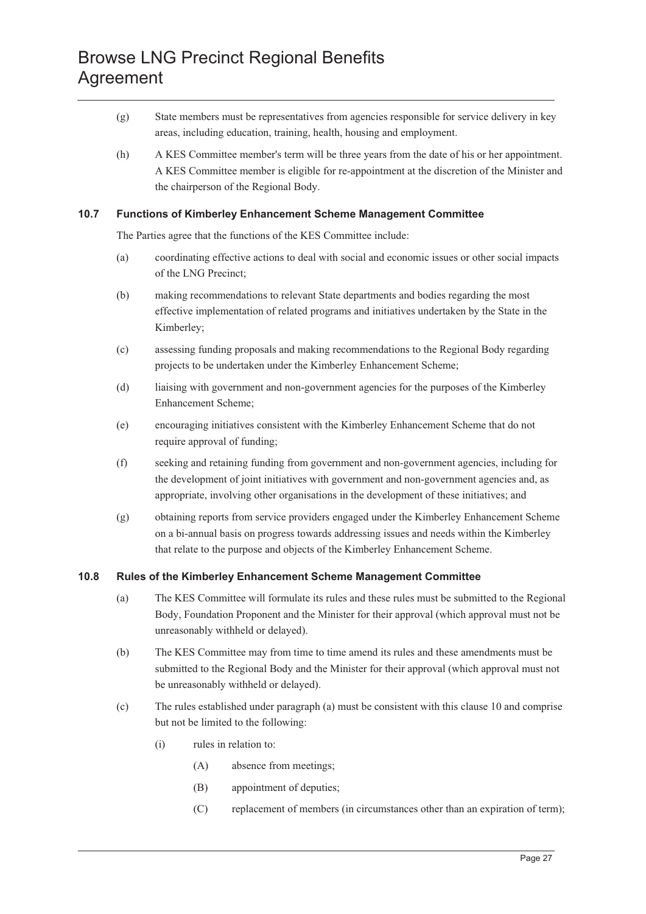(g) State members must be representatives from agencies responsible for service delivery in key areas, including education, training, health, housing and employment.

(h) A KES Committee member's term will be three years from the date of his or her appointment. A KES Committee member is eligible for re-appointment at the discretion of the Minister and the chairperson of the Regional Body.

### 10.7 Functions of Kimberley Enhancement Scheme Management Committee

The Parties agree that the functions of the KES Committee include:

(a) coordinating effective actions to deal with social and economic issues or other social impacts of the LNG Precinct;

(b) making recommendations to relevant State departments and bodies regarding the most effective implementation of related programs and initiatives undertaken by the State in the Kimberley;

(c) assessing funding proposals and making recommendations to the Regional Body regarding projects to be undertaken under the Kimberley Enhancement Scheme;

(d) liaising with government and non-government agencies for the purposes of the Kimberley Enhancement Scheme;

(e) encouraging initiatives consistent with the Kimberley Enhancement Scheme that do not require approval of funding;

(f) seeking and retaining funding from government and non-government agencies, including for the development of joint initiatives with government and non-government agencies and, as appropriate, involving other organisations in the development of these initiatives; and

(g) obtaining reports from service providers engaged under the Kimberley Enhancement Scheme on a bi-annual basis on progress towards addressing issues and needs within the Kimberley that relate to the purpose and objects of the Kimberley Enhancement Scheme.

### 10.8 Rules of the Kimberley Enhancement Scheme Management Committee

(a) The KES Committee will formulate its rules and these rules must be submitted to the Regional Body, Foundation Proponent and the Minister for their approval (which approval must not be unreasonably withheld or delayed).

(b) The KES Committee may from time to time amend its rules and these amendments must be submitted to the Regional Body and the Minister for their approval (which approval must not be unreasonably withheld or delayed).

(c) The rules established under paragraph (a) must be consistent with this clause 10 and comprise but not be limited to the following:

(i) rules in relation to:

(A) absence from meetings;

(B) appointment of deputies;

(C) replacement of members (in circumstances other than an expiration of term);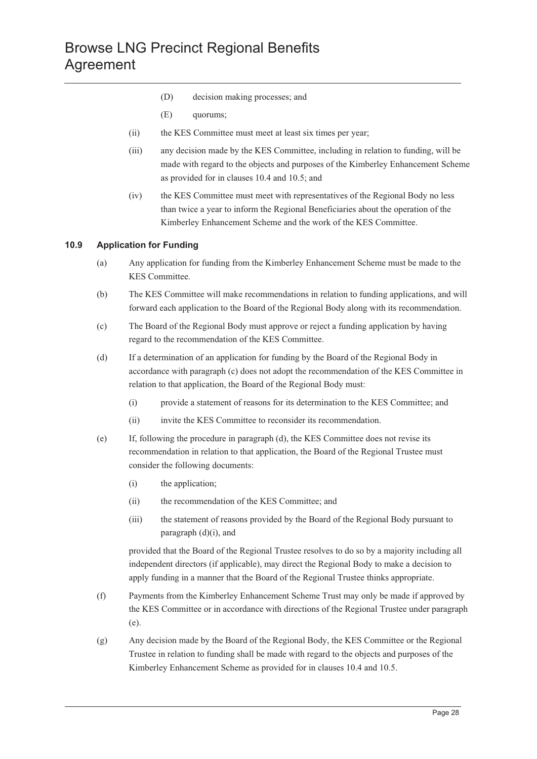(D) decision making processes; and

(E) quorums;

(ii) the KES Committee must meet at least six times per year;

(iii) any decision made by the KES Committee, including in relation to funding, will be made with regard to the objects and purposes of the Kimberley Enhancement Scheme as provided for in clauses 10.4 and 10.5; and

(iv) the KES Committee must meet with representatives of the Regional Body no less than twice a year to inform the Regional Beneficiaries about the operation of the Kimberley Enhancement Scheme and the work of the KES Committee.

### 10.9 Application for Funding

(a) Any application for funding from the Kimberley Enhancement Scheme must be made to the KES Committee.

(b) The KES Committee will make recommendations in relation to funding applications, and will forward each application to the Board of the Regional Body along with its recommendation.

(c) The Board of the Regional Body must approve or reject a funding application by having regard to the recommendation of the KES Committee.

(d) If a determination of an application for funding by the Board of the Regional Body in accordance with paragraph (c) does not adopt the recommendation of the KES Committee in relation to that application, the Board of the Regional Body must:

(i) provide a statement of reasons for its determination to the KES Committee; and

(ii) invite the KES Committee to reconsider its recommendation.

(e) If, following the procedure in paragraph (d), the KES Committee does not revise its recommendation in relation to that application, the Board of the Regional Trustee must consider the following documents:

(i) the application;

(ii) the recommendation of the KES Committee; and

(iii) the statement of reasons provided by the Board of the Regional Body pursuant to paragraph (d)(i), and

provided that the Board of the Regional Trustee resolves to do so by a majority including all independent directors (if applicable), may direct the Regional Body to make a decision to apply funding in a manner that the Board of the Regional Trustee thinks appropriate.

(f) Payments from the Kimberley Enhancement Scheme Trust may only be made if approved by the KES Committee or in accordance with directions of the Regional Trustee under paragraph (e).

(g) Any decision made by the Board of the Regional Body, the KES Committee or the Regional Trustee in relation to funding shall be made with regard to the objects and purposes of the Kimberley Enhancement Scheme as provided for in clauses 10.4 and 10.5.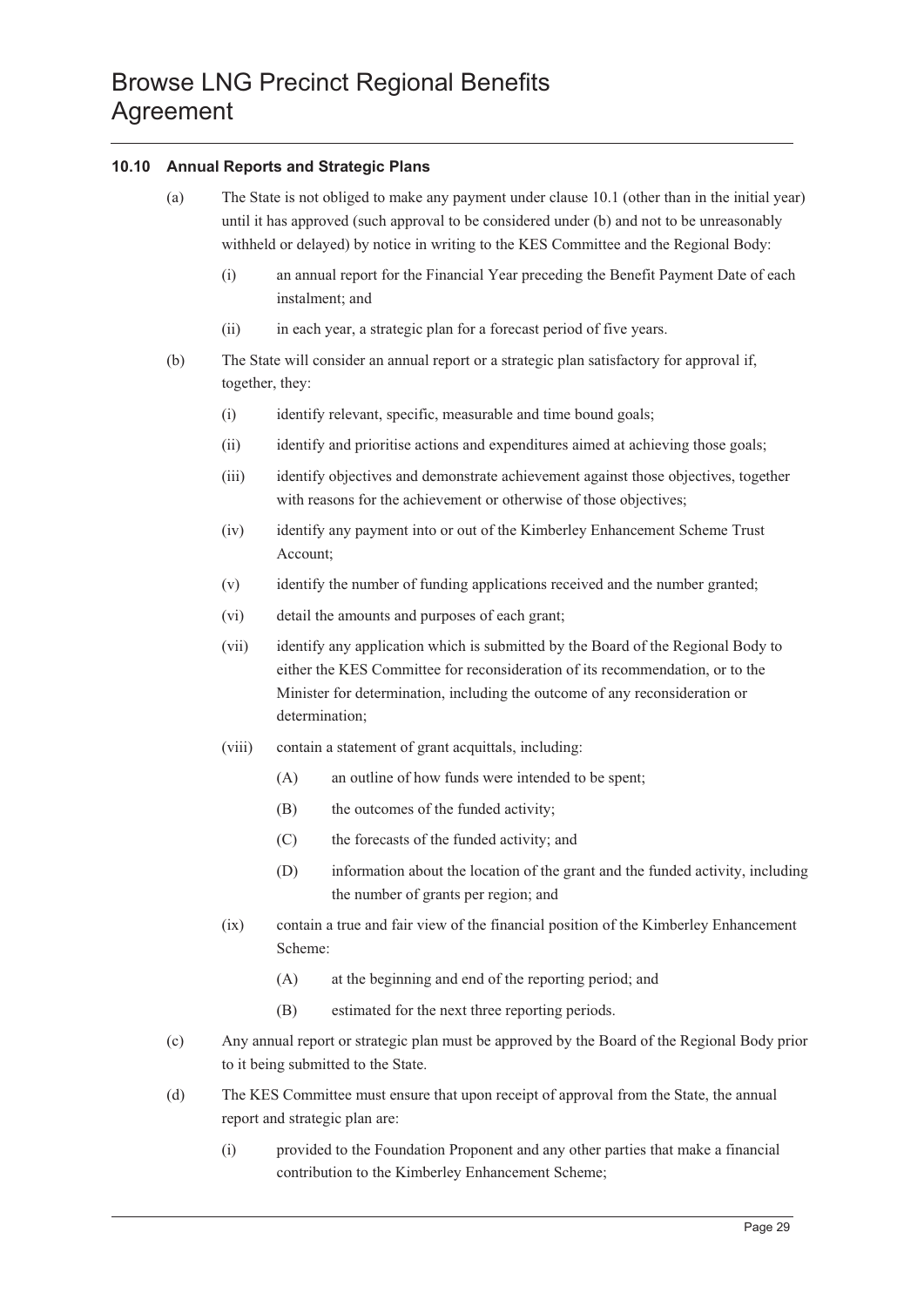### 10.10 Annual Reports and Strategic Plans

(a) The State is not obliged to make any payment under clause 10.1 (other than in the initial year) until it has approved (such approval to be considered under (b) and not to be unreasonably withheld or delayed) by notice in writing to the KES Committee and the Regional Body:

(i) an annual report for the Financial Year preceding the Benefit Payment Date of each instalment; and

(ii) in each year, a strategic plan for a forecast period of five years.

(b) The State will consider an annual report or a strategic plan satisfactory for approval if, together, they:

(i) identify relevant, specific, measurable and time bound goals;

(ii) identify and prioritise actions and expenditures aimed at achieving those goals;

(iii) identify objectives and demonstrate achievement against those objectives, together with reasons for the achievement or otherwise of those objectives;

(iv) identify any payment into or out of the Kimberley Enhancement Scheme Trust Account;

(v) identify the number of funding applications received and the number granted;

(vi) detail the amounts and purposes of each grant;

(vii) identify any application which is submitted by the Board of the Regional Body to either the KES Committee for reconsideration of its recommendation, or to the Minister for determination, including the outcome of any reconsideration or determination;

(viii) contain a statement of grant acquittals, including:

(A) an outline of how funds were intended to be spent;

(B) the outcomes of the funded activity;

(C) the forecasts of the funded activity; and

(D) information about the location of the grant and the funded activity, including the number of grants per region; and

(ix) contain a true and fair view of the financial position of the Kimberley Enhancement Scheme:

(A) at the beginning and end of the reporting period; and

(B) estimated for the next three reporting periods.

(c) Any annual report or strategic plan must be approved by the Board of the Regional Body prior to it being submitted to the State.

(d) The KES Committee must ensure that upon receipt of approval from the State, the annual report and strategic plan are:

(i) provided to the Foundation Proponent and any other parties that make a financial contribution to the Kimberley Enhancement Scheme;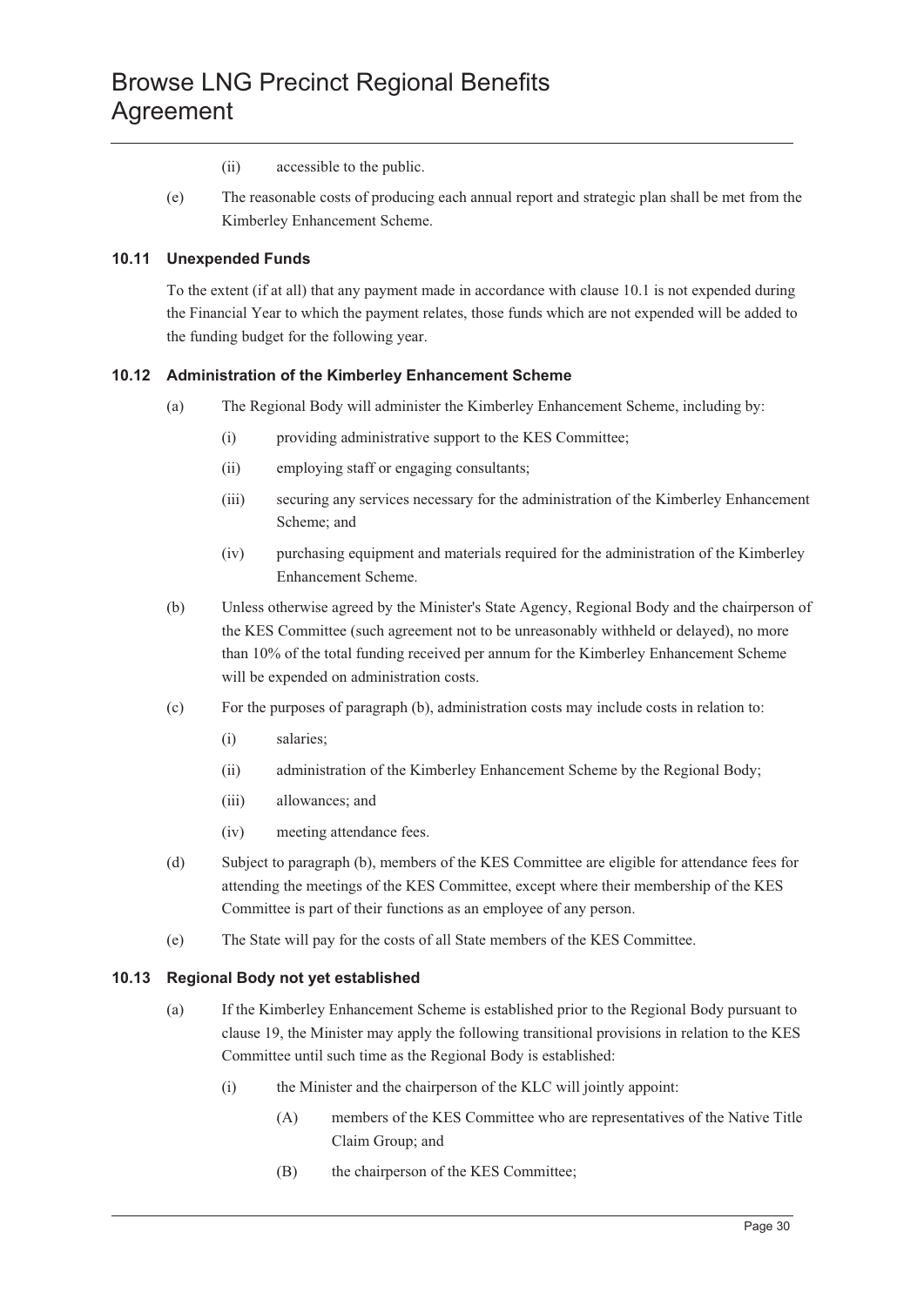(ii) accessible to the public.

(e) The reasonable costs of producing each annual report and strategic plan shall be met from the Kimberley Enhancement Scheme.

### 10.11 Unexpended Funds

To the extent (if at all) that any payment made in accordance with clause 10.1 is not expended during the Financial Year to which the payment relates, those funds which are not expended will be added to the funding budget for the following year.

### 10.12 Administration of the Kimberley Enhancement Scheme

(a) The Regional Body will administer the Kimberley Enhancement Scheme, including by:

(i) providing administrative support to the KES Committee;

(ii) employing staff or engaging consultants;

(iii) securing any services necessary for the administration of the Kimberley Enhancement Scheme; and

(iv) purchasing equipment and materials required for the administration of the Kimberley Enhancement Scheme.

(b) Unless otherwise agreed by the Minister's State Agency, Regional Body and the chairperson of the KES Committee (such agreement not to be unreasonably withheld or delayed), no more than 10% of the total funding received per annum for the Kimberley Enhancement Scheme will be expended on administration costs.

(c) For the purposes of paragraph (b), administration costs may include costs in relation to:

(i) salaries;

(ii) administration of the Kimberley Enhancement Scheme by the Regional Body;

(iii) allowances; and

(iv) meeting attendance fees.

(d) Subject to paragraph (b), members of the KES Committee are eligible for attendance fees for attending the meetings of the KES Committee, except where their membership of the KES Committee is part of their functions as an employee of any person.

(e) The State will pay for the costs of all State members of the KES Committee.

### 10.13 Regional Body not yet established

(a) If the Kimberley Enhancement Scheme is established prior to the Regional Body pursuant to clause 19, the Minister may apply the following transitional provisions in relation to the KES Committee until such time as the Regional Body is established:

(i) the Minister and the chairperson of the KLC will jointly appoint:

(A) members of the KES Committee who are representatives of the Native Title Claim Group; and

(B) the chairperson of the KES Committee;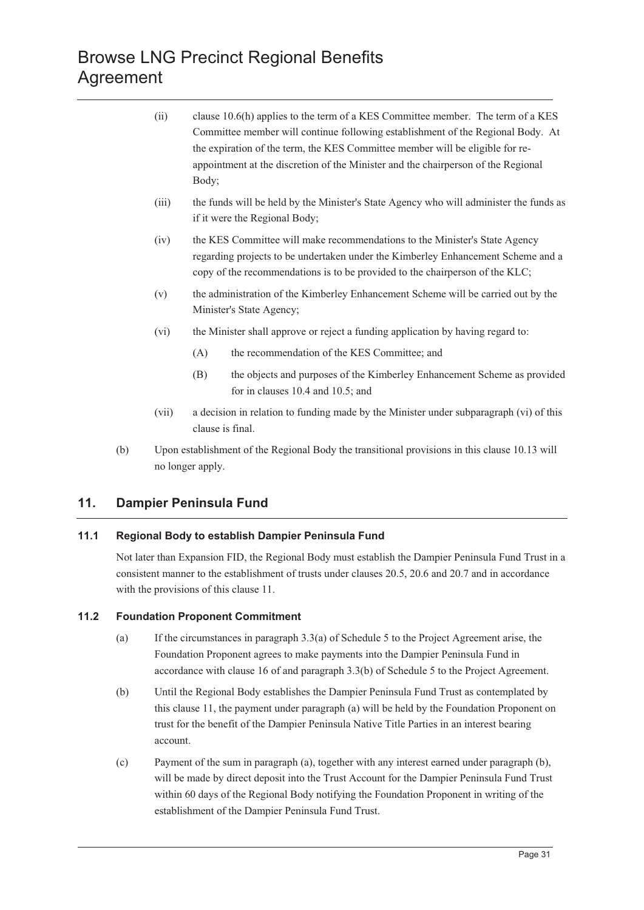(ii) clause 10.6(h) applies to the term of a KES Committee member. The term of a KES Committee member will continue following establishment of the Regional Body. At the expiration of the term, the KES Committee member will be eligible for re-appointment at the discretion of the Minister and the chairperson of the Regional Body;

(iii) the funds will be held by the Minister's State Agency who will administer the funds as if it were the Regional Body;

(iv) the KES Committee will make recommendations to the Minister's State Agency regarding projects to be undertaken under the Kimberley Enhancement Scheme and a copy of the recommendations is to be provided to the chairperson of the KLC;

(v) the administration of the Kimberley Enhancement Scheme will be carried out by the Minister's State Agency;

(vi) the Minister shall approve or reject a funding application by having regard to:

(A) the recommendation of the KES Committee; and

(B) the objects and purposes of the Kimberley Enhancement Scheme as provided for in clauses 10.4 and 10.5; and

(vii) a decision in relation to funding made by the Minister under subparagraph (vi) of this clause is final.

(b) Upon establishment of the Regional Body the transitional provisions in this clause 10.13 will no longer apply.

## 11. Dampier Peninsula Fund

### 11.1 Regional Body to establish Dampier Peninsula Fund

Not later than Expansion FID, the Regional Body must establish the Dampier Peninsula Fund Trust in a consistent manner to the establishment of trusts under clauses 20.5, 20.6 and 20.7 and in accordance with the provisions of this clause 11.

### 11.2 Foundation Proponent Commitment

(a) If the circumstances in paragraph 3.3(a) of Schedule 5 to the Project Agreement arise, the Foundation Proponent agrees to make payments into the Dampier Peninsula Fund in accordance with clause 16 of and paragraph 3.3(b) of Schedule 5 to the Project Agreement.

(b) Until the Regional Body establishes the Dampier Peninsula Fund Trust as contemplated by this clause 11, the payment under paragraph (a) will be held by the Foundation Proponent on trust for the benefit of the Dampier Peninsula Native Title Parties in an interest bearing account.

(c) Payment of the sum in paragraph (a), together with any interest earned under paragraph (b), will be made by direct deposit into the Trust Account for the Dampier Peninsula Fund Trust within 60 days of the Regional Body notifying the Foundation Proponent in writing of the establishment of the Dampier Peninsula Fund Trust.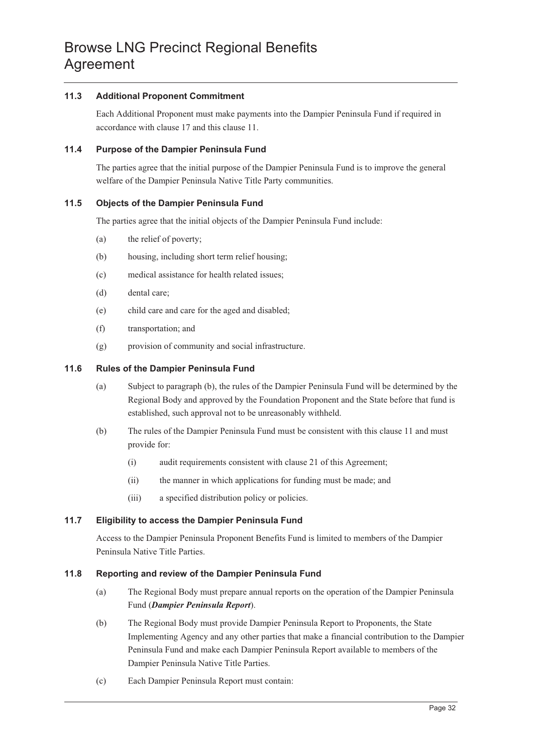### 11.3 Additional Proponent Commitment

Each Additional Proponent must make payments into the Dampier Peninsula Fund if required in accordance with clause 17 and this clause 11.

### 11.4 Purpose of the Dampier Peninsula Fund

The parties agree that the initial purpose of the Dampier Peninsula Fund is to improve the general welfare of the Dampier Peninsula Native Title Party communities.

### 11.5 Objects of the Dampier Peninsula Fund

The parties agree that the initial objects of the Dampier Peninsula Fund include:

(a) the relief of poverty;

(b) housing, including short term relief housing;

(c) medical assistance for health related issues;

(d) dental care;

(e) child care and care for the aged and disabled;

(f) transportation; and

(g) provision of community and social infrastructure.

### 11.6 Rules of the Dampier Peninsula Fund

(a) Subject to paragraph (b), the rules of the Dampier Peninsula Fund will be determined by the Regional Body and approved by the Foundation Proponent and the State before that fund is established, such approval not to be unreasonably withheld.

(b) The rules of the Dampier Peninsula Fund must be consistent with this clause 11 and must provide for:

  (i) audit requirements consistent with clause 21 of this Agreement;

  (ii) the manner in which applications for funding must be made; and

  (iii) a specified distribution policy or policies.

### 11.7 Eligibility to access the Dampier Peninsula Fund

Access to the Dampier Peninsula Proponent Benefits Fund is limited to members of the Dampier Peninsula Native Title Parties.

### 11.8 Reporting and review of the Dampier Peninsula Fund

(a) The Regional Body must prepare annual reports on the operation of the Dampier Peninsula Fund (***Dampier Peninsula Report***).

(b) The Regional Body must provide Dampier Peninsula Report to Proponents, the State Implementing Agency and any other parties that make a financial contribution to the Dampier Peninsula Fund and make each Dampier Peninsula Report available to members of the Dampier Peninsula Native Title Parties.

(c) Each Dampier Peninsula Report must contain: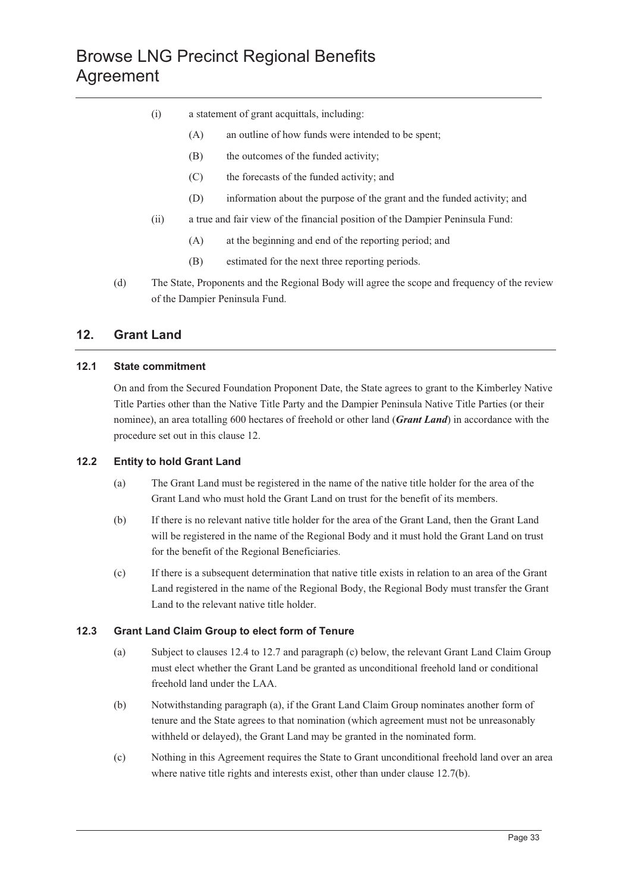(i) a statement of grant acquittals, including:

    (A) an outline of how funds were intended to be spent;

    (B) the outcomes of the funded activity;

    (C) the forecasts of the funded activity; and

    (D) information about the purpose of the grant and the funded activity; and

(ii) a true and fair view of the financial position of the Dampier Peninsula Fund:

    (A) at the beginning and end of the reporting period; and

    (B) estimated for the next three reporting periods.

(d) The State, Proponents and the Regional Body will agree the scope and frequency of the review of the Dampier Peninsula Fund.

## 12. Grant Land

### 12.1 State commitment

On and from the Secured Foundation Proponent Date, the State agrees to grant to the Kimberley Native Title Parties other than the Native Title Party and the Dampier Peninsula Native Title Parties (or their nominee), an area totalling 600 hectares of freehold or other land (***Grant Land***) in accordance with the procedure set out in this clause 12.

### 12.2 Entity to hold Grant Land

(a) The Grant Land must be registered in the name of the native title holder for the area of the Grant Land who must hold the Grant Land on trust for the benefit of its members.

(b) If there is no relevant native title holder for the area of the Grant Land, then the Grant Land will be registered in the name of the Regional Body and it must hold the Grant Land on trust for the benefit of the Regional Beneficiaries.

(c) If there is a subsequent determination that native title exists in relation to an area of the Grant Land registered in the name of the Regional Body, the Regional Body must transfer the Grant Land to the relevant native title holder.

### 12.3 Grant Land Claim Group to elect form of Tenure

(a) Subject to clauses 12.4 to 12.7 and paragraph (c) below, the relevant Grant Land Claim Group must elect whether the Grant Land be granted as unconditional freehold land or conditional freehold land under the LAA.

(b) Notwithstanding paragraph (a), if the Grant Land Claim Group nominates another form of tenure and the State agrees to that nomination (which agreement must not be unreasonably withheld or delayed), the Grant Land may be granted in the nominated form.

(c) Nothing in this Agreement requires the State to Grant unconditional freehold land over an area where native title rights and interests exist, other than under clause 12.7(b).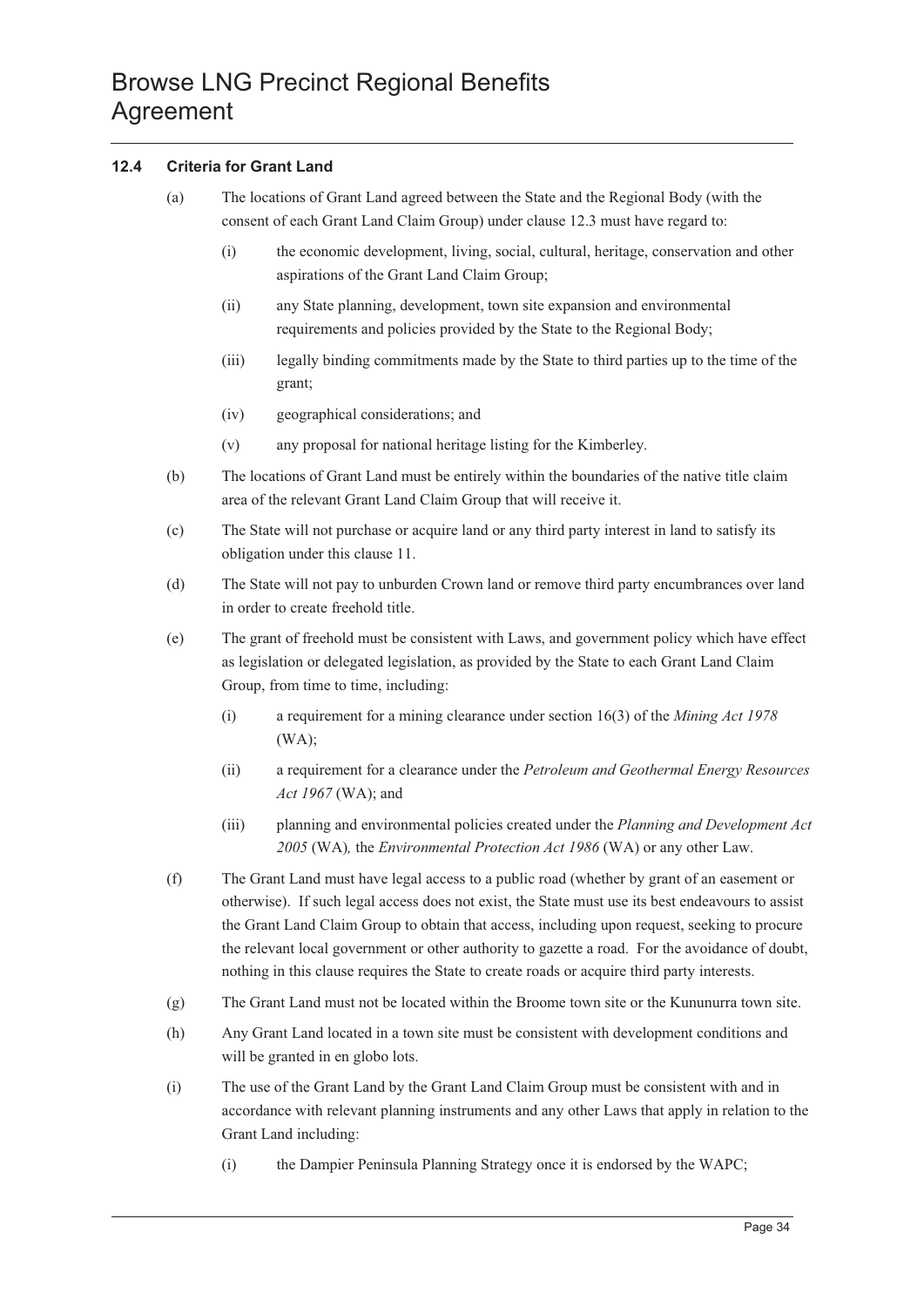### 12.4 Criteria for Grant Land

(a) The locations of Grant Land agreed between the State and the Regional Body (with the consent of each Grant Land Claim Group) under clause 12.3 must have regard to:

   (i) the economic development, living, social, cultural, heritage, conservation and other aspirations of the Grant Land Claim Group;

   (ii) any State planning, development, town site expansion and environmental requirements and policies provided by the State to the Regional Body;

   (iii) legally binding commitments made by the State to third parties up to the time of the grant;

   (iv) geographical considerations; and

   (v) any proposal for national heritage listing for the Kimberley.

(b) The locations of Grant Land must be entirely within the boundaries of the native title claim area of the relevant Grant Land Claim Group that will receive it.

(c) The State will not purchase or acquire land or any third party interest in land to satisfy its obligation under this clause 11.

(d) The State will not pay to unburden Crown land or remove third party encumbrances over land in order to create freehold title.

(e) The grant of freehold must be consistent with Laws, and government policy which have effect as legislation or delegated legislation, as provided by the State to each Grant Land Claim Group, from time to time, including:

   (i) a requirement for a mining clearance under section 16(3) of the *Mining Act 1978* (WA);

   (ii) a requirement for a clearance under the *Petroleum and Geothermal Energy Resources Act 1967* (WA); and

   (iii) planning and environmental policies created under the *Planning and Development Act 2005* (WA), the *Environmental Protection Act 1986* (WA) or any other Law.

(f) The Grant Land must have legal access to a public road (whether by grant of an easement or otherwise). If such legal access does not exist, the State must use its best endeavours to assist the Grant Land Claim Group to obtain that access, including upon request, seeking to procure the relevant local government or other authority to gazette a road. For the avoidance of doubt, nothing in this clause requires the State to create roads or acquire third party interests.

(g) The Grant Land must not be located within the Broome town site or the Kununurra town site.

(h) Any Grant Land located in a town site must be consistent with development conditions and will be granted in en globo lots.

(i) The use of the Grant Land by the Grant Land Claim Group must be consistent with and in accordance with relevant planning instruments and any other Laws that apply in relation to the Grant Land including:

   (i) the Dampier Peninsula Planning Strategy once it is endorsed by the WAPC;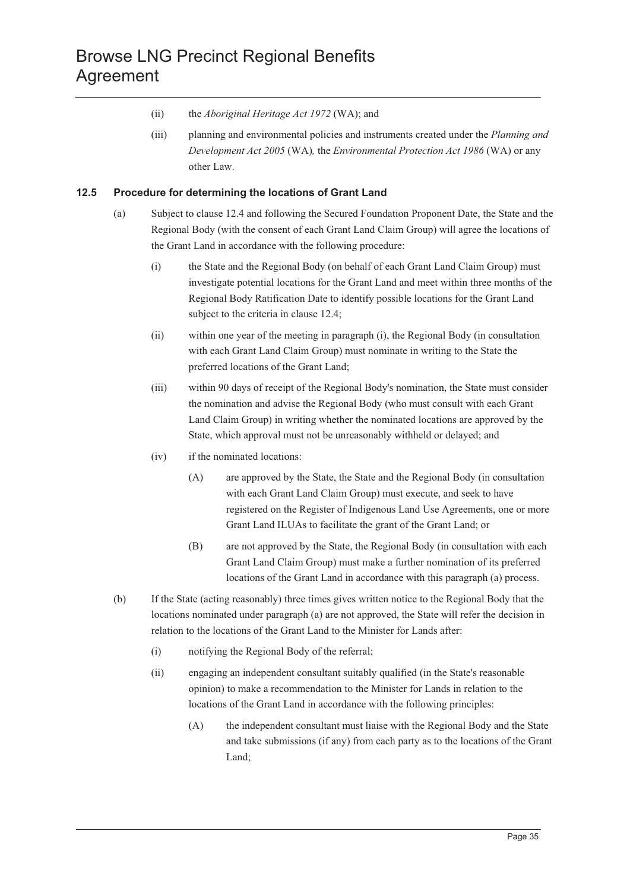(ii) the *Aboriginal Heritage Act 1972* (WA); and

(iii) planning and environmental policies and instruments created under the *Planning and Development Act 2005* (WA)*,* the *Environmental Protection Act 1986* (WA) or any other Law.

### 12.5 Procedure for determining the locations of Grant Land

(a) Subject to clause 12.4 and following the Secured Foundation Proponent Date, the State and the Regional Body (with the consent of each Grant Land Claim Group) will agree the locations of the Grant Land in accordance with the following procedure:

 (i) the State and the Regional Body (on behalf of each Grant Land Claim Group) must investigate potential locations for the Grant Land and meet within three months of the Regional Body Ratification Date to identify possible locations for the Grant Land subject to the criteria in clause 12.4;

 (ii) within one year of the meeting in paragraph (i), the Regional Body (in consultation with each Grant Land Claim Group) must nominate in writing to the State the preferred locations of the Grant Land;

 (iii) within 90 days of receipt of the Regional Body's nomination, the State must consider the nomination and advise the Regional Body (who must consult with each Grant Land Claim Group) in writing whether the nominated locations are approved by the State, which approval must not be unreasonably withheld or delayed; and

 (iv) if the nominated locations:

  (A) are approved by the State, the State and the Regional Body (in consultation with each Grant Land Claim Group) must execute, and seek to have registered on the Register of Indigenous Land Use Agreements, one or more Grant Land ILUAs to facilitate the grant of the Grant Land; or

  (B) are not approved by the State, the Regional Body (in consultation with each Grant Land Claim Group) must make a further nomination of its preferred locations of the Grant Land in accordance with this paragraph (a) process.

(b) If the State (acting reasonably) three times gives written notice to the Regional Body that the locations nominated under paragraph (a) are not approved, the State will refer the decision in relation to the locations of the Grant Land to the Minister for Lands after:

 (i) notifying the Regional Body of the referral;

 (ii) engaging an independent consultant suitably qualified (in the State's reasonable opinion) to make a recommendation to the Minister for Lands in relation to the locations of the Grant Land in accordance with the following principles:

  (A) the independent consultant must liaise with the Regional Body and the State and take submissions (if any) from each party as to the locations of the Grant Land;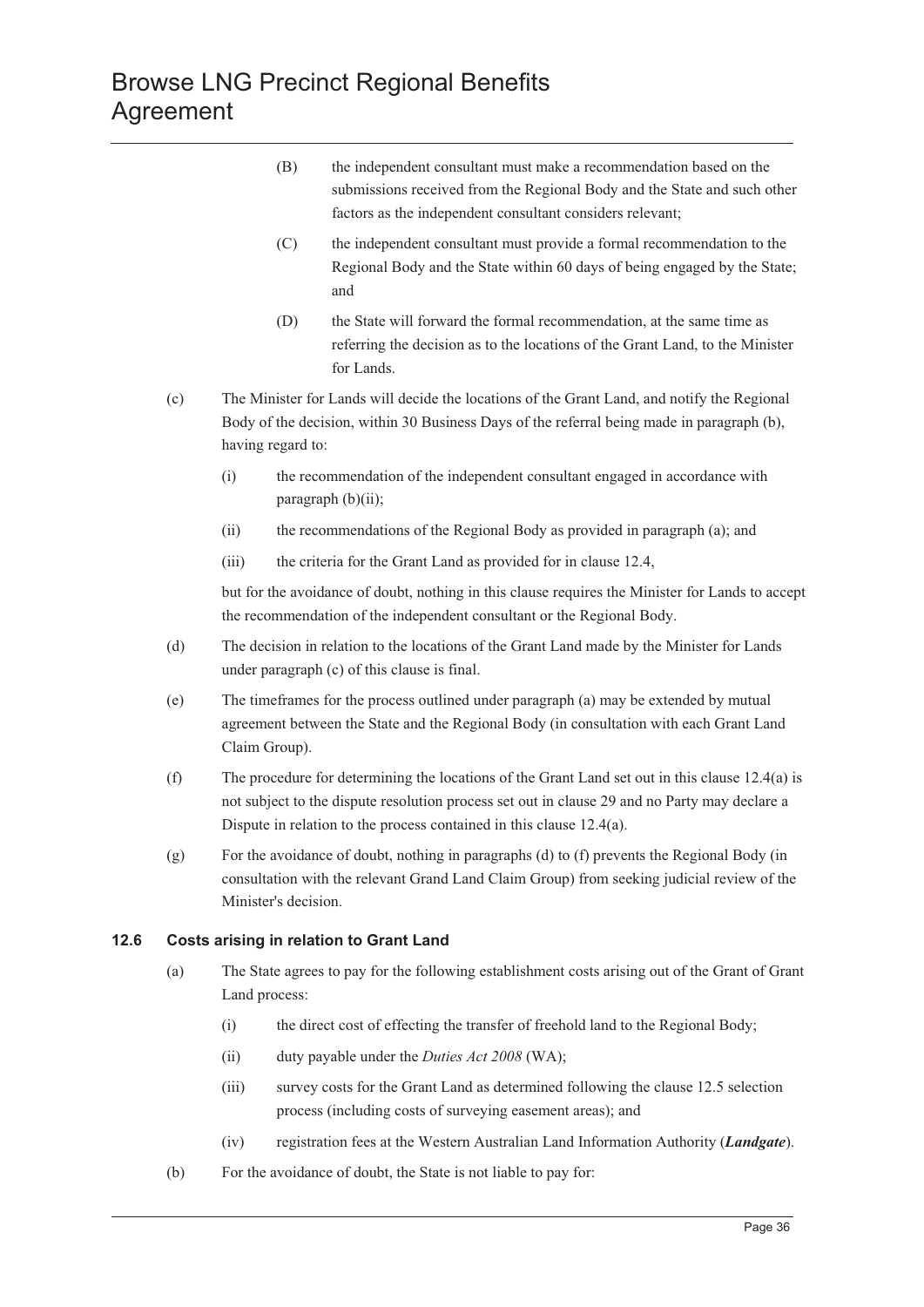(B) the independent consultant must make a recommendation based on the submissions received from the Regional Body and the State and such other factors as the independent consultant considers relevant;

(C) the independent consultant must provide a formal recommendation to the Regional Body and the State within 60 days of being engaged by the State; and

(D) the State will forward the formal recommendation, at the same time as referring the decision as to the locations of the Grant Land, to the Minister for Lands.

(c) The Minister for Lands will decide the locations of the Grant Land, and notify the Regional Body of the decision, within 30 Business Days of the referral being made in paragraph (b), having regard to:

(i) the recommendation of the independent consultant engaged in accordance with paragraph (b)(ii);

(ii) the recommendations of the Regional Body as provided in paragraph (a); and

(iii) the criteria for the Grant Land as provided for in clause 12.4,

but for the avoidance of doubt, nothing in this clause requires the Minister for Lands to accept the recommendation of the independent consultant or the Regional Body.

(d) The decision in relation to the locations of the Grant Land made by the Minister for Lands under paragraph (c) of this clause is final.

(e) The timeframes for the process outlined under paragraph (a) may be extended by mutual agreement between the State and the Regional Body (in consultation with each Grant Land Claim Group).

(f) The procedure for determining the locations of the Grant Land set out in this clause 12.4(a) is not subject to the dispute resolution process set out in clause 29 and no Party may declare a Dispute in relation to the process contained in this clause 12.4(a).

(g) For the avoidance of doubt, nothing in paragraphs (d) to (f) prevents the Regional Body (in consultation with the relevant Grand Land Claim Group) from seeking judicial review of the Minister's decision.

### 12.6 Costs arising in relation to Grant Land

(a) The State agrees to pay for the following establishment costs arising out of the Grant of Grant Land process:

(i) the direct cost of effecting the transfer of freehold land to the Regional Body;

(ii) duty payable under the *Duties Act 2008* (WA);

(iii) survey costs for the Grant Land as determined following the clause 12.5 selection process (including costs of surveying easement areas); and

(iv) registration fees at the Western Australian Land Information Authority (***Landgate***).

(b) For the avoidance of doubt, the State is not liable to pay for: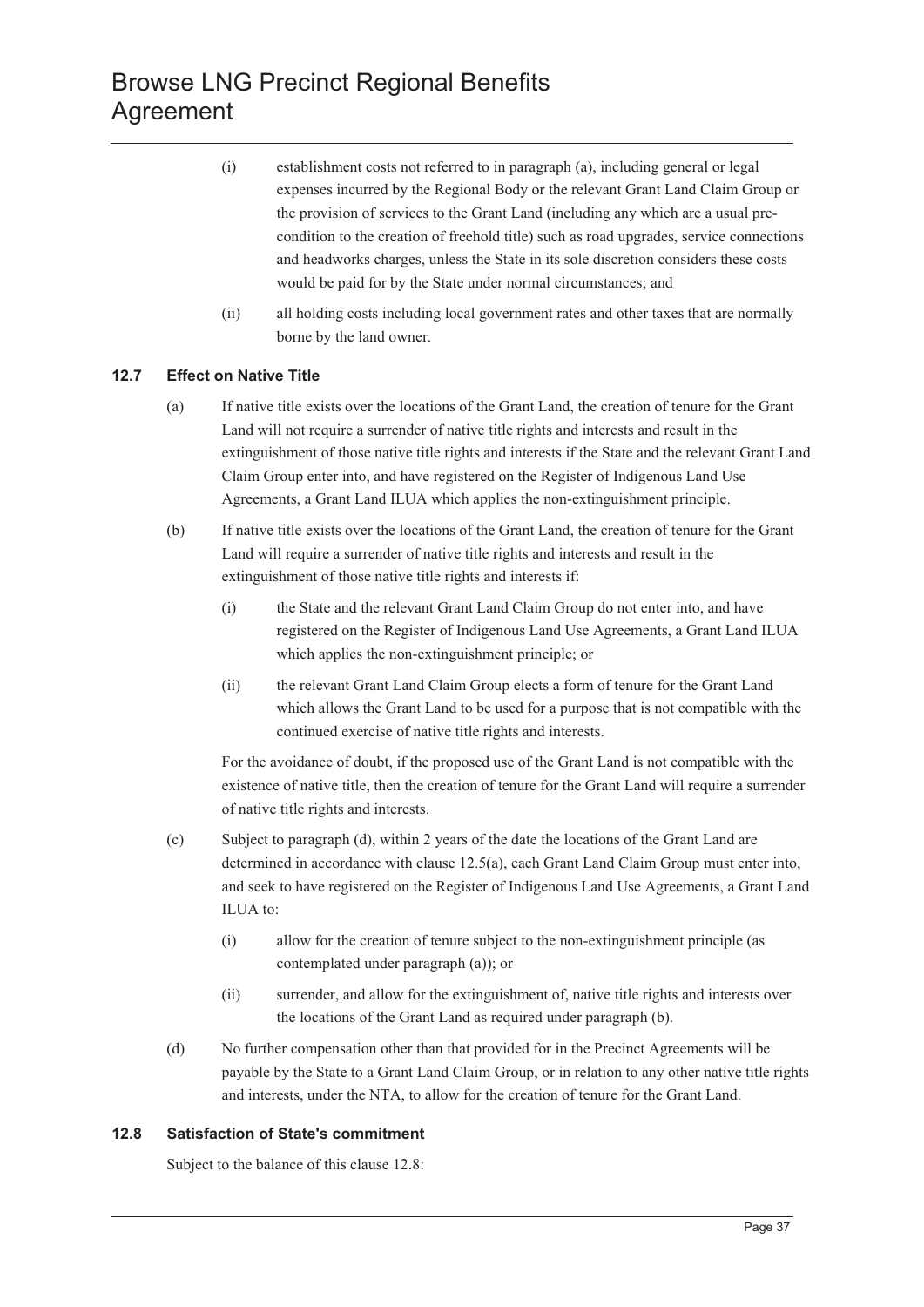(i) establishment costs not referred to in paragraph (a), including general or legal expenses incurred by the Regional Body or the relevant Grant Land Claim Group or the provision of services to the Grant Land (including any which are a usual pre-condition to the creation of freehold title) such as road upgrades, service connections and headworks charges, unless the State in its sole discretion considers these costs would be paid for by the State under normal circumstances; and

(ii) all holding costs including local government rates and other taxes that are normally borne by the land owner.

### 12.7 Effect on Native Title

(a) If native title exists over the locations of the Grant Land, the creation of tenure for the Grant Land will not require a surrender of native title rights and interests and result in the extinguishment of those native title rights and interests if the State and the relevant Grant Land Claim Group enter into, and have registered on the Register of Indigenous Land Use Agreements, a Grant Land ILUA which applies the non-extinguishment principle.

(b) If native title exists over the locations of the Grant Land, the creation of tenure for the Grant Land will require a surrender of native title rights and interests and result in the extinguishment of those native title rights and interests if:

(i) the State and the relevant Grant Land Claim Group do not enter into, and have registered on the Register of Indigenous Land Use Agreements, a Grant Land ILUA which applies the non-extinguishment principle; or

(ii) the relevant Grant Land Claim Group elects a form of tenure for the Grant Land which allows the Grant Land to be used for a purpose that is not compatible with the continued exercise of native title rights and interests.

For the avoidance of doubt, if the proposed use of the Grant Land is not compatible with the existence of native title, then the creation of tenure for the Grant Land will require a surrender of native title rights and interests.

(c) Subject to paragraph (d), within 2 years of the date the locations of the Grant Land are determined in accordance with clause 12.5(a), each Grant Land Claim Group must enter into, and seek to have registered on the Register of Indigenous Land Use Agreements, a Grant Land ILUA to:

(i) allow for the creation of tenure subject to the non-extinguishment principle (as contemplated under paragraph (a)); or

(ii) surrender, and allow for the extinguishment of, native title rights and interests over the locations of the Grant Land as required under paragraph (b).

(d) No further compensation other than that provided for in the Precinct Agreements will be payable by the State to a Grant Land Claim Group, or in relation to any other native title rights and interests, under the NTA, to allow for the creation of tenure for the Grant Land.

### 12.8 Satisfaction of State's commitment

Subject to the balance of this clause 12.8: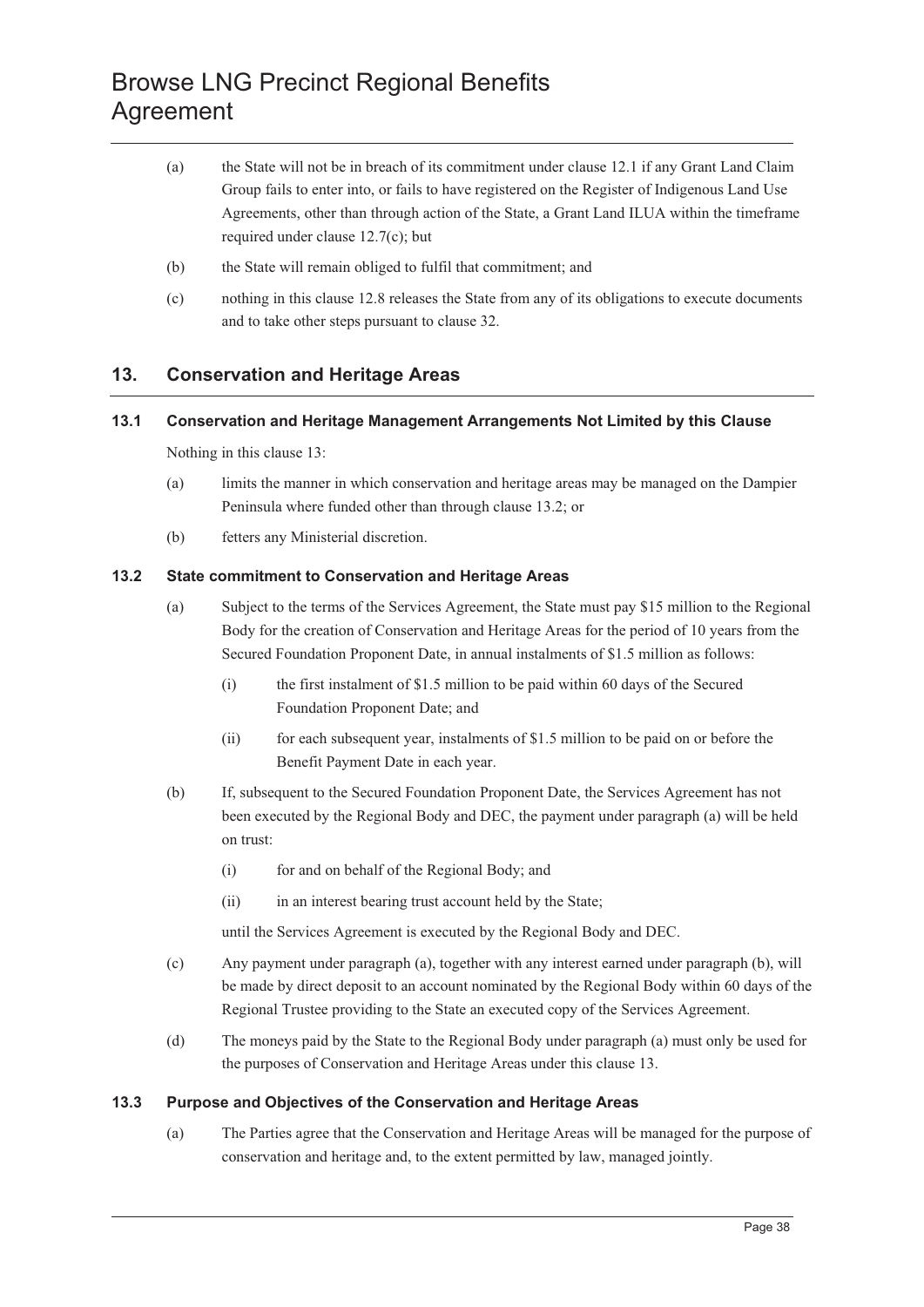(a) the State will not be in breach of its commitment under clause 12.1 if any Grant Land Claim Group fails to enter into, or fails to have registered on the Register of Indigenous Land Use Agreements, other than through action of the State, a Grant Land ILUA within the timeframe required under clause 12.7(c); but

(b) the State will remain obliged to fulfil that commitment; and

(c) nothing in this clause 12.8 releases the State from any of its obligations to execute documents and to take other steps pursuant to clause 32.

## 13. Conservation and Heritage Areas

### 13.1 Conservation and Heritage Management Arrangements Not Limited by this Clause

Nothing in this clause 13:

(a) limits the manner in which conservation and heritage areas may be managed on the Dampier Peninsula where funded other than through clause 13.2; or

(b) fetters any Ministerial discretion.

### 13.2 State commitment to Conservation and Heritage Areas

(a) Subject to the terms of the Services Agreement, the State must pay $15 million to the Regional Body for the creation of Conservation and Heritage Areas for the period of 10 years from the Secured Foundation Proponent Date, in annual instalments of $1.5 million as follows:

  (i) the first instalment of $1.5 million to be paid within 60 days of the Secured Foundation Proponent Date; and

  (ii) for each subsequent year, instalments of $1.5 million to be paid on or before the Benefit Payment Date in each year.

(b) If, subsequent to the Secured Foundation Proponent Date, the Services Agreement has not been executed by the Regional Body and DEC, the payment under paragraph (a) will be held on trust:

  (i) for and on behalf of the Regional Body; and

  (ii) in an interest bearing trust account held by the State;

until the Services Agreement is executed by the Regional Body and DEC.

(c) Any payment under paragraph (a), together with any interest earned under paragraph (b), will be made by direct deposit to an account nominated by the Regional Body within 60 days of the Regional Trustee providing to the State an executed copy of the Services Agreement.

(d) The moneys paid by the State to the Regional Body under paragraph (a) must only be used for the purposes of Conservation and Heritage Areas under this clause 13.

### 13.3 Purpose and Objectives of the Conservation and Heritage Areas

(a) The Parties agree that the Conservation and Heritage Areas will be managed for the purpose of conservation and heritage and, to the extent permitted by law, managed jointly.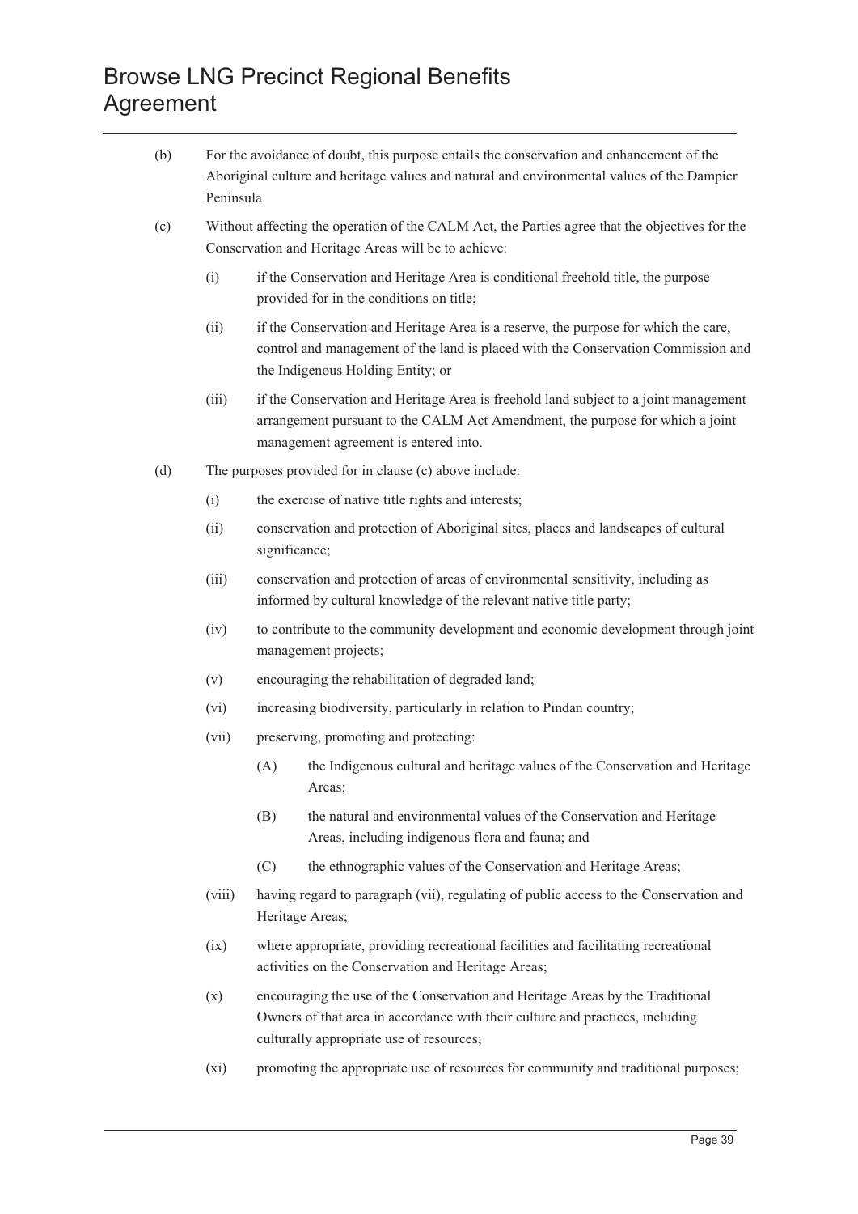(b) For the avoidance of doubt, this purpose entails the conservation and enhancement of the Aboriginal culture and heritage values and natural and environmental values of the Dampier Peninsula.

(c) Without affecting the operation of the CALM Act, the Parties agree that the objectives for the Conservation and Heritage Areas will be to achieve:

  (i) if the Conservation and Heritage Area is conditional freehold title, the purpose provided for in the conditions on title;

  (ii) if the Conservation and Heritage Area is a reserve, the purpose for which the care, control and management of the land is placed with the Conservation Commission and the Indigenous Holding Entity; or

  (iii) if the Conservation and Heritage Area is freehold land subject to a joint management arrangement pursuant to the CALM Act Amendment, the purpose for which a joint management agreement is entered into.

(d) The purposes provided for in clause (c) above include:

  (i) the exercise of native title rights and interests;

  (ii) conservation and protection of Aboriginal sites, places and landscapes of cultural significance;

  (iii) conservation and protection of areas of environmental sensitivity, including as informed by cultural knowledge of the relevant native title party;

  (iv) to contribute to the community development and economic development through joint management projects;

  (v) encouraging the rehabilitation of degraded land;

  (vi) increasing biodiversity, particularly in relation to Pindan country;

  (vii) preserving, promoting and protecting:

    (A) the Indigenous cultural and heritage values of the Conservation and Heritage Areas;

    (B) the natural and environmental values of the Conservation and Heritage Areas, including indigenous flora and fauna; and

    (C) the ethnographic values of the Conservation and Heritage Areas;

  (viii) having regard to paragraph (vii), regulating of public access to the Conservation and Heritage Areas;

  (ix) where appropriate, providing recreational facilities and facilitating recreational activities on the Conservation and Heritage Areas;

  (x) encouraging the use of the Conservation and Heritage Areas by the Traditional Owners of that area in accordance with their culture and practices, including culturally appropriate use of resources;

  (xi) promoting the appropriate use of resources for community and traditional purposes;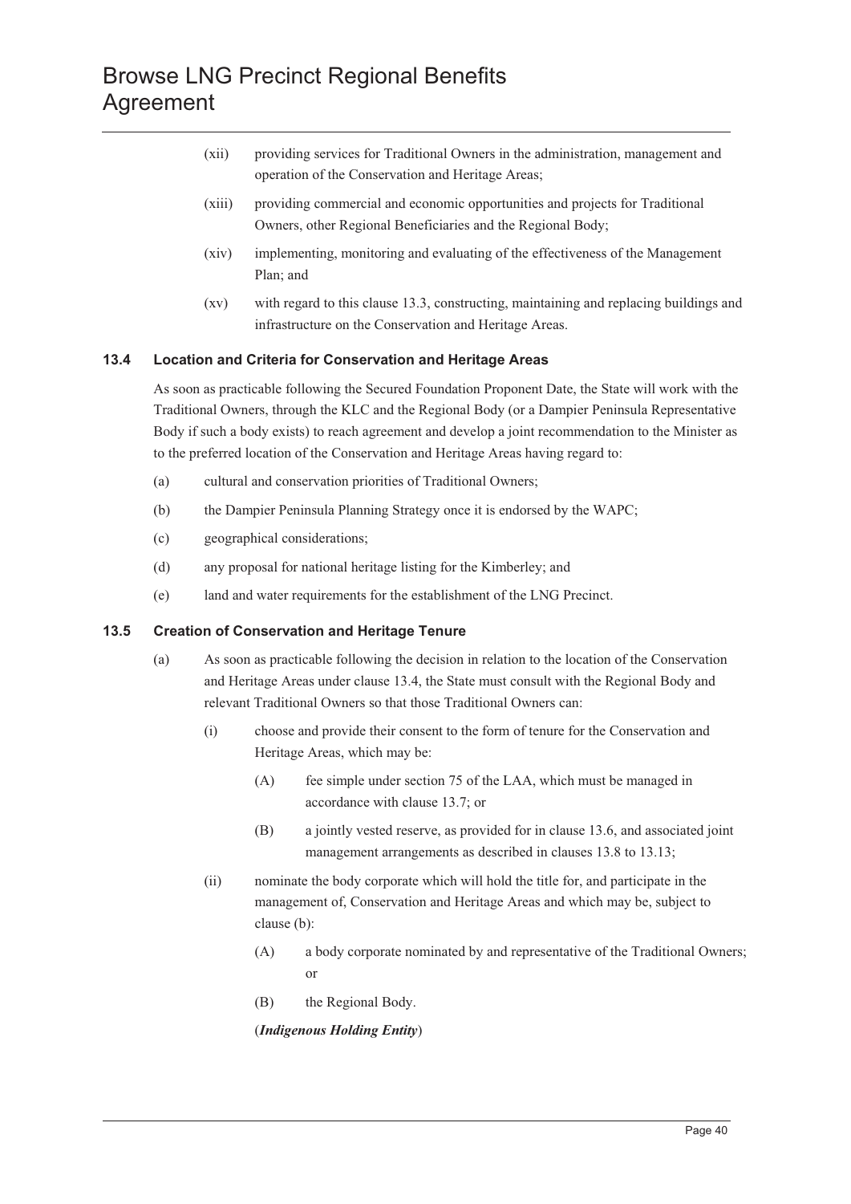(xii) providing services for Traditional Owners in the administration, management and operation of the Conservation and Heritage Areas;

(xiii) providing commercial and economic opportunities and projects for Traditional Owners, other Regional Beneficiaries and the Regional Body;

(xiv) implementing, monitoring and evaluating of the effectiveness of the Management Plan; and

(xv) with regard to this clause 13.3, constructing, maintaining and replacing buildings and infrastructure on the Conservation and Heritage Areas.

### 13.4 Location and Criteria for Conservation and Heritage Areas

As soon as practicable following the Secured Foundation Proponent Date, the State will work with the Traditional Owners, through the KLC and the Regional Body (or a Dampier Peninsula Representative Body if such a body exists) to reach agreement and develop a joint recommendation to the Minister as to the preferred location of the Conservation and Heritage Areas having regard to:

(a) cultural and conservation priorities of Traditional Owners;

(b) the Dampier Peninsula Planning Strategy once it is endorsed by the WAPC;

(c) geographical considerations;

(d) any proposal for national heritage listing for the Kimberley; and

(e) land and water requirements for the establishment of the LNG Precinct.

### 13.5 Creation of Conservation and Heritage Tenure

(a) As soon as practicable following the decision in relation to the location of the Conservation and Heritage Areas under clause 13.4, the State must consult with the Regional Body and relevant Traditional Owners so that those Traditional Owners can:

(i) choose and provide their consent to the form of tenure for the Conservation and Heritage Areas, which may be:

(A) fee simple under section 75 of the LAA, which must be managed in accordance with clause 13.7; or

(B) a jointly vested reserve, as provided for in clause 13.6, and associated joint management arrangements as described in clauses 13.8 to 13.13;

(ii) nominate the body corporate which will hold the title for, and participate in the management of, Conservation and Heritage Areas and which may be, subject to clause (b):

(A) a body corporate nominated by and representative of the Traditional Owners; or

(B) the Regional Body.

(***Indigenous Holding Entity***)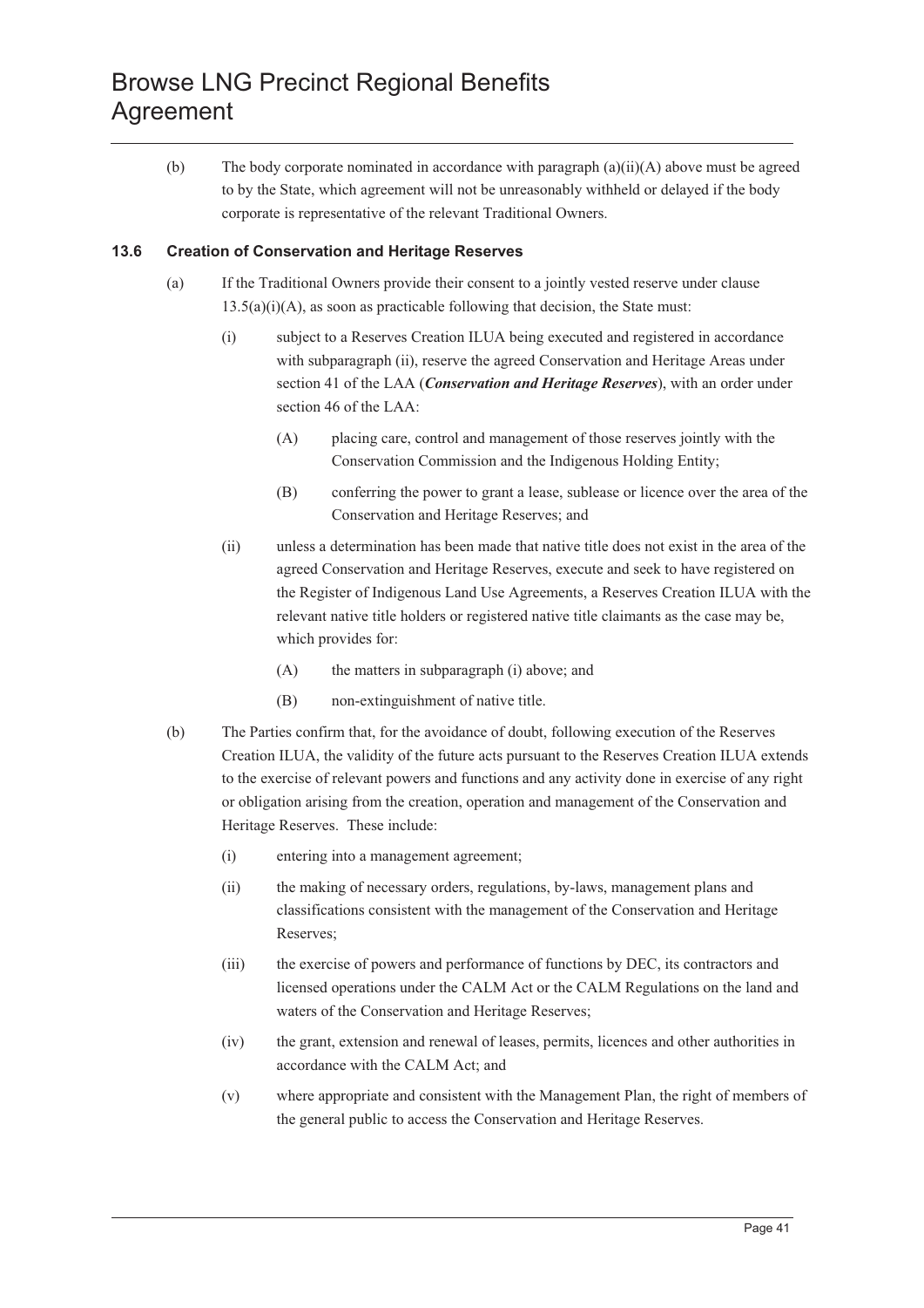(b) The body corporate nominated in accordance with paragraph (a)(ii)(A) above must be agreed to by the State, which agreement will not be unreasonably withheld or delayed if the body corporate is representative of the relevant Traditional Owners.

### 13.6 Creation of Conservation and Heritage Reserves

(a) If the Traditional Owners provide their consent to a jointly vested reserve under clause 13.5(a)(i)(A), as soon as practicable following that decision, the State must:

(i) subject to a Reserves Creation ILUA being executed and registered in accordance with subparagraph (ii), reserve the agreed Conservation and Heritage Areas under section 41 of the LAA (***Conservation and Heritage Reserves***), with an order under section 46 of the LAA:

(A) placing care, control and management of those reserves jointly with the Conservation Commission and the Indigenous Holding Entity;

(B) conferring the power to grant a lease, sublease or licence over the area of the Conservation and Heritage Reserves; and

(ii) unless a determination has been made that native title does not exist in the area of the agreed Conservation and Heritage Reserves, execute and seek to have registered on the Register of Indigenous Land Use Agreements, a Reserves Creation ILUA with the relevant native title holders or registered native title claimants as the case may be, which provides for:

(A) the matters in subparagraph (i) above; and

(B) non-extinguishment of native title.

(b) The Parties confirm that, for the avoidance of doubt, following execution of the Reserves Creation ILUA, the validity of the future acts pursuant to the Reserves Creation ILUA extends to the exercise of relevant powers and functions and any activity done in exercise of any right or obligation arising from the creation, operation and management of the Conservation and Heritage Reserves. These include:

(i) entering into a management agreement;

(ii) the making of necessary orders, regulations, by-laws, management plans and classifications consistent with the management of the Conservation and Heritage Reserves;

(iii) the exercise of powers and performance of functions by DEC, its contractors and licensed operations under the CALM Act or the CALM Regulations on the land and waters of the Conservation and Heritage Reserves;

(iv) the grant, extension and renewal of leases, permits, licences and other authorities in accordance with the CALM Act; and

(v) where appropriate and consistent with the Management Plan, the right of members of the general public to access the Conservation and Heritage Reserves.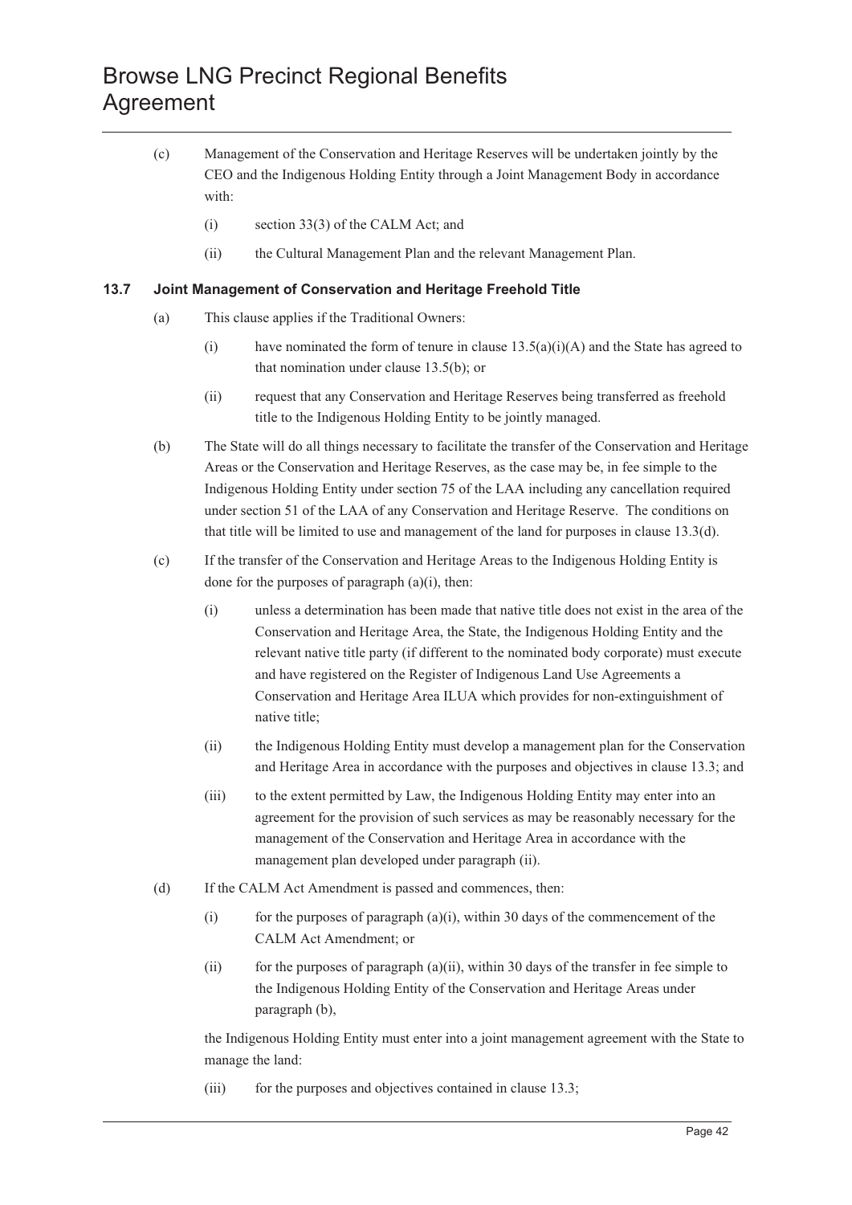(c) Management of the Conservation and Heritage Reserves will be undertaken jointly by the CEO and the Indigenous Holding Entity through a Joint Management Body in accordance with:

   (i) section 33(3) of the CALM Act; and

   (ii) the Cultural Management Plan and the relevant Management Plan.

### 13.7 Joint Management of Conservation and Heritage Freehold Title

(a) This clause applies if the Traditional Owners:

   (i) have nominated the form of tenure in clause 13.5(a)(i)(A) and the State has agreed to that nomination under clause 13.5(b); or

   (ii) request that any Conservation and Heritage Reserves being transferred as freehold title to the Indigenous Holding Entity to be jointly managed.

(b) The State will do all things necessary to facilitate the transfer of the Conservation and Heritage Areas or the Conservation and Heritage Reserves, as the case may be, in fee simple to the Indigenous Holding Entity under section 75 of the LAA including any cancellation required under section 51 of the LAA of any Conservation and Heritage Reserve. The conditions on that title will be limited to use and management of the land for purposes in clause 13.3(d).

(c) If the transfer of the Conservation and Heritage Areas to the Indigenous Holding Entity is done for the purposes of paragraph (a)(i), then:

   (i) unless a determination has been made that native title does not exist in the area of the Conservation and Heritage Area, the State, the Indigenous Holding Entity and the relevant native title party (if different to the nominated body corporate) must execute and have registered on the Register of Indigenous Land Use Agreements a Conservation and Heritage Area ILUA which provides for non-extinguishment of native title;

   (ii) the Indigenous Holding Entity must develop a management plan for the Conservation and Heritage Area in accordance with the purposes and objectives in clause 13.3; and

   (iii) to the extent permitted by Law, the Indigenous Holding Entity may enter into an agreement for the provision of such services as may be reasonably necessary for the management of the Conservation and Heritage Area in accordance with the management plan developed under paragraph (ii).

(d) If the CALM Act Amendment is passed and commences, then:

   (i) for the purposes of paragraph (a)(i), within 30 days of the commencement of the CALM Act Amendment; or

   (ii) for the purposes of paragraph (a)(ii), within 30 days of the transfer in fee simple to the Indigenous Holding Entity of the Conservation and Heritage Areas under paragraph (b),

   the Indigenous Holding Entity must enter into a joint management agreement with the State to manage the land:

   (iii) for the purposes and objectives contained in clause 13.3;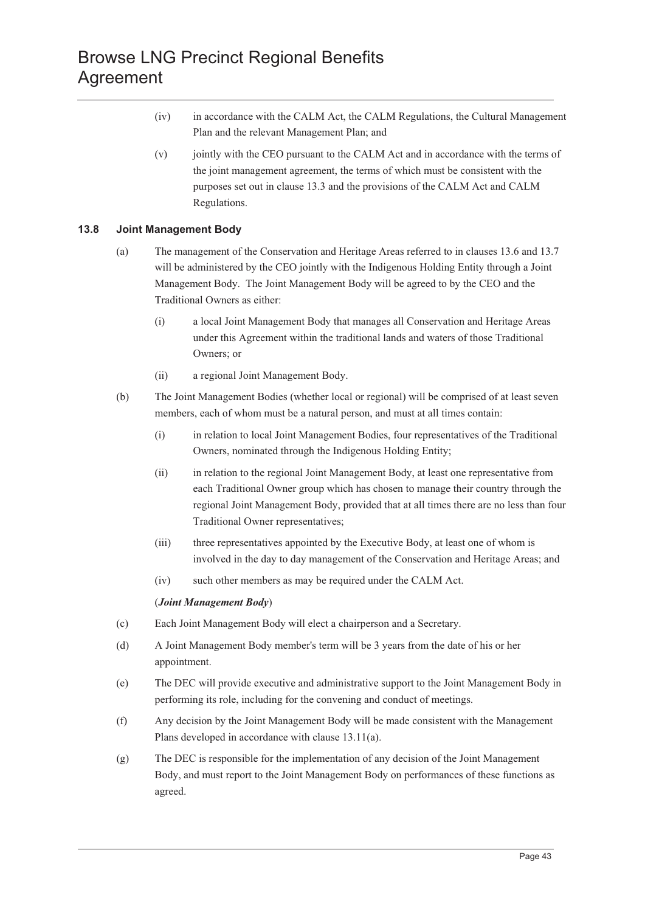(iv) in accordance with the CALM Act, the CALM Regulations, the Cultural Management Plan and the relevant Management Plan; and

(v) jointly with the CEO pursuant to the CALM Act and in accordance with the terms of the joint management agreement, the terms of which must be consistent with the purposes set out in clause 13.3 and the provisions of the CALM Act and CALM Regulations.

### 13.8 Joint Management Body

(a) The management of the Conservation and Heritage Areas referred to in clauses 13.6 and 13.7 will be administered by the CEO jointly with the Indigenous Holding Entity through a Joint Management Body. The Joint Management Body will be agreed to by the CEO and the Traditional Owners as either:

(i) a local Joint Management Body that manages all Conservation and Heritage Areas under this Agreement within the traditional lands and waters of those Traditional Owners; or

(ii) a regional Joint Management Body.

(b) The Joint Management Bodies (whether local or regional) will be comprised of at least seven members, each of whom must be a natural person, and must at all times contain:

(i) in relation to local Joint Management Bodies, four representatives of the Traditional Owners, nominated through the Indigenous Holding Entity;

(ii) in relation to the regional Joint Management Body, at least one representative from each Traditional Owner group which has chosen to manage their country through the regional Joint Management Body, provided that at all times there are no less than four Traditional Owner representatives;

(iii) three representatives appointed by the Executive Body, at least one of whom is involved in the day to day management of the Conservation and Heritage Areas; and

(iv) such other members as may be required under the CALM Act.

(***Joint Management Body***)

(c) Each Joint Management Body will elect a chairperson and a Secretary.

(d) A Joint Management Body member's term will be 3 years from the date of his or her appointment.

(e) The DEC will provide executive and administrative support to the Joint Management Body in performing its role, including for the convening and conduct of meetings.

(f) Any decision by the Joint Management Body will be made consistent with the Management Plans developed in accordance with clause 13.11(a).

(g) The DEC is responsible for the implementation of any decision of the Joint Management Body, and must report to the Joint Management Body on performances of these functions as agreed.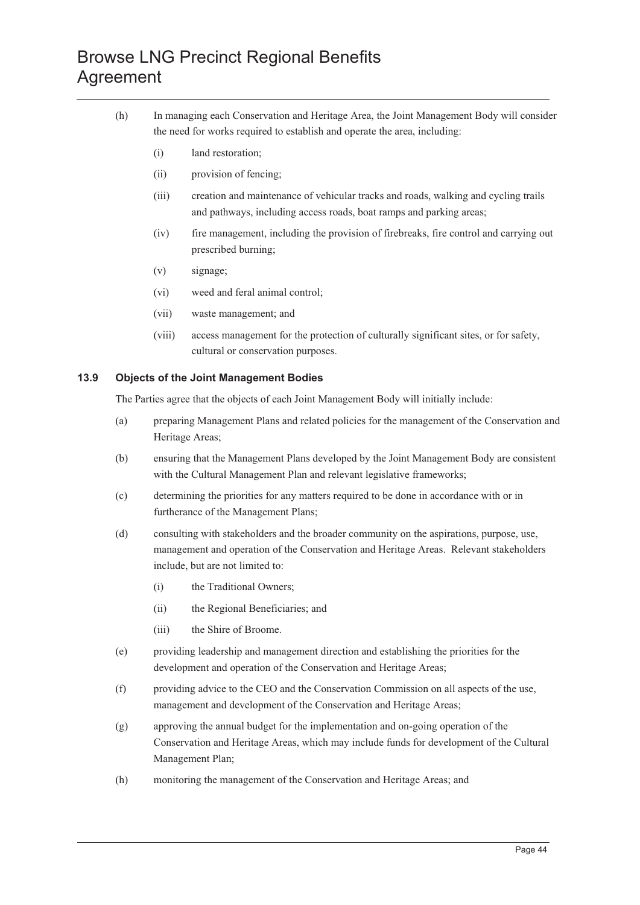(h) In managing each Conservation and Heritage Area, the Joint Management Body will consider the need for works required to establish and operate the area, including:

   (i) land restoration;

   (ii) provision of fencing;

   (iii) creation and maintenance of vehicular tracks and roads, walking and cycling trails and pathways, including access roads, boat ramps and parking areas;

   (iv) fire management, including the provision of firebreaks, fire control and carrying out prescribed burning;

   (v) signage;

   (vi) weed and feral animal control;

   (vii) waste management; and

   (viii) access management for the protection of culturally significant sites, or for safety, cultural or conservation purposes.

### 13.9 Objects of the Joint Management Bodies

The Parties agree that the objects of each Joint Management Body will initially include:

(a) preparing Management Plans and related policies for the management of the Conservation and Heritage Areas;

(b) ensuring that the Management Plans developed by the Joint Management Body are consistent with the Cultural Management Plan and relevant legislative frameworks;

(c) determining the priorities for any matters required to be done in accordance with or in furtherance of the Management Plans;

(d) consulting with stakeholders and the broader community on the aspirations, purpose, use, management and operation of the Conservation and Heritage Areas. Relevant stakeholders include, but are not limited to:

   (i) the Traditional Owners;

   (ii) the Regional Beneficiaries; and

   (iii) the Shire of Broome.

(e) providing leadership and management direction and establishing the priorities for the development and operation of the Conservation and Heritage Areas;

(f) providing advice to the CEO and the Conservation Commission on all aspects of the use, management and development of the Conservation and Heritage Areas;

(g) approving the annual budget for the implementation and on-going operation of the Conservation and Heritage Areas, which may include funds for development of the Cultural Management Plan;

(h) monitoring the management of the Conservation and Heritage Areas; and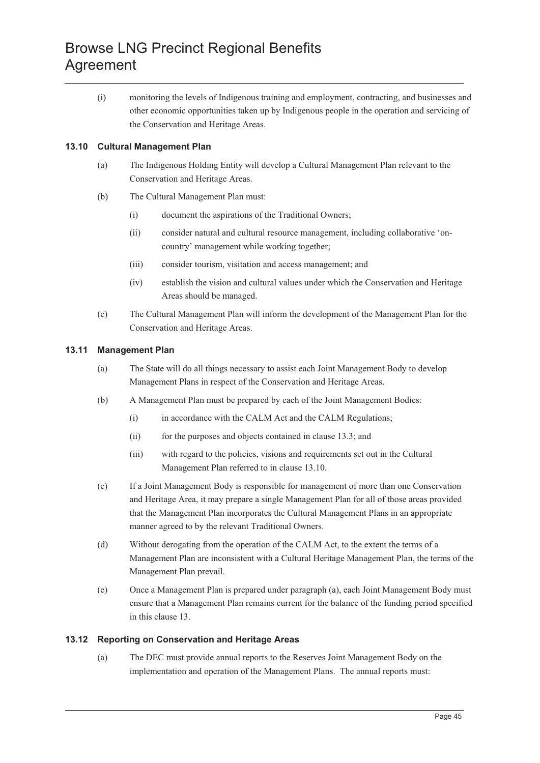(i) monitoring the levels of Indigenous training and employment, contracting, and businesses and other economic opportunities taken up by Indigenous people in the operation and servicing of the Conservation and Heritage Areas.

### 13.10 Cultural Management Plan

(a) The Indigenous Holding Entity will develop a Cultural Management Plan relevant to the Conservation and Heritage Areas.

(b) The Cultural Management Plan must:

  (i) document the aspirations of the Traditional Owners;

  (ii) consider natural and cultural resource management, including collaborative 'on-country' management while working together;

  (iii) consider tourism, visitation and access management; and

  (iv) establish the vision and cultural values under which the Conservation and Heritage Areas should be managed.

(c) The Cultural Management Plan will inform the development of the Management Plan for the Conservation and Heritage Areas.

### 13.11 Management Plan

(a) The State will do all things necessary to assist each Joint Management Body to develop Management Plans in respect of the Conservation and Heritage Areas.

(b) A Management Plan must be prepared by each of the Joint Management Bodies:

  (i) in accordance with the CALM Act and the CALM Regulations;

  (ii) for the purposes and objects contained in clause 13.3; and

  (iii) with regard to the policies, visions and requirements set out in the Cultural Management Plan referred to in clause 13.10.

(c) If a Joint Management Body is responsible for management of more than one Conservation and Heritage Area, it may prepare a single Management Plan for all of those areas provided that the Management Plan incorporates the Cultural Management Plans in an appropriate manner agreed to by the relevant Traditional Owners.

(d) Without derogating from the operation of the CALM Act, to the extent the terms of a Management Plan are inconsistent with a Cultural Heritage Management Plan, the terms of the Management Plan prevail.

(e) Once a Management Plan is prepared under paragraph (a), each Joint Management Body must ensure that a Management Plan remains current for the balance of the funding period specified in this clause 13.

### 13.12 Reporting on Conservation and Heritage Areas

(a) The DEC must provide annual reports to the Reserves Joint Management Body on the implementation and operation of the Management Plans. The annual reports must: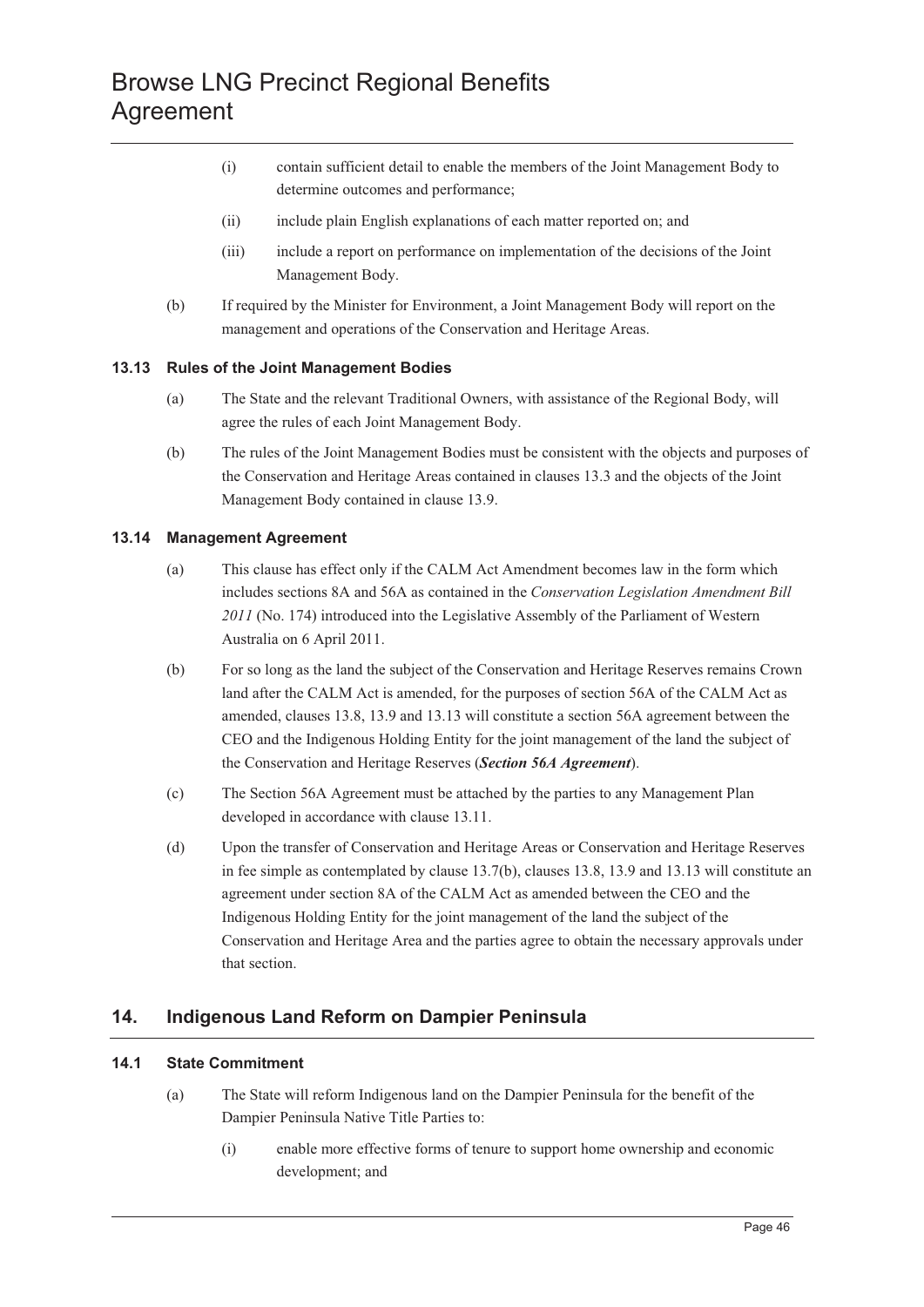(i) contain sufficient detail to enable the members of the Joint Management Body to determine outcomes and performance;

(ii) include plain English explanations of each matter reported on; and

(iii) include a report on performance on implementation of the decisions of the Joint Management Body.

(b) If required by the Minister for Environment, a Joint Management Body will report on the management and operations of the Conservation and Heritage Areas.

### 13.13 Rules of the Joint Management Bodies

(a) The State and the relevant Traditional Owners, with assistance of the Regional Body, will agree the rules of each Joint Management Body.

(b) The rules of the Joint Management Bodies must be consistent with the objects and purposes of the Conservation and Heritage Areas contained in clauses 13.3 and the objects of the Joint Management Body contained in clause 13.9.

### 13.14 Management Agreement

(a) This clause has effect only if the CALM Act Amendment becomes law in the form which includes sections 8A and 56A as contained in the *Conservation Legislation Amendment Bill 2011* (No. 174) introduced into the Legislative Assembly of the Parliament of Western Australia on 6 April 2011.

(b) For so long as the land the subject of the Conservation and Heritage Reserves remains Crown land after the CALM Act is amended, for the purposes of section 56A of the CALM Act as amended, clauses 13.8, 13.9 and 13.13 will constitute a section 56A agreement between the CEO and the Indigenous Holding Entity for the joint management of the land the subject of the Conservation and Heritage Reserves (***Section 56A Agreement***).

(c) The Section 56A Agreement must be attached by the parties to any Management Plan developed in accordance with clause 13.11.

(d) Upon the transfer of Conservation and Heritage Areas or Conservation and Heritage Reserves in fee simple as contemplated by clause 13.7(b), clauses 13.8, 13.9 and 13.13 will constitute an agreement under section 8A of the CALM Act as amended between the CEO and the Indigenous Holding Entity for the joint management of the land the subject of the Conservation and Heritage Area and the parties agree to obtain the necessary approvals under that section.

## 14. Indigenous Land Reform on Dampier Peninsula

### 14.1 State Commitment

(a) The State will reform Indigenous land on the Dampier Peninsula for the benefit of the Dampier Peninsula Native Title Parties to:

(i) enable more effective forms of tenure to support home ownership and economic development; and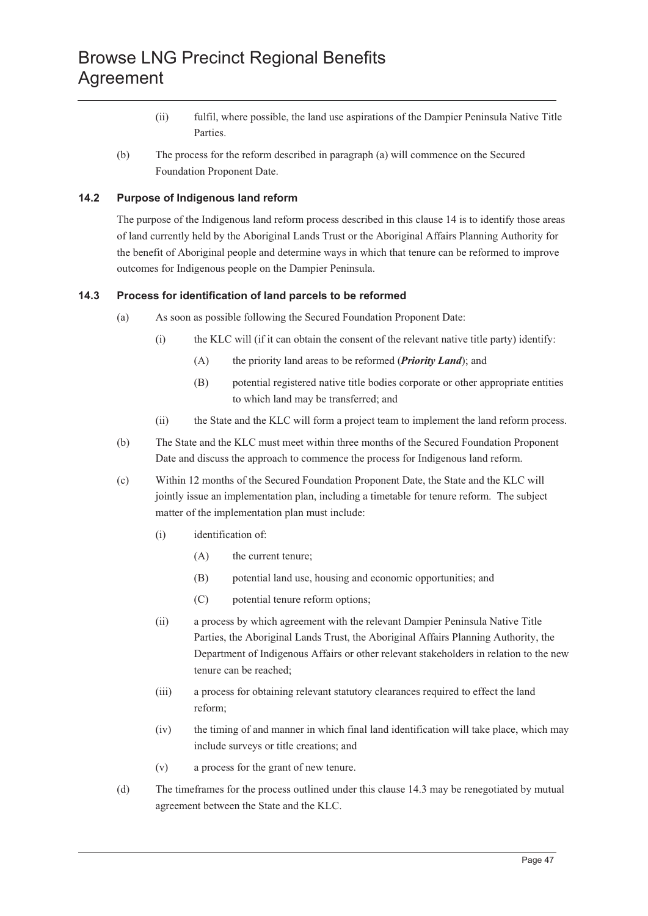(ii) fulfil, where possible, the land use aspirations of the Dampier Peninsula Native Title Parties.

(b) The process for the reform described in paragraph (a) will commence on the Secured Foundation Proponent Date.

### 14.2 Purpose of Indigenous land reform

The purpose of the Indigenous land reform process described in this clause 14 is to identify those areas of land currently held by the Aboriginal Lands Trust or the Aboriginal Affairs Planning Authority for the benefit of Aboriginal people and determine ways in which that tenure can be reformed to improve outcomes for Indigenous people on the Dampier Peninsula.

### 14.3 Process for identification of land parcels to be reformed

(a) As soon as possible following the Secured Foundation Proponent Date:

(i) the KLC will (if it can obtain the consent of the relevant native title party) identify:

(A) the priority land areas to be reformed (***Priority Land***); and

(B) potential registered native title bodies corporate or other appropriate entities to which land may be transferred; and

(ii) the State and the KLC will form a project team to implement the land reform process.

(b) The State and the KLC must meet within three months of the Secured Foundation Proponent Date and discuss the approach to commence the process for Indigenous land reform.

(c) Within 12 months of the Secured Foundation Proponent Date, the State and the KLC will jointly issue an implementation plan, including a timetable for tenure reform. The subject matter of the implementation plan must include:

(i) identification of:

(A) the current tenure;

(B) potential land use, housing and economic opportunities; and

(C) potential tenure reform options;

(ii) a process by which agreement with the relevant Dampier Peninsula Native Title Parties, the Aboriginal Lands Trust, the Aboriginal Affairs Planning Authority, the Department of Indigenous Affairs or other relevant stakeholders in relation to the new tenure can be reached;

(iii) a process for obtaining relevant statutory clearances required to effect the land reform;

(iv) the timing of and manner in which final land identification will take place, which may include surveys or title creations; and

(v) a process for the grant of new tenure.

(d) The timeframes for the process outlined under this clause 14.3 may be renegotiated by mutual agreement between the State and the KLC.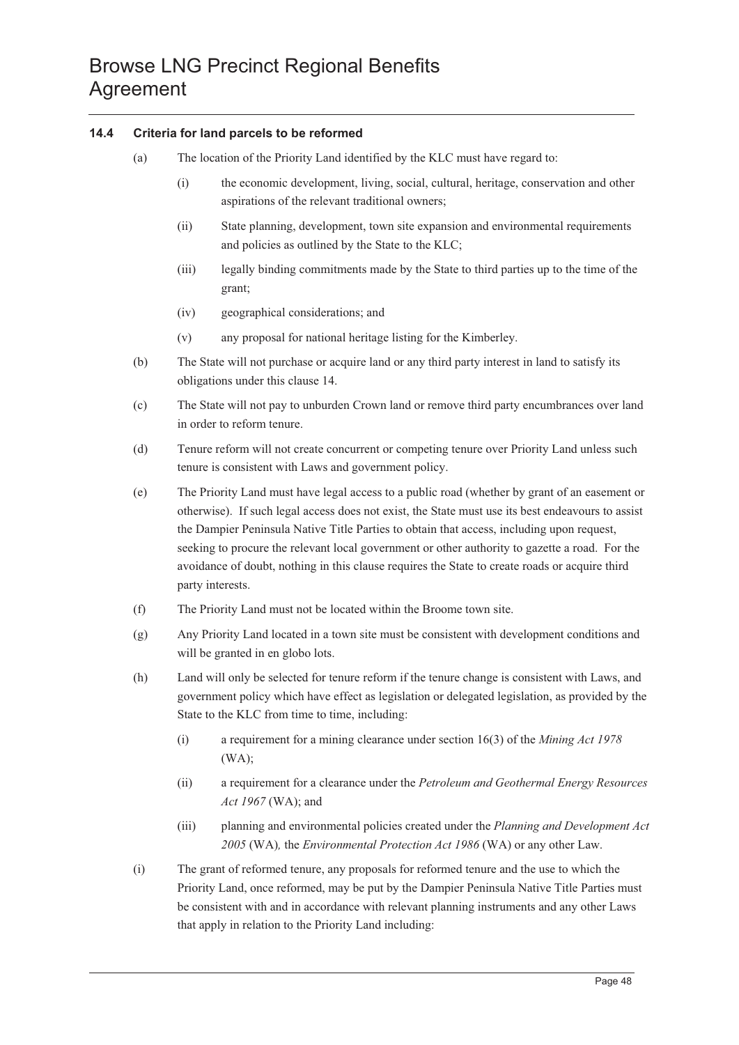### 14.4 Criteria for land parcels to be reformed

(a) The location of the Priority Land identified by the KLC must have regard to:

  (i) the economic development, living, social, cultural, heritage, conservation and other aspirations of the relevant traditional owners;

  (ii) State planning, development, town site expansion and environmental requirements and policies as outlined by the State to the KLC;

  (iii) legally binding commitments made by the State to third parties up to the time of the grant;

  (iv) geographical considerations; and

  (v) any proposal for national heritage listing for the Kimberley.

(b) The State will not purchase or acquire land or any third party interest in land to satisfy its obligations under this clause 14.

(c) The State will not pay to unburden Crown land or remove third party encumbrances over land in order to reform tenure.

(d) Tenure reform will not create concurrent or competing tenure over Priority Land unless such tenure is consistent with Laws and government policy.

(e) The Priority Land must have legal access to a public road (whether by grant of an easement or otherwise). If such legal access does not exist, the State must use its best endeavours to assist the Dampier Peninsula Native Title Parties to obtain that access, including upon request, seeking to procure the relevant local government or other authority to gazette a road. For the avoidance of doubt, nothing in this clause requires the State to create roads or acquire third party interests.

(f) The Priority Land must not be located within the Broome town site.

(g) Any Priority Land located in a town site must be consistent with development conditions and will be granted in en globo lots.

(h) Land will only be selected for tenure reform if the tenure change is consistent with Laws, and government policy which have effect as legislation or delegated legislation, as provided by the State to the KLC from time to time, including:

  (i) a requirement for a mining clearance under section 16(3) of the *Mining Act 1978* (WA);

  (ii) a requirement for a clearance under the *Petroleum and Geothermal Energy Resources Act 1967* (WA); and

  (iii) planning and environmental policies created under the *Planning and Development Act 2005* (WA)*,* the *Environmental Protection Act 1986* (WA) or any other Law.

(i) The grant of reformed tenure, any proposals for reformed tenure and the use to which the Priority Land, once reformed, may be put by the Dampier Peninsula Native Title Parties must be consistent with and in accordance with relevant planning instruments and any other Laws that apply in relation to the Priority Land including: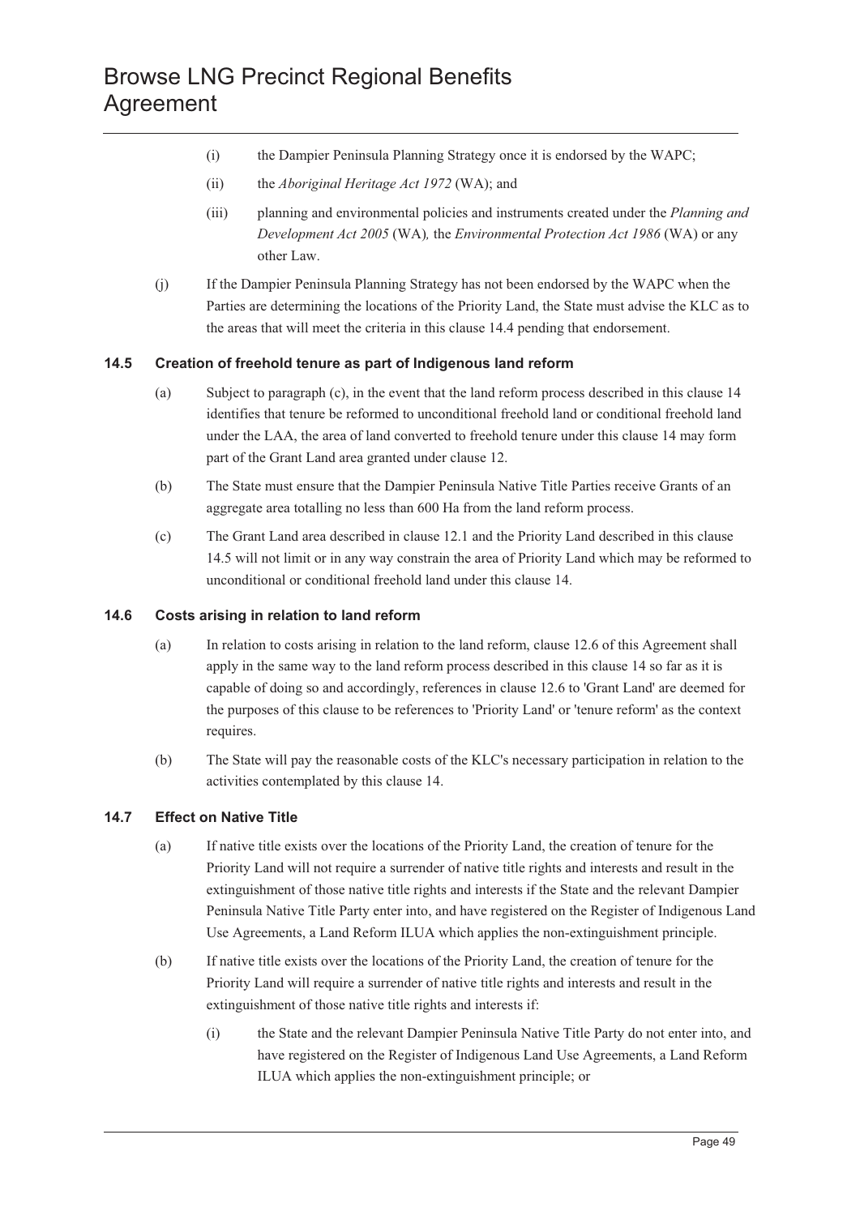(i) the Dampier Peninsula Planning Strategy once it is endorsed by the WAPC;

(ii) the *Aboriginal Heritage Act 1972* (WA); and

(iii) planning and environmental policies and instruments created under the *Planning and Development Act 2005* (WA)*,* the *Environmental Protection Act 1986* (WA) or any other Law.

(j) If the Dampier Peninsula Planning Strategy has not been endorsed by the WAPC when the Parties are determining the locations of the Priority Land, the State must advise the KLC as to the areas that will meet the criteria in this clause 14.4 pending that endorsement.

### 14.5 Creation of freehold tenure as part of Indigenous land reform

(a) Subject to paragraph (c), in the event that the land reform process described in this clause 14 identifies that tenure be reformed to unconditional freehold land or conditional freehold land under the LAA, the area of land converted to freehold tenure under this clause 14 may form part of the Grant Land area granted under clause 12.

(b) The State must ensure that the Dampier Peninsula Native Title Parties receive Grants of an aggregate area totalling no less than 600 Ha from the land reform process.

(c) The Grant Land area described in clause 12.1 and the Priority Land described in this clause 14.5 will not limit or in any way constrain the area of Priority Land which may be reformed to unconditional or conditional freehold land under this clause 14.

### 14.6 Costs arising in relation to land reform

(a) In relation to costs arising in relation to the land reform, clause 12.6 of this Agreement shall apply in the same way to the land reform process described in this clause 14 so far as it is capable of doing so and accordingly, references in clause 12.6 to 'Grant Land' are deemed for the purposes of this clause to be references to 'Priority Land' or 'tenure reform' as the context requires.

(b) The State will pay the reasonable costs of the KLC's necessary participation in relation to the activities contemplated by this clause 14.

### 14.7 Effect on Native Title

(a) If native title exists over the locations of the Priority Land, the creation of tenure for the Priority Land will not require a surrender of native title rights and interests and result in the extinguishment of those native title rights and interests if the State and the relevant Dampier Peninsula Native Title Party enter into, and have registered on the Register of Indigenous Land Use Agreements, a Land Reform ILUA which applies the non-extinguishment principle.

(b) If native title exists over the locations of the Priority Land, the creation of tenure for the Priority Land will require a surrender of native title rights and interests and result in the extinguishment of those native title rights and interests if:

(i) the State and the relevant Dampier Peninsula Native Title Party do not enter into, and have registered on the Register of Indigenous Land Use Agreements, a Land Reform ILUA which applies the non-extinguishment principle; or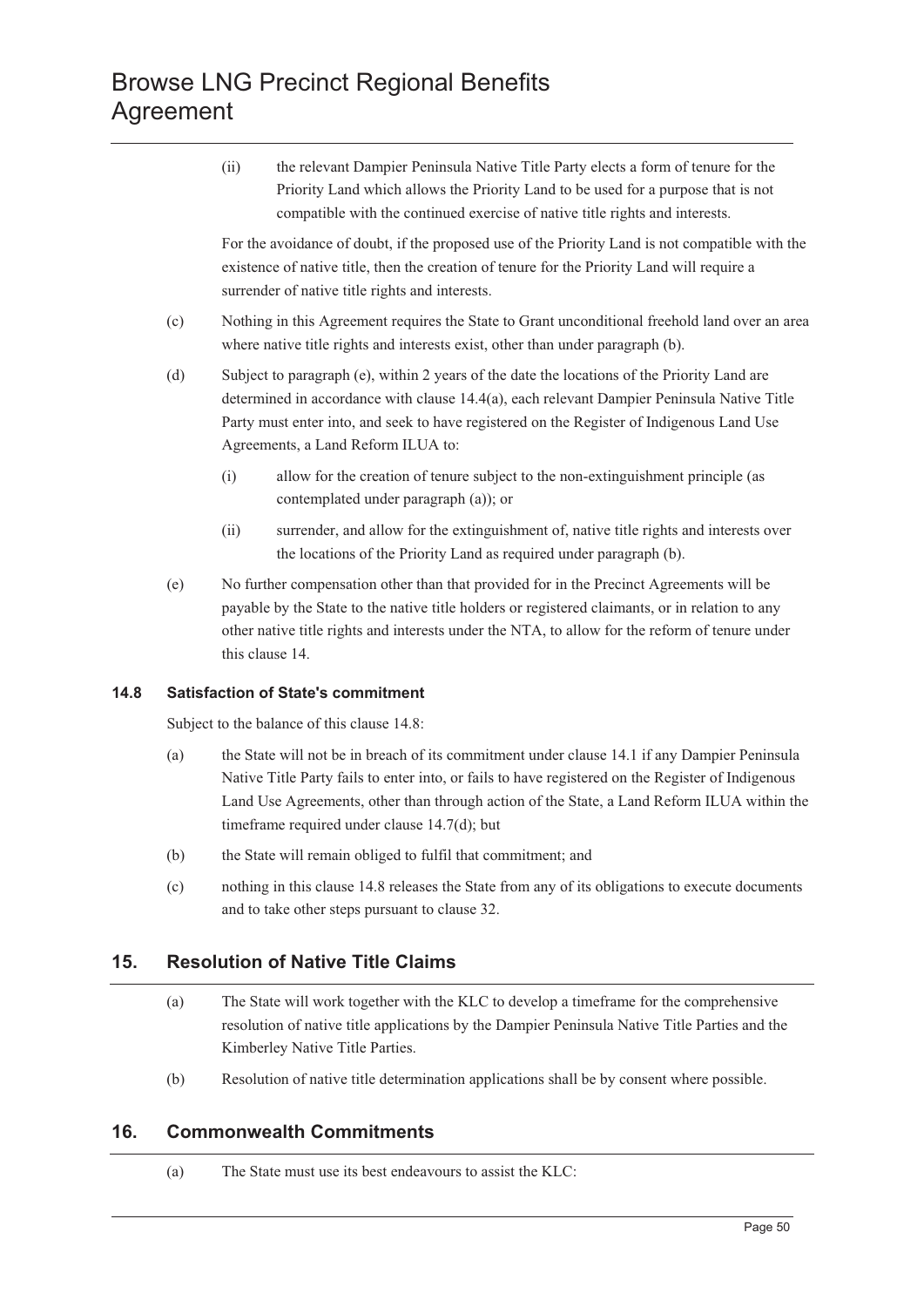(ii) the relevant Dampier Peninsula Native Title Party elects a form of tenure for the Priority Land which allows the Priority Land to be used for a purpose that is not compatible with the continued exercise of native title rights and interests.

For the avoidance of doubt, if the proposed use of the Priority Land is not compatible with the existence of native title, then the creation of tenure for the Priority Land will require a surrender of native title rights and interests.

(c) Nothing in this Agreement requires the State to Grant unconditional freehold land over an area where native title rights and interests exist, other than under paragraph (b).

(d) Subject to paragraph (e), within 2 years of the date the locations of the Priority Land are determined in accordance with clause 14.4(a), each relevant Dampier Peninsula Native Title Party must enter into, and seek to have registered on the Register of Indigenous Land Use Agreements, a Land Reform ILUA to:

(i) allow for the creation of tenure subject to the non-extinguishment principle (as contemplated under paragraph (a)); or

(ii) surrender, and allow for the extinguishment of, native title rights and interests over the locations of the Priority Land as required under paragraph (b).

(e) No further compensation other than that provided for in the Precinct Agreements will be payable by the State to the native title holders or registered claimants, or in relation to any other native title rights and interests under the NTA, to allow for the reform of tenure under this clause 14.

### 14.8 Satisfaction of State's commitment

Subject to the balance of this clause 14.8:

(a) the State will not be in breach of its commitment under clause 14.1 if any Dampier Peninsula Native Title Party fails to enter into, or fails to have registered on the Register of Indigenous Land Use Agreements, other than through action of the State, a Land Reform ILUA within the timeframe required under clause 14.7(d); but

(b) the State will remain obliged to fulfil that commitment; and

(c) nothing in this clause 14.8 releases the State from any of its obligations to execute documents and to take other steps pursuant to clause 32.

## 15. Resolution of Native Title Claims

(a) The State will work together with the KLC to develop a timeframe for the comprehensive resolution of native title applications by the Dampier Peninsula Native Title Parties and the Kimberley Native Title Parties.

(b) Resolution of native title determination applications shall be by consent where possible.

## 16. Commonwealth Commitments

(a) The State must use its best endeavours to assist the KLC: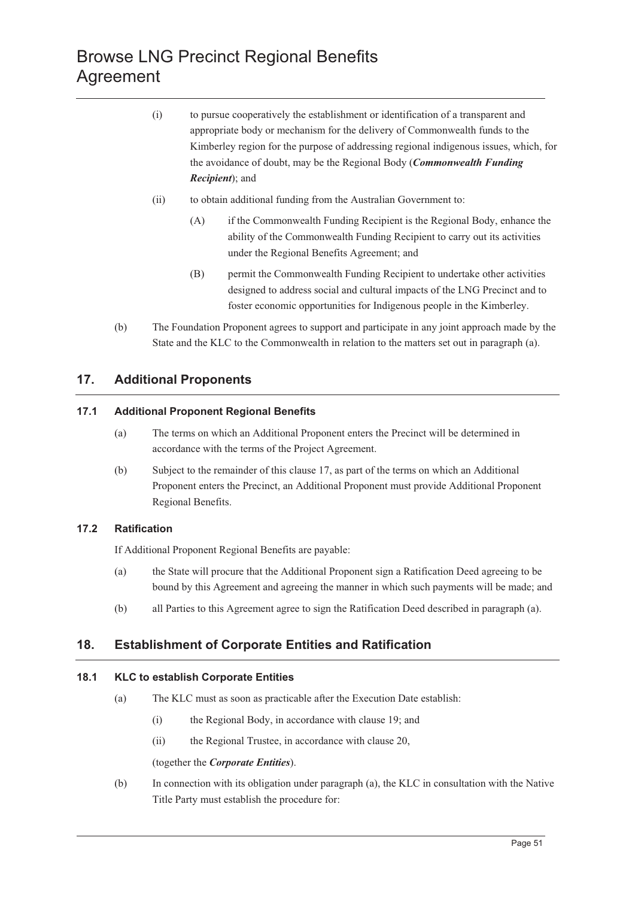(i) to pursue cooperatively the establishment or identification of a transparent and appropriate body or mechanism for the delivery of Commonwealth funds to the Kimberley region for the purpose of addressing regional indigenous issues, which, for the avoidance of doubt, may be the Regional Body (***Commonwealth Funding Recipient***); and

(ii) to obtain additional funding from the Australian Government to:

(A) if the Commonwealth Funding Recipient is the Regional Body, enhance the ability of the Commonwealth Funding Recipient to carry out its activities under the Regional Benefits Agreement; and

(B) permit the Commonwealth Funding Recipient to undertake other activities designed to address social and cultural impacts of the LNG Precinct and to foster economic opportunities for Indigenous people in the Kimberley.

(b) The Foundation Proponent agrees to support and participate in any joint approach made by the State and the KLC to the Commonwealth in relation to the matters set out in paragraph (a).

## 17. Additional Proponents

### 17.1 Additional Proponent Regional Benefits

(a) The terms on which an Additional Proponent enters the Precinct will be determined in accordance with the terms of the Project Agreement.

(b) Subject to the remainder of this clause 17, as part of the terms on which an Additional Proponent enters the Precinct, an Additional Proponent must provide Additional Proponent Regional Benefits.

### 17.2 Ratification

If Additional Proponent Regional Benefits are payable:

(a) the State will procure that the Additional Proponent sign a Ratification Deed agreeing to be bound by this Agreement and agreeing the manner in which such payments will be made; and

(b) all Parties to this Agreement agree to sign the Ratification Deed described in paragraph (a).

## 18. Establishment of Corporate Entities and Ratification

### 18.1 KLC to establish Corporate Entities

(a) The KLC must as soon as practicable after the Execution Date establish:

(i) the Regional Body, in accordance with clause 19; and

(ii) the Regional Trustee, in accordance with clause 20,

(together the ***Corporate Entities***).

(b) In connection with its obligation under paragraph (a), the KLC in consultation with the Native Title Party must establish the procedure for: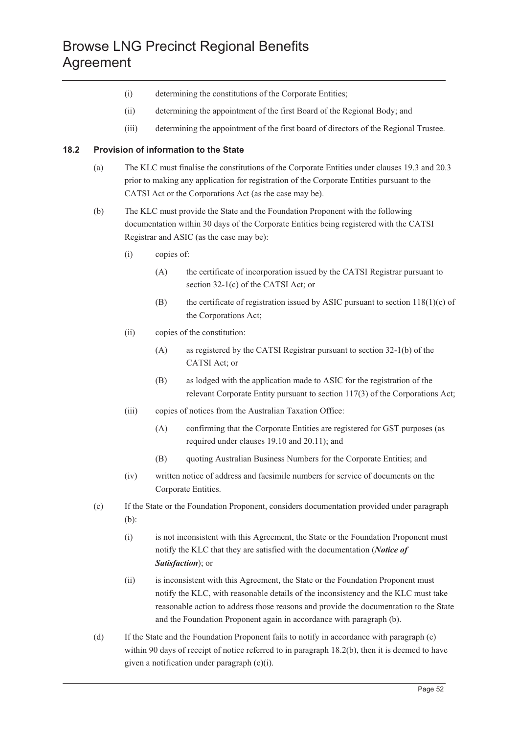(i) determining the constitutions of the Corporate Entities;

(ii) determining the appointment of the first Board of the Regional Body; and

(iii) determining the appointment of the first board of directors of the Regional Trustee.

### 18.2 Provision of information to the State

(a) The KLC must finalise the constitutions of the Corporate Entities under clauses 19.3 and 20.3 prior to making any application for registration of the Corporate Entities pursuant to the CATSI Act or the Corporations Act (as the case may be).

(b) The KLC must provide the State and the Foundation Proponent with the following documentation within 30 days of the Corporate Entities being registered with the CATSI Registrar and ASIC (as the case may be):

  (i) copies of:

    (A) the certificate of incorporation issued by the CATSI Registrar pursuant to section 32-1(c) of the CATSI Act; or

    (B) the certificate of registration issued by ASIC pursuant to section 118(1)(c) of the Corporations Act;

  (ii) copies of the constitution:

    (A) as registered by the CATSI Registrar pursuant to section 32-1(b) of the CATSI Act; or

    (B) as lodged with the application made to ASIC for the registration of the relevant Corporate Entity pursuant to section 117(3) of the Corporations Act;

  (iii) copies of notices from the Australian Taxation Office:

    (A) confirming that the Corporate Entities are registered for GST purposes (as required under clauses 19.10 and 20.11); and

    (B) quoting Australian Business Numbers for the Corporate Entities; and

  (iv) written notice of address and facsimile numbers for service of documents on the Corporate Entities.

(c) If the State or the Foundation Proponent, considers documentation provided under paragraph (b):

  (i) is not inconsistent with this Agreement, the State or the Foundation Proponent must notify the KLC that they are satisfied with the documentation (***Notice of Satisfaction***); or

  (ii) is inconsistent with this Agreement, the State or the Foundation Proponent must notify the KLC, with reasonable details of the inconsistency and the KLC must take reasonable action to address those reasons and provide the documentation to the State and the Foundation Proponent again in accordance with paragraph (b).

(d) If the State and the Foundation Proponent fails to notify in accordance with paragraph (c) within 90 days of receipt of notice referred to in paragraph 18.2(b), then it is deemed to have given a notification under paragraph (c)(i).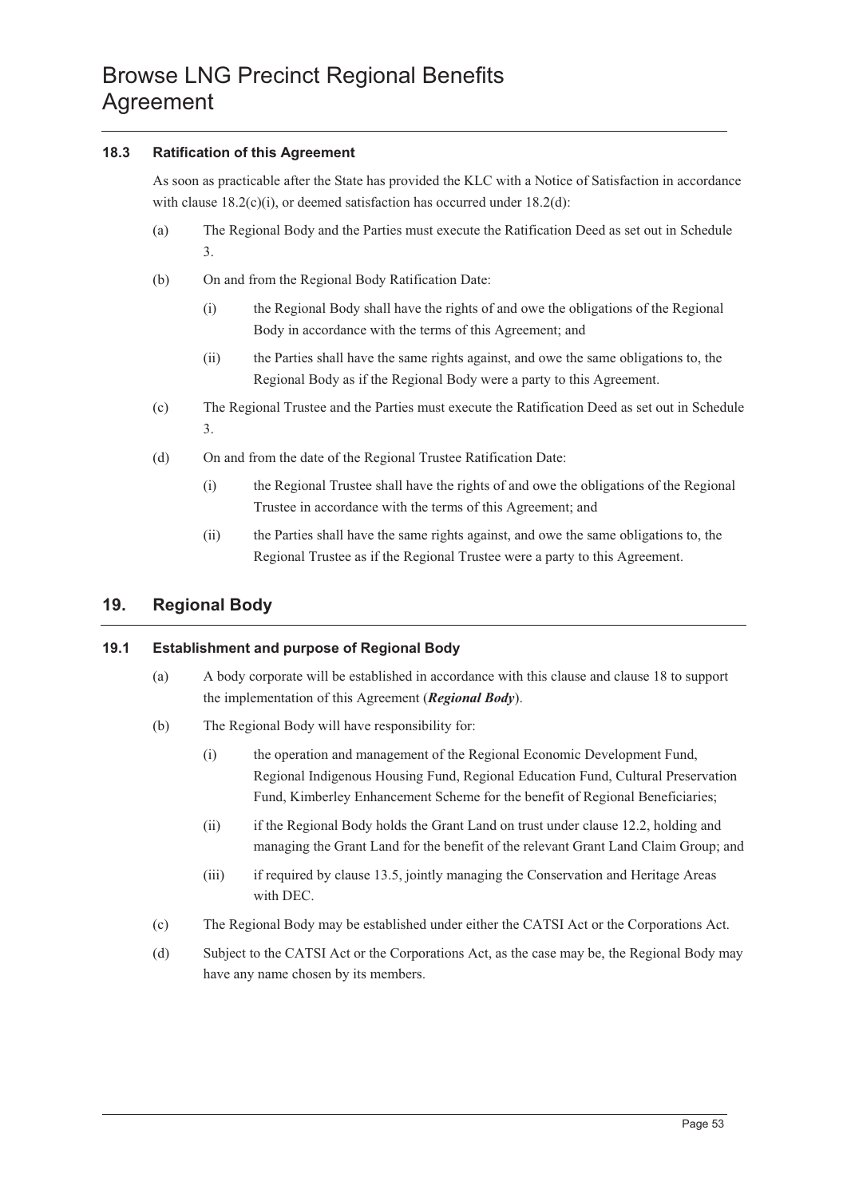### 18.3 Ratification of this Agreement

As soon as practicable after the State has provided the KLC with a Notice of Satisfaction in accordance with clause 18.2(c)(i), or deemed satisfaction has occurred under 18.2(d):

(a) The Regional Body and the Parties must execute the Ratification Deed as set out in Schedule 3.

(b) On and from the Regional Body Ratification Date:

(i) the Regional Body shall have the rights of and owe the obligations of the Regional Body in accordance with the terms of this Agreement; and

(ii) the Parties shall have the same rights against, and owe the same obligations to, the Regional Body as if the Regional Body were a party to this Agreement.

(c) The Regional Trustee and the Parties must execute the Ratification Deed as set out in Schedule 3.

(d) On and from the date of the Regional Trustee Ratification Date:

(i) the Regional Trustee shall have the rights of and owe the obligations of the Regional Trustee in accordance with the terms of this Agreement; and

(ii) the Parties shall have the same rights against, and owe the same obligations to, the Regional Trustee as if the Regional Trustee were a party to this Agreement.

## 19. Regional Body

### 19.1 Establishment and purpose of Regional Body

(a) A body corporate will be established in accordance with this clause and clause 18 to support the implementation of this Agreement (***Regional Body***).

(b) The Regional Body will have responsibility for:

(i) the operation and management of the Regional Economic Development Fund, Regional Indigenous Housing Fund, Regional Education Fund, Cultural Preservation Fund, Kimberley Enhancement Scheme for the benefit of Regional Beneficiaries;

(ii) if the Regional Body holds the Grant Land on trust under clause 12.2, holding and managing the Grant Land for the benefit of the relevant Grant Land Claim Group; and

(iii) if required by clause 13.5, jointly managing the Conservation and Heritage Areas with DEC.

(c) The Regional Body may be established under either the CATSI Act or the Corporations Act.

(d) Subject to the CATSI Act or the Corporations Act, as the case may be, the Regional Body may have any name chosen by its members.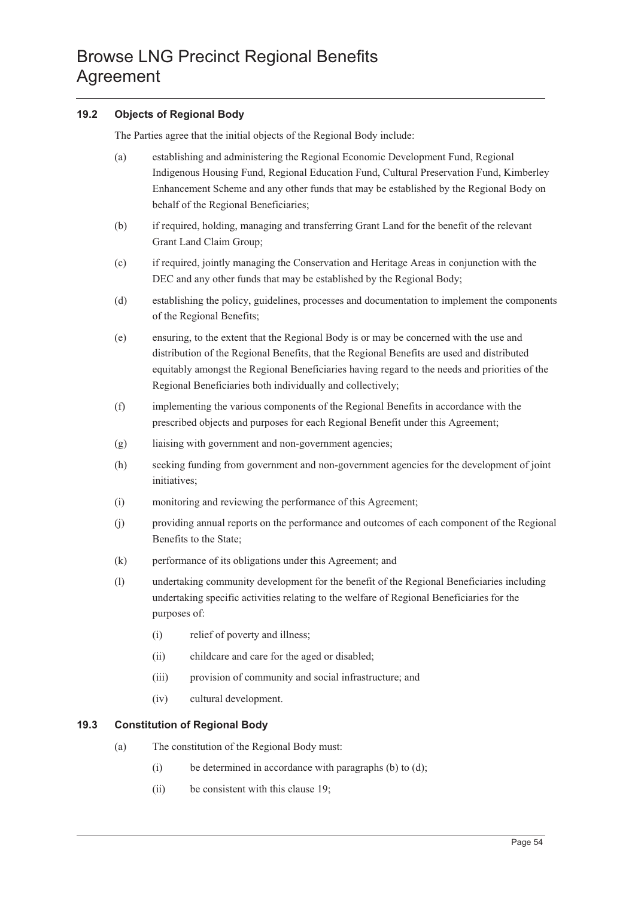### 19.2 Objects of Regional Body

The Parties agree that the initial objects of the Regional Body include:

(a) establishing and administering the Regional Economic Development Fund, Regional Indigenous Housing Fund, Regional Education Fund, Cultural Preservation Fund, Kimberley Enhancement Scheme and any other funds that may be established by the Regional Body on behalf of the Regional Beneficiaries;

(b) if required, holding, managing and transferring Grant Land for the benefit of the relevant Grant Land Claim Group;

(c) if required, jointly managing the Conservation and Heritage Areas in conjunction with the DEC and any other funds that may be established by the Regional Body;

(d) establishing the policy, guidelines, processes and documentation to implement the components of the Regional Benefits;

(e) ensuring, to the extent that the Regional Body is or may be concerned with the use and distribution of the Regional Benefits, that the Regional Benefits are used and distributed equitably amongst the Regional Beneficiaries having regard to the needs and priorities of the Regional Beneficiaries both individually and collectively;

(f) implementing the various components of the Regional Benefits in accordance with the prescribed objects and purposes for each Regional Benefit under this Agreement;

(g) liaising with government and non-government agencies;

(h) seeking funding from government and non-government agencies for the development of joint initiatives;

(i) monitoring and reviewing the performance of this Agreement;

(j) providing annual reports on the performance and outcomes of each component of the Regional Benefits to the State;

(k) performance of its obligations under this Agreement; and

(l) undertaking community development for the benefit of the Regional Beneficiaries including undertaking specific activities relating to the welfare of Regional Beneficiaries for the purposes of:

  (i) relief of poverty and illness;

  (ii) childcare and care for the aged or disabled;

  (iii) provision of community and social infrastructure; and

  (iv) cultural development.

### 19.3 Constitution of Regional Body

(a) The constitution of the Regional Body must:

  (i) be determined in accordance with paragraphs (b) to (d);

  (ii) be consistent with this clause 19;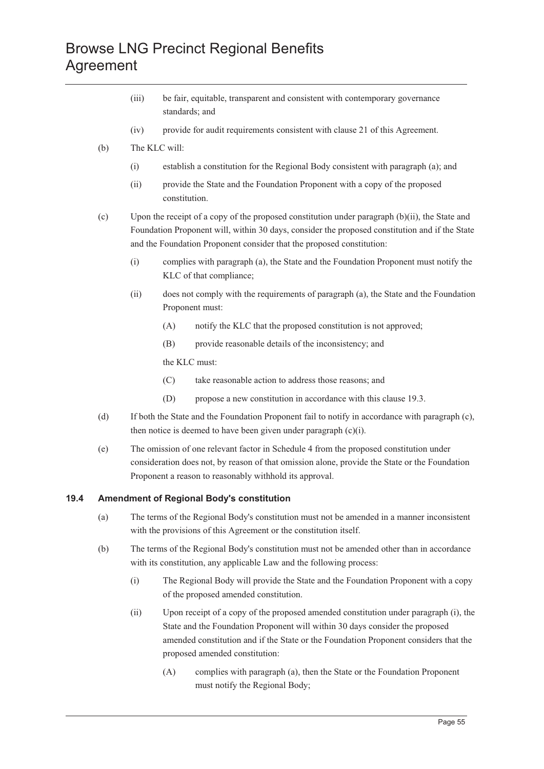(iii) be fair, equitable, transparent and consistent with contemporary governance standards; and

(iv) provide for audit requirements consistent with clause 21 of this Agreement.

(b) The KLC will:

(i) establish a constitution for the Regional Body consistent with paragraph (a); and

(ii) provide the State and the Foundation Proponent with a copy of the proposed constitution.

(c) Upon the receipt of a copy of the proposed constitution under paragraph (b)(ii), the State and Foundation Proponent will, within 30 days, consider the proposed constitution and if the State and the Foundation Proponent consider that the proposed constitution:

(i) complies with paragraph (a), the State and the Foundation Proponent must notify the KLC of that compliance;

(ii) does not comply with the requirements of paragraph (a), the State and the Foundation Proponent must:

(A) notify the KLC that the proposed constitution is not approved;

(B) provide reasonable details of the inconsistency; and

the KLC must:

(C) take reasonable action to address those reasons; and

(D) propose a new constitution in accordance with this clause 19.3.

(d) If both the State and the Foundation Proponent fail to notify in accordance with paragraph (c), then notice is deemed to have been given under paragraph (c)(i).

(e) The omission of one relevant factor in Schedule 4 from the proposed constitution under consideration does not, by reason of that omission alone, provide the State or the Foundation Proponent a reason to reasonably withhold its approval.

### 19.4 Amendment of Regional Body's constitution

(a) The terms of the Regional Body's constitution must not be amended in a manner inconsistent with the provisions of this Agreement or the constitution itself.

(b) The terms of the Regional Body's constitution must not be amended other than in accordance with its constitution, any applicable Law and the following process:

(i) The Regional Body will provide the State and the Foundation Proponent with a copy of the proposed amended constitution.

(ii) Upon receipt of a copy of the proposed amended constitution under paragraph (i), the State and the Foundation Proponent will within 30 days consider the proposed amended constitution and if the State or the Foundation Proponent considers that the proposed amended constitution:

(A) complies with paragraph (a), then the State or the Foundation Proponent must notify the Regional Body;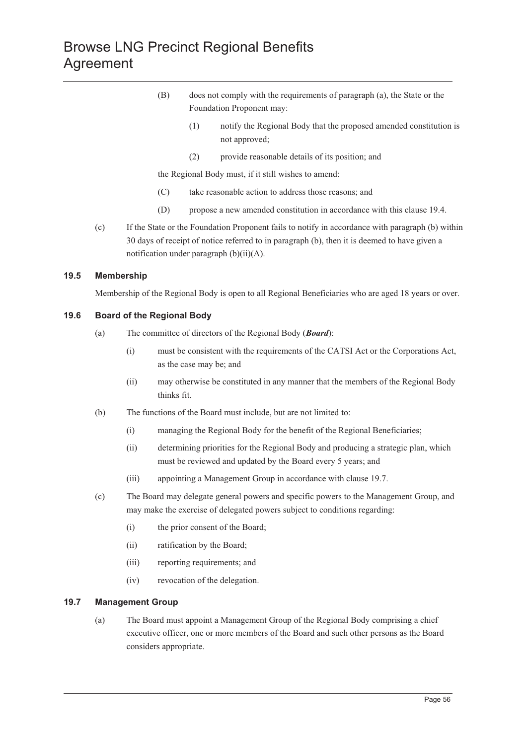(B) does not comply with the requirements of paragraph (a), the State or the Foundation Proponent may:

(1) notify the Regional Body that the proposed amended constitution is not approved;

(2) provide reasonable details of its position; and

the Regional Body must, if it still wishes to amend:

(C) take reasonable action to address those reasons; and

(D) propose a new amended constitution in accordance with this clause 19.4.

(c) If the State or the Foundation Proponent fails to notify in accordance with paragraph (b) within 30 days of receipt of notice referred to in paragraph (b), then it is deemed to have given a notification under paragraph (b)(ii)(A).

### 19.5 Membership

Membership of the Regional Body is open to all Regional Beneficiaries who are aged 18 years or over.

### 19.6 Board of the Regional Body

(a) The committee of directors of the Regional Body (***Board***):

(i) must be consistent with the requirements of the CATSI Act or the Corporations Act, as the case may be; and

(ii) may otherwise be constituted in any manner that the members of the Regional Body thinks fit.

(b) The functions of the Board must include, but are not limited to:

(i) managing the Regional Body for the benefit of the Regional Beneficiaries;

(ii) determining priorities for the Regional Body and producing a strategic plan, which must be reviewed and updated by the Board every 5 years; and

(iii) appointing a Management Group in accordance with clause 19.7.

(c) The Board may delegate general powers and specific powers to the Management Group, and may make the exercise of delegated powers subject to conditions regarding:

(i) the prior consent of the Board;

(ii) ratification by the Board;

(iii) reporting requirements; and

(iv) revocation of the delegation.

### 19.7 Management Group

(a) The Board must appoint a Management Group of the Regional Body comprising a chief executive officer, one or more members of the Board and such other persons as the Board considers appropriate.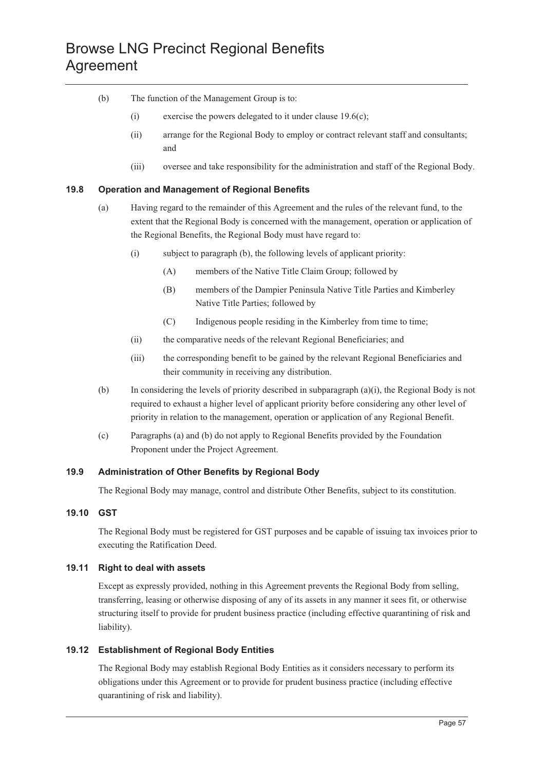(b) The function of the Management Group is to:

  (i) exercise the powers delegated to it under clause 19.6(c);

  (ii) arrange for the Regional Body to employ or contract relevant staff and consultants; and

  (iii) oversee and take responsibility for the administration and staff of the Regional Body.

### 19.8 Operation and Management of Regional Benefits

(a) Having regard to the remainder of this Agreement and the rules of the relevant fund, to the extent that the Regional Body is concerned with the management, operation or application of the Regional Benefits, the Regional Body must have regard to:

  (i) subject to paragraph (b), the following levels of applicant priority:

    (A) members of the Native Title Claim Group; followed by

    (B) members of the Dampier Peninsula Native Title Parties and Kimberley Native Title Parties; followed by

    (C) Indigenous people residing in the Kimberley from time to time;

  (ii) the comparative needs of the relevant Regional Beneficiaries; and

  (iii) the corresponding benefit to be gained by the relevant Regional Beneficiaries and their community in receiving any distribution.

(b) In considering the levels of priority described in subparagraph (a)(i), the Regional Body is not required to exhaust a higher level of applicant priority before considering any other level of priority in relation to the management, operation or application of any Regional Benefit.

(c) Paragraphs (a) and (b) do not apply to Regional Benefits provided by the Foundation Proponent under the Project Agreement.

### 19.9 Administration of Other Benefits by Regional Body

The Regional Body may manage, control and distribute Other Benefits, subject to its constitution.

### 19.10 GST

The Regional Body must be registered for GST purposes and be capable of issuing tax invoices prior to executing the Ratification Deed.

### 19.11 Right to deal with assets

Except as expressly provided, nothing in this Agreement prevents the Regional Body from selling, transferring, leasing or otherwise disposing of any of its assets in any manner it sees fit, or otherwise structuring itself to provide for prudent business practice (including effective quarantining of risk and liability).

### 19.12 Establishment of Regional Body Entities

The Regional Body may establish Regional Body Entities as it considers necessary to perform its obligations under this Agreement or to provide for prudent business practice (including effective quarantining of risk and liability).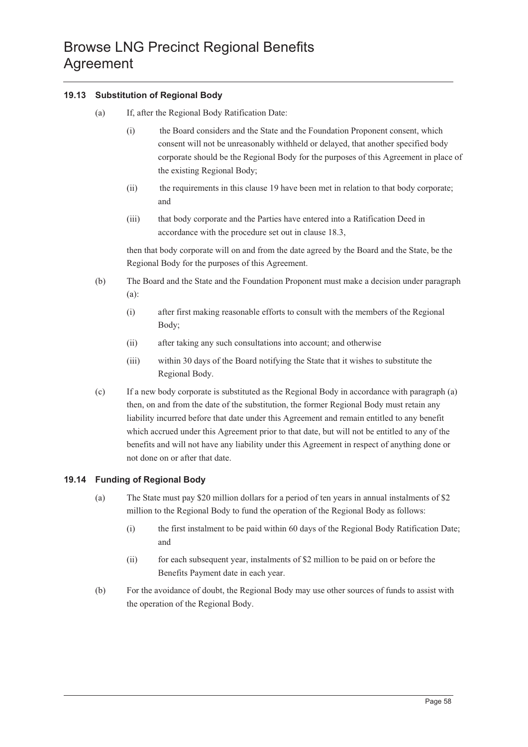### 19.13 Substitution of Regional Body

(a) If, after the Regional Body Ratification Date:

  (i) the Board considers and the State and the Foundation Proponent consent, which consent will not be unreasonably withheld or delayed, that another specified body corporate should be the Regional Body for the purposes of this Agreement in place of the existing Regional Body;

  (ii) the requirements in this clause 19 have been met in relation to that body corporate; and

  (iii) that body corporate and the Parties have entered into a Ratification Deed in accordance with the procedure set out in clause 18.3,

  then that body corporate will on and from the date agreed by the Board and the State, be the Regional Body for the purposes of this Agreement.

(b) The Board and the State and the Foundation Proponent must make a decision under paragraph (a):

  (i) after first making reasonable efforts to consult with the members of the Regional Body;

  (ii) after taking any such consultations into account; and otherwise

  (iii) within 30 days of the Board notifying the State that it wishes to substitute the Regional Body.

(c) If a new body corporate is substituted as the Regional Body in accordance with paragraph (a) then, on and from the date of the substitution, the former Regional Body must retain any liability incurred before that date under this Agreement and remain entitled to any benefit which accrued under this Agreement prior to that date, but will not be entitled to any of the benefits and will not have any liability under this Agreement in respect of anything done or not done on or after that date.

### 19.14 Funding of Regional Body

(a) The State must pay $20 million dollars for a period of ten years in annual instalments of $2 million to the Regional Body to fund the operation of the Regional Body as follows:

  (i) the first instalment to be paid within 60 days of the Regional Body Ratification Date; and

  (ii) for each subsequent year, instalments of $2 million to be paid on or before the Benefits Payment date in each year.

(b) For the avoidance of doubt, the Regional Body may use other sources of funds to assist with the operation of the Regional Body.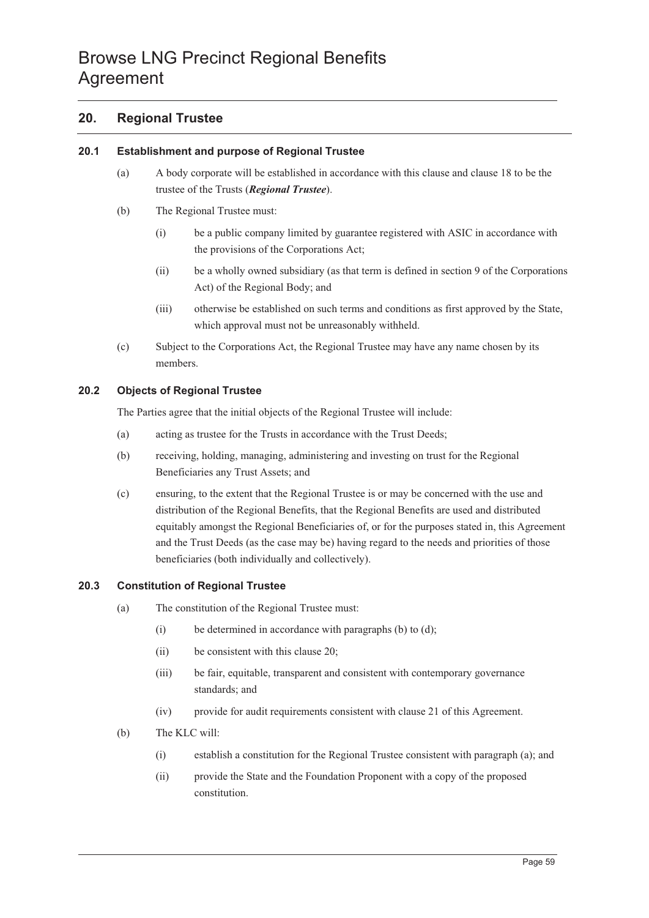## 20. Regional Trustee

### 20.1 Establishment and purpose of Regional Trustee

(a) A body corporate will be established in accordance with this clause and clause 18 to be the trustee of the Trusts (***Regional Trustee***).

(b) The Regional Trustee must:

(i) be a public company limited by guarantee registered with ASIC in accordance with the provisions of the Corporations Act;

(ii) be a wholly owned subsidiary (as that term is defined in section 9 of the Corporations Act) of the Regional Body; and

(iii) otherwise be established on such terms and conditions as first approved by the State, which approval must not be unreasonably withheld.

(c) Subject to the Corporations Act, the Regional Trustee may have any name chosen by its members.

### 20.2 Objects of Regional Trustee

The Parties agree that the initial objects of the Regional Trustee will include:

(a) acting as trustee for the Trusts in accordance with the Trust Deeds;

(b) receiving, holding, managing, administering and investing on trust for the Regional Beneficiaries any Trust Assets; and

(c) ensuring, to the extent that the Regional Trustee is or may be concerned with the use and distribution of the Regional Benefits, that the Regional Benefits are used and distributed equitably amongst the Regional Beneficiaries of, or for the purposes stated in, this Agreement and the Trust Deeds (as the case may be) having regard to the needs and priorities of those beneficiaries (both individually and collectively).

### 20.3 Constitution of Regional Trustee

(a) The constitution of the Regional Trustee must:

(i) be determined in accordance with paragraphs (b) to (d);

(ii) be consistent with this clause 20;

(iii) be fair, equitable, transparent and consistent with contemporary governance standards; and

(iv) provide for audit requirements consistent with clause 21 of this Agreement.

(b) The KLC will:

(i) establish a constitution for the Regional Trustee consistent with paragraph (a); and

(ii) provide the State and the Foundation Proponent with a copy of the proposed constitution.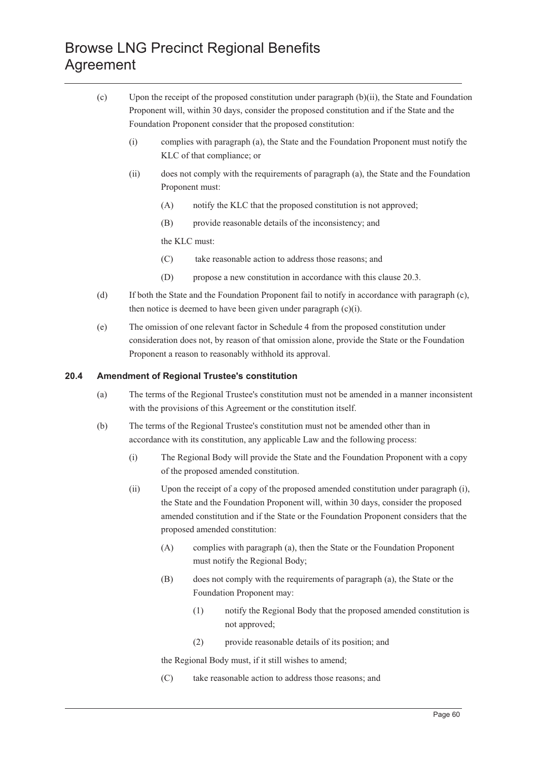(c) Upon the receipt of the proposed constitution under paragraph (b)(ii), the State and Foundation Proponent will, within 30 days, consider the proposed constitution and if the State and the Foundation Proponent consider that the proposed constitution:

   (i) complies with paragraph (a), the State and the Foundation Proponent must notify the KLC of that compliance; or

   (ii) does not comply with the requirements of paragraph (a), the State and the Foundation Proponent must:

      (A) notify the KLC that the proposed constitution is not approved;

      (B) provide reasonable details of the inconsistency; and

   the KLC must:

      (C) take reasonable action to address those reasons; and

      (D) propose a new constitution in accordance with this clause 20.3.

(d) If both the State and the Foundation Proponent fail to notify in accordance with paragraph (c), then notice is deemed to have been given under paragraph (c)(i).

(e) The omission of one relevant factor in Schedule 4 from the proposed constitution under consideration does not, by reason of that omission alone, provide the State or the Foundation Proponent a reason to reasonably withhold its approval.

### 20.4 Amendment of Regional Trustee's constitution

(a) The terms of the Regional Trustee's constitution must not be amended in a manner inconsistent with the provisions of this Agreement or the constitution itself.

(b) The terms of the Regional Trustee's constitution must not be amended other than in accordance with its constitution, any applicable Law and the following process:

   (i) The Regional Body will provide the State and the Foundation Proponent with a copy of the proposed amended constitution.

   (ii) Upon the receipt of a copy of the proposed amended constitution under paragraph (i), the State and the Foundation Proponent will, within 30 days, consider the proposed amended constitution and if the State or the Foundation Proponent considers that the proposed amended constitution:

      (A) complies with paragraph (a), then the State or the Foundation Proponent must notify the Regional Body;

      (B) does not comply with the requirements of paragraph (a), the State or the Foundation Proponent may:

         (1) notify the Regional Body that the proposed amended constitution is not approved;

         (2) provide reasonable details of its position; and

   the Regional Body must, if it still wishes to amend;

      (C) take reasonable action to address those reasons; and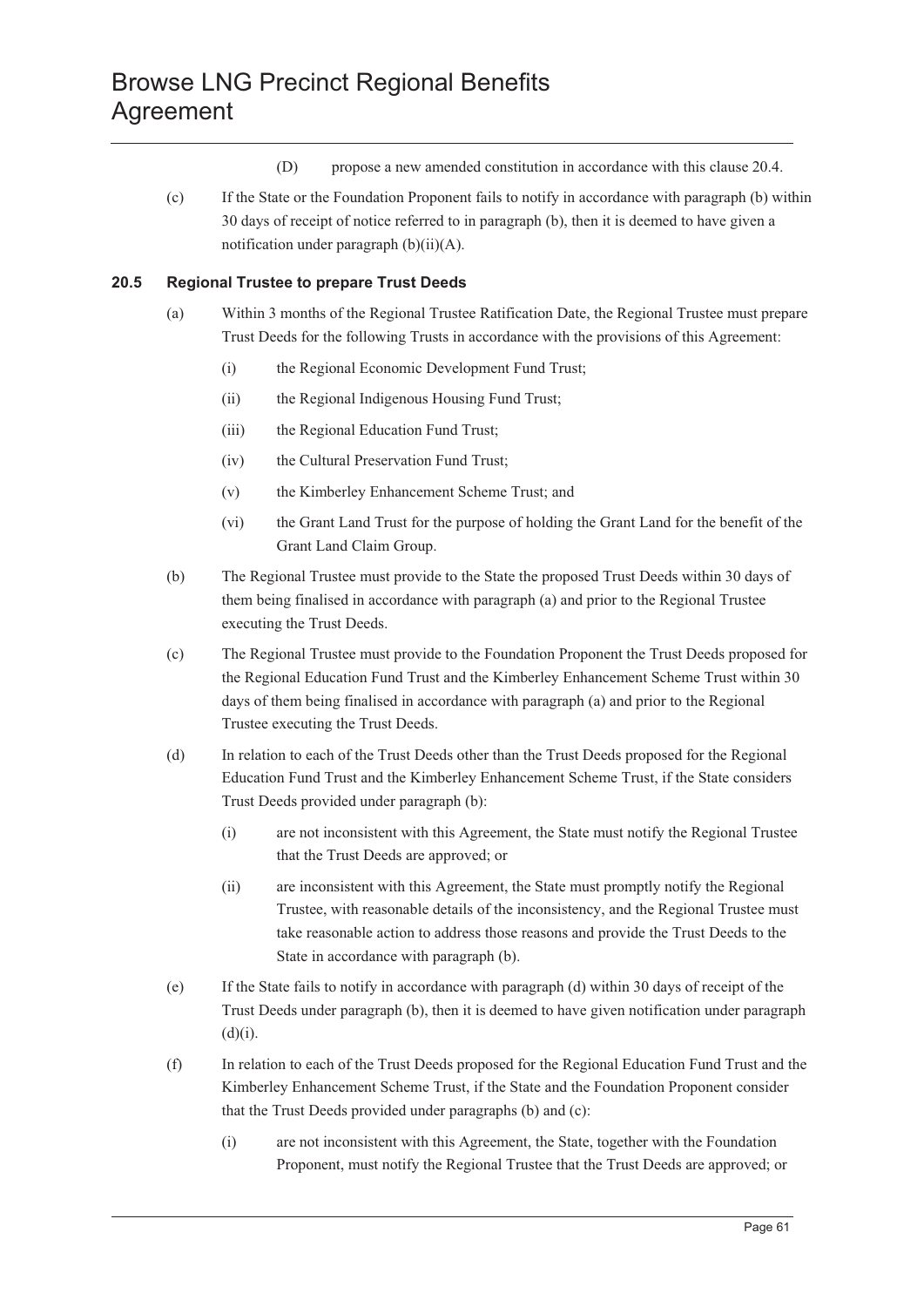(D) propose a new amended constitution in accordance with this clause 20.4.

(c) If the State or the Foundation Proponent fails to notify in accordance with paragraph (b) within 30 days of receipt of notice referred to in paragraph (b), then it is deemed to have given a notification under paragraph (b)(ii)(A).

### 20.5 Regional Trustee to prepare Trust Deeds

(a) Within 3 months of the Regional Trustee Ratification Date, the Regional Trustee must prepare Trust Deeds for the following Trusts in accordance with the provisions of this Agreement:

(i) the Regional Economic Development Fund Trust;

(ii) the Regional Indigenous Housing Fund Trust;

(iii) the Regional Education Fund Trust;

(iv) the Cultural Preservation Fund Trust;

(v) the Kimberley Enhancement Scheme Trust; and

(vi) the Grant Land Trust for the purpose of holding the Grant Land for the benefit of the Grant Land Claim Group.

(b) The Regional Trustee must provide to the State the proposed Trust Deeds within 30 days of them being finalised in accordance with paragraph (a) and prior to the Regional Trustee executing the Trust Deeds.

(c) The Regional Trustee must provide to the Foundation Proponent the Trust Deeds proposed for the Regional Education Fund Trust and the Kimberley Enhancement Scheme Trust within 30 days of them being finalised in accordance with paragraph (a) and prior to the Regional Trustee executing the Trust Deeds.

(d) In relation to each of the Trust Deeds other than the Trust Deeds proposed for the Regional Education Fund Trust and the Kimberley Enhancement Scheme Trust, if the State considers Trust Deeds provided under paragraph (b):

(i) are not inconsistent with this Agreement, the State must notify the Regional Trustee that the Trust Deeds are approved; or

(ii) are inconsistent with this Agreement, the State must promptly notify the Regional Trustee, with reasonable details of the inconsistency, and the Regional Trustee must take reasonable action to address those reasons and provide the Trust Deeds to the State in accordance with paragraph (b).

(e) If the State fails to notify in accordance with paragraph (d) within 30 days of receipt of the Trust Deeds under paragraph (b), then it is deemed to have given notification under paragraph (d)(i).

(f) In relation to each of the Trust Deeds proposed for the Regional Education Fund Trust and the Kimberley Enhancement Scheme Trust, if the State and the Foundation Proponent consider that the Trust Deeds provided under paragraphs (b) and (c):

(i) are not inconsistent with this Agreement, the State, together with the Foundation Proponent, must notify the Regional Trustee that the Trust Deeds are approved; or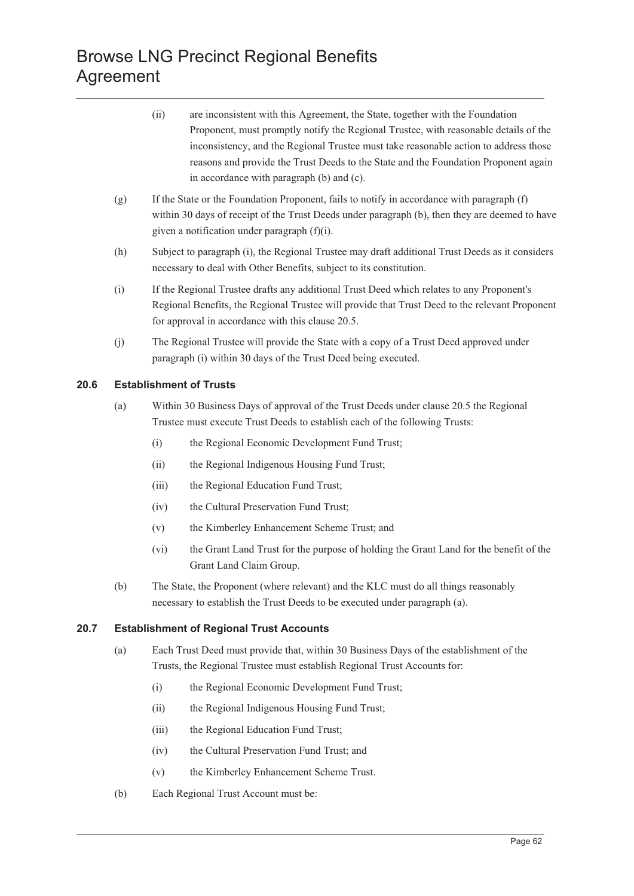(ii) are inconsistent with this Agreement, the State, together with the Foundation Proponent, must promptly notify the Regional Trustee, with reasonable details of the inconsistency, and the Regional Trustee must take reasonable action to address those reasons and provide the Trust Deeds to the State and the Foundation Proponent again in accordance with paragraph (b) and (c).

(g) If the State or the Foundation Proponent, fails to notify in accordance with paragraph (f) within 30 days of receipt of the Trust Deeds under paragraph (b), then they are deemed to have given a notification under paragraph (f)(i).

(h) Subject to paragraph (i), the Regional Trustee may draft additional Trust Deeds as it considers necessary to deal with Other Benefits, subject to its constitution.

(i) If the Regional Trustee drafts any additional Trust Deed which relates to any Proponent's Regional Benefits, the Regional Trustee will provide that Trust Deed to the relevant Proponent for approval in accordance with this clause 20.5.

(j) The Regional Trustee will provide the State with a copy of a Trust Deed approved under paragraph (i) within 30 days of the Trust Deed being executed.

### 20.6 Establishment of Trusts

(a) Within 30 Business Days of approval of the Trust Deeds under clause 20.5 the Regional Trustee must execute Trust Deeds to establish each of the following Trusts:

(i) the Regional Economic Development Fund Trust;

(ii) the Regional Indigenous Housing Fund Trust;

(iii) the Regional Education Fund Trust;

(iv) the Cultural Preservation Fund Trust;

(v) the Kimberley Enhancement Scheme Trust; and

(vi) the Grant Land Trust for the purpose of holding the Grant Land for the benefit of the Grant Land Claim Group.

(b) The State, the Proponent (where relevant) and the KLC must do all things reasonably necessary to establish the Trust Deeds to be executed under paragraph (a).

### 20.7 Establishment of Regional Trust Accounts

(a) Each Trust Deed must provide that, within 30 Business Days of the establishment of the Trusts, the Regional Trustee must establish Regional Trust Accounts for:

(i) the Regional Economic Development Fund Trust;

(ii) the Regional Indigenous Housing Fund Trust;

(iii) the Regional Education Fund Trust;

(iv) the Cultural Preservation Fund Trust; and

(v) the Kimberley Enhancement Scheme Trust.

(b) Each Regional Trust Account must be: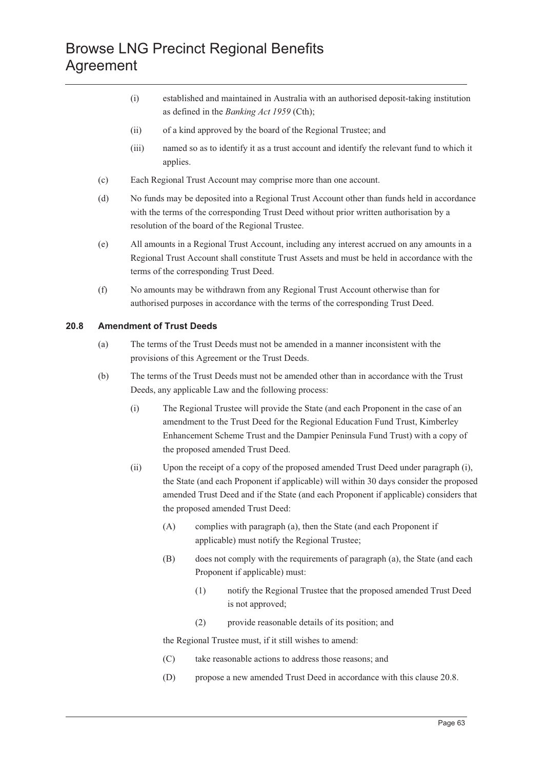(i) established and maintained in Australia with an authorised deposit-taking institution as defined in the *Banking Act 1959* (Cth);

(ii) of a kind approved by the board of the Regional Trustee; and

(iii) named so as to identify it as a trust account and identify the relevant fund to which it applies.

(c) Each Regional Trust Account may comprise more than one account.

(d) No funds may be deposited into a Regional Trust Account other than funds held in accordance with the terms of the corresponding Trust Deed without prior written authorisation by a resolution of the board of the Regional Trustee.

(e) All amounts in a Regional Trust Account, including any interest accrued on any amounts in a Regional Trust Account shall constitute Trust Assets and must be held in accordance with the terms of the corresponding Trust Deed.

(f) No amounts may be withdrawn from any Regional Trust Account otherwise than for authorised purposes in accordance with the terms of the corresponding Trust Deed.

### 20.8 Amendment of Trust Deeds

(a) The terms of the Trust Deeds must not be amended in a manner inconsistent with the provisions of this Agreement or the Trust Deeds.

(b) The terms of the Trust Deeds must not be amended other than in accordance with the Trust Deeds, any applicable Law and the following process:

(i) The Regional Trustee will provide the State (and each Proponent in the case of an amendment to the Trust Deed for the Regional Education Fund Trust, Kimberley Enhancement Scheme Trust and the Dampier Peninsula Fund Trust) with a copy of the proposed amended Trust Deed.

(ii) Upon the receipt of a copy of the proposed amended Trust Deed under paragraph (i), the State (and each Proponent if applicable) will within 30 days consider the proposed amended Trust Deed and if the State (and each Proponent if applicable) considers that the proposed amended Trust Deed:

(A) complies with paragraph (a), then the State (and each Proponent if applicable) must notify the Regional Trustee;

(B) does not comply with the requirements of paragraph (a), the State (and each Proponent if applicable) must:

(1) notify the Regional Trustee that the proposed amended Trust Deed is not approved;

(2) provide reasonable details of its position; and

the Regional Trustee must, if it still wishes to amend:

(C) take reasonable actions to address those reasons; and

(D) propose a new amended Trust Deed in accordance with this clause 20.8.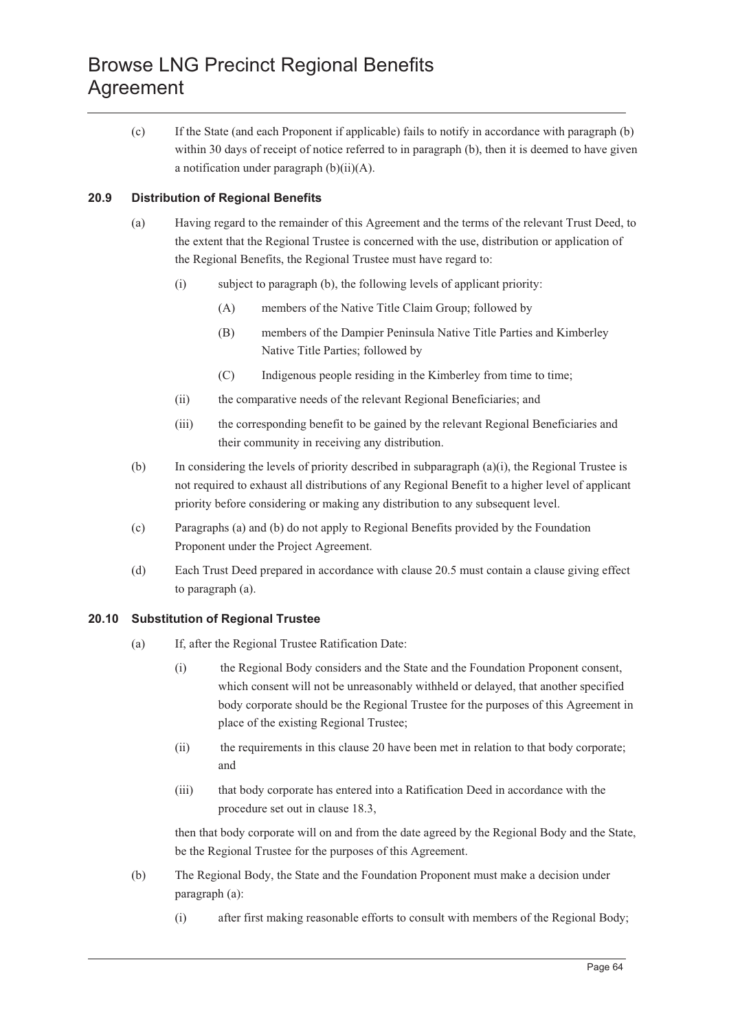(c) If the State (and each Proponent if applicable) fails to notify in accordance with paragraph (b) within 30 days of receipt of notice referred to in paragraph (b), then it is deemed to have given a notification under paragraph (b)(ii)(A).

### 20.9 Distribution of Regional Benefits

(a) Having regard to the remainder of this Agreement and the terms of the relevant Trust Deed, to the extent that the Regional Trustee is concerned with the use, distribution or application of the Regional Benefits, the Regional Trustee must have regard to:

- (i) subject to paragraph (b), the following levels of applicant priority:
  - (A) members of the Native Title Claim Group; followed by
  - (B) members of the Dampier Peninsula Native Title Parties and Kimberley Native Title Parties; followed by
  - (C) Indigenous people residing in the Kimberley from time to time;
- (ii) the comparative needs of the relevant Regional Beneficiaries; and
- (iii) the corresponding benefit to be gained by the relevant Regional Beneficiaries and their community in receiving any distribution.

(b) In considering the levels of priority described in subparagraph (a)(i), the Regional Trustee is not required to exhaust all distributions of any Regional Benefit to a higher level of applicant priority before considering or making any distribution to any subsequent level.

(c) Paragraphs (a) and (b) do not apply to Regional Benefits provided by the Foundation Proponent under the Project Agreement.

(d) Each Trust Deed prepared in accordance with clause 20.5 must contain a clause giving effect to paragraph (a).

### 20.10 Substitution of Regional Trustee

(a) If, after the Regional Trustee Ratification Date:

- (i) the Regional Body considers and the State and the Foundation Proponent consent, which consent will not be unreasonably withheld or delayed, that another specified body corporate should be the Regional Trustee for the purposes of this Agreement in place of the existing Regional Trustee;
- (ii) the requirements in this clause 20 have been met in relation to that body corporate; and
- (iii) that body corporate has entered into a Ratification Deed in accordance with the procedure set out in clause 18.3,

then that body corporate will on and from the date agreed by the Regional Body and the State, be the Regional Trustee for the purposes of this Agreement.

(b) The Regional Body, the State and the Foundation Proponent must make a decision under paragraph (a):

- (i) after first making reasonable efforts to consult with members of the Regional Body;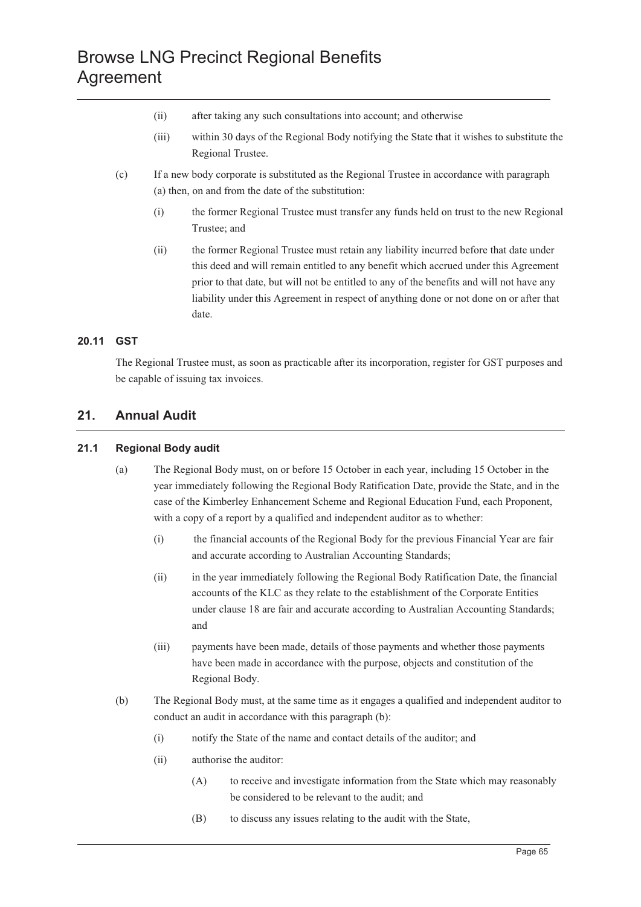(ii) after taking any such consultations into account; and otherwise

(iii) within 30 days of the Regional Body notifying the State that it wishes to substitute the Regional Trustee.

(c) If a new body corporate is substituted as the Regional Trustee in accordance with paragraph (a) then, on and from the date of the substitution:

(i) the former Regional Trustee must transfer any funds held on trust to the new Regional Trustee; and

(ii) the former Regional Trustee must retain any liability incurred before that date under this deed and will remain entitled to any benefit which accrued under this Agreement prior to that date, but will not be entitled to any of the benefits and will not have any liability under this Agreement in respect of anything done or not done on or after that date.

### 20.11 GST

The Regional Trustee must, as soon as practicable after its incorporation, register for GST purposes and be capable of issuing tax invoices.

## 21. Annual Audit

### 21.1 Regional Body audit

(a) The Regional Body must, on or before 15 October in each year, including 15 October in the year immediately following the Regional Body Ratification Date, provide the State, and in the case of the Kimberley Enhancement Scheme and Regional Education Fund, each Proponent, with a copy of a report by a qualified and independent auditor as to whether:

(i) the financial accounts of the Regional Body for the previous Financial Year are fair and accurate according to Australian Accounting Standards;

(ii) in the year immediately following the Regional Body Ratification Date, the financial accounts of the KLC as they relate to the establishment of the Corporate Entities under clause 18 are fair and accurate according to Australian Accounting Standards; and

(iii) payments have been made, details of those payments and whether those payments have been made in accordance with the purpose, objects and constitution of the Regional Body.

(b) The Regional Body must, at the same time as it engages a qualified and independent auditor to conduct an audit in accordance with this paragraph (b):

(i) notify the State of the name and contact details of the auditor; and

(ii) authorise the auditor:

(A) to receive and investigate information from the State which may reasonably be considered to be relevant to the audit; and

(B) to discuss any issues relating to the audit with the State,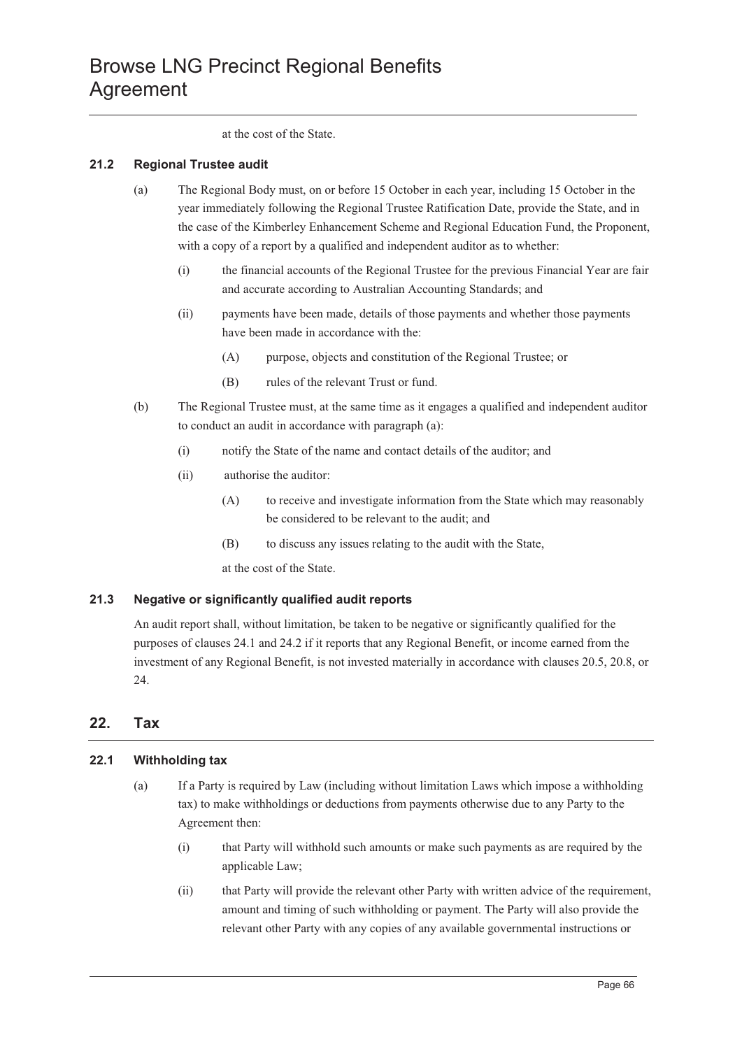at the cost of the State.

### 21.2 Regional Trustee audit

(a) The Regional Body must, on or before 15 October in each year, including 15 October in the year immediately following the Regional Trustee Ratification Date, provide the State, and in the case of the Kimberley Enhancement Scheme and Regional Education Fund, the Proponent, with a copy of a report by a qualified and independent auditor as to whether:

  (i) the financial accounts of the Regional Trustee for the previous Financial Year are fair and accurate according to Australian Accounting Standards; and

  (ii) payments have been made, details of those payments and whether those payments have been made in accordance with the:

    (A) purpose, objects and constitution of the Regional Trustee; or

    (B) rules of the relevant Trust or fund.

(b) The Regional Trustee must, at the same time as it engages a qualified and independent auditor to conduct an audit in accordance with paragraph (a):

  (i) notify the State of the name and contact details of the auditor; and

  (ii) authorise the auditor:

    (A) to receive and investigate information from the State which may reasonably be considered to be relevant to the audit; and

    (B) to discuss any issues relating to the audit with the State,

  at the cost of the State.

### 21.3 Negative or significantly qualified audit reports

An audit report shall, without limitation, be taken to be negative or significantly qualified for the purposes of clauses 24.1 and 24.2 if it reports that any Regional Benefit, or income earned from the investment of any Regional Benefit, is not invested materially in accordance with clauses 20.5, 20.8, or 24.

## 22. Tax

### 22.1 Withholding tax

(a) If a Party is required by Law (including without limitation Laws which impose a withholding tax) to make withholdings or deductions from payments otherwise due to any Party to the Agreement then:

  (i) that Party will withhold such amounts or make such payments as are required by the applicable Law;

  (ii) that Party will provide the relevant other Party with written advice of the requirement, amount and timing of such withholding or payment. The Party will also provide the relevant other Party with any copies of any available governmental instructions or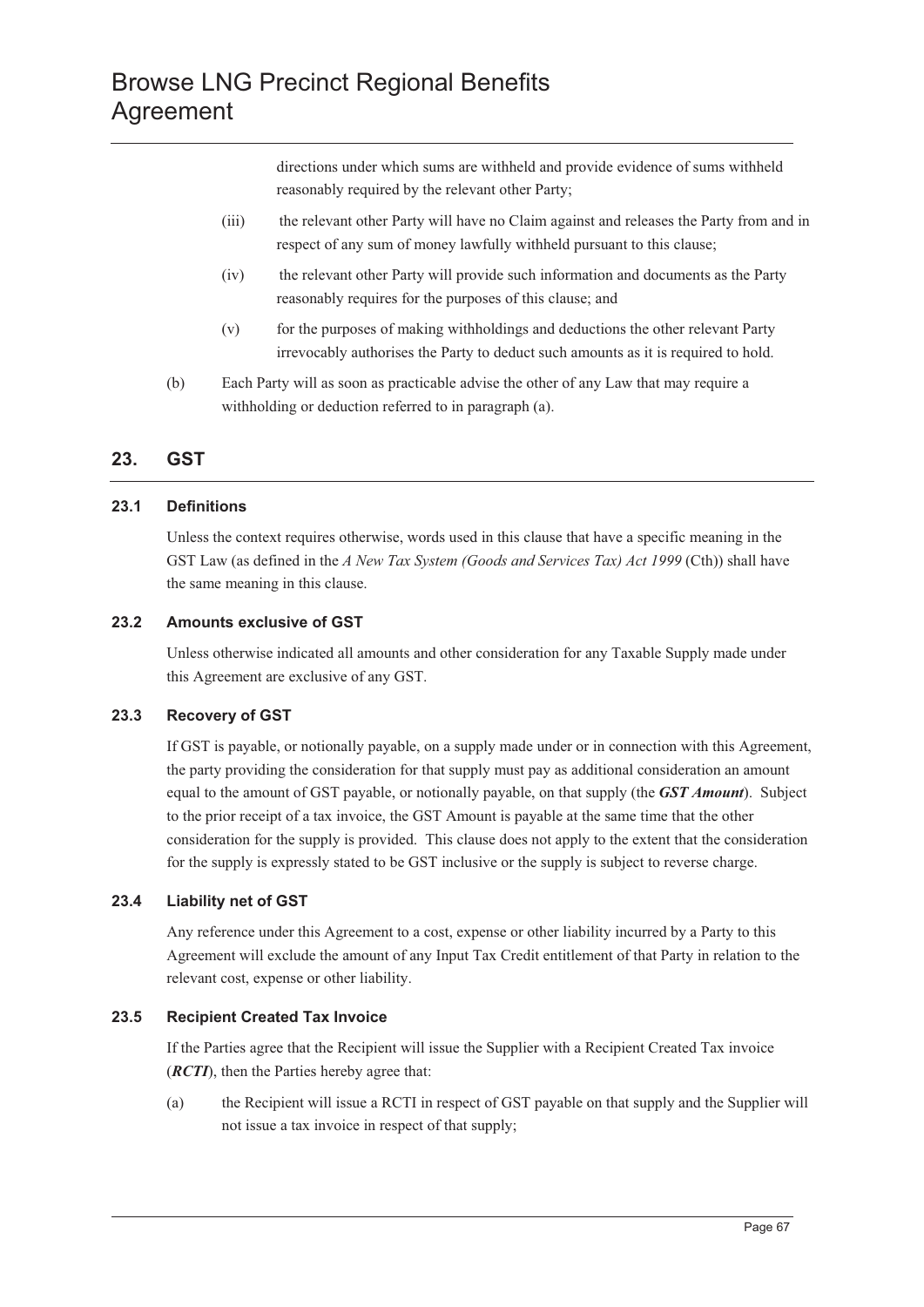directions under which sums are withheld and provide evidence of sums withheld reasonably required by the relevant other Party;

(iii) the relevant other Party will have no Claim against and releases the Party from and in respect of any sum of money lawfully withheld pursuant to this clause;

(iv) the relevant other Party will provide such information and documents as the Party reasonably requires for the purposes of this clause; and

(v) for the purposes of making withholdings and deductions the other relevant Party irrevocably authorises the Party to deduct such amounts as it is required to hold.

(b) Each Party will as soon as practicable advise the other of any Law that may require a withholding or deduction referred to in paragraph (a).

## 23. GST

### 23.1 Definitions

Unless the context requires otherwise, words used in this clause that have a specific meaning in the GST Law (as defined in the *A New Tax System (Goods and Services Tax) Act 1999* (Cth)) shall have the same meaning in this clause.

### 23.2 Amounts exclusive of GST

Unless otherwise indicated all amounts and other consideration for any Taxable Supply made under this Agreement are exclusive of any GST.

### 23.3 Recovery of GST

If GST is payable, or notionally payable, on a supply made under or in connection with this Agreement, the party providing the consideration for that supply must pay as additional consideration an amount equal to the amount of GST payable, or notionally payable, on that supply (the ***GST Amount***). Subject to the prior receipt of a tax invoice, the GST Amount is payable at the same time that the other consideration for the supply is provided. This clause does not apply to the extent that the consideration for the supply is expressly stated to be GST inclusive or the supply is subject to reverse charge.

### 23.4 Liability net of GST

Any reference under this Agreement to a cost, expense or other liability incurred by a Party to this Agreement will exclude the amount of any Input Tax Credit entitlement of that Party in relation to the relevant cost, expense or other liability.

### 23.5 Recipient Created Tax Invoice

If the Parties agree that the Recipient will issue the Supplier with a Recipient Created Tax invoice (***RCTI***), then the Parties hereby agree that:

(a) the Recipient will issue a RCTI in respect of GST payable on that supply and the Supplier will not issue a tax invoice in respect of that supply;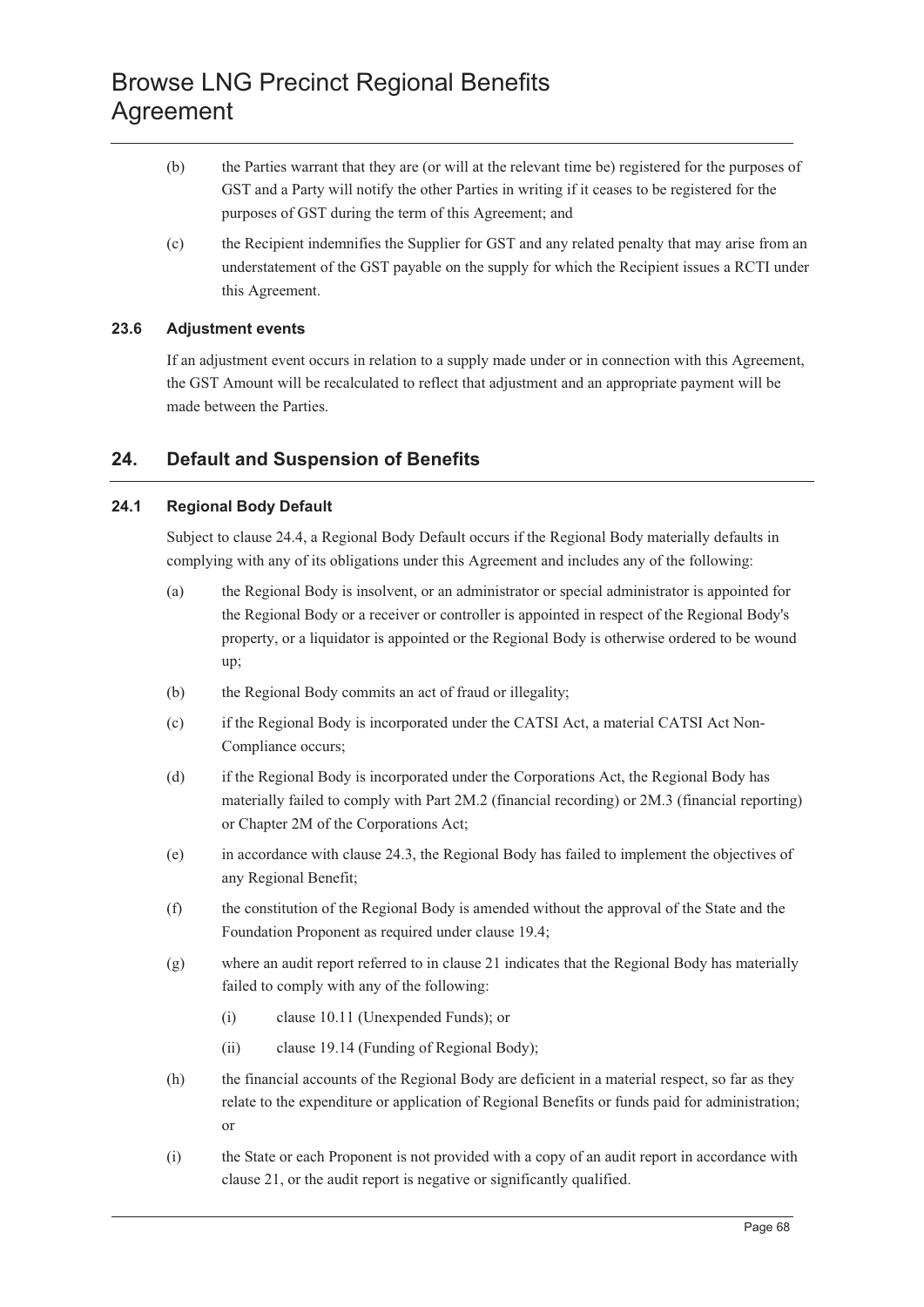(b) the Parties warrant that they are (or will at the relevant time be) registered for the purposes of GST and a Party will notify the other Parties in writing if it ceases to be registered for the purposes of GST during the term of this Agreement; and

(c) the Recipient indemnifies the Supplier for GST and any related penalty that may arise from an understatement of the GST payable on the supply for which the Recipient issues a RCTI under this Agreement.

### 23.6 Adjustment events

If an adjustment event occurs in relation to a supply made under or in connection with this Agreement, the GST Amount will be recalculated to reflect that adjustment and an appropriate payment will be made between the Parties.

## 24. Default and Suspension of Benefits

### 24.1 Regional Body Default

Subject to clause 24.4, a Regional Body Default occurs if the Regional Body materially defaults in complying with any of its obligations under this Agreement and includes any of the following:

(a) the Regional Body is insolvent, or an administrator or special administrator is appointed for the Regional Body or a receiver or controller is appointed in respect of the Regional Body's property, or a liquidator is appointed or the Regional Body is otherwise ordered to be wound up;

(b) the Regional Body commits an act of fraud or illegality;

(c) if the Regional Body is incorporated under the CATSI Act, a material CATSI Act Non-Compliance occurs;

(d) if the Regional Body is incorporated under the Corporations Act, the Regional Body has materially failed to comply with Part 2M.2 (financial recording) or 2M.3 (financial reporting) or Chapter 2M of the Corporations Act;

(e) in accordance with clause 24.3, the Regional Body has failed to implement the objectives of any Regional Benefit;

(f) the constitution of the Regional Body is amended without the approval of the State and the Foundation Proponent as required under clause 19.4;

(g) where an audit report referred to in clause 21 indicates that the Regional Body has materially failed to comply with any of the following:

  (i) clause 10.11 (Unexpended Funds); or

  (ii) clause 19.14 (Funding of Regional Body);

(h) the financial accounts of the Regional Body are deficient in a material respect, so far as they relate to the expenditure or application of Regional Benefits or funds paid for administration; or

(i) the State or each Proponent is not provided with a copy of an audit report in accordance with clause 21, or the audit report is negative or significantly qualified.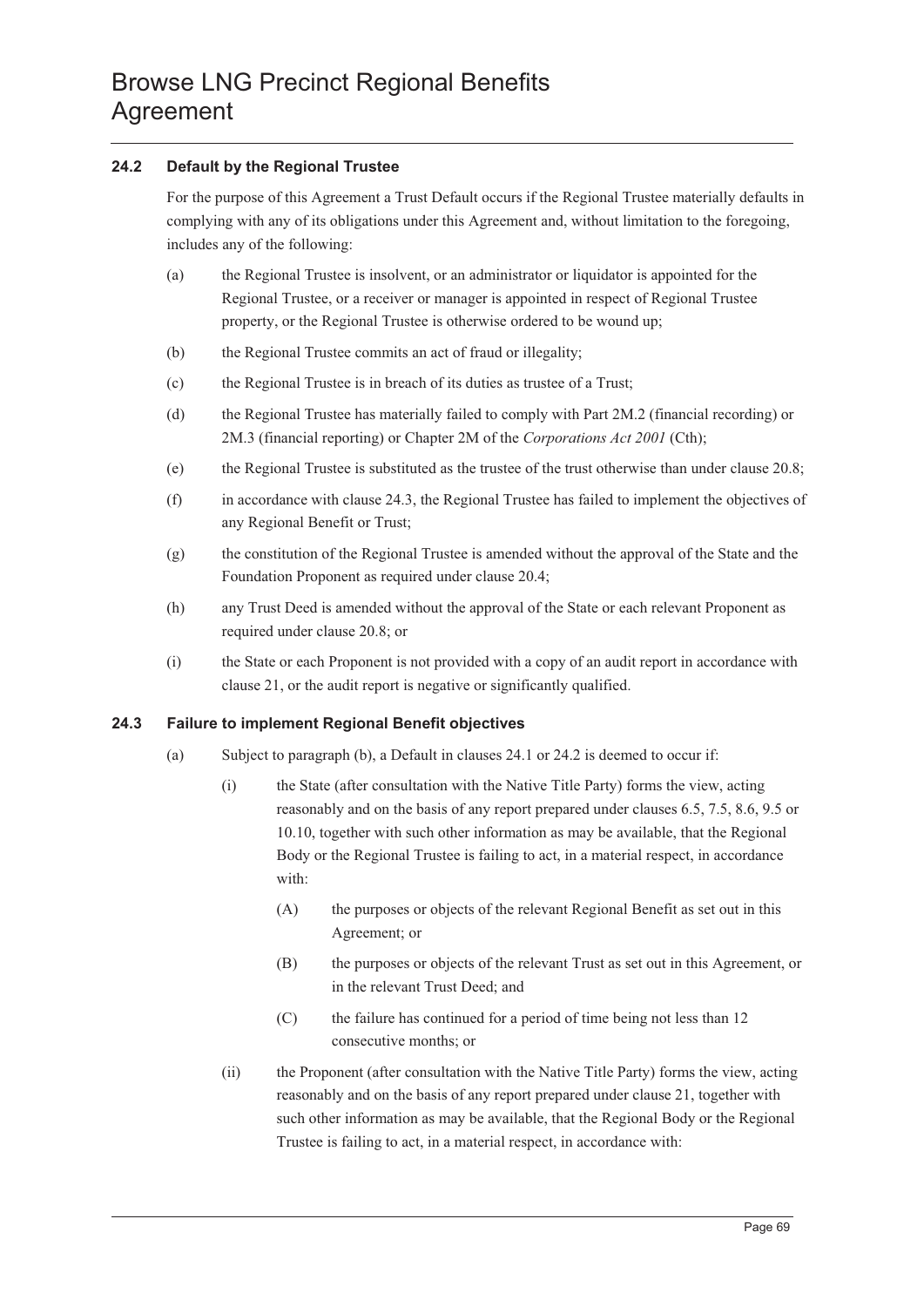### 24.2 Default by the Regional Trustee

For the purpose of this Agreement a Trust Default occurs if the Regional Trustee materially defaults in complying with any of its obligations under this Agreement and, without limitation to the foregoing, includes any of the following:

(a) the Regional Trustee is insolvent, or an administrator or liquidator is appointed for the Regional Trustee, or a receiver or manager is appointed in respect of Regional Trustee property, or the Regional Trustee is otherwise ordered to be wound up;

(b) the Regional Trustee commits an act of fraud or illegality;

(c) the Regional Trustee is in breach of its duties as trustee of a Trust;

(d) the Regional Trustee has materially failed to comply with Part 2M.2 (financial recording) or 2M.3 (financial reporting) or Chapter 2M of the *Corporations Act 2001* (Cth);

(e) the Regional Trustee is substituted as the trustee of the trust otherwise than under clause 20.8;

(f) in accordance with clause 24.3, the Regional Trustee has failed to implement the objectives of any Regional Benefit or Trust;

(g) the constitution of the Regional Trustee is amended without the approval of the State and the Foundation Proponent as required under clause 20.4;

(h) any Trust Deed is amended without the approval of the State or each relevant Proponent as required under clause 20.8; or

(i) the State or each Proponent is not provided with a copy of an audit report in accordance with clause 21, or the audit report is negative or significantly qualified.

### 24.3 Failure to implement Regional Benefit objectives

(a) Subject to paragraph (b), a Default in clauses 24.1 or 24.2 is deemed to occur if:

(i) the State (after consultation with the Native Title Party) forms the view, acting reasonably and on the basis of any report prepared under clauses 6.5, 7.5, 8.6, 9.5 or 10.10, together with such other information as may be available, that the Regional Body or the Regional Trustee is failing to act, in a material respect, in accordance with:

(A) the purposes or objects of the relevant Regional Benefit as set out in this Agreement; or

(B) the purposes or objects of the relevant Trust as set out in this Agreement, or in the relevant Trust Deed; and

(C) the failure has continued for a period of time being not less than 12 consecutive months; or

(ii) the Proponent (after consultation with the Native Title Party) forms the view, acting reasonably and on the basis of any report prepared under clause 21, together with such other information as may be available, that the Regional Body or the Regional Trustee is failing to act, in a material respect, in accordance with: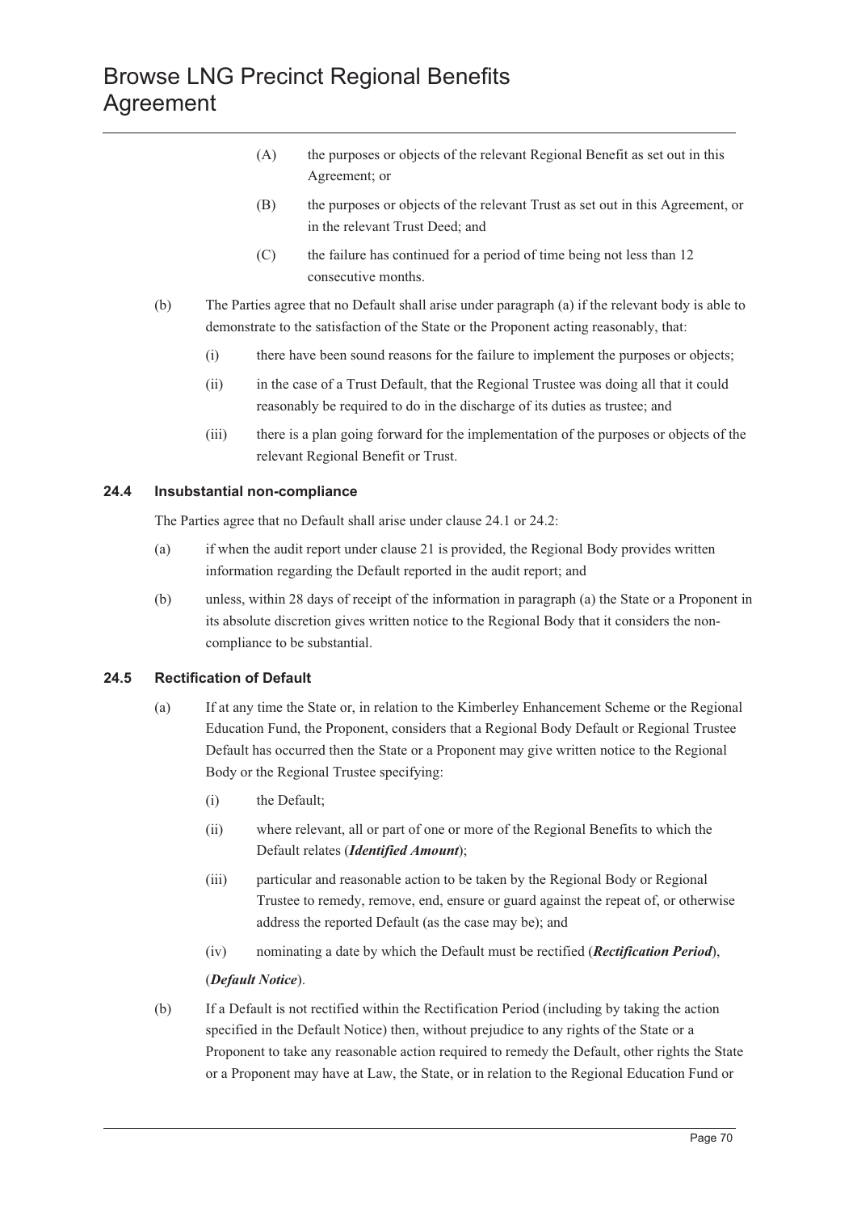(A) the purposes or objects of the relevant Regional Benefit as set out in this Agreement; or

(B) the purposes or objects of the relevant Trust as set out in this Agreement, or in the relevant Trust Deed; and

(C) the failure has continued for a period of time being not less than 12 consecutive months.

(b) The Parties agree that no Default shall arise under paragraph (a) if the relevant body is able to demonstrate to the satisfaction of the State or the Proponent acting reasonably, that:

(i) there have been sound reasons for the failure to implement the purposes or objects;

(ii) in the case of a Trust Default, that the Regional Trustee was doing all that it could reasonably be required to do in the discharge of its duties as trustee; and

(iii) there is a plan going forward for the implementation of the purposes or objects of the relevant Regional Benefit or Trust.

### 24.4 Insubstantial non-compliance

The Parties agree that no Default shall arise under clause 24.1 or 24.2:

(a) if when the audit report under clause 21 is provided, the Regional Body provides written information regarding the Default reported in the audit report; and

(b) unless, within 28 days of receipt of the information in paragraph (a) the State or a Proponent in its absolute discretion gives written notice to the Regional Body that it considers the non-compliance to be substantial.

### 24.5 Rectification of Default

(a) If at any time the State or, in relation to the Kimberley Enhancement Scheme or the Regional Education Fund, the Proponent, considers that a Regional Body Default or Regional Trustee Default has occurred then the State or a Proponent may give written notice to the Regional Body or the Regional Trustee specifying:

(i) the Default;

(ii) where relevant, all or part of one or more of the Regional Benefits to which the Default relates (***Identified Amount***);

(iii) particular and reasonable action to be taken by the Regional Body or Regional Trustee to remedy, remove, end, ensure or guard against the repeat of, or otherwise address the reported Default (as the case may be); and

(iv) nominating a date by which the Default must be rectified (***Rectification Period***),

(***Default Notice***).

(b) If a Default is not rectified within the Rectification Period (including by taking the action specified in the Default Notice) then, without prejudice to any rights of the State or a Proponent to take any reasonable action required to remedy the Default, other rights the State or a Proponent may have at Law, the State, or in relation to the Regional Education Fund or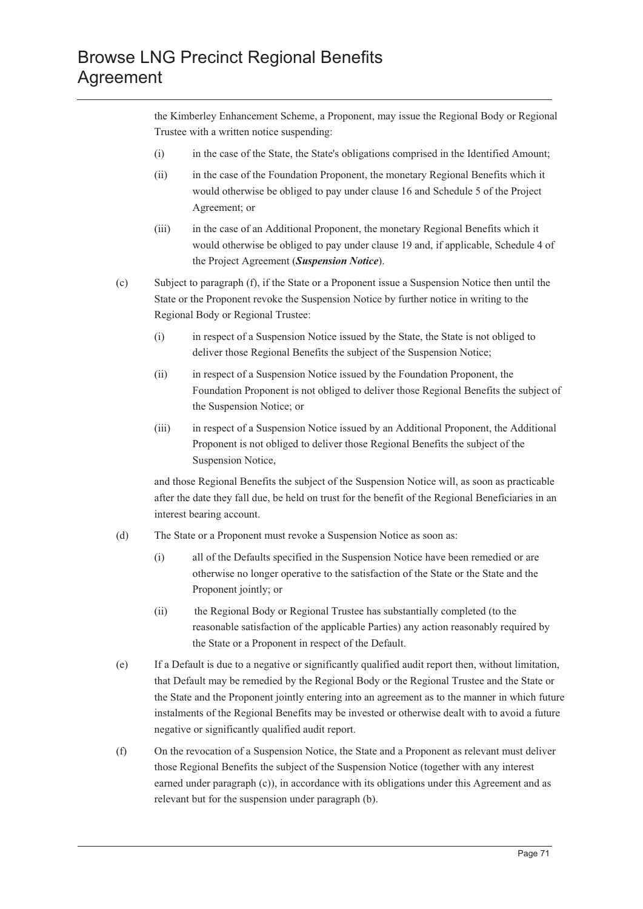the Kimberley Enhancement Scheme, a Proponent, may issue the Regional Body or Regional Trustee with a written notice suspending:

(i) in the case of the State, the State's obligations comprised in the Identified Amount;

(ii) in the case of the Foundation Proponent, the monetary Regional Benefits which it would otherwise be obliged to pay under clause 16 and Schedule 5 of the Project Agreement; or

(iii) in the case of an Additional Proponent, the monetary Regional Benefits which it would otherwise be obliged to pay under clause 19 and, if applicable, Schedule 4 of the Project Agreement (***Suspension Notice***).

(c) Subject to paragraph (f), if the State or a Proponent issue a Suspension Notice then until the State or the Proponent revoke the Suspension Notice by further notice in writing to the Regional Body or Regional Trustee:

(i) in respect of a Suspension Notice issued by the State, the State is not obliged to deliver those Regional Benefits the subject of the Suspension Notice;

(ii) in respect of a Suspension Notice issued by the Foundation Proponent, the Foundation Proponent is not obliged to deliver those Regional Benefits the subject of the Suspension Notice; or

(iii) in respect of a Suspension Notice issued by an Additional Proponent, the Additional Proponent is not obliged to deliver those Regional Benefits the subject of the Suspension Notice,

and those Regional Benefits the subject of the Suspension Notice will, as soon as practicable after the date they fall due, be held on trust for the benefit of the Regional Beneficiaries in an interest bearing account.

(d) The State or a Proponent must revoke a Suspension Notice as soon as:

(i) all of the Defaults specified in the Suspension Notice have been remedied or are otherwise no longer operative to the satisfaction of the State or the State and the Proponent jointly; or

(ii) the Regional Body or Regional Trustee has substantially completed (to the reasonable satisfaction of the applicable Parties) any action reasonably required by the State or a Proponent in respect of the Default.

(e) If a Default is due to a negative or significantly qualified audit report then, without limitation, that Default may be remedied by the Regional Body or the Regional Trustee and the State or the State and the Proponent jointly entering into an agreement as to the manner in which future instalments of the Regional Benefits may be invested or otherwise dealt with to avoid a future negative or significantly qualified audit report.

(f) On the revocation of a Suspension Notice, the State and a Proponent as relevant must deliver those Regional Benefits the subject of the Suspension Notice (together with any interest earned under paragraph (c)), in accordance with its obligations under this Agreement and as relevant but for the suspension under paragraph (b).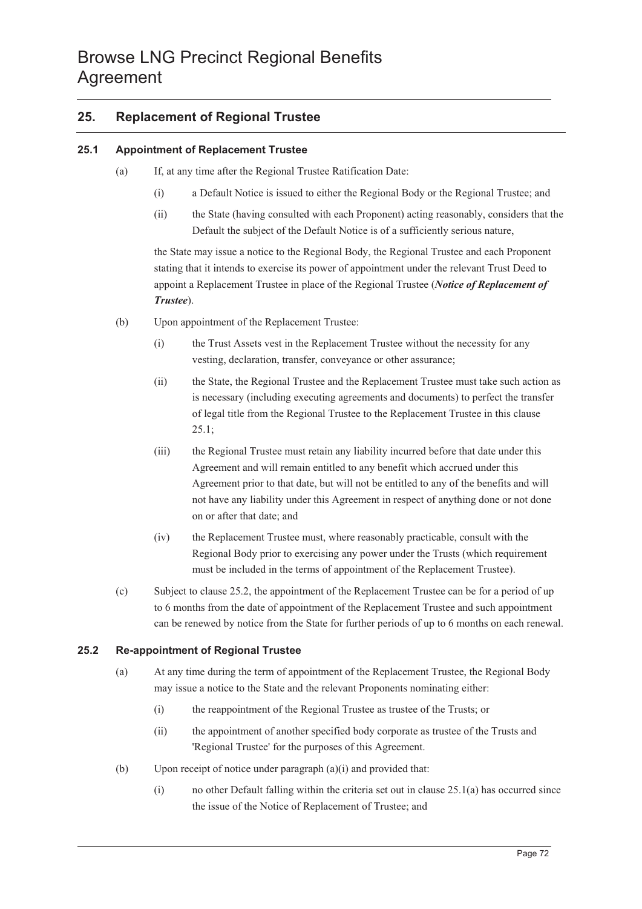## 25. Replacement of Regional Trustee

### 25.1 Appointment of Replacement Trustee

(a) If, at any time after the Regional Trustee Ratification Date:

(i) a Default Notice is issued to either the Regional Body or the Regional Trustee; and

(ii) the State (having consulted with each Proponent) acting reasonably, considers that the Default the subject of the Default Notice is of a sufficiently serious nature,

the State may issue a notice to the Regional Body, the Regional Trustee and each Proponent stating that it intends to exercise its power of appointment under the relevant Trust Deed to appoint a Replacement Trustee in place of the Regional Trustee (***Notice of Replacement of Trustee***).

(b) Upon appointment of the Replacement Trustee:

(i) the Trust Assets vest in the Replacement Trustee without the necessity for any vesting, declaration, transfer, conveyance or other assurance;

(ii) the State, the Regional Trustee and the Replacement Trustee must take such action as is necessary (including executing agreements and documents) to perfect the transfer of legal title from the Regional Trustee to the Replacement Trustee in this clause 25.1;

(iii) the Regional Trustee must retain any liability incurred before that date under this Agreement and will remain entitled to any benefit which accrued under this Agreement prior to that date, but will not be entitled to any of the benefits and will not have any liability under this Agreement in respect of anything done or not done on or after that date; and

(iv) the Replacement Trustee must, where reasonably practicable, consult with the Regional Body prior to exercising any power under the Trusts (which requirement must be included in the terms of appointment of the Replacement Trustee).

(c) Subject to clause 25.2, the appointment of the Replacement Trustee can be for a period of up to 6 months from the date of appointment of the Replacement Trustee and such appointment can be renewed by notice from the State for further periods of up to 6 months on each renewal.

### 25.2 Re-appointment of Regional Trustee

(a) At any time during the term of appointment of the Replacement Trustee, the Regional Body may issue a notice to the State and the relevant Proponents nominating either:

(i) the reappointment of the Regional Trustee as trustee of the Trusts; or

(ii) the appointment of another specified body corporate as trustee of the Trusts and 'Regional Trustee' for the purposes of this Agreement.

(b) Upon receipt of notice under paragraph (a)(i) and provided that:

(i) no other Default falling within the criteria set out in clause 25.1(a) has occurred since the issue of the Notice of Replacement of Trustee; and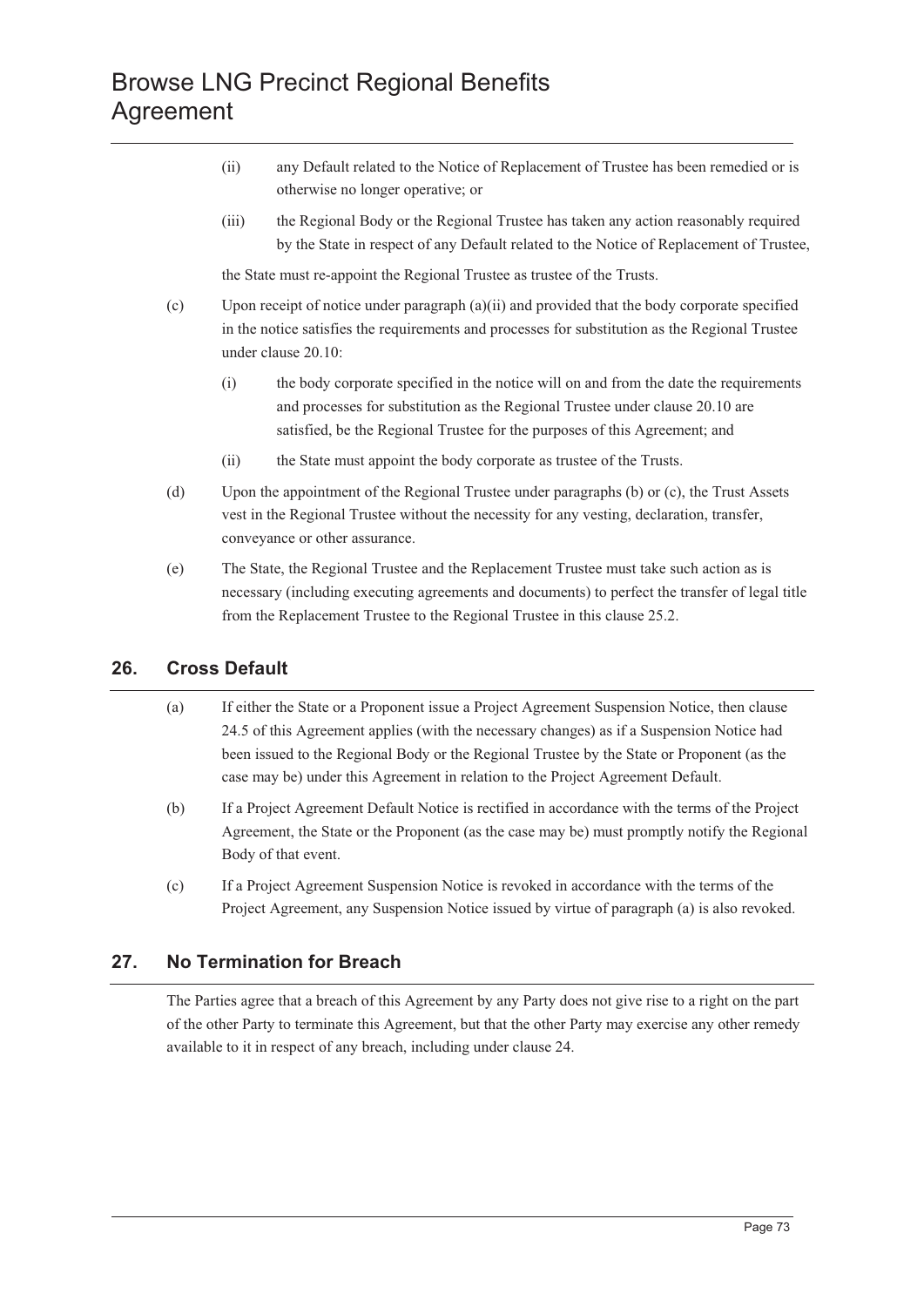(ii) any Default related to the Notice of Replacement of Trustee has been remedied or is otherwise no longer operative; or

(iii) the Regional Body or the Regional Trustee has taken any action reasonably required by the State in respect of any Default related to the Notice of Replacement of Trustee,

the State must re-appoint the Regional Trustee as trustee of the Trusts.

(c) Upon receipt of notice under paragraph (a)(ii) and provided that the body corporate specified in the notice satisfies the requirements and processes for substitution as the Regional Trustee under clause 20.10:

(i) the body corporate specified in the notice will on and from the date the requirements and processes for substitution as the Regional Trustee under clause 20.10 are satisfied, be the Regional Trustee for the purposes of this Agreement; and

(ii) the State must appoint the body corporate as trustee of the Trusts.

(d) Upon the appointment of the Regional Trustee under paragraphs (b) or (c), the Trust Assets vest in the Regional Trustee without the necessity for any vesting, declaration, transfer, conveyance or other assurance.

(e) The State, the Regional Trustee and the Replacement Trustee must take such action as is necessary (including executing agreements and documents) to perfect the transfer of legal title from the Replacement Trustee to the Regional Trustee in this clause 25.2.

## 26. Cross Default

(a) If either the State or a Proponent issue a Project Agreement Suspension Notice, then clause 24.5 of this Agreement applies (with the necessary changes) as if a Suspension Notice had been issued to the Regional Body or the Regional Trustee by the State or Proponent (as the case may be) under this Agreement in relation to the Project Agreement Default.

(b) If a Project Agreement Default Notice is rectified in accordance with the terms of the Project Agreement, the State or the Proponent (as the case may be) must promptly notify the Regional Body of that event.

(c) If a Project Agreement Suspension Notice is revoked in accordance with the terms of the Project Agreement, any Suspension Notice issued by virtue of paragraph (a) is also revoked.

## 27. No Termination for Breach

The Parties agree that a breach of this Agreement by any Party does not give rise to a right on the part of the other Party to terminate this Agreement, but that the other Party may exercise any other remedy available to it in respect of any breach, including under clause 24.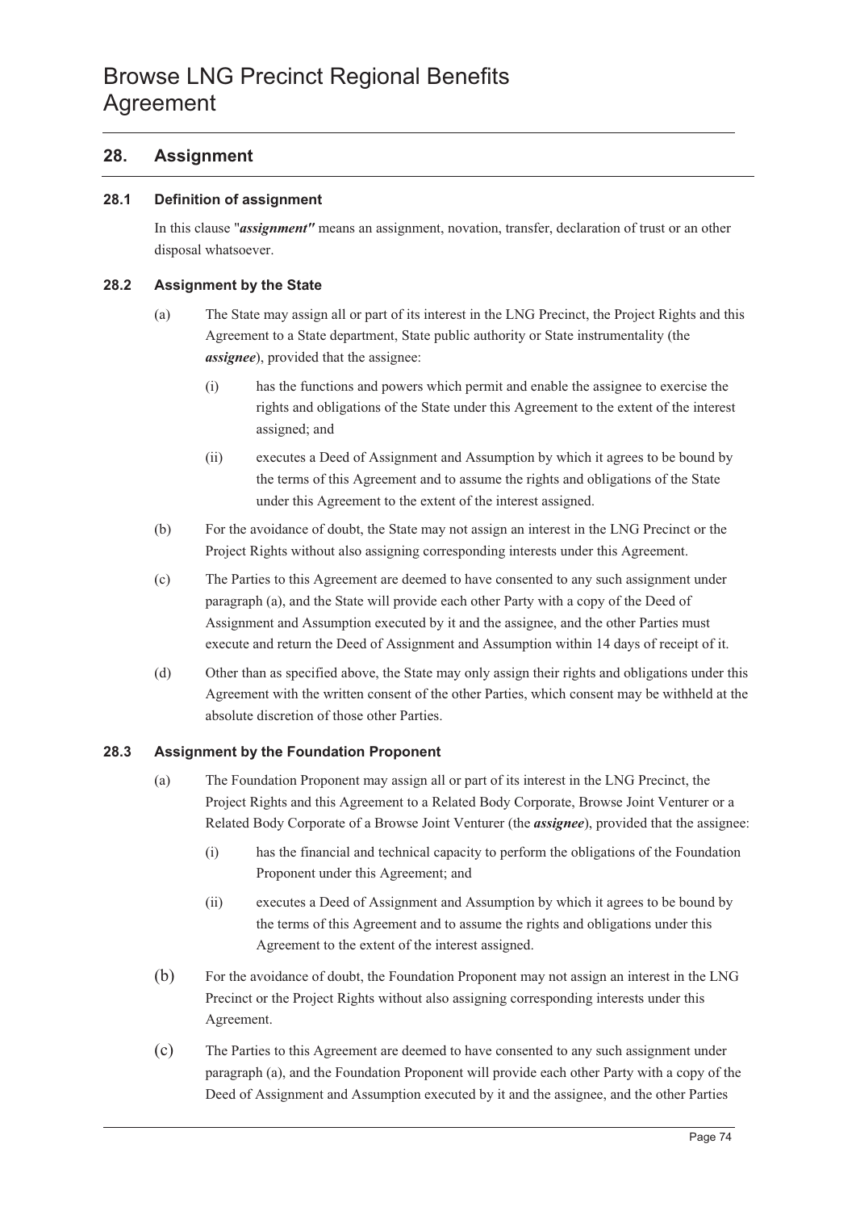## 28. Assignment

### 28.1 Definition of assignment

In this clause "***assignment"*** means an assignment, novation, transfer, declaration of trust or an other disposal whatsoever.

### 28.2 Assignment by the State

(a) The State may assign all or part of its interest in the LNG Precinct, the Project Rights and this Agreement to a State department, State public authority or State instrumentality (the ***assignee***), provided that the assignee:

(i) has the functions and powers which permit and enable the assignee to exercise the rights and obligations of the State under this Agreement to the extent of the interest assigned; and

(ii) executes a Deed of Assignment and Assumption by which it agrees to be bound by the terms of this Agreement and to assume the rights and obligations of the State under this Agreement to the extent of the interest assigned.

(b) For the avoidance of doubt, the State may not assign an interest in the LNG Precinct or the Project Rights without also assigning corresponding interests under this Agreement.

(c) The Parties to this Agreement are deemed to have consented to any such assignment under paragraph (a), and the State will provide each other Party with a copy of the Deed of Assignment and Assumption executed by it and the assignee, and the other Parties must execute and return the Deed of Assignment and Assumption within 14 days of receipt of it.

(d) Other than as specified above, the State may only assign their rights and obligations under this Agreement with the written consent of the other Parties, which consent may be withheld at the absolute discretion of those other Parties.

### 28.3 Assignment by the Foundation Proponent

(a) The Foundation Proponent may assign all or part of its interest in the LNG Precinct, the Project Rights and this Agreement to a Related Body Corporate, Browse Joint Venturer or a Related Body Corporate of a Browse Joint Venturer (the ***assignee***), provided that the assignee:

(i) has the financial and technical capacity to perform the obligations of the Foundation Proponent under this Agreement; and

(ii) executes a Deed of Assignment and Assumption by which it agrees to be bound by the terms of this Agreement and to assume the rights and obligations under this Agreement to the extent of the interest assigned.

(b) For the avoidance of doubt, the Foundation Proponent may not assign an interest in the LNG Precinct or the Project Rights without also assigning corresponding interests under this Agreement.

(c) The Parties to this Agreement are deemed to have consented to any such assignment under paragraph (a), and the Foundation Proponent will provide each other Party with a copy of the Deed of Assignment and Assumption executed by it and the assignee, and the other Parties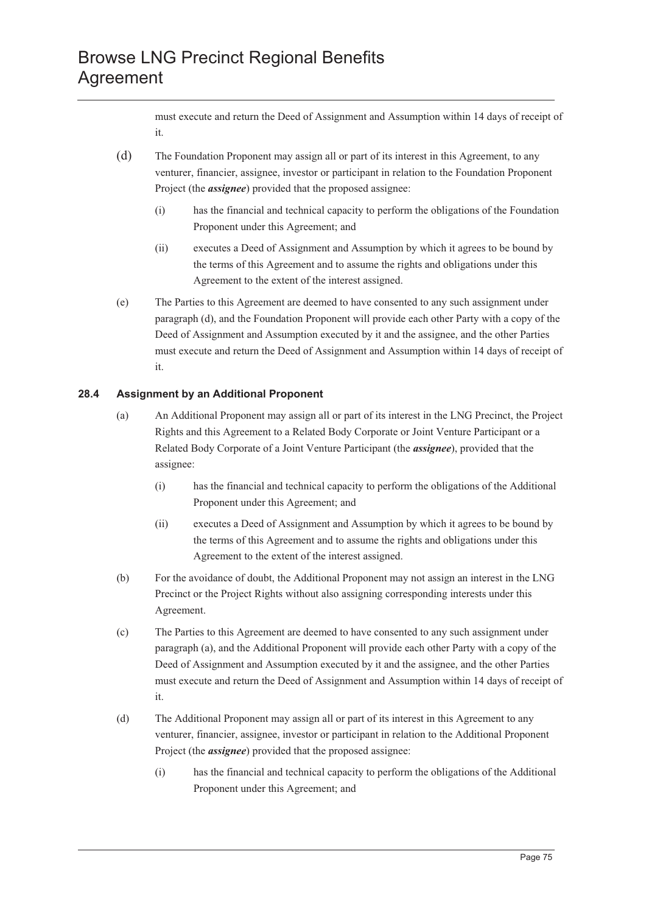must execute and return the Deed of Assignment and Assumption within 14 days of receipt of it.

(d) The Foundation Proponent may assign all or part of its interest in this Agreement, to any venturer, financier, assignee, investor or participant in relation to the Foundation Proponent Project (the ***assignee***) provided that the proposed assignee:

(i) has the financial and technical capacity to perform the obligations of the Foundation Proponent under this Agreement; and

(ii) executes a Deed of Assignment and Assumption by which it agrees to be bound by the terms of this Agreement and to assume the rights and obligations under this Agreement to the extent of the interest assigned.

(e) The Parties to this Agreement are deemed to have consented to any such assignment under paragraph (d), and the Foundation Proponent will provide each other Party with a copy of the Deed of Assignment and Assumption executed by it and the assignee, and the other Parties must execute and return the Deed of Assignment and Assumption within 14 days of receipt of it.

### 28.4 Assignment by an Additional Proponent

(a) An Additional Proponent may assign all or part of its interest in the LNG Precinct, the Project Rights and this Agreement to a Related Body Corporate or Joint Venture Participant or a Related Body Corporate of a Joint Venture Participant (the ***assignee***), provided that the assignee:

(i) has the financial and technical capacity to perform the obligations of the Additional Proponent under this Agreement; and

(ii) executes a Deed of Assignment and Assumption by which it agrees to be bound by the terms of this Agreement and to assume the rights and obligations under this Agreement to the extent of the interest assigned.

(b) For the avoidance of doubt, the Additional Proponent may not assign an interest in the LNG Precinct or the Project Rights without also assigning corresponding interests under this Agreement.

(c) The Parties to this Agreement are deemed to have consented to any such assignment under paragraph (a), and the Additional Proponent will provide each other Party with a copy of the Deed of Assignment and Assumption executed by it and the assignee, and the other Parties must execute and return the Deed of Assignment and Assumption within 14 days of receipt of it.

(d) The Additional Proponent may assign all or part of its interest in this Agreement to any venturer, financier, assignee, investor or participant in relation to the Additional Proponent Project (the ***assignee***) provided that the proposed assignee:

(i) has the financial and technical capacity to perform the obligations of the Additional Proponent under this Agreement; and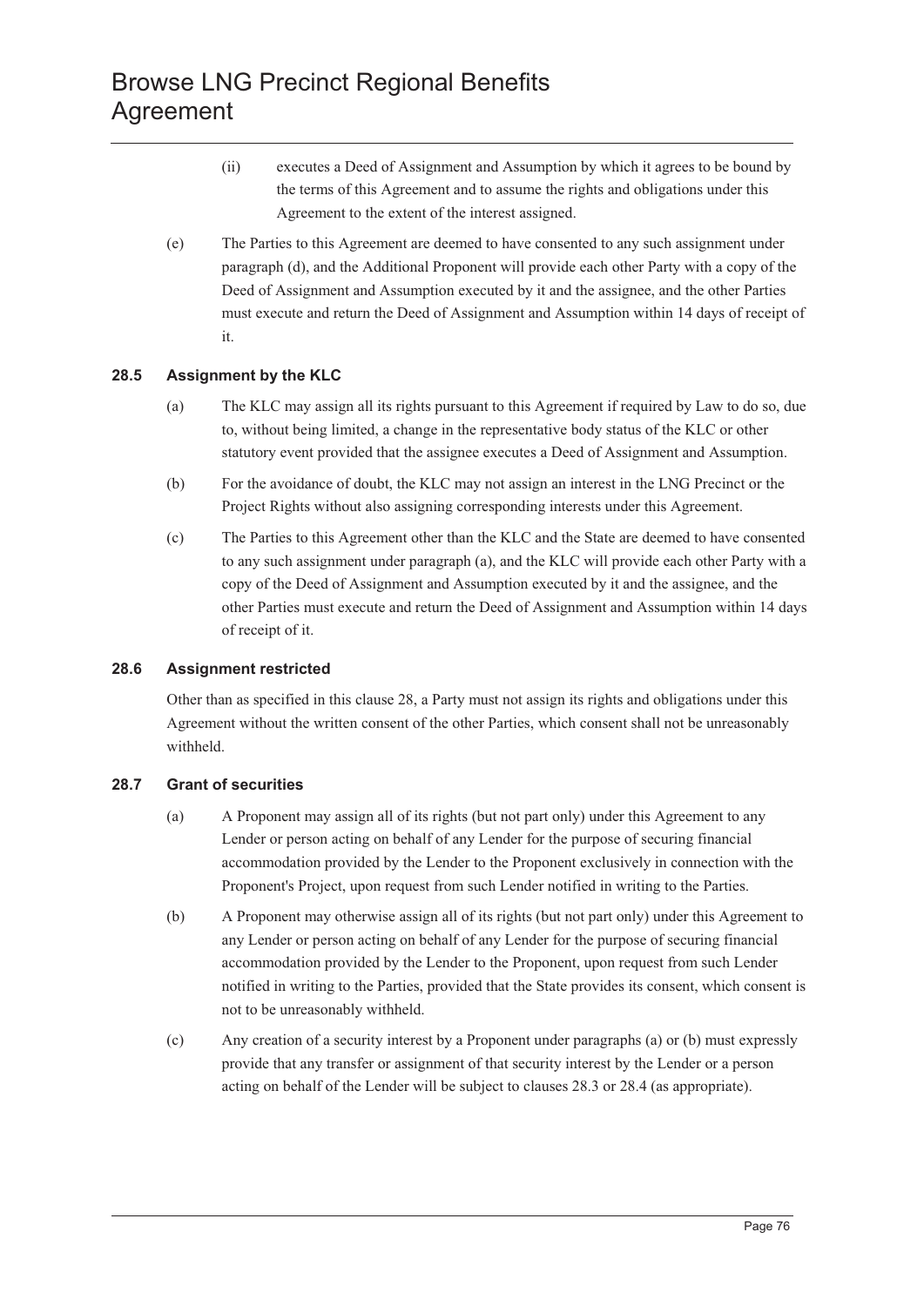(ii) executes a Deed of Assignment and Assumption by which it agrees to be bound by the terms of this Agreement and to assume the rights and obligations under this Agreement to the extent of the interest assigned.

(e) The Parties to this Agreement are deemed to have consented to any such assignment under paragraph (d), and the Additional Proponent will provide each other Party with a copy of the Deed of Assignment and Assumption executed by it and the assignee, and the other Parties must execute and return the Deed of Assignment and Assumption within 14 days of receipt of it.

### 28.5 Assignment by the KLC

(a) The KLC may assign all its rights pursuant to this Agreement if required by Law to do so, due to, without being limited, a change in the representative body status of the KLC or other statutory event provided that the assignee executes a Deed of Assignment and Assumption.

(b) For the avoidance of doubt, the KLC may not assign an interest in the LNG Precinct or the Project Rights without also assigning corresponding interests under this Agreement.

(c) The Parties to this Agreement other than the KLC and the State are deemed to have consented to any such assignment under paragraph (a), and the KLC will provide each other Party with a copy of the Deed of Assignment and Assumption executed by it and the assignee, and the other Parties must execute and return the Deed of Assignment and Assumption within 14 days of receipt of it.

### 28.6 Assignment restricted

Other than as specified in this clause 28, a Party must not assign its rights and obligations under this Agreement without the written consent of the other Parties, which consent shall not be unreasonably withheld.

### 28.7 Grant of securities

(a) A Proponent may assign all of its rights (but not part only) under this Agreement to any Lender or person acting on behalf of any Lender for the purpose of securing financial accommodation provided by the Lender to the Proponent exclusively in connection with the Proponent's Project, upon request from such Lender notified in writing to the Parties.

(b) A Proponent may otherwise assign all of its rights (but not part only) under this Agreement to any Lender or person acting on behalf of any Lender for the purpose of securing financial accommodation provided by the Lender to the Proponent, upon request from such Lender notified in writing to the Parties, provided that the State provides its consent, which consent is not to be unreasonably withheld.

(c) Any creation of a security interest by a Proponent under paragraphs (a) or (b) must expressly provide that any transfer or assignment of that security interest by the Lender or a person acting on behalf of the Lender will be subject to clauses 28.3 or 28.4 (as appropriate).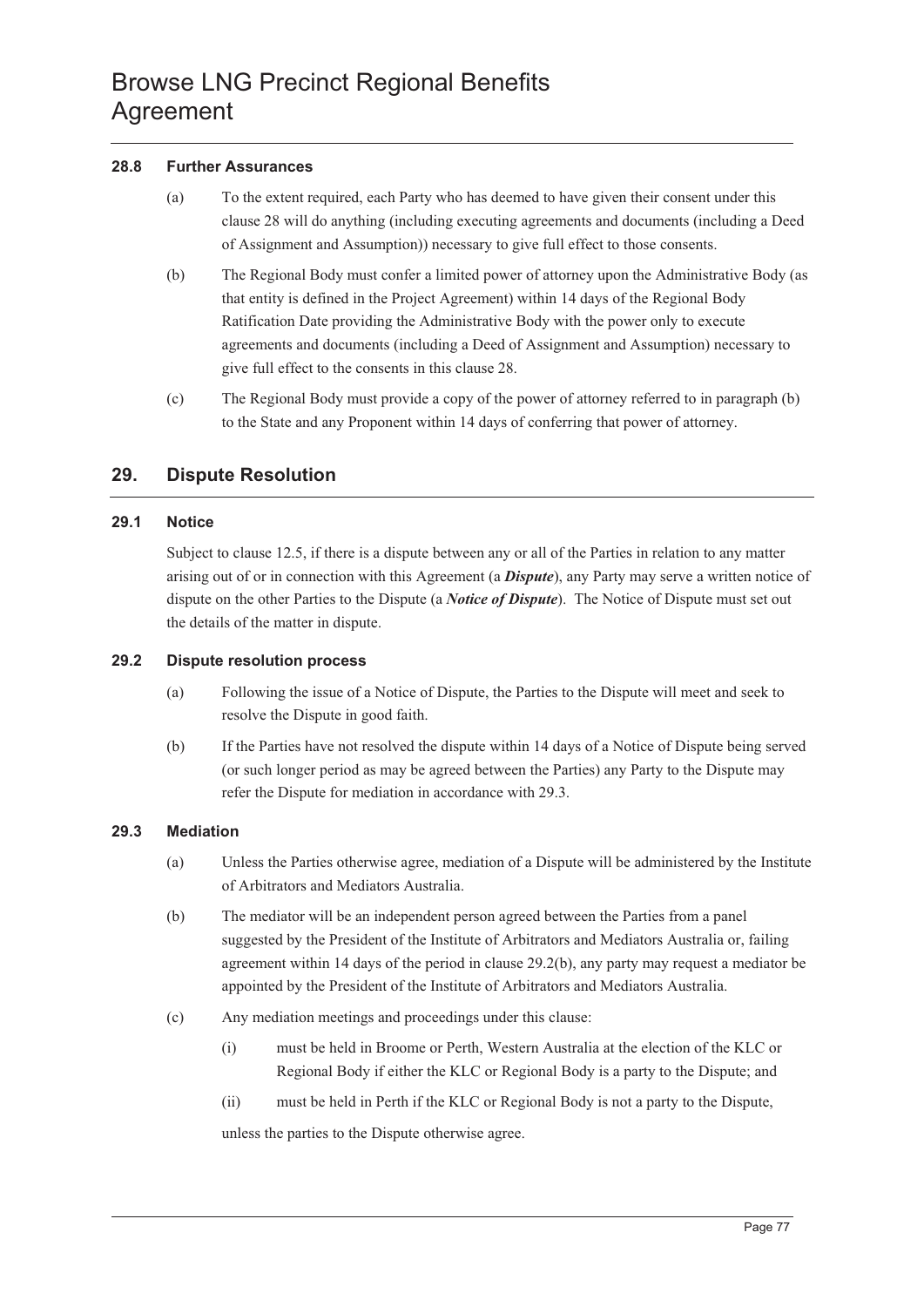### 28.8 Further Assurances

(a) To the extent required, each Party who has deemed to have given their consent under this clause 28 will do anything (including executing agreements and documents (including a Deed of Assignment and Assumption)) necessary to give full effect to those consents.

(b) The Regional Body must confer a limited power of attorney upon the Administrative Body (as that entity is defined in the Project Agreement) within 14 days of the Regional Body Ratification Date providing the Administrative Body with the power only to execute agreements and documents (including a Deed of Assignment and Assumption) necessary to give full effect to the consents in this clause 28.

(c) The Regional Body must provide a copy of the power of attorney referred to in paragraph (b) to the State and any Proponent within 14 days of conferring that power of attorney.

## 29. Dispute Resolution

### 29.1 Notice

Subject to clause 12.5, if there is a dispute between any or all of the Parties in relation to any matter arising out of or in connection with this Agreement (a ***Dispute***), any Party may serve a written notice of dispute on the other Parties to the Dispute (a ***Notice of Dispute***). The Notice of Dispute must set out the details of the matter in dispute.

### 29.2 Dispute resolution process

(a) Following the issue of a Notice of Dispute, the Parties to the Dispute will meet and seek to resolve the Dispute in good faith.

(b) If the Parties have not resolved the dispute within 14 days of a Notice of Dispute being served (or such longer period as may be agreed between the Parties) any Party to the Dispute may refer the Dispute for mediation in accordance with 29.3.

### 29.3 Mediation

(a) Unless the Parties otherwise agree, mediation of a Dispute will be administered by the Institute of Arbitrators and Mediators Australia.

(b) The mediator will be an independent person agreed between the Parties from a panel suggested by the President of the Institute of Arbitrators and Mediators Australia or, failing agreement within 14 days of the period in clause 29.2(b), any party may request a mediator be appointed by the President of the Institute of Arbitrators and Mediators Australia.

(c) Any mediation meetings and proceedings under this clause:

(i) must be held in Broome or Perth, Western Australia at the election of the KLC or Regional Body if either the KLC or Regional Body is a party to the Dispute; and

(ii) must be held in Perth if the KLC or Regional Body is not a party to the Dispute,

unless the parties to the Dispute otherwise agree.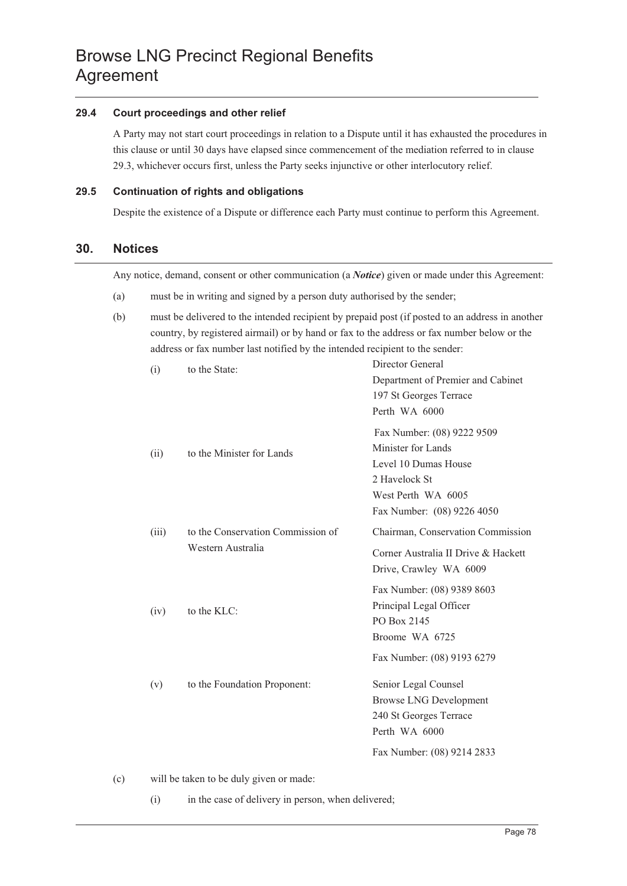### 29.4 Court proceedings and other relief

A Party may not start court proceedings in relation to a Dispute until it has exhausted the procedures in this clause or until 30 days have elapsed since commencement of the mediation referred to in clause 29.3, whichever occurs first, unless the Party seeks injunctive or other interlocutory relief.

### 29.5 Continuation of rights and obligations

Despite the existence of a Dispute or difference each Party must continue to perform this Agreement.

## 30. Notices

Any notice, demand, consent or other communication (a ***Notice***) given or made under this Agreement:

(a) must be in writing and signed by a person duty authorised by the sender;

(b) must be delivered to the intended recipient by prepaid post (if posted to an address in another country, by registered airmail) or by hand or fax to the address or fax number below or the address or fax number last notified by the intended recipient to the sender:

| | | |
|---|---|---|
| (i) | to the State: | Director General<br>Department of Premier and Cabinet<br>197 St Georges Terrace<br>Perth WA 6000<br>Fax Number: (08) 9222 9509 |
| (ii) | to the Minister for Lands | Minister for Lands<br>Level 10 Dumas House<br>2 Havelock St<br>West Perth WA 6005<br>Fax Number: (08) 9226 4050 |
| (iii) | to the Conservation Commission of Western Australia | Chairman, Conservation Commission<br>Corner Australia II Drive & Hackett Drive, Crawley WA 6009<br>Fax Number: (08) 9389 8603 |
| (iv) | to the KLC: | Principal Legal Officer<br>PO Box 2145<br>Broome WA 6725<br>Fax Number: (08) 9193 6279 |
| (v) | to the Foundation Proponent: | Senior Legal Counsel<br>Browse LNG Development<br>240 St Georges Terrace<br>Perth WA 6000<br>Fax Number: (08) 9214 2833 |

(c) will be taken to be duly given or made:

(i) in the case of delivery in person, when delivered;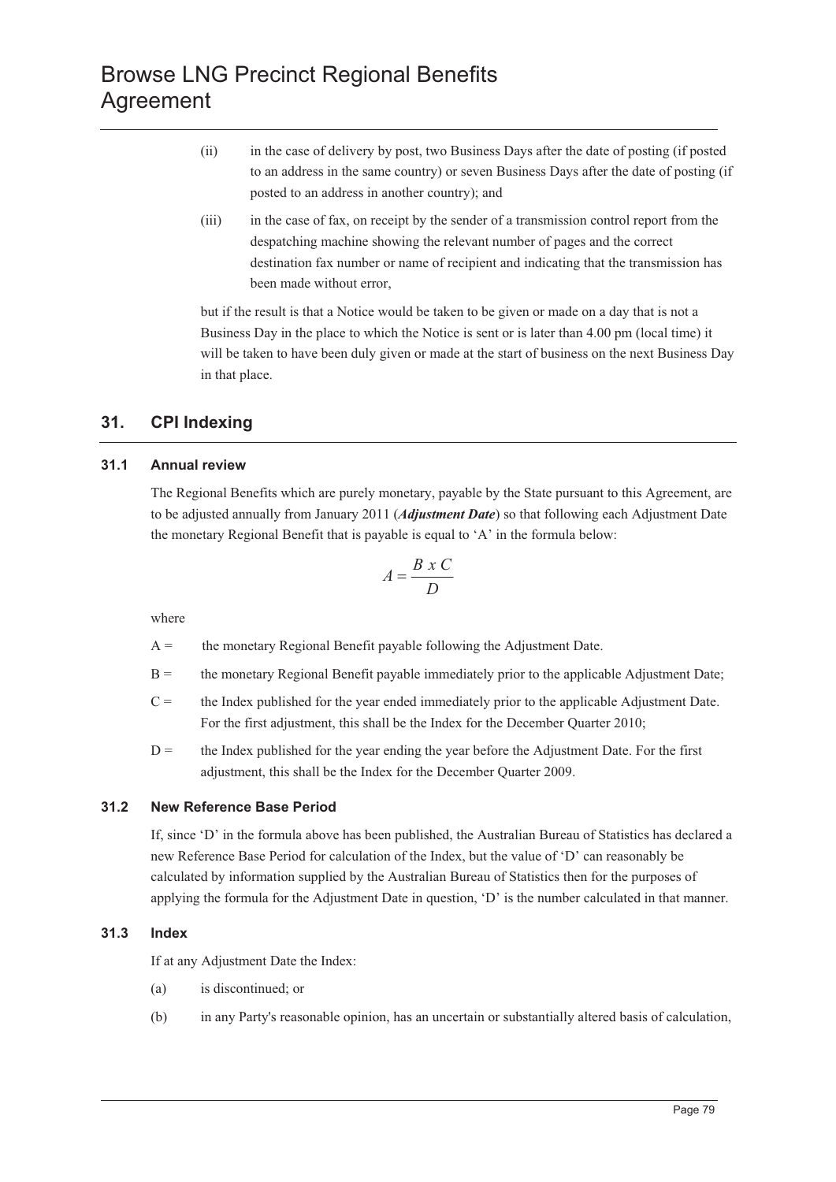(ii) in the case of delivery by post, two Business Days after the date of posting (if posted to an address in the same country) or seven Business Days after the date of posting (if posted to an address in another country); and

(iii) in the case of fax, on receipt by the sender of a transmission control report from the despatching machine showing the relevant number of pages and the correct destination fax number or name of recipient and indicating that the transmission has been made without error,

but if the result is that a Notice would be taken to be given or made on a day that is not a Business Day in the place to which the Notice is sent or is later than 4.00 pm (local time) it will be taken to have been duly given or made at the start of business on the next Business Day in that place.

## 31. CPI Indexing

### 31.1 Annual review

The Regional Benefits which are purely monetary, payable by the State pursuant to this Agreement, are to be adjusted annually from January 2011 (***Adjustment Date***) so that following each Adjustment Date the monetary Regional Benefit that is payable is equal to 'A' in the formula below:

$$A = \frac{B \times C}{D}$$

where

A = the monetary Regional Benefit payable following the Adjustment Date.

B = the monetary Regional Benefit payable immediately prior to the applicable Adjustment Date;

C = the Index published for the year ended immediately prior to the applicable Adjustment Date. For the first adjustment, this shall be the Index for the December Quarter 2010;

D = the Index published for the year ending the year before the Adjustment Date. For the first adjustment, this shall be the Index for the December Quarter 2009.

### 31.2 New Reference Base Period

If, since 'D' in the formula above has been published, the Australian Bureau of Statistics has declared a new Reference Base Period for calculation of the Index, but the value of 'D' can reasonably be calculated by information supplied by the Australian Bureau of Statistics then for the purposes of applying the formula for the Adjustment Date in question, 'D' is the number calculated in that manner.

### 31.3 Index

If at any Adjustment Date the Index:

(a) is discontinued; or

(b) in any Party's reasonable opinion, has an uncertain or substantially altered basis of calculation,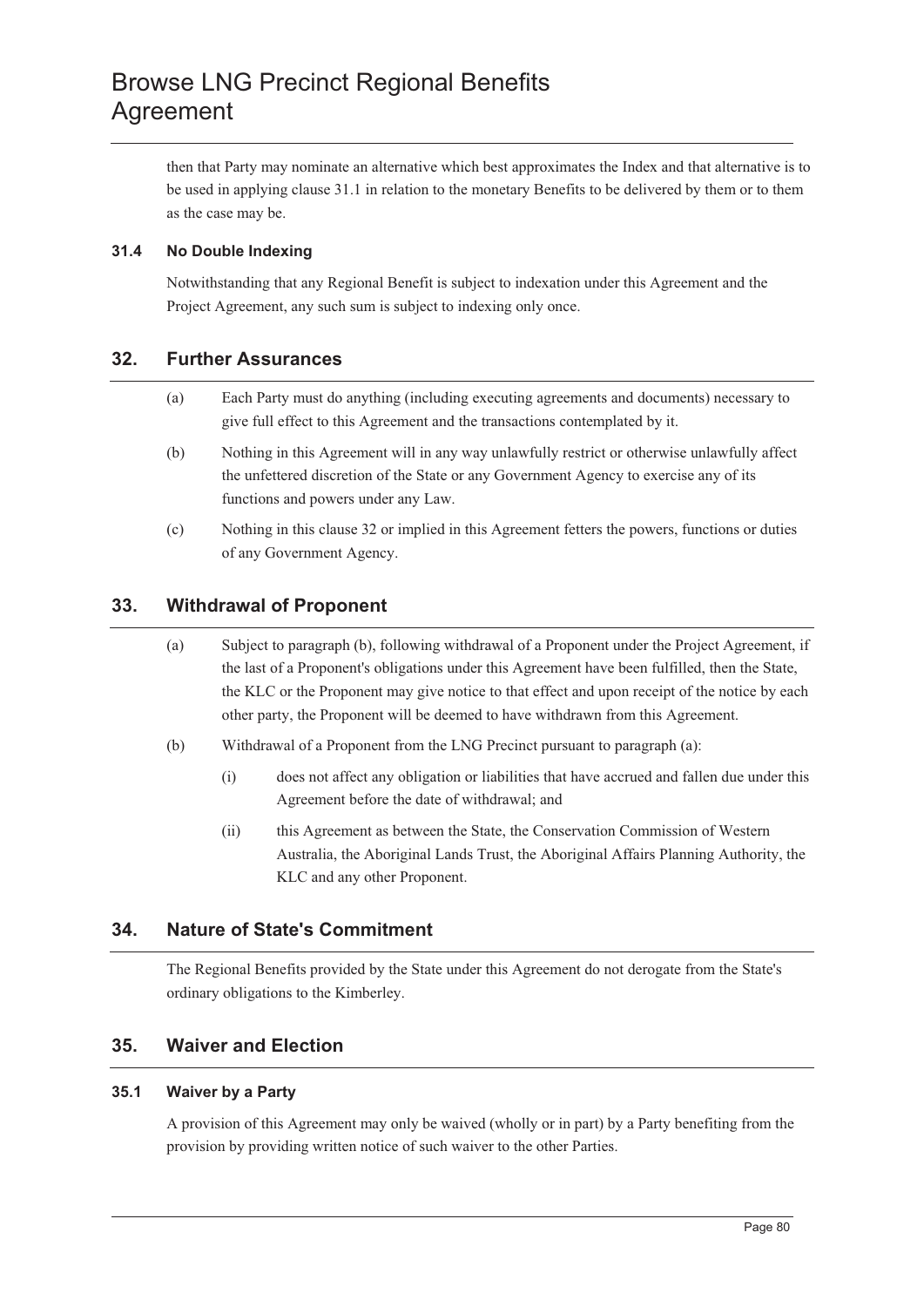then that Party may nominate an alternative which best approximates the Index and that alternative is to be used in applying clause 31.1 in relation to the monetary Benefits to be delivered by them or to them as the case may be.

### 31.4 No Double Indexing

Notwithstanding that any Regional Benefit is subject to indexation under this Agreement and the Project Agreement, any such sum is subject to indexing only once.

## 32. Further Assurances

(a) Each Party must do anything (including executing agreements and documents) necessary to give full effect to this Agreement and the transactions contemplated by it.

(b) Nothing in this Agreement will in any way unlawfully restrict or otherwise unlawfully affect the unfettered discretion of the State or any Government Agency to exercise any of its functions and powers under any Law.

(c) Nothing in this clause 32 or implied in this Agreement fetters the powers, functions or duties of any Government Agency.

## 33. Withdrawal of Proponent

(a) Subject to paragraph (b), following withdrawal of a Proponent under the Project Agreement, if the last of a Proponent's obligations under this Agreement have been fulfilled, then the State, the KLC or the Proponent may give notice to that effect and upon receipt of the notice by each other party, the Proponent will be deemed to have withdrawn from this Agreement.

(b) Withdrawal of a Proponent from the LNG Precinct pursuant to paragraph (a):

   (i) does not affect any obligation or liabilities that have accrued and fallen due under this Agreement before the date of withdrawal; and

   (ii) this Agreement as between the State, the Conservation Commission of Western Australia, the Aboriginal Lands Trust, the Aboriginal Affairs Planning Authority, the KLC and any other Proponent.

## 34. Nature of State's Commitment

The Regional Benefits provided by the State under this Agreement do not derogate from the State's ordinary obligations to the Kimberley.

## 35. Waiver and Election

### 35.1 Waiver by a Party

A provision of this Agreement may only be waived (wholly or in part) by a Party benefiting from the provision by providing written notice of such waiver to the other Parties.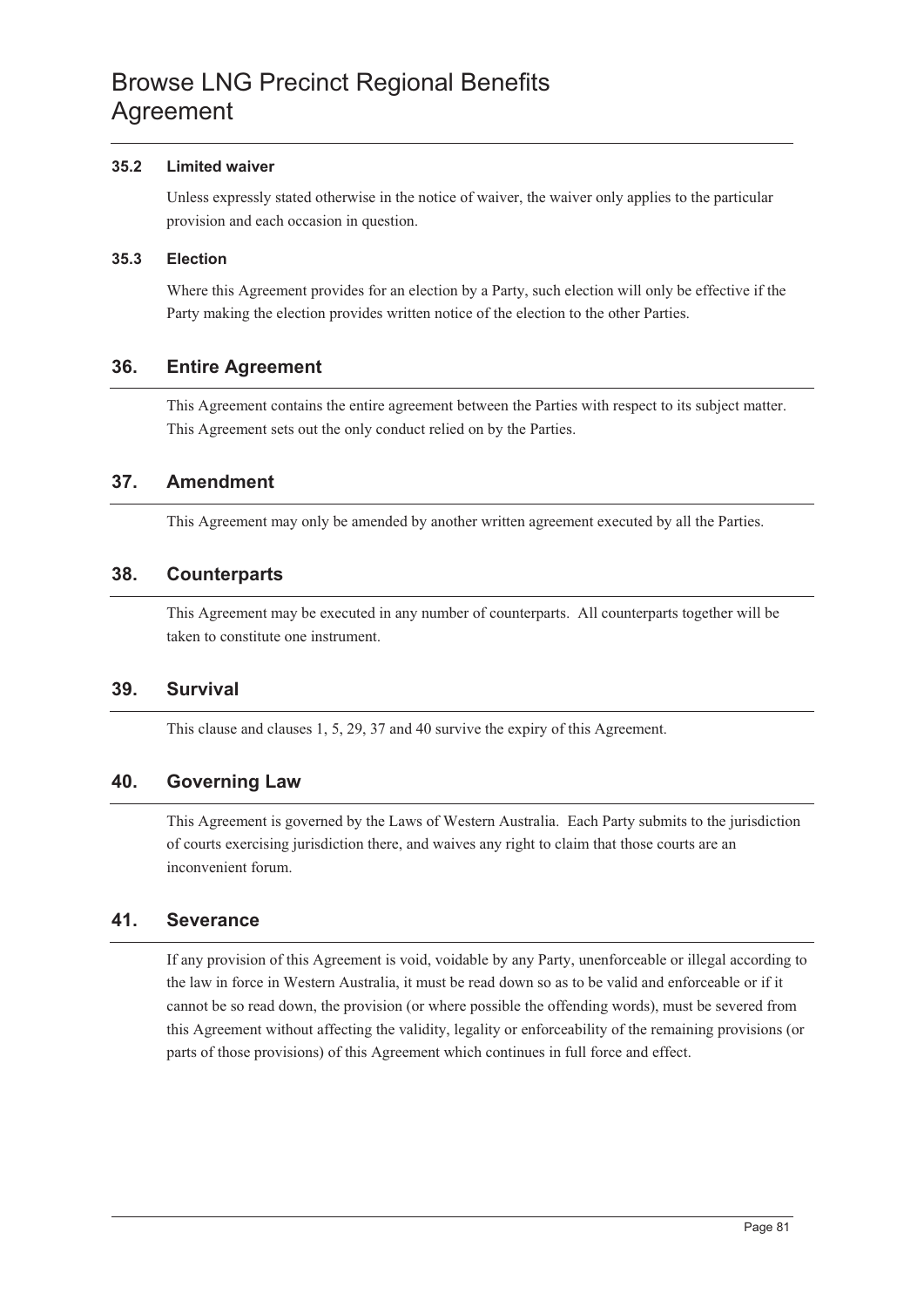### 35.2 Limited waiver

Unless expressly stated otherwise in the notice of waiver, the waiver only applies to the particular provision and each occasion in question.

### 35.3 Election

Where this Agreement provides for an election by a Party, such election will only be effective if the Party making the election provides written notice of the election to the other Parties.

## 36. Entire Agreement

This Agreement contains the entire agreement between the Parties with respect to its subject matter. This Agreement sets out the only conduct relied on by the Parties.

## 37. Amendment

This Agreement may only be amended by another written agreement executed by all the Parties.

## 38. Counterparts

This Agreement may be executed in any number of counterparts. All counterparts together will be taken to constitute one instrument.

## 39. Survival

This clause and clauses 1, 5, 29, 37 and 40 survive the expiry of this Agreement.

## 40. Governing Law

This Agreement is governed by the Laws of Western Australia. Each Party submits to the jurisdiction of courts exercising jurisdiction there, and waives any right to claim that those courts are an inconvenient forum.

## 41. Severance

If any provision of this Agreement is void, voidable by any Party, unenforceable or illegal according to the law in force in Western Australia, it must be read down so as to be valid and enforceable or if it cannot be so read down, the provision (or where possible the offending words), must be severed from this Agreement without affecting the validity, legality or enforceability of the remaining provisions (or parts of those provisions) of this Agreement which continues in full force and effect.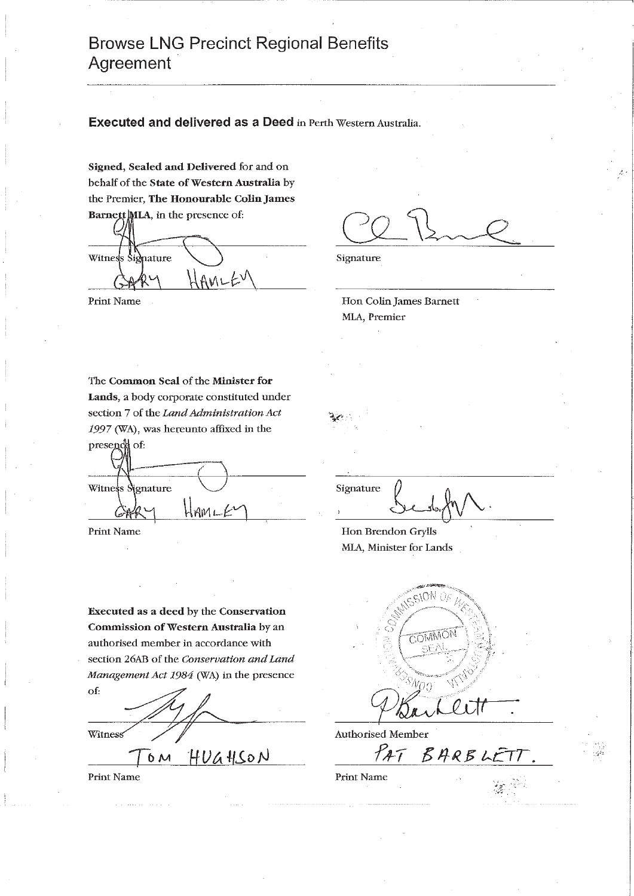# Browse LNG Precinct Regional Benefits Agreement

**Executed and delivered as a Deed** in Perth Western Australia.

**Signed, Sealed and Delivered** for and on behalf of the **State of Western Australia** by the Premier, **The Honourable Colin James Barnett MLA**, in the presence of:

Witness Signature

GARY HAMLEY

Print Name

Signature

Hon Colin James Barnett
MLA, Premier

The **Common Seal** of the **Minister for Lands**, a body corporate constituted under section 7 of the *Land Administration Act 1997* (WA), was hereunto affixed in the presence of:

Witness Signature

GARY HAMLEY

Print Name

Signature

Hon Brendon Grylls
MLA, Minister for Lands

**Executed as a deed** by the **Conservation Commission of Western Australia** by an authorised member in accordance with section 26AB of the *Conservation and Land Management Act 1984* (WA) in the presence of:

Witness

TOM HUGHSON

Print Name

CONSERVATION COMMISSION OF WESTERN AUSTRALIA
COMMON SEAL

Authorised Member

PAT BARBLETT.

Print Name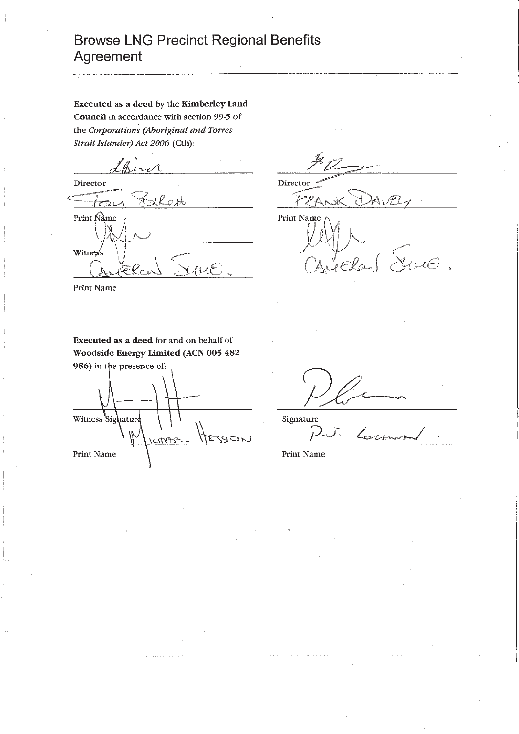# Browse LNG Precinct Regional Benefits Agreement

**Executed as a deed** by the **Kimberley Land Council** in accordance with section 99-5 of the *Corporations (Aboriginal and Torres Strait Islander) Act 2006* (Cth):

| | |
|---|---|
| Director | Director |
| TOM BIRCH | FRANK DAVEY |
| Print Name | Print Name |
| Witness | |
| CAMERON SYME. | CAMERON SYME. |
| Print Name | |

**Executed as a deed** for and on behalf of **Woodside Energy Limited (ACN 005 482 986)** in the presence of:

| | |
|---|---|
| Witness Signature | Signature |
| MICHAEL HESSON | P.J. Coleman. |
| Print Name | Print Name |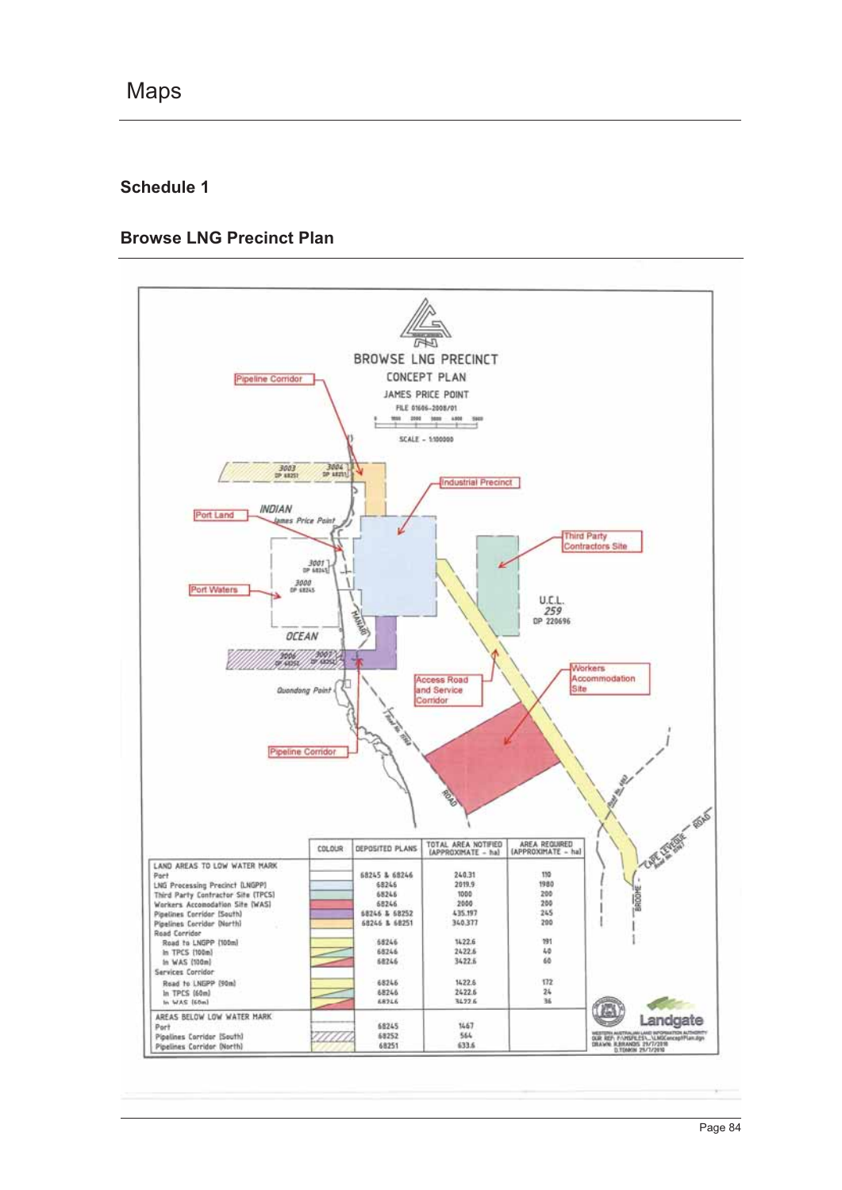# Maps

## Schedule 1

## Browse LNG Precinct Plan

BROWSE LNG PRECINCT

CONCEPT PLAN

JAMES PRICE POINT

FILE 01606-2008/01

SCALE - 1:100000

| | COLOUR | DEPOSITED PLANS | TOTAL AREA NOTIFIED (APPROXIMATE - ha) | AREA REQUIRED (APPROXIMATE - ha) |
|---|---|---|---|---|
| LAND AREAS TO LOW WATER MARK | | | | |
| Port | | 68245 & 68246 | 240.31 | 110 |
| LNG Processing Precinct (LNGPP) | | 68246 | 2019.9 | 1980 |
| Third Party Contractor Site (TPCS) | | 68246 | 1000 | 200 |
| Workers Accomodation Site (WAS) | | 68246 | 2000 | 200 |
| Pipelines Corridor (South) | | 68246 & 68252 | 435.197 | 245 |
| Pipelines Corridor (North) | | 68246 & 68251 | 340.377 | 200 |
| Road Corridor | | | | |
| Road to LNGPP (100m) | | 68246 | 1422.6 | 191 |
| In TPCS (100m) | | 68246 | 2422.6 | 40 |
| In WAS (100m) | | 68246 | 3422.6 | 60 |
| Services Corridor | | | | |
| Road to LNGPP (90m) | | 68246 | 1422.6 | 172 |
| In TPCS (60m) | | 68246 | 2422.6 | 24 |
| In WAS (60m) | | 68246 | 3422.6 | 36 |
| AREAS BELOW LOW WATER MARK | | | | |
| Port | | 68245 | 1467 | |
| Pipelines Corridor (South) | | 68252 | 564 | |
| Pipelines Corridor (North) | | 68251 | 633.6 | |

Landgate

WESTERN AUSTRALIAN LAND INFORMATION AUTHORITY
OUR REF: F:\MSFILES\...\LNGConceptPlan.dgn
DRAWN: R.BRANDIS 29/7/2010
D.TONKIN 29/7/2010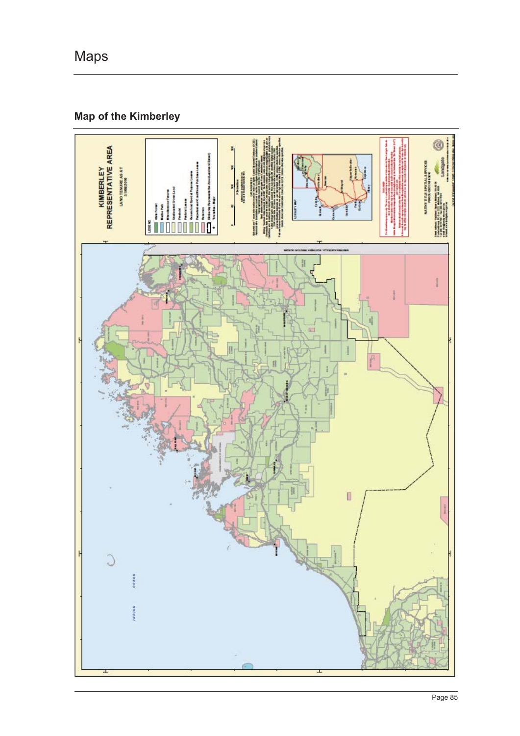# Maps

## Map of the Kimberley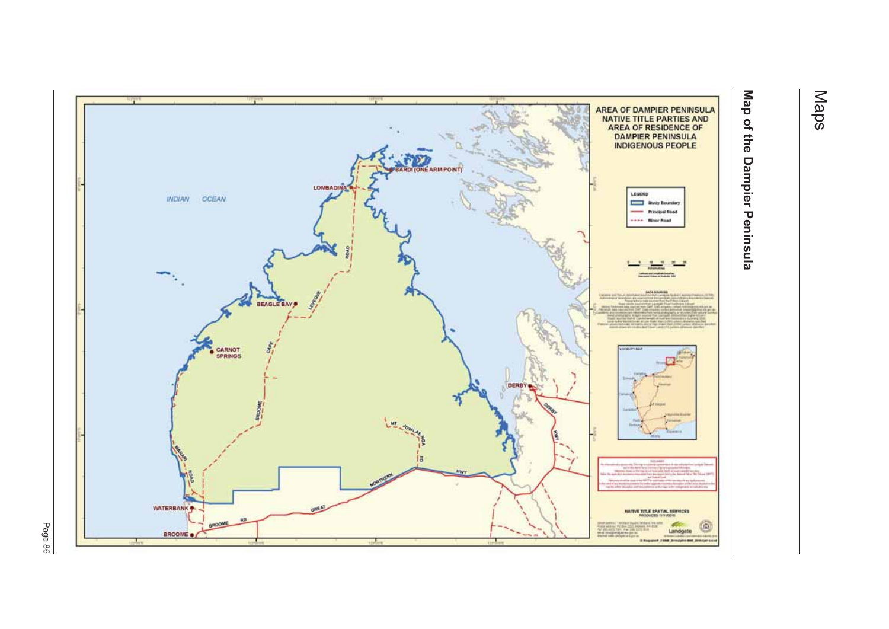# Maps

## Map of the Dampier Peninsula

**AREA OF DAMPIER PENINSULA NATIVE TITLE PARTIES AND AREA OF RESIDENCE OF DAMPIER PENINSULA INDIGENOUS PEOPLE**

LEGEND

- Study Boundary
- Principal Road
- Minor Road

INDIAN OCEAN

BARDI (ONE ARM POINT)

LOMBADINA

BEAGLE BAY

CARNOT SPRINGS

DERBY

WATERBANK

BROOME

CAPE LEVEQUE ROAD

BROOME ROAD

MANARI ROAD

MT JOWLAENGA RD

GREAT NORTHERN HWY

DERBY HWY

NATIVE TITLE SPATIAL SERVICES

Landgate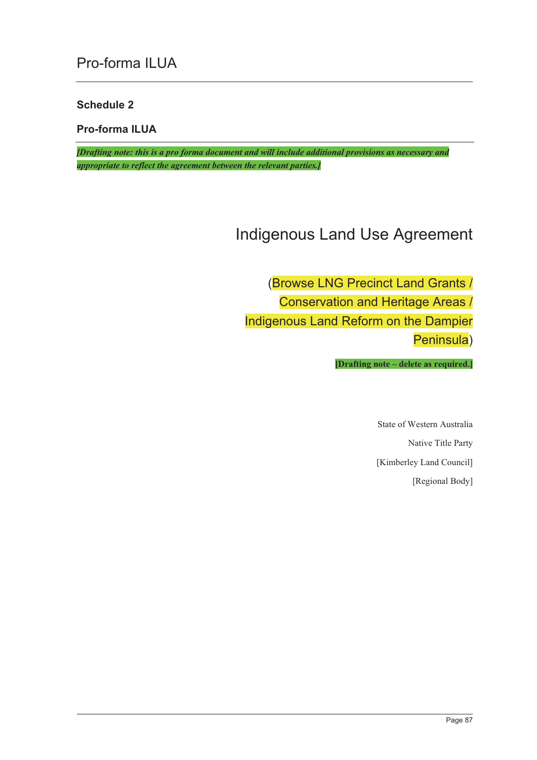## Schedule 2

## Pro-forma ILUA

***[Drafting note: this is a pro forma document and will include additional provisions as necessary and appropriate to reflect the agreement between the relevant parties.]***

# Indigenous Land Use Agreement

(Browse LNG Precinct Land Grants / Conservation and Heritage Areas / Indigenous Land Reform on the Dampier Peninsula)

**[Drafting note – delete as required.]**

State of Western Australia

Native Title Party

[Kimberley Land Council]

[Regional Body]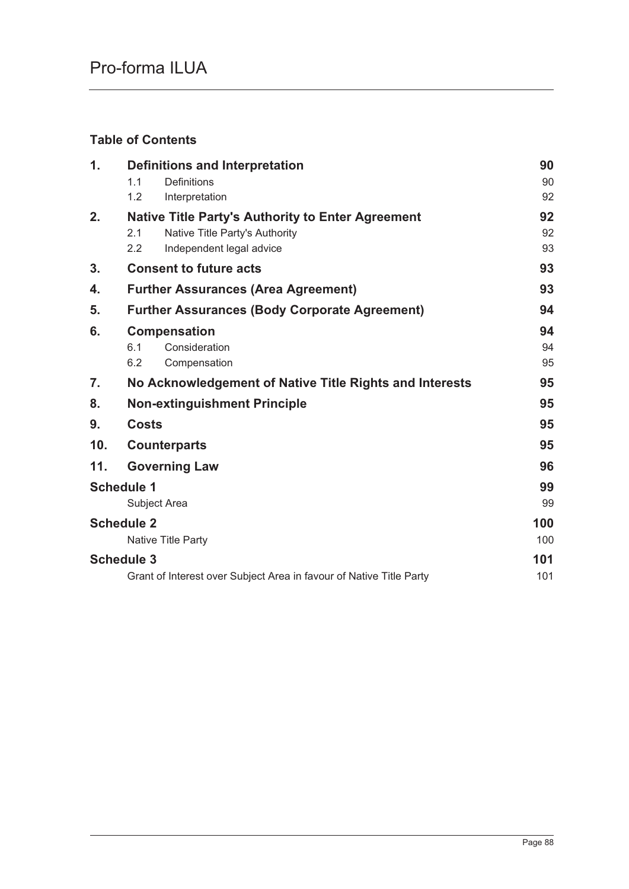# Pro-forma ILUA

## Table of Contents

| | | Page |
|---|---|---|
| **1.** | **Definitions and Interpretation** | **90** |
| | 1.1 Definitions | 90 |
| | 1.2 Interpretation | 92 |
| **2.** | **Native Title Party's Authority to Enter Agreement** | **92** |
| | 2.1 Native Title Party's Authority | 92 |
| | 2.2 Independent legal advice | 93 |
| **3.** | **Consent to future acts** | **93** |
| **4.** | **Further Assurances (Area Agreement)** | **93** |
| **5.** | **Further Assurances (Body Corporate Agreement)** | **94** |
| **6.** | **Compensation** | **94** |
| | 6.1 Consideration | 94 |
| | 6.2 Compensation | 95 |
| **7.** | **No Acknowledgement of Native Title Rights and Interests** | **95** |
| **8.** | **Non-extinguishment Principle** | **95** |
| **9.** | **Costs** | **95** |
| **10.** | **Counterparts** | **95** |
| **11.** | **Governing Law** | **96** |
| **Schedule 1** | | **99** |
| | Subject Area | 99 |
| **Schedule 2** | | **100** |
| | Native Title Party | 100 |
| **Schedule 3** | | **101** |
| | Grant of Interest over Subject Area in favour of Native Title Party | 101 |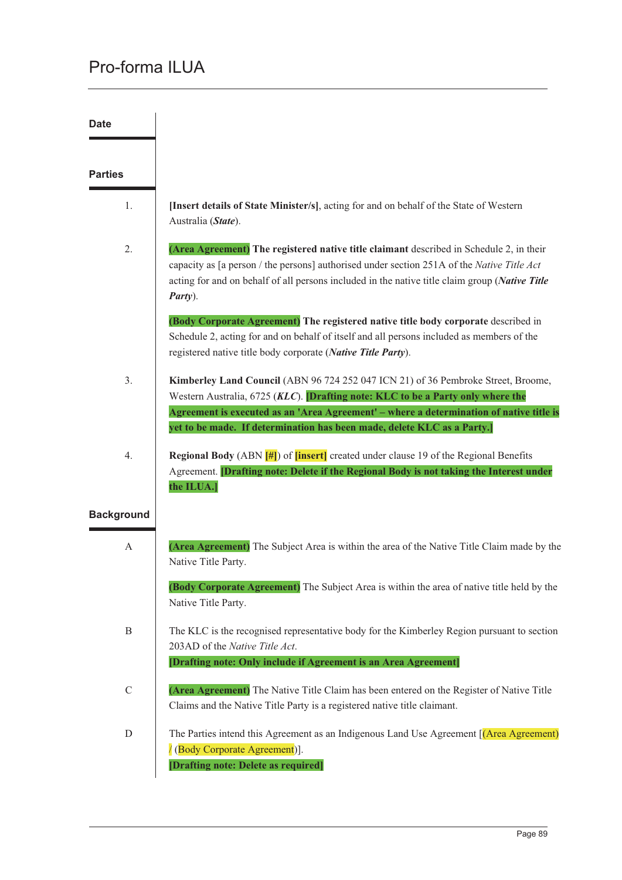# Pro-forma ILUA

## Date

## Parties

1. **[Insert details of State Minister/s]**, acting for and on behalf of the State of Western Australia (***State***).

2. **(Area Agreement)** **The registered native title claimant** described in Schedule 2, in their capacity as [a person / the persons] authorised under section 251A of the *Native Title Act* acting for and on behalf of all persons included in the native title claim group (***Native Title Party***).

   **(Body Corporate Agreement)** **The registered native title body corporate** described in Schedule 2, acting for and on behalf of itself and all persons included as members of the registered native title body corporate (***Native Title Party***).

3. **Kimberley Land Council** (ABN 96 724 252 047 ICN 21) of 36 Pembroke Street, Broome, Western Australia, 6725 (***KLC***). **[Drafting note: KLC to be a Party only where the Agreement is executed as an 'Area Agreement' – where a determination of native title is yet to be made. If determination has been made, delete KLC as a Party.]**

4. **Regional Body** (ABN **[#]**) of **[insert]** created under clause 19 of the Regional Benefits Agreement. **[Drafting note: Delete if the Regional Body is not taking the Interest under the ILUA.]**

## Background

A. **(Area Agreement)** The Subject Area is within the area of the Native Title Claim made by the Native Title Party.

   **(Body Corporate Agreement)** The Subject Area is within the area of native title held by the Native Title Party.

B. The KLC is the recognised representative body for the Kimberley Region pursuant to section 203AD of the *Native Title Act*.
   **[Drafting note: Only include if Agreement is an Area Agreement]**

C. **(Area Agreement)** The Native Title Claim has been entered on the Register of Native Title Claims and the Native Title Party is a registered native title claimant.

D. The Parties intend this Agreement as an Indigenous Land Use Agreement [(Area Agreement) / (Body Corporate Agreement)].
   **[Drafting note: Delete as required]**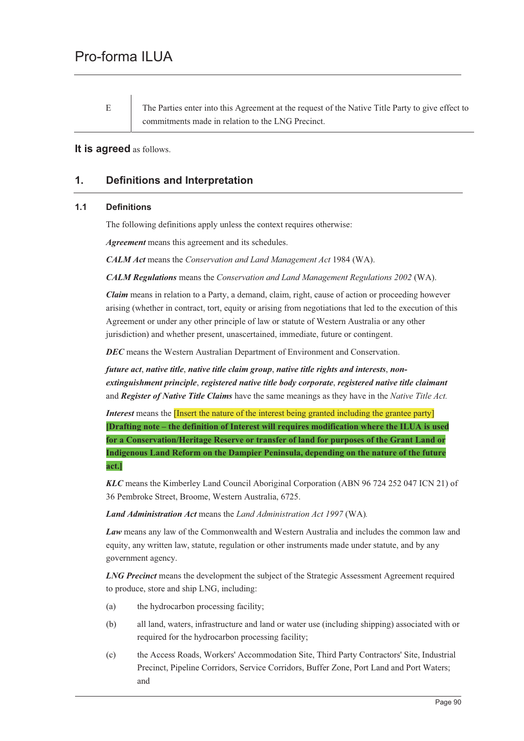| E | The Parties enter into this Agreement at the request of the Native Title Party to give effect to commitments made in relation to the LNG Precinct. |
|---|---|

**It is agreed** as follows.

## 1. Definitions and Interpretation

### 1.1 Definitions

The following definitions apply unless the context requires otherwise:

***Agreement*** means this agreement and its schedules.

***CALM Act*** means the *Conservation and Land Management Act* 1984 (WA).

***CALM Regulations*** means the *Conservation and Land Management Regulations 2002* (WA).

***Claim*** means in relation to a Party, a demand, claim, right, cause of action or proceeding however arising (whether in contract, tort, equity or arising from negotiations that led to the execution of this Agreement or under any other principle of law or statute of Western Australia or any other jurisdiction) and whether present, unascertained, immediate, future or contingent.

***DEC*** means the Western Australian Department of Environment and Conservation.

***future act***, ***native title***, ***native title claim group***, ***native title rights and interests***, ***non-extinguishment principle***, ***registered native title body corporate***, ***registered native title claimant*** and ***Register of Native Title Claims*** have the same meanings as they have in the *Native Title Act.*

***Interest*** means the [Insert the nature of the interest being granted including the grantee party] **[Drafting note – the definition of Interest will requires modification where the ILUA is used for a Conservation/Heritage Reserve or transfer of land for purposes of the Grant Land or Indigenous Land Reform on the Dampier Peninsula, depending on the nature of the future act.]**

***KLC*** means the Kimberley Land Council Aboriginal Corporation (ABN 96 724 252 047 ICN 21) of 36 Pembroke Street, Broome, Western Australia, 6725.

***Land Administration Act*** means the *Land Administration Act 1997* (WA).

***Law*** means any law of the Commonwealth and Western Australia and includes the common law and equity, any written law, statute, regulation or other instruments made under statute, and by any government agency.

***LNG Precinct*** means the development the subject of the Strategic Assessment Agreement required to produce, store and ship LNG, including:

(a) the hydrocarbon processing facility;

(b) all land, waters, infrastructure and land or water use (including shipping) associated with or required for the hydrocarbon processing facility;

(c) the Access Roads, Workers' Accommodation Site, Third Party Contractors' Site, Industrial Precinct, Pipeline Corridors, Service Corridors, Buffer Zone, Port Land and Port Waters; and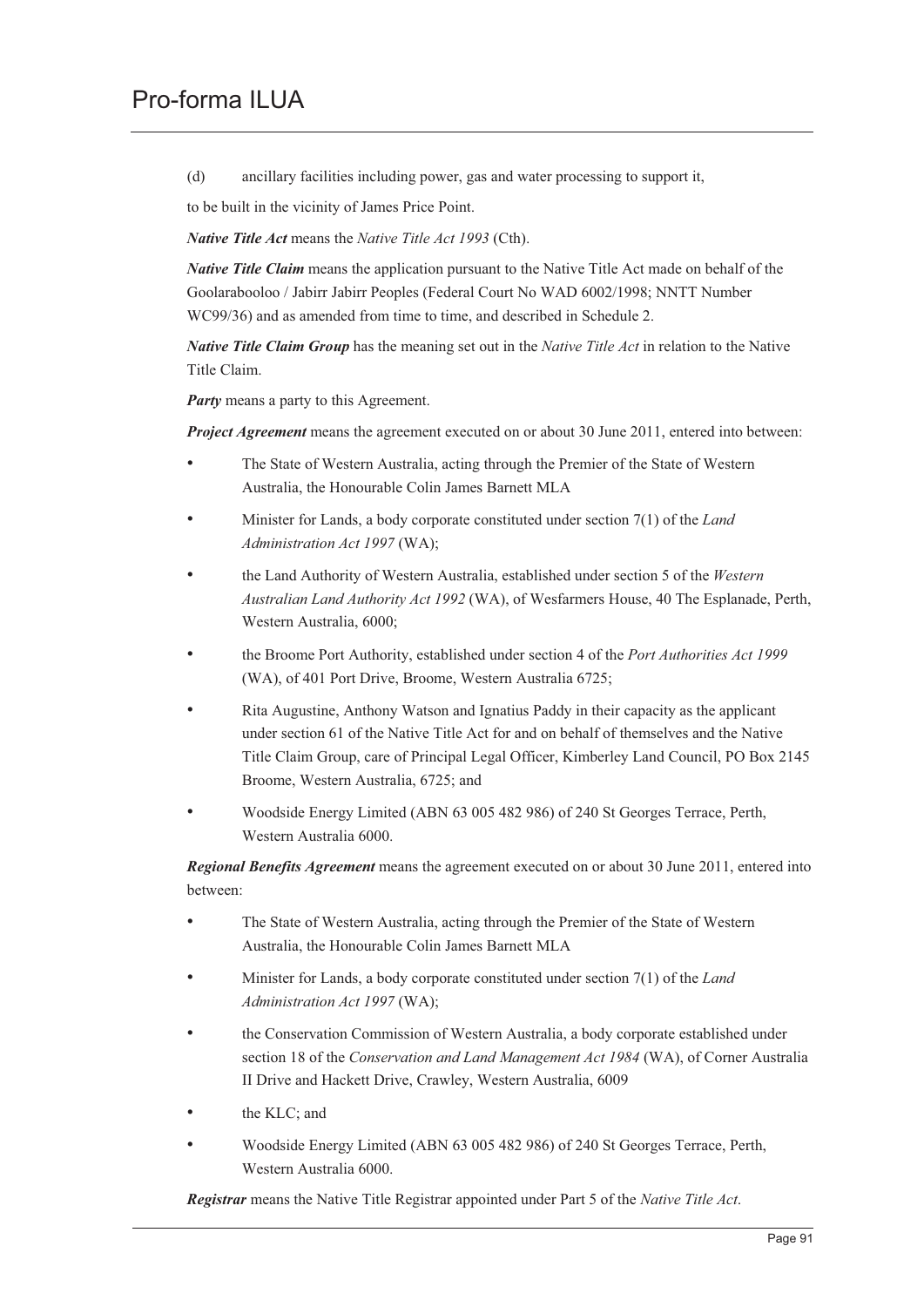(d) ancillary facilities including power, gas and water processing to support it,

to be built in the vicinity of James Price Point.

***Native Title Act*** means the *Native Title Act 1993* (Cth).

***Native Title Claim*** means the application pursuant to the Native Title Act made on behalf of the Goolarabooloo / Jabirr Jabirr Peoples (Federal Court No WAD 6002/1998; NNTT Number WC99/36) and as amended from time to time, and described in Schedule 2.

***Native Title Claim Group*** has the meaning set out in the *Native Title Act* in relation to the Native Title Claim.

***Party*** means a party to this Agreement.

***Project Agreement*** means the agreement executed on or about 30 June 2011, entered into between:

- The State of Western Australia, acting through the Premier of the State of Western Australia, the Honourable Colin James Barnett MLA
- Minister for Lands, a body corporate constituted under section 7(1) of the *Land Administration Act 1997* (WA);
- the Land Authority of Western Australia, established under section 5 of the *Western Australian Land Authority Act 1992* (WA), of Wesfarmers House, 40 The Esplanade, Perth, Western Australia, 6000;
- the Broome Port Authority, established under section 4 of the *Port Authorities Act 1999* (WA), of 401 Port Drive, Broome, Western Australia 6725;
- Rita Augustine, Anthony Watson and Ignatius Paddy in their capacity as the applicant under section 61 of the Native Title Act for and on behalf of themselves and the Native Title Claim Group, care of Principal Legal Officer, Kimberley Land Council, PO Box 2145 Broome, Western Australia, 6725; and
- Woodside Energy Limited (ABN 63 005 482 986) of 240 St Georges Terrace, Perth, Western Australia 6000.

***Regional Benefits Agreement*** means the agreement executed on or about 30 June 2011, entered into between:

- The State of Western Australia, acting through the Premier of the State of Western Australia, the Honourable Colin James Barnett MLA
- Minister for Lands, a body corporate constituted under section 7(1) of the *Land Administration Act 1997* (WA);
- the Conservation Commission of Western Australia, a body corporate established under section 18 of the *Conservation and Land Management Act 1984* (WA), of Corner Australia II Drive and Hackett Drive, Crawley, Western Australia, 6009
- the KLC; and
- Woodside Energy Limited (ABN 63 005 482 986) of 240 St Georges Terrace, Perth, Western Australia 6000.

***Registrar*** means the Native Title Registrar appointed under Part 5 of the *Native Title Act*.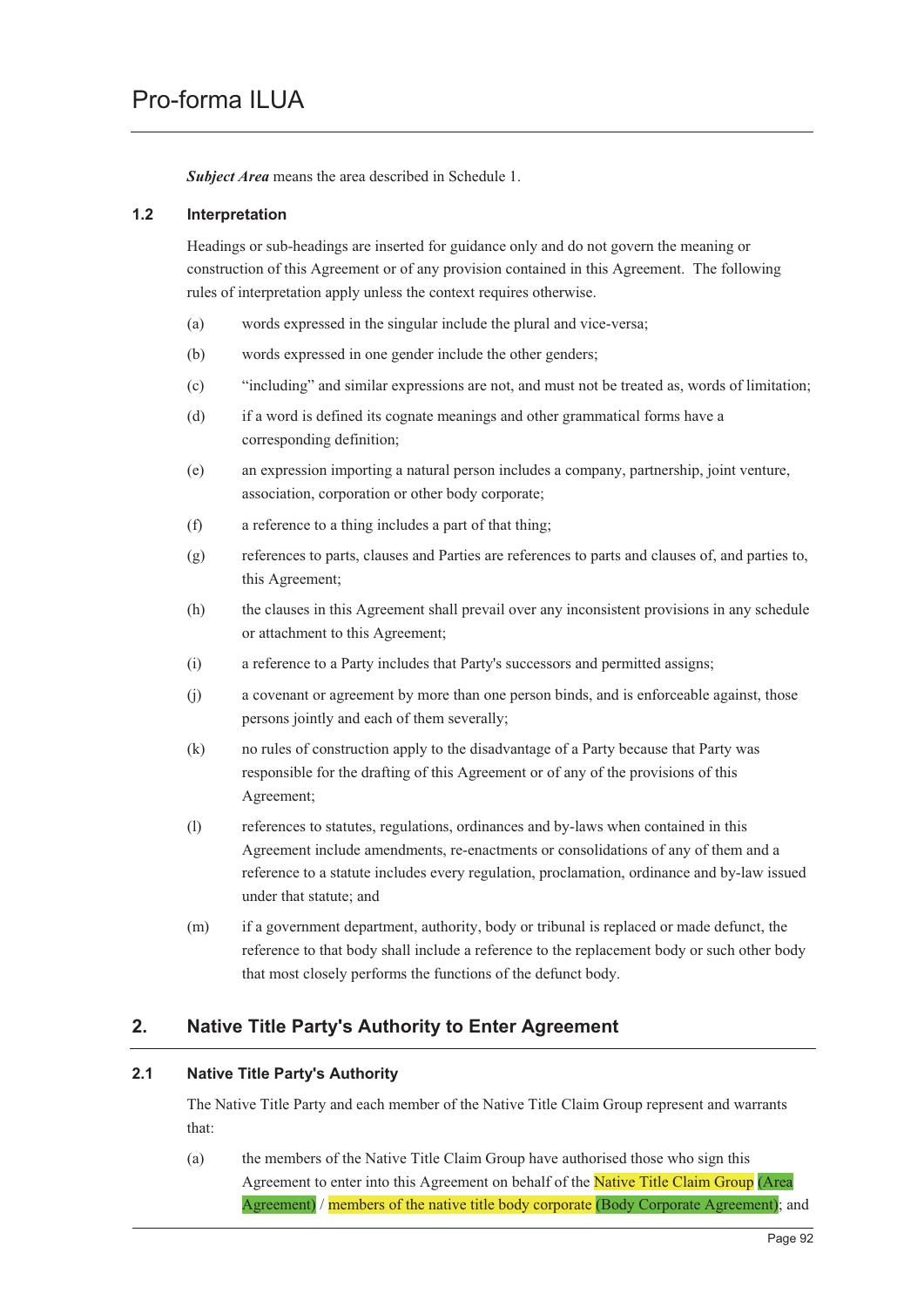***Subject Area*** means the area described in Schedule 1.

### 1.2 Interpretation

Headings or sub-headings are inserted for guidance only and do not govern the meaning or construction of this Agreement or of any provision contained in this Agreement. The following rules of interpretation apply unless the context requires otherwise.

(a) words expressed in the singular include the plural and vice-versa;

(b) words expressed in one gender include the other genders;

(c) "including" and similar expressions are not, and must not be treated as, words of limitation;

(d) if a word is defined its cognate meanings and other grammatical forms have a corresponding definition;

(e) an expression importing a natural person includes a company, partnership, joint venture, association, corporation or other body corporate;

(f) a reference to a thing includes a part of that thing;

(g) references to parts, clauses and Parties are references to parts and clauses of, and parties to, this Agreement;

(h) the clauses in this Agreement shall prevail over any inconsistent provisions in any schedule or attachment to this Agreement;

(i) a reference to a Party includes that Party's successors and permitted assigns;

(j) a covenant or agreement by more than one person binds, and is enforceable against, those persons jointly and each of them severally;

(k) no rules of construction apply to the disadvantage of a Party because that Party was responsible for the drafting of this Agreement or of any of the provisions of this Agreement;

(l) references to statutes, regulations, ordinances and by-laws when contained in this Agreement include amendments, re-enactments or consolidations of any of them and a reference to a statute includes every regulation, proclamation, ordinance and by-law issued under that statute; and

(m) if a government department, authority, body or tribunal is replaced or made defunct, the reference to that body shall include a reference to the replacement body or such other body that most closely performs the functions of the defunct body.

## 2. Native Title Party's Authority to Enter Agreement

### 2.1 Native Title Party's Authority

The Native Title Party and each member of the Native Title Claim Group represent and warrants that:

(a) the members of the Native Title Claim Group have authorised those who sign this Agreement to enter into this Agreement on behalf of the Native Title Claim Group (Area Agreement) / members of the native title body corporate (Body Corporate Agreement); and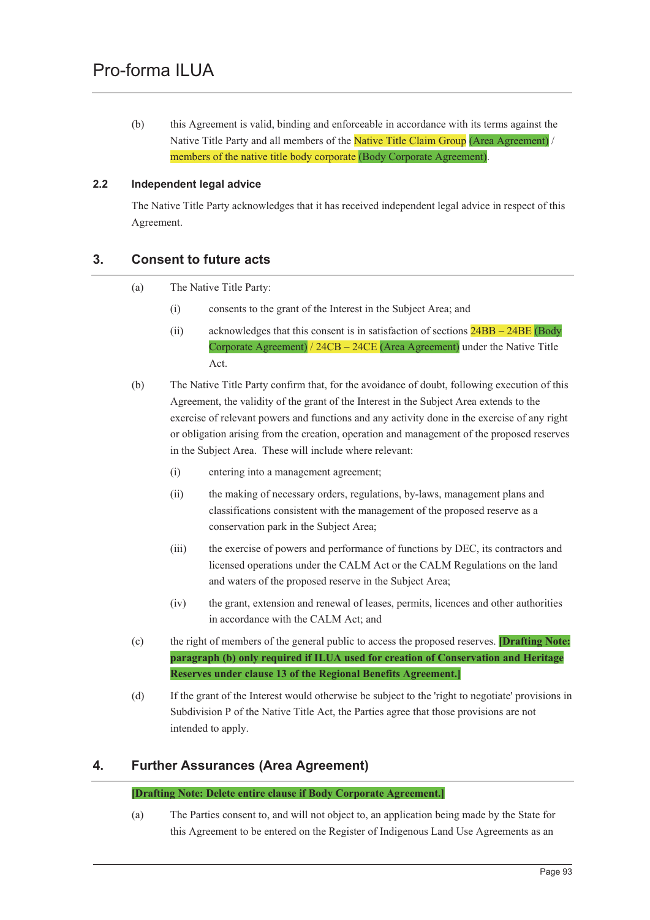(b) this Agreement is valid, binding and enforceable in accordance with its terms against the Native Title Party and all members of the Native Title Claim Group (Area Agreement) / members of the native title body corporate (Body Corporate Agreement).

### 2.2 Independent legal advice

The Native Title Party acknowledges that it has received independent legal advice in respect of this Agreement.

## 3. Consent to future acts

(a) The Native Title Party:

   (i) consents to the grant of the Interest in the Subject Area; and

   (ii) acknowledges that this consent is in satisfaction of sections 24BB – 24BE (Body Corporate Agreement) / 24CB – 24CE (Area Agreement) under the Native Title Act.

(b) The Native Title Party confirm that, for the avoidance of doubt, following execution of this Agreement, the validity of the grant of the Interest in the Subject Area extends to the exercise of relevant powers and functions and any activity done in the exercise of any right or obligation arising from the creation, operation and management of the proposed reserves in the Subject Area. These will include where relevant:

   (i) entering into a management agreement;

   (ii) the making of necessary orders, regulations, by-laws, management plans and classifications consistent with the management of the proposed reserve as a conservation park in the Subject Area;

   (iii) the exercise of powers and performance of functions by DEC, its contractors and licensed operations under the CALM Act or the CALM Regulations on the land and waters of the proposed reserve in the Subject Area;

   (iv) the grant, extension and renewal of leases, permits, licences and other authorities in accordance with the CALM Act; and

(c) the right of members of the general public to access the proposed reserves. **[Drafting Note: paragraph (b) only required if ILUA used for creation of Conservation and Heritage Reserves under clause 13 of the Regional Benefits Agreement.]**

(d) If the grant of the Interest would otherwise be subject to the 'right to negotiate' provisions in Subdivision P of the Native Title Act, the Parties agree that those provisions are not intended to apply.

## 4. Further Assurances (Area Agreement)

**[Drafting Note: Delete entire clause if Body Corporate Agreement.]**

(a) The Parties consent to, and will not object to, an application being made by the State for this Agreement to be entered on the Register of Indigenous Land Use Agreements as an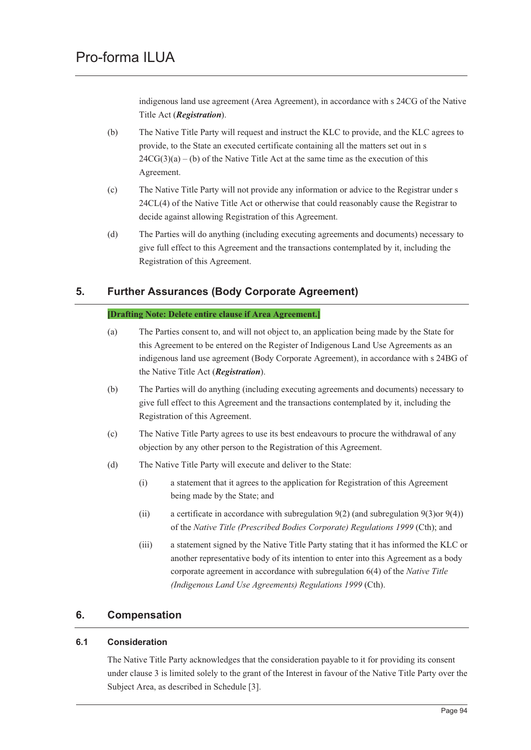indigenous land use agreement (Area Agreement), in accordance with s 24CG of the Native Title Act (***Registration***).

(b) The Native Title Party will request and instruct the KLC to provide, and the KLC agrees to provide, to the State an executed certificate containing all the matters set out in s 24CG(3)(a) – (b) of the Native Title Act at the same time as the execution of this Agreement.

(c) The Native Title Party will not provide any information or advice to the Registrar under s 24CL(4) of the Native Title Act or otherwise that could reasonably cause the Registrar to decide against allowing Registration of this Agreement.

(d) The Parties will do anything (including executing agreements and documents) necessary to give full effect to this Agreement and the transactions contemplated by it, including the Registration of this Agreement.

## 5. Further Assurances (Body Corporate Agreement)

**[Drafting Note: Delete entire clause if Area Agreement.]**

(a) The Parties consent to, and will not object to, an application being made by the State for this Agreement to be entered on the Register of Indigenous Land Use Agreements as an indigenous land use agreement (Body Corporate Agreement), in accordance with s 24BG of the Native Title Act (***Registration***).

(b) The Parties will do anything (including executing agreements and documents) necessary to give full effect to this Agreement and the transactions contemplated by it, including the Registration of this Agreement.

(c) The Native Title Party agrees to use its best endeavours to procure the withdrawal of any objection by any other person to the Registration of this Agreement.

(d) The Native Title Party will execute and deliver to the State:

(i) a statement that it agrees to the application for Registration of this Agreement being made by the State; and

(ii) a certificate in accordance with subregulation 9(2) (and subregulation 9(3)or 9(4)) of the *Native Title (Prescribed Bodies Corporate) Regulations 1999* (Cth); and

(iii) a statement signed by the Native Title Party stating that it has informed the KLC or another representative body of its intention to enter into this Agreement as a body corporate agreement in accordance with subregulation 6(4) of the *Native Title (Indigenous Land Use Agreements) Regulations 1999* (Cth).

## 6. Compensation

### 6.1 Consideration

The Native Title Party acknowledges that the consideration payable to it for providing its consent under clause 3 is limited solely to the grant of the Interest in favour of the Native Title Party over the Subject Area, as described in Schedule [3].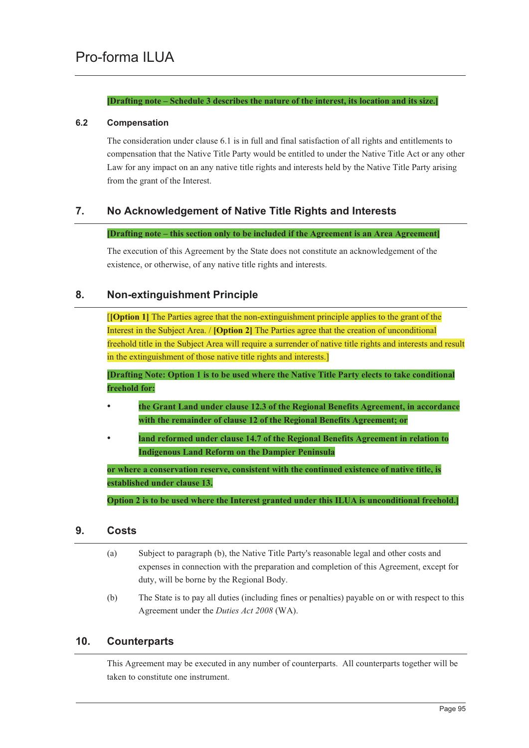**[Drafting note – Schedule 3 describes the nature of the interest, its location and its size.]**

### 6.2 Compensation

The consideration under clause 6.1 is in full and final satisfaction of all rights and entitlements to compensation that the Native Title Party would be entitled to under the Native Title Act or any other Law for any impact on an any native title rights and interests held by the Native Title Party arising from the grant of the Interest.

## 7. No Acknowledgement of Native Title Rights and Interests

**[Drafting note – this section only to be included if the Agreement is an Area Agreement]**

The execution of this Agreement by the State does not constitute an acknowledgement of the existence, or otherwise, of any native title rights and interests.

## 8. Non-extinguishment Principle

[**[Option 1]** The Parties agree that the non-extinguishment principle applies to the grant of the Interest in the Subject Area. / **[Option 2]** The Parties agree that the creation of unconditional freehold title in the Subject Area will require a surrender of native title rights and interests and result in the extinguishment of those native title rights and interests.]

**[Drafting Note: Option 1 is to be used where the Native Title Party elects to take conditional freehold for:**

- **the Grant Land under clause 12.3 of the Regional Benefits Agreement, in accordance with the remainder of clause 12 of the Regional Benefits Agreement; or**
- **land reformed under clause 14.7 of the Regional Benefits Agreement in relation to Indigenous Land Reform on the Dampier Peninsula**

**or where a conservation reserve, consistent with the continued existence of native title, is established under clause 13.**

**Option 2 is to be used where the Interest granted under this ILUA is unconditional freehold.]**

## 9. Costs

(a) Subject to paragraph (b), the Native Title Party's reasonable legal and other costs and expenses in connection with the preparation and completion of this Agreement, except for duty, will be borne by the Regional Body.

(b) The State is to pay all duties (including fines or penalties) payable on or with respect to this Agreement under the *Duties Act 2008* (WA).

## 10. Counterparts

This Agreement may be executed in any number of counterparts. All counterparts together will be taken to constitute one instrument.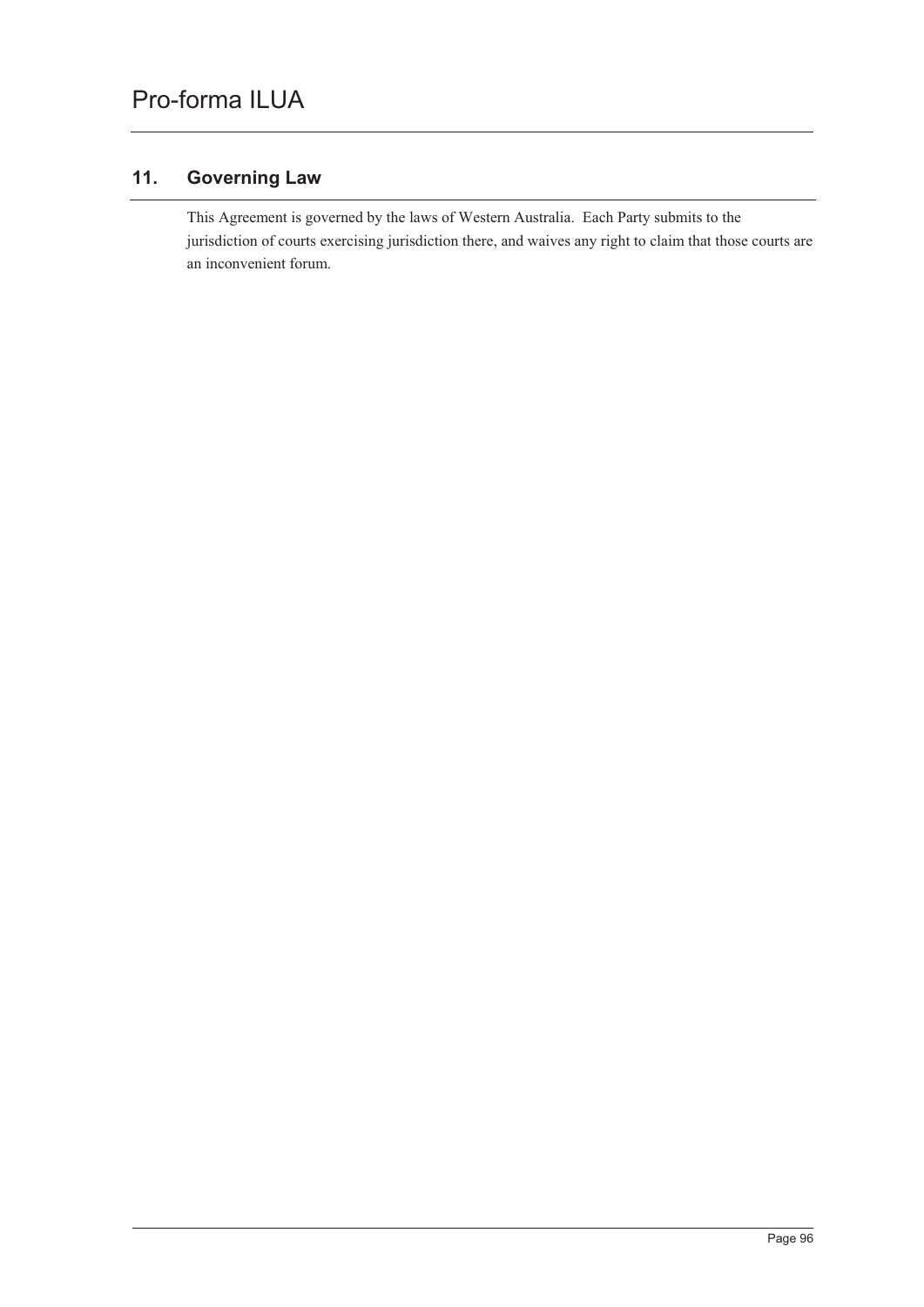## 11. Governing Law

This Agreement is governed by the laws of Western Australia. Each Party submits to the jurisdiction of courts exercising jurisdiction there, and waives any right to claim that those courts are an inconvenient forum.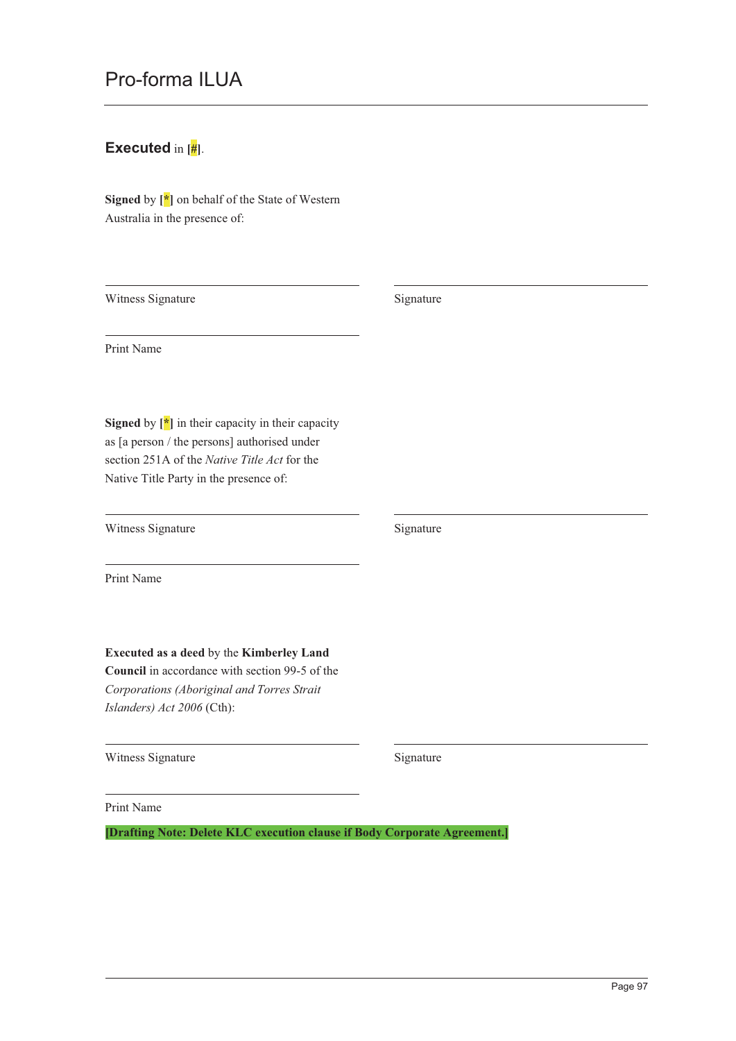**Executed** in [#].

**Signed** by [*] on behalf of the State of Western Australia in the presence of:

| | |
|---|---|
| Witness Signature | Signature |
| Print Name | |

**Signed** by [*] in their capacity in their capacity as [a person / the persons] authorised under section 251A of the *Native Title Act* for the Native Title Party in the presence of:

| | |
|---|---|
| Witness Signature | Signature |
| Print Name | |

**Executed as a deed** by the **Kimberley Land Council** in accordance with section 99-5 of the *Corporations (Aboriginal and Torres Strait Islanders) Act 2006* (Cth):

| | |
|---|---|
| Witness Signature | Signature |
| Print Name | |

**[Drafting Note: Delete KLC execution clause if Body Corporate Agreement.]**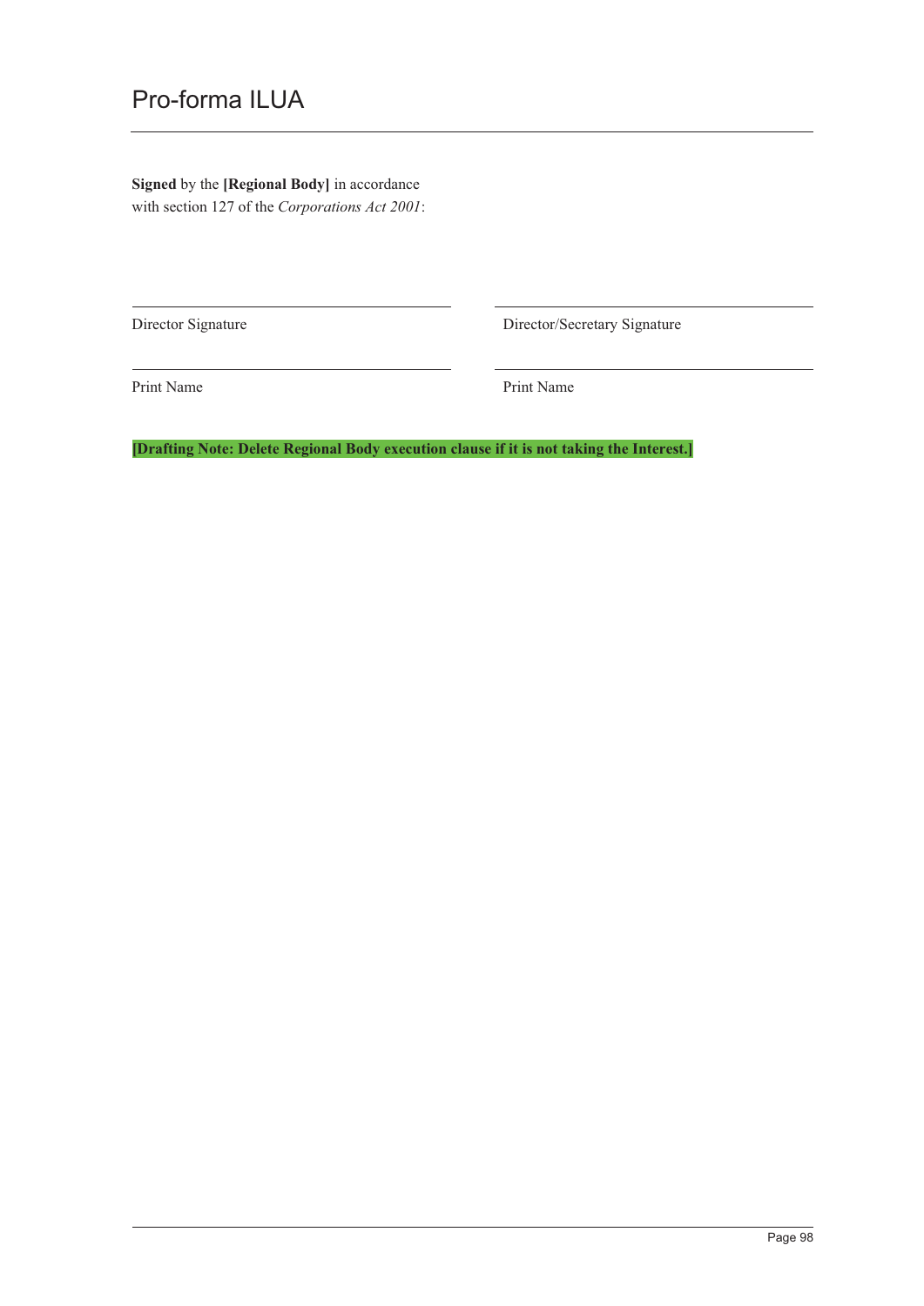**Signed** by the **[Regional Body]** in accordance with section 127 of the *Corporations Act 2001*:

| | |
|---|---|
| Director Signature | Director/Secretary Signature |
| Print Name | Print Name |

**[Drafting Note: Delete Regional Body execution clause if it is not taking the Interest.]**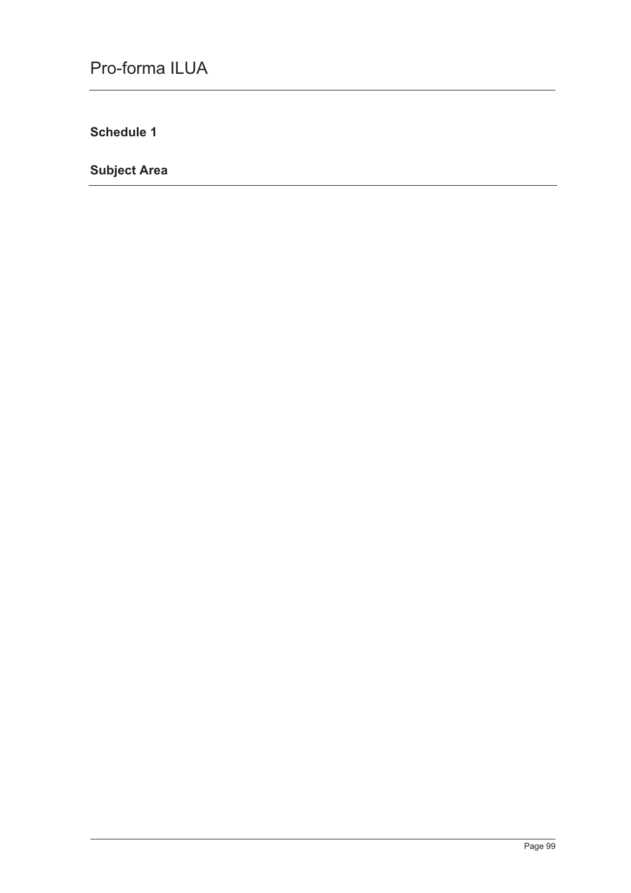# Pro-forma ILUA

## Schedule 1

## Subject Area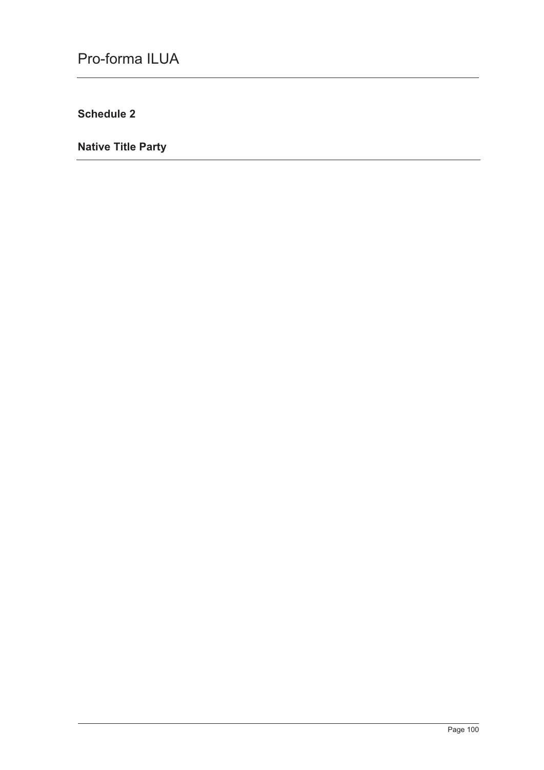## Schedule 2

## Native Title Party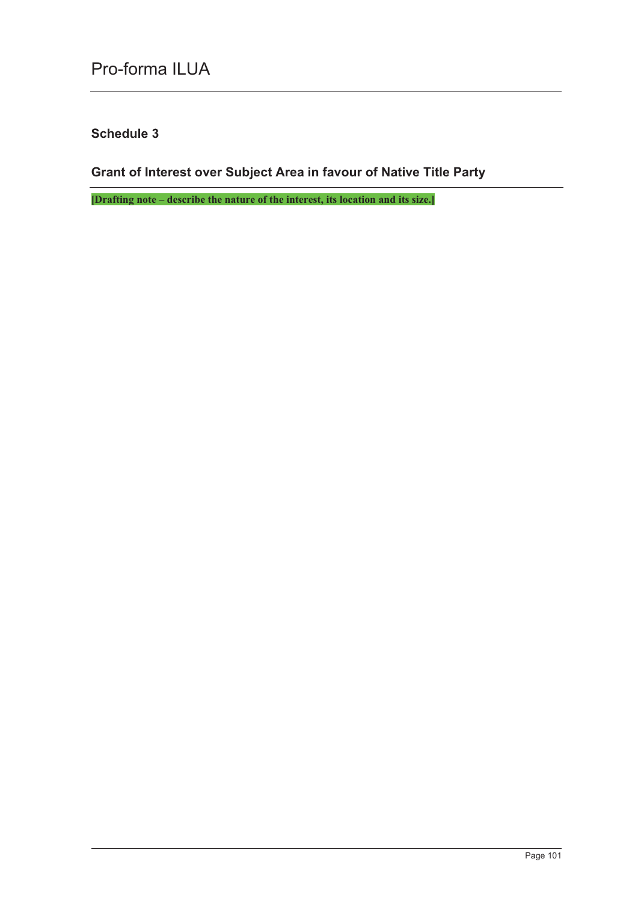## Schedule 3

## Grant of Interest over Subject Area in favour of Native Title Party

**[Drafting note – describe the nature of the interest, its location and its size.]**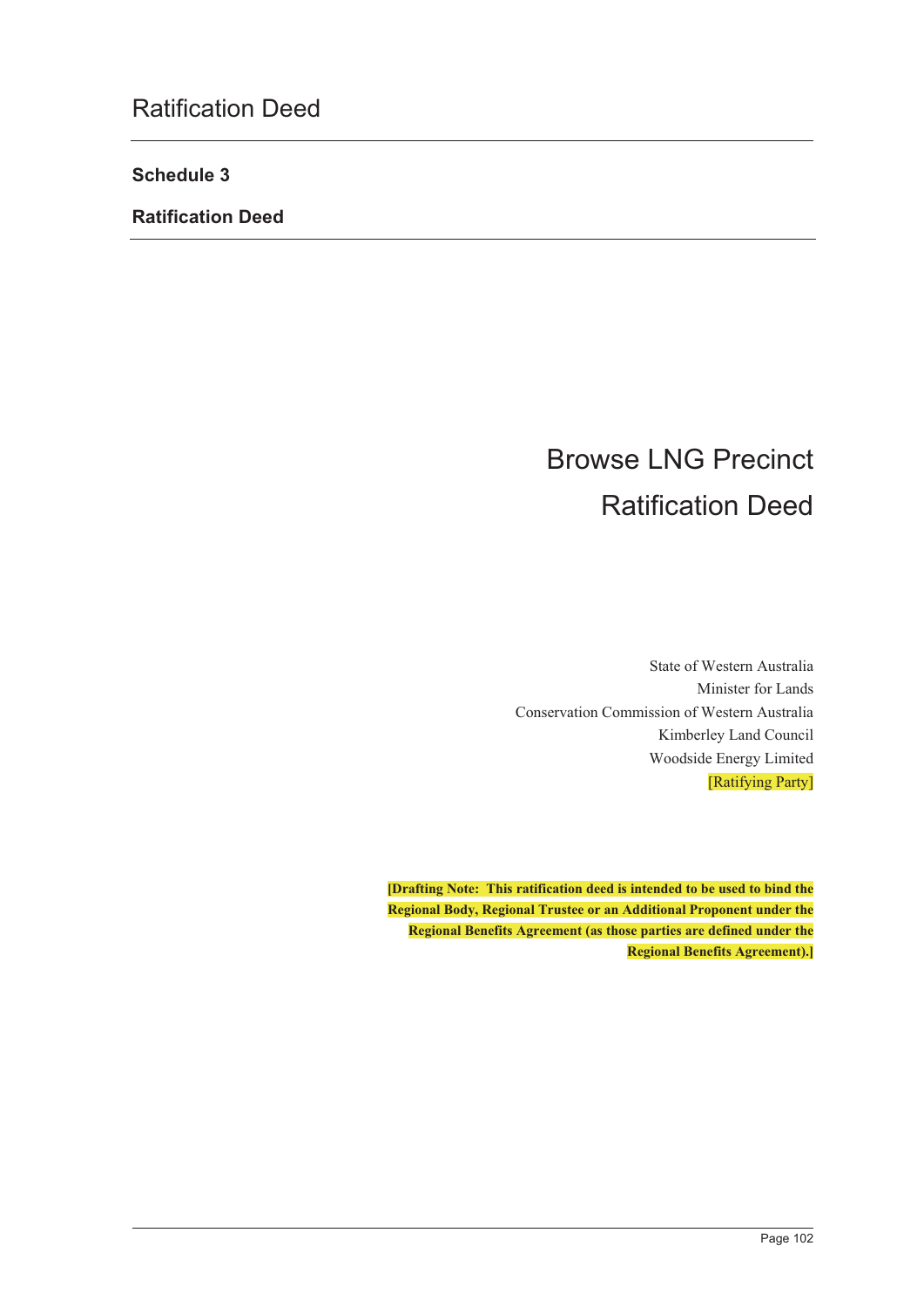## Schedule 3

## Ratification Deed

# Browse LNG Precinct Ratification Deed

State of Western Australia
Minister for Lands
Conservation Commission of Western Australia
Kimberley Land Council
Woodside Energy Limited
[Ratifying Party]

**[Drafting Note: This ratification deed is intended to be used to bind the Regional Body, Regional Trustee or an Additional Proponent under the Regional Benefits Agreement (as those parties are defined under the Regional Benefits Agreement).]**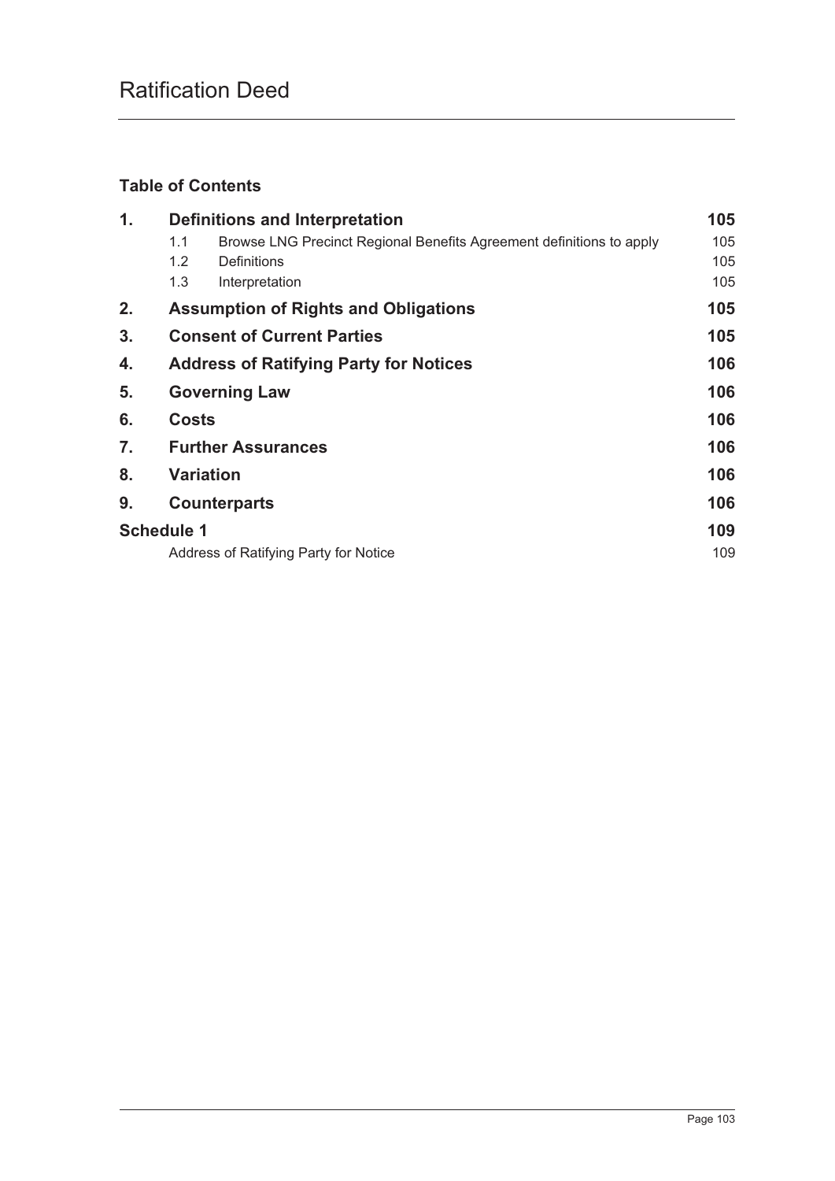# Ratification Deed

## Table of Contents

| | | | |
|---|---|---|---|
| **1.** | **Definitions and Interpretation** | | **105** |
| | 1.1 | Browse LNG Precinct Regional Benefits Agreement definitions to apply | 105 |
| | 1.2 | Definitions | 105 |
| | 1.3 | Interpretation | 105 |
| **2.** | **Assumption of Rights and Obligations** | | **105** |
| **3.** | **Consent of Current Parties** | | **105** |
| **4.** | **Address of Ratifying Party for Notices** | | **106** |
| **5.** | **Governing Law** | | **106** |
| **6.** | **Costs** | | **106** |
| **7.** | **Further Assurances** | | **106** |
| **8.** | **Variation** | | **106** |
| **9.** | **Counterparts** | | **106** |
| **Schedule 1** | | | **109** |
| | Address of Ratifying Party for Notice | | 109 |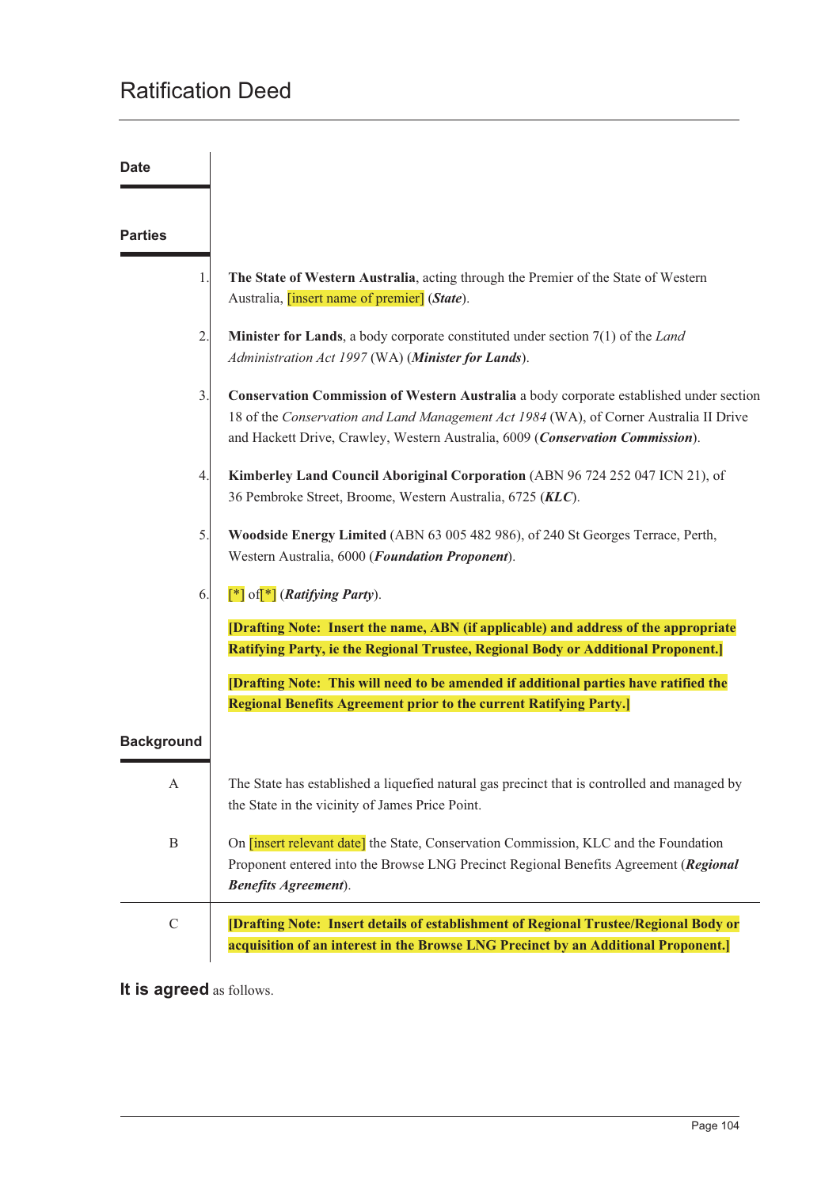# Ratification Deed

**Date**

**Parties**

1. **The State of Western Australia**, acting through the Premier of the State of Western Australia, [insert name of premier] (***State***).

2. **Minister for Lands**, a body corporate constituted under section 7(1) of the *Land Administration Act 1997* (WA) (***Minister for Lands***).

3. **Conservation Commission of Western Australia** a body corporate established under section 18 of the *Conservation and Land Management Act 1984* (WA), of Corner Australia II Drive and Hackett Drive, Crawley, Western Australia, 6009 (***Conservation Commission***).

4. **Kimberley Land Council Aboriginal Corporation** (ABN 96 724 252 047 ICN 21), of 36 Pembroke Street, Broome, Western Australia, 6725 (***KLC***).

5. **Woodside Energy Limited** (ABN 63 005 482 986), of 240 St Georges Terrace, Perth, Western Australia, 6000 (***Foundation Proponent***).

6. [*] of [*] (***Ratifying Party***).

**[Drafting Note: Insert the name, ABN (if applicable) and address of the appropriate Ratifying Party, ie the Regional Trustee, Regional Body or Additional Proponent.]**

**[Drafting Note: This will need to be amended if additional parties have ratified the Regional Benefits Agreement prior to the current Ratifying Party.]**

**Background**

A. The State has established a liquefied natural gas precinct that is controlled and managed by the State in the vicinity of James Price Point.

B. On [insert relevant date] the State, Conservation Commission, KLC and the Foundation Proponent entered into the Browse LNG Precinct Regional Benefits Agreement (***Regional Benefits Agreement***).

C. **[Drafting Note: Insert details of establishment of Regional Trustee/Regional Body or acquisition of an interest in the Browse LNG Precinct by an Additional Proponent.]**

**It is agreed** as follows.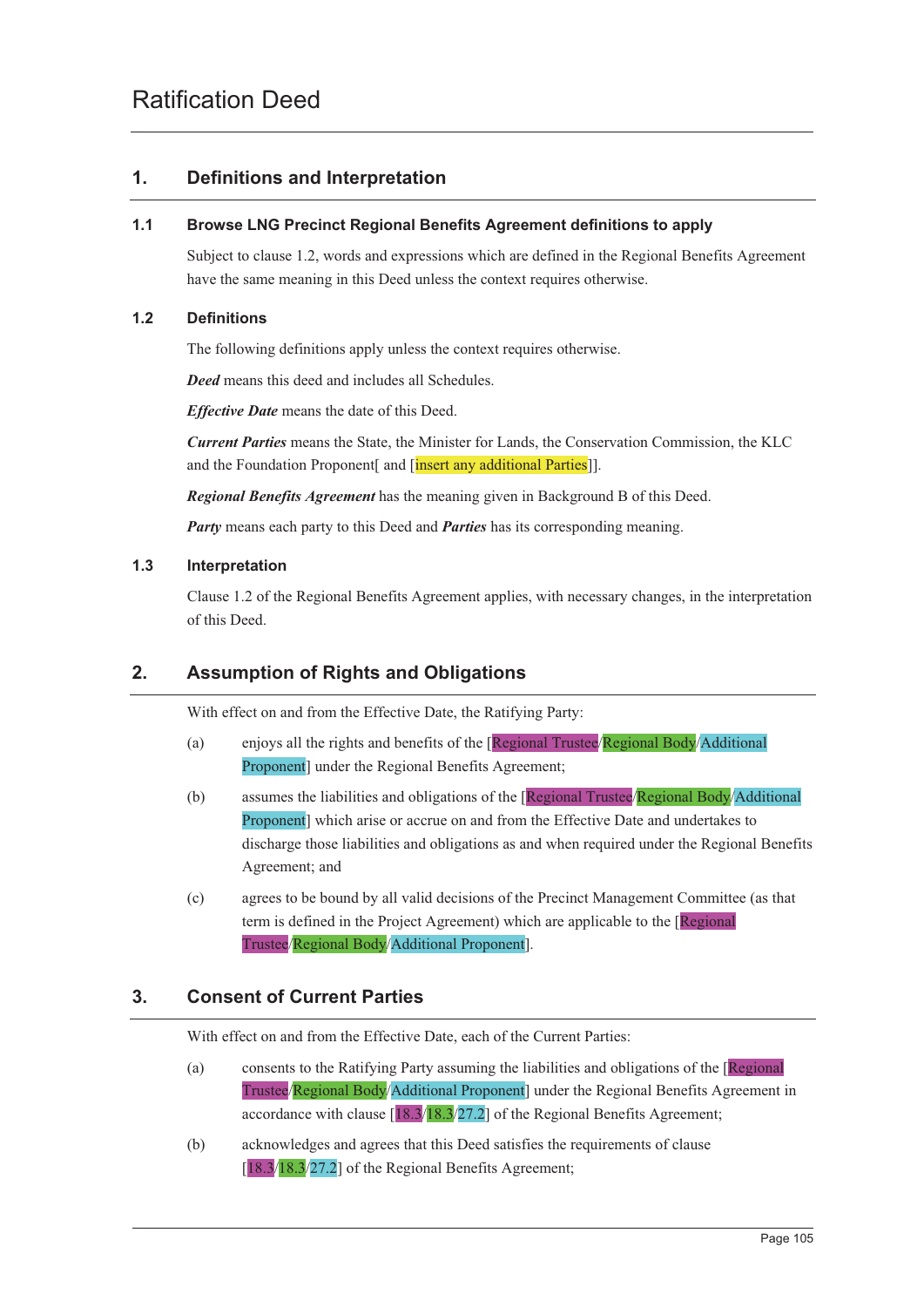# Ratification Deed

## 1. Definitions and Interpretation

### 1.1 Browse LNG Precinct Regional Benefits Agreement definitions to apply

Subject to clause 1.2, words and expressions which are defined in the Regional Benefits Agreement have the same meaning in this Deed unless the context requires otherwise.

### 1.2 Definitions

The following definitions apply unless the context requires otherwise.

***Deed*** means this deed and includes all Schedules.

***Effective Date*** means the date of this Deed.

***Current Parties*** means the State, the Minister for Lands, the Conservation Commission, the KLC and the Foundation Proponent[ and [insert any additional Parties]].

***Regional Benefits Agreement*** has the meaning given in Background B of this Deed.

***Party*** means each party to this Deed and ***Parties*** has its corresponding meaning.

### 1.3 Interpretation

Clause 1.2 of the Regional Benefits Agreement applies, with necessary changes, in the interpretation of this Deed.

## 2. Assumption of Rights and Obligations

With effect on and from the Effective Date, the Ratifying Party:

(a) enjoys all the rights and benefits of the [Regional Trustee/Regional Body/Additional Proponent] under the Regional Benefits Agreement;

(b) assumes the liabilities and obligations of the [Regional Trustee/Regional Body/Additional Proponent] which arise or accrue on and from the Effective Date and undertakes to discharge those liabilities and obligations as and when required under the Regional Benefits Agreement; and

(c) agrees to be bound by all valid decisions of the Precinct Management Committee (as that term is defined in the Project Agreement) which are applicable to the [Regional Trustee/Regional Body/Additional Proponent].

## 3. Consent of Current Parties

With effect on and from the Effective Date, each of the Current Parties:

(a) consents to the Ratifying Party assuming the liabilities and obligations of the [Regional Trustee/Regional Body/Additional Proponent] under the Regional Benefits Agreement in accordance with clause [18.3/18.3/27.2] of the Regional Benefits Agreement;

(b) acknowledges and agrees that this Deed satisfies the requirements of clause [18.3/18.3/27.2] of the Regional Benefits Agreement;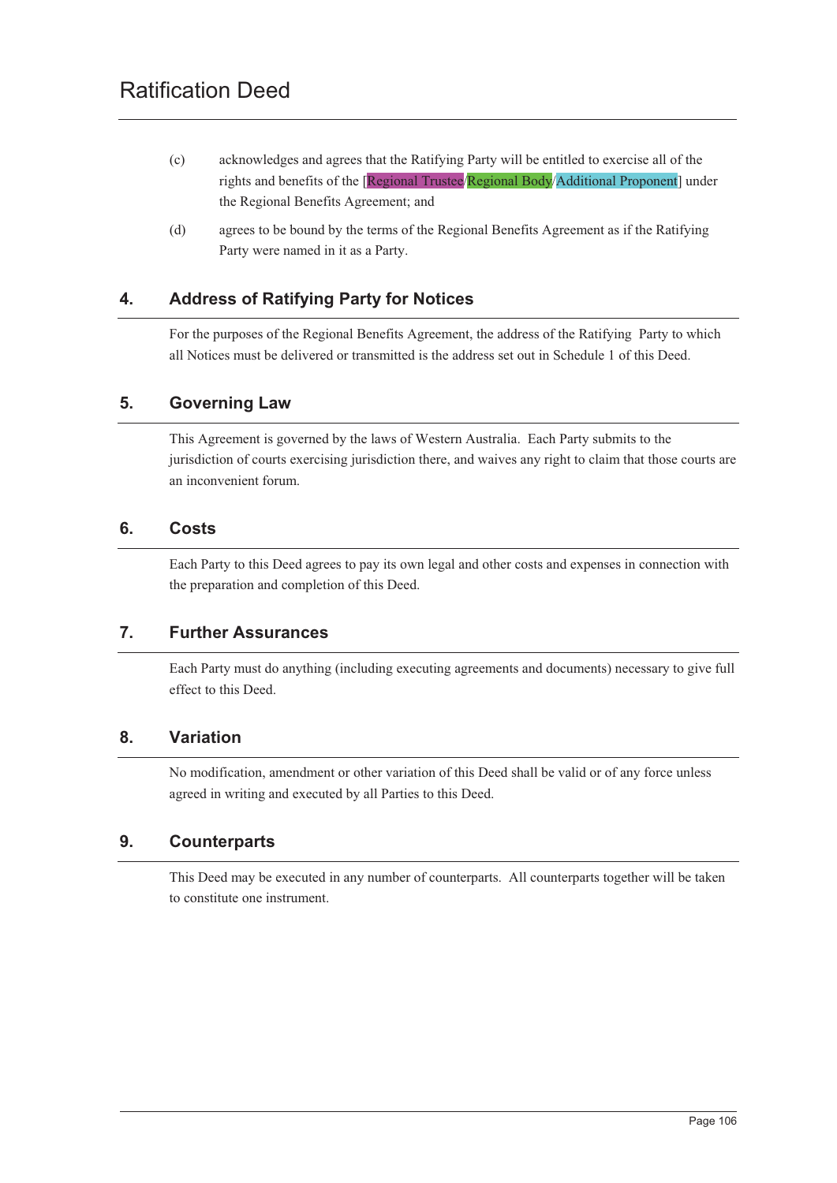(c) acknowledges and agrees that the Ratifying Party will be entitled to exercise all of the rights and benefits of the [Regional Trustee/Regional Body/Additional Proponent] under the Regional Benefits Agreement; and

(d) agrees to be bound by the terms of the Regional Benefits Agreement as if the Ratifying Party were named in it as a Party.

## 4. Address of Ratifying Party for Notices

For the purposes of the Regional Benefits Agreement, the address of the Ratifying Party to which all Notices must be delivered or transmitted is the address set out in Schedule 1 of this Deed.

## 5. Governing Law

This Agreement is governed by the laws of Western Australia. Each Party submits to the jurisdiction of courts exercising jurisdiction there, and waives any right to claim that those courts are an inconvenient forum.

## 6. Costs

Each Party to this Deed agrees to pay its own legal and other costs and expenses in connection with the preparation and completion of this Deed.

## 7. Further Assurances

Each Party must do anything (including executing agreements and documents) necessary to give full effect to this Deed.

## 8. Variation

No modification, amendment or other variation of this Deed shall be valid or of any force unless agreed in writing and executed by all Parties to this Deed.

## 9. Counterparts

This Deed may be executed in any number of counterparts. All counterparts together will be taken to constitute one instrument.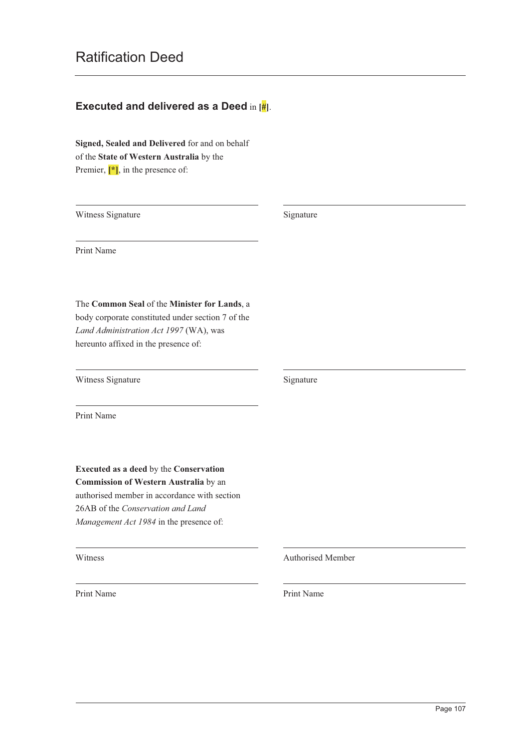# Ratification Deed

## Executed and delivered as a Deed in [#].

**Signed, Sealed and Delivered** for and on behalf of the **State of Western Australia** by the Premier, [*], in the presence of:

| | |
|---|---|
| Witness Signature | Signature |
| Print Name | |

The **Common Seal** of the **Minister for Lands**, a body corporate constituted under section 7 of the *Land Administration Act 1997* (WA), was hereunto affixed in the presence of:

| | |
|---|---|
| Witness Signature | Signature |
| Print Name | |

**Executed as a deed** by the **Conservation Commission of Western Australia** by an authorised member in accordance with section 26AB of the *Conservation and Land Management Act 1984* in the presence of:

| | |
|---|---|
| Witness | Authorised Member |
| Print Name | Print Name |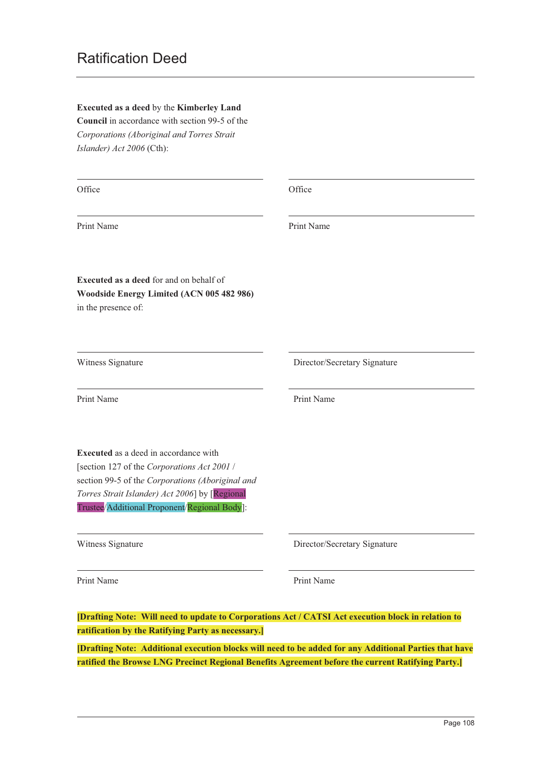# Ratification Deed

**Executed as a deed** by the **Kimberley Land Council** in accordance with section 99-5 of the *Corporations (Aboriginal and Torres Strait Islander) Act 2006* (Cth):

| | |
|---|---|
| Office | Office |
| Print Name | Print Name |

**Executed as a deed** for and on behalf of **Woodside Energy Limited (ACN 005 482 986)** in the presence of:

| | |
|---|---|
| Witness Signature | Director/Secretary Signature |
| Print Name | Print Name |

**Executed** as a deed in accordance with [section 127 of the *Corporations Act 2001* / section 99-5 of the *Corporations (Aboriginal and Torres Strait Islander) Act 2006*] by [Regional Trustee/Additional Proponent/Regional Body]:

| | |
|---|---|
| Witness Signature | Director/Secretary Signature |
| Print Name | Print Name |

**[Drafting Note: Will need to update to Corporations Act / CATSI Act execution block in relation to ratification by the Ratifying Party as necessary.]**

**[Drafting Note: Additional execution blocks will need to be added for any Additional Parties that have ratified the Browse LNG Precinct Regional Benefits Agreement before the current Ratifying Party.]**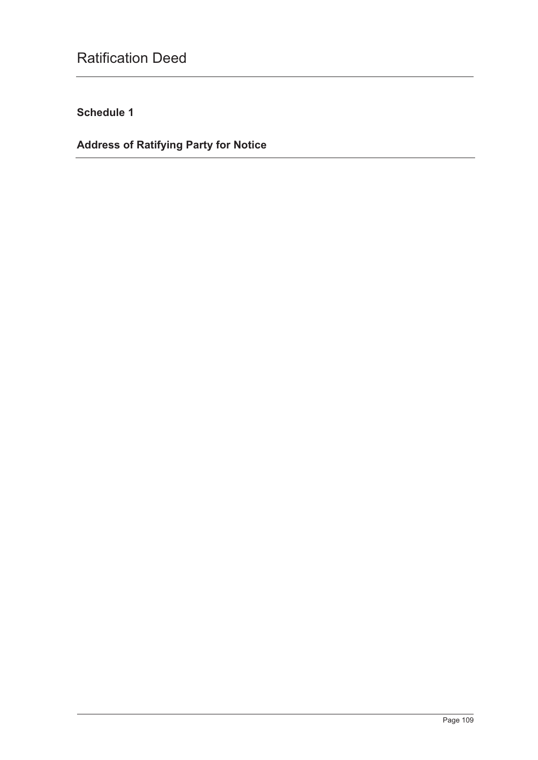## Schedule 1

## Address of Ratifying Party for Notice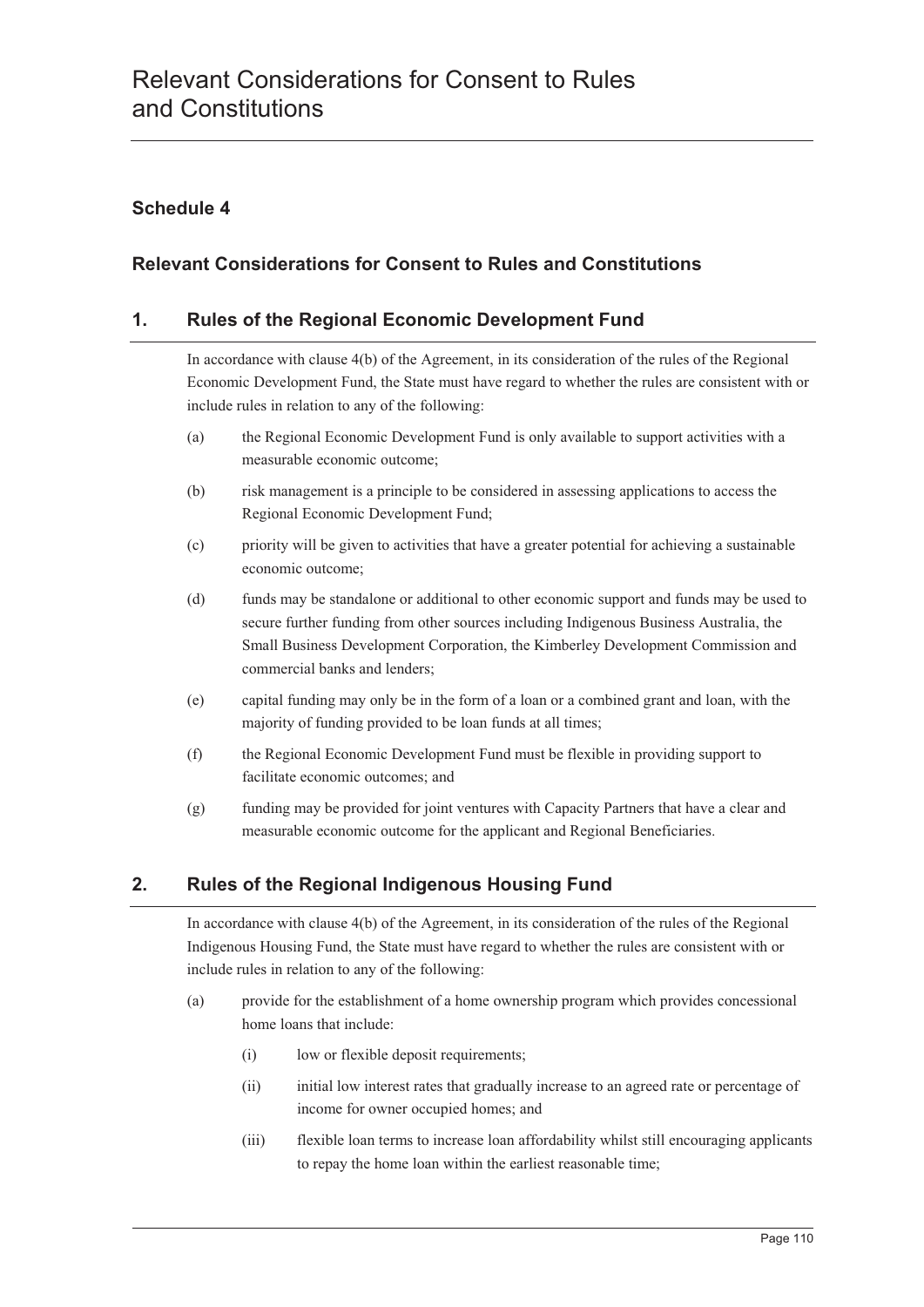# Relevant Considerations for Consent to Rules and Constitutions

## Schedule 4

## Relevant Considerations for Consent to Rules and Constitutions

### 1. Rules of the Regional Economic Development Fund

In accordance with clause 4(b) of the Agreement, in its consideration of the rules of the Regional Economic Development Fund, the State must have regard to whether the rules are consistent with or include rules in relation to any of the following:

(a) the Regional Economic Development Fund is only available to support activities with a measurable economic outcome;

(b) risk management is a principle to be considered in assessing applications to access the Regional Economic Development Fund;

(c) priority will be given to activities that have a greater potential for achieving a sustainable economic outcome;

(d) funds may be standalone or additional to other economic support and funds may be used to secure further funding from other sources including Indigenous Business Australia, the Small Business Development Corporation, the Kimberley Development Commission and commercial banks and lenders;

(e) capital funding may only be in the form of a loan or a combined grant and loan, with the majority of funding provided to be loan funds at all times;

(f) the Regional Economic Development Fund must be flexible in providing support to facilitate economic outcomes; and

(g) funding may be provided for joint ventures with Capacity Partners that have a clear and measurable economic outcome for the applicant and Regional Beneficiaries.

### 2. Rules of the Regional Indigenous Housing Fund

In accordance with clause 4(b) of the Agreement, in its consideration of the rules of the Regional Indigenous Housing Fund, the State must have regard to whether the rules are consistent with or include rules in relation to any of the following:

(a) provide for the establishment of a home ownership program which provides concessional home loans that include:

  (i) low or flexible deposit requirements;

  (ii) initial low interest rates that gradually increase to an agreed rate or percentage of income for owner occupied homes; and

  (iii) flexible loan terms to increase loan affordability whilst still encouraging applicants to repay the home loan within the earliest reasonable time;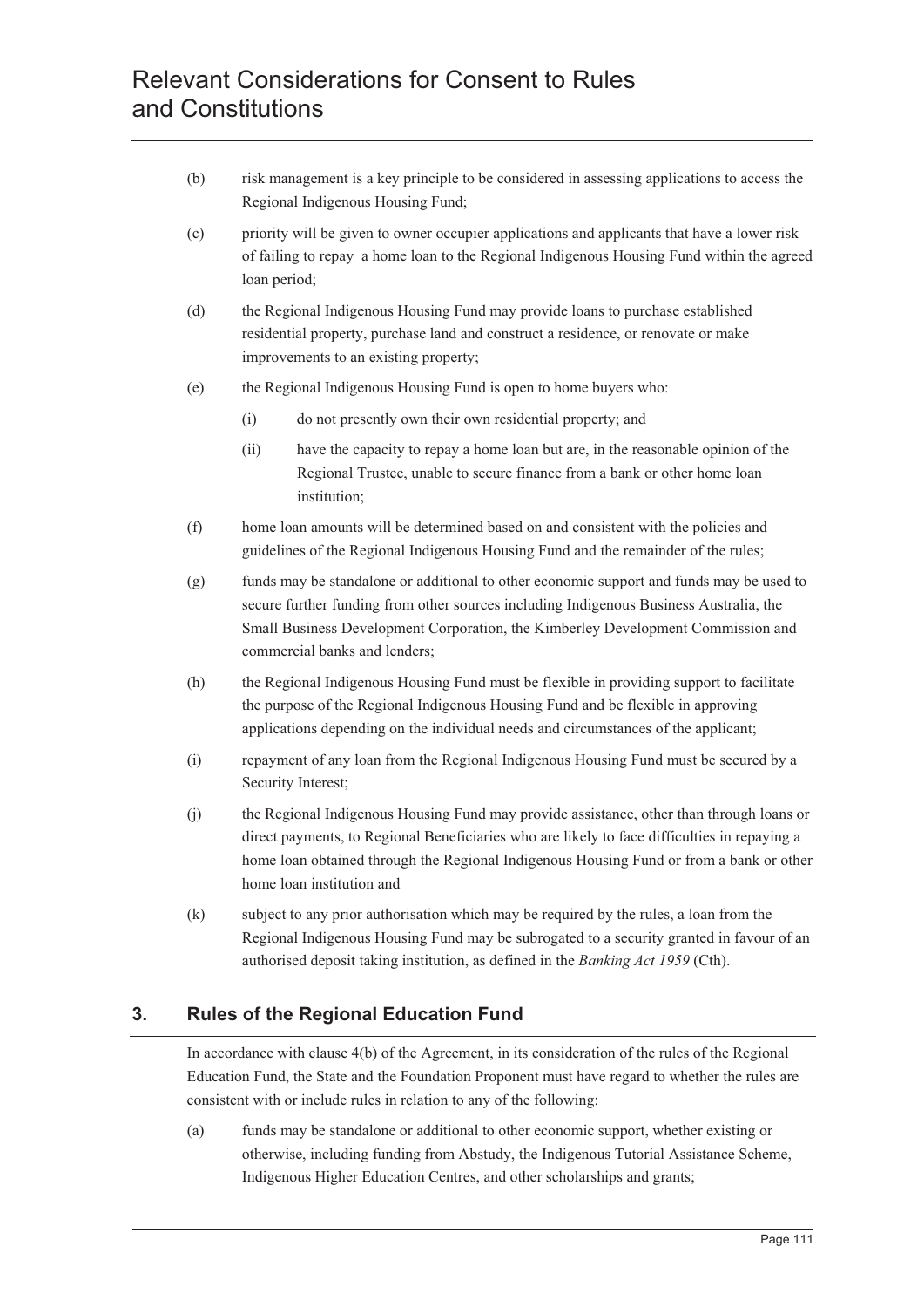(b) risk management is a key principle to be considered in assessing applications to access the Regional Indigenous Housing Fund;

(c) priority will be given to owner occupier applications and applicants that have a lower risk of failing to repay a home loan to the Regional Indigenous Housing Fund within the agreed loan period;

(d) the Regional Indigenous Housing Fund may provide loans to purchase established residential property, purchase land and construct a residence, or renovate or make improvements to an existing property;

(e) the Regional Indigenous Housing Fund is open to home buyers who:

  (i) do not presently own their own residential property; and

  (ii) have the capacity to repay a home loan but are, in the reasonable opinion of the Regional Trustee, unable to secure finance from a bank or other home loan institution;

(f) home loan amounts will be determined based on and consistent with the policies and guidelines of the Regional Indigenous Housing Fund and the remainder of the rules;

(g) funds may be standalone or additional to other economic support and funds may be used to secure further funding from other sources including Indigenous Business Australia, the Small Business Development Corporation, the Kimberley Development Commission and commercial banks and lenders;

(h) the Regional Indigenous Housing Fund must be flexible in providing support to facilitate the purpose of the Regional Indigenous Housing Fund and be flexible in approving applications depending on the individual needs and circumstances of the applicant;

(i) repayment of any loan from the Regional Indigenous Housing Fund must be secured by a Security Interest;

(j) the Regional Indigenous Housing Fund may provide assistance, other than through loans or direct payments, to Regional Beneficiaries who are likely to face difficulties in repaying a home loan obtained through the Regional Indigenous Housing Fund or from a bank or other home loan institution and

(k) subject to any prior authorisation which may be required by the rules, a loan from the Regional Indigenous Housing Fund may be subrogated to a security granted in favour of an authorised deposit taking institution, as defined in the *Banking Act 1959* (Cth).

## 3. Rules of the Regional Education Fund

In accordance with clause 4(b) of the Agreement, in its consideration of the rules of the Regional Education Fund, the State and the Foundation Proponent must have regard to whether the rules are consistent with or include rules in relation to any of the following:

(a) funds may be standalone or additional to other economic support, whether existing or otherwise, including funding from Abstudy, the Indigenous Tutorial Assistance Scheme, Indigenous Higher Education Centres, and other scholarships and grants;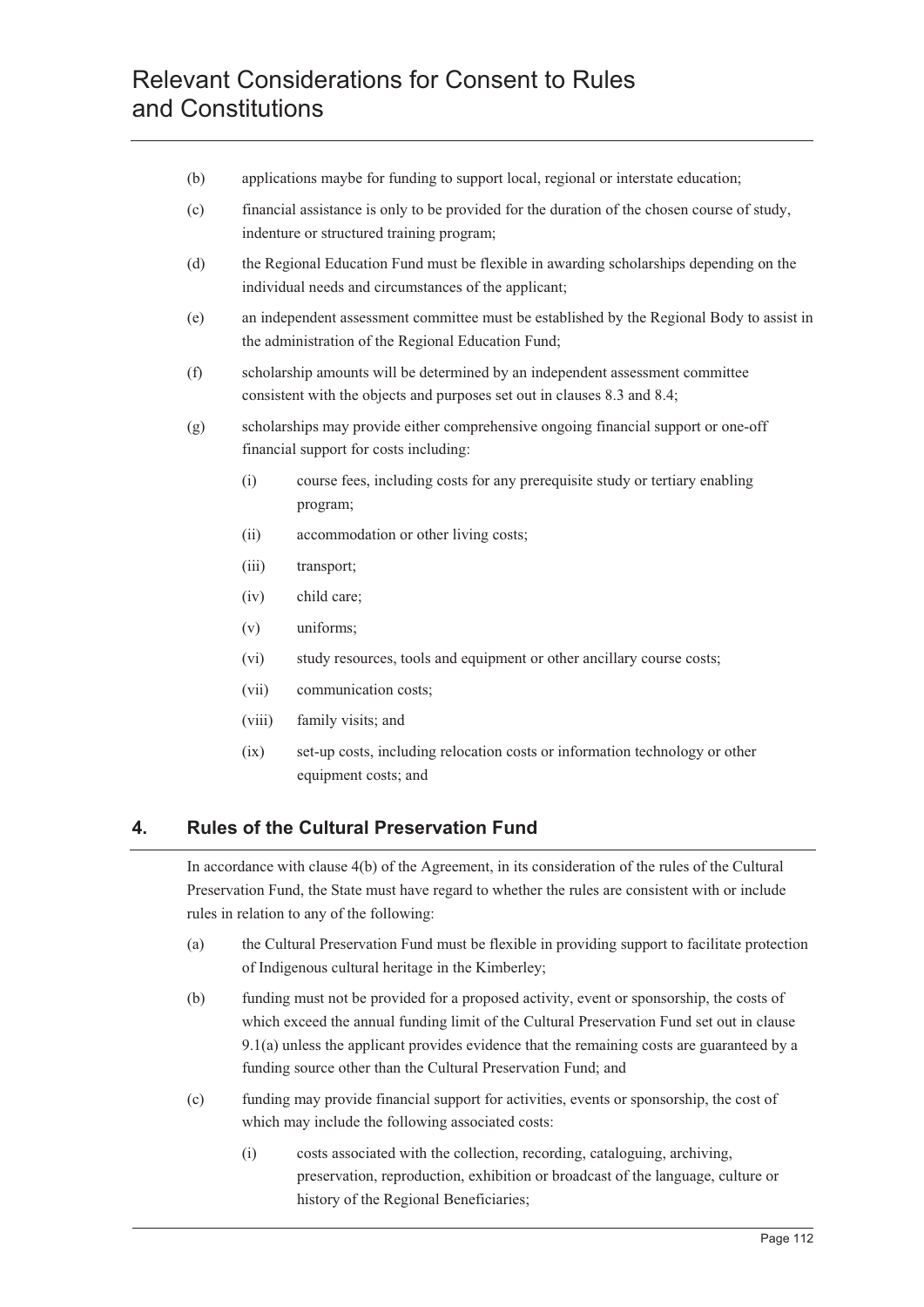(b) applications maybe for funding to support local, regional or interstate education;

(c) financial assistance is only to be provided for the duration of the chosen course of study, indenture or structured training program;

(d) the Regional Education Fund must be flexible in awarding scholarships depending on the individual needs and circumstances of the applicant;

(e) an independent assessment committee must be established by the Regional Body to assist in the administration of the Regional Education Fund;

(f) scholarship amounts will be determined by an independent assessment committee consistent with the objects and purposes set out in clauses 8.3 and 8.4;

(g) scholarships may provide either comprehensive ongoing financial support or one-off financial support for costs including:

 (i) course fees, including costs for any prerequisite study or tertiary enabling program;

 (ii) accommodation or other living costs;

 (iii) transport;

 (iv) child care;

 (v) uniforms;

 (vi) study resources, tools and equipment or other ancillary course costs;

 (vii) communication costs;

 (viii) family visits; and

 (ix) set-up costs, including relocation costs or information technology or other equipment costs; and

## 4. Rules of the Cultural Preservation Fund

In accordance with clause 4(b) of the Agreement, in its consideration of the rules of the Cultural Preservation Fund, the State must have regard to whether the rules are consistent with or include rules in relation to any of the following:

(a) the Cultural Preservation Fund must be flexible in providing support to facilitate protection of Indigenous cultural heritage in the Kimberley;

(b) funding must not be provided for a proposed activity, event or sponsorship, the costs of which exceed the annual funding limit of the Cultural Preservation Fund set out in clause 9.1(a) unless the applicant provides evidence that the remaining costs are guaranteed by a funding source other than the Cultural Preservation Fund; and

(c) funding may provide financial support for activities, events or sponsorship, the cost of which may include the following associated costs:

 (i) costs associated with the collection, recording, cataloguing, archiving, preservation, reproduction, exhibition or broadcast of the language, culture or history of the Regional Beneficiaries;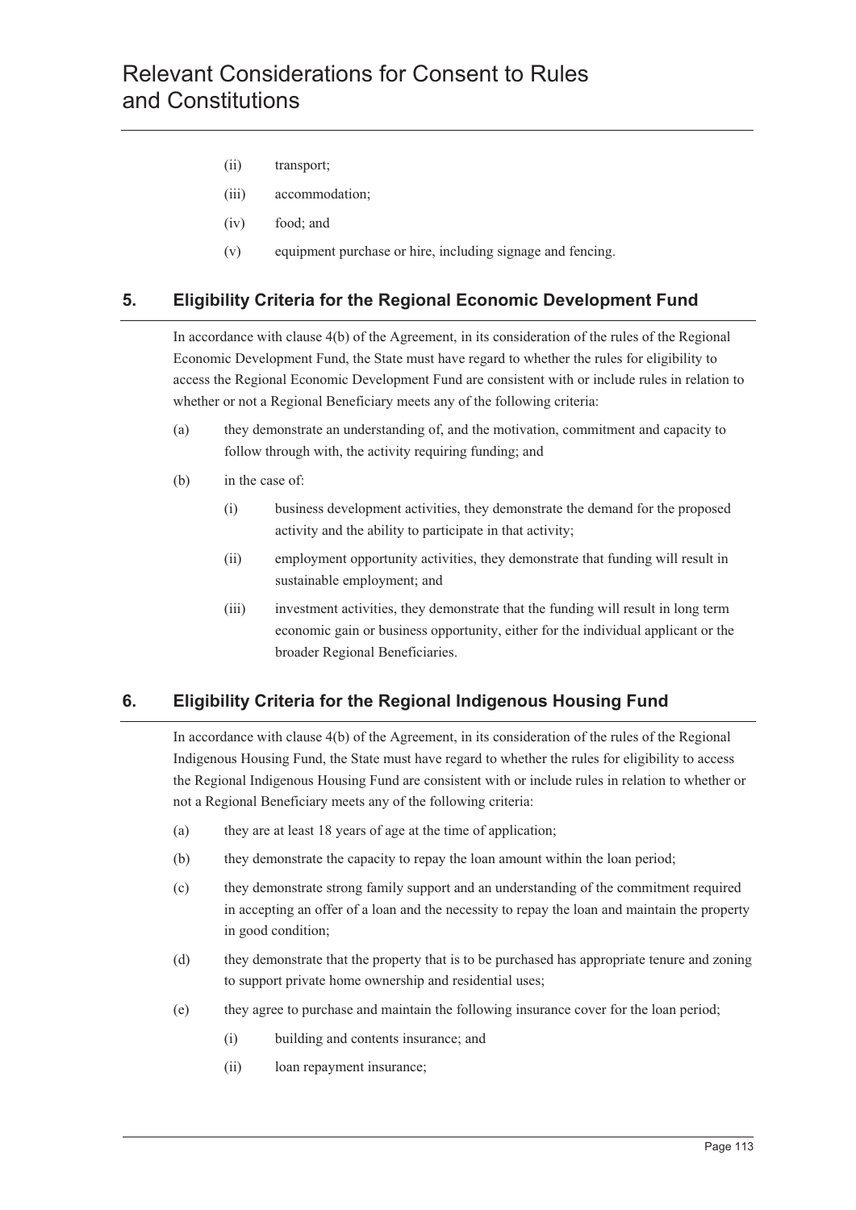(ii) transport;

(iii) accommodation;

(iv) food; and

(v) equipment purchase or hire, including signage and fencing.

## 5. Eligibility Criteria for the Regional Economic Development Fund

In accordance with clause 4(b) of the Agreement, in its consideration of the rules of the Regional Economic Development Fund, the State must have regard to whether the rules for eligibility to access the Regional Economic Development Fund are consistent with or include rules in relation to whether or not a Regional Beneficiary meets any of the following criteria:

(a) they demonstrate an understanding of, and the motivation, commitment and capacity to follow through with, the activity requiring funding; and

(b) in the case of:

(i) business development activities, they demonstrate the demand for the proposed activity and the ability to participate in that activity;

(ii) employment opportunity activities, they demonstrate that funding will result in sustainable employment; and

(iii) investment activities, they demonstrate that the funding will result in long term economic gain or business opportunity, either for the individual applicant or the broader Regional Beneficiaries.

## 6. Eligibility Criteria for the Regional Indigenous Housing Fund

In accordance with clause 4(b) of the Agreement, in its consideration of the rules of the Regional Indigenous Housing Fund, the State must have regard to whether the rules for eligibility to access the Regional Indigenous Housing Fund are consistent with or include rules in relation to whether or not a Regional Beneficiary meets any of the following criteria:

(a) they are at least 18 years of age at the time of application;

(b) they demonstrate the capacity to repay the loan amount within the loan period;

(c) they demonstrate strong family support and an understanding of the commitment required in accepting an offer of a loan and the necessity to repay the loan and maintain the property in good condition;

(d) they demonstrate that the property that is to be purchased has appropriate tenure and zoning to support private home ownership and residential uses;

(e) they agree to purchase and maintain the following insurance cover for the loan period;

(i) building and contents insurance; and

(ii) loan repayment insurance;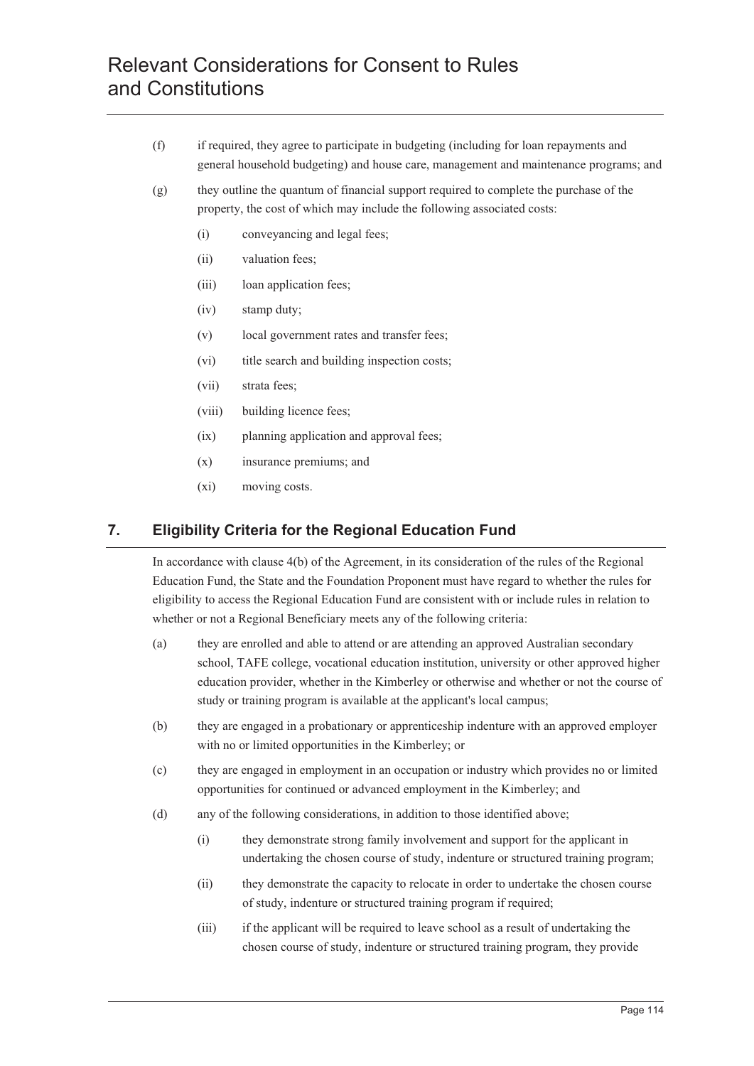(f) if required, they agree to participate in budgeting (including for loan repayments and general household budgeting) and house care, management and maintenance programs; and

(g) they outline the quantum of financial support required to complete the purchase of the property, the cost of which may include the following associated costs:

  (i) conveyancing and legal fees;

  (ii) valuation fees;

  (iii) loan application fees;

  (iv) stamp duty;

  (v) local government rates and transfer fees;

  (vi) title search and building inspection costs;

  (vii) strata fees;

  (viii) building licence fees;

  (ix) planning application and approval fees;

  (x) insurance premiums; and

  (xi) moving costs.

## 7. Eligibility Criteria for the Regional Education Fund

In accordance with clause 4(b) of the Agreement, in its consideration of the rules of the Regional Education Fund, the State and the Foundation Proponent must have regard to whether the rules for eligibility to access the Regional Education Fund are consistent with or include rules in relation to whether or not a Regional Beneficiary meets any of the following criteria:

(a) they are enrolled and able to attend or are attending an approved Australian secondary school, TAFE college, vocational education institution, university or other approved higher education provider, whether in the Kimberley or otherwise and whether or not the course of study or training program is available at the applicant's local campus;

(b) they are engaged in a probationary or apprenticeship indenture with an approved employer with no or limited opportunities in the Kimberley; or

(c) they are engaged in employment in an occupation or industry which provides no or limited opportunities for continued or advanced employment in the Kimberley; and

(d) any of the following considerations, in addition to those identified above;

  (i) they demonstrate strong family involvement and support for the applicant in undertaking the chosen course of study, indenture or structured training program;

  (ii) they demonstrate the capacity to relocate in order to undertake the chosen course of study, indenture or structured training program if required;

  (iii) if the applicant will be required to leave school as a result of undertaking the chosen course of study, indenture or structured training program, they provide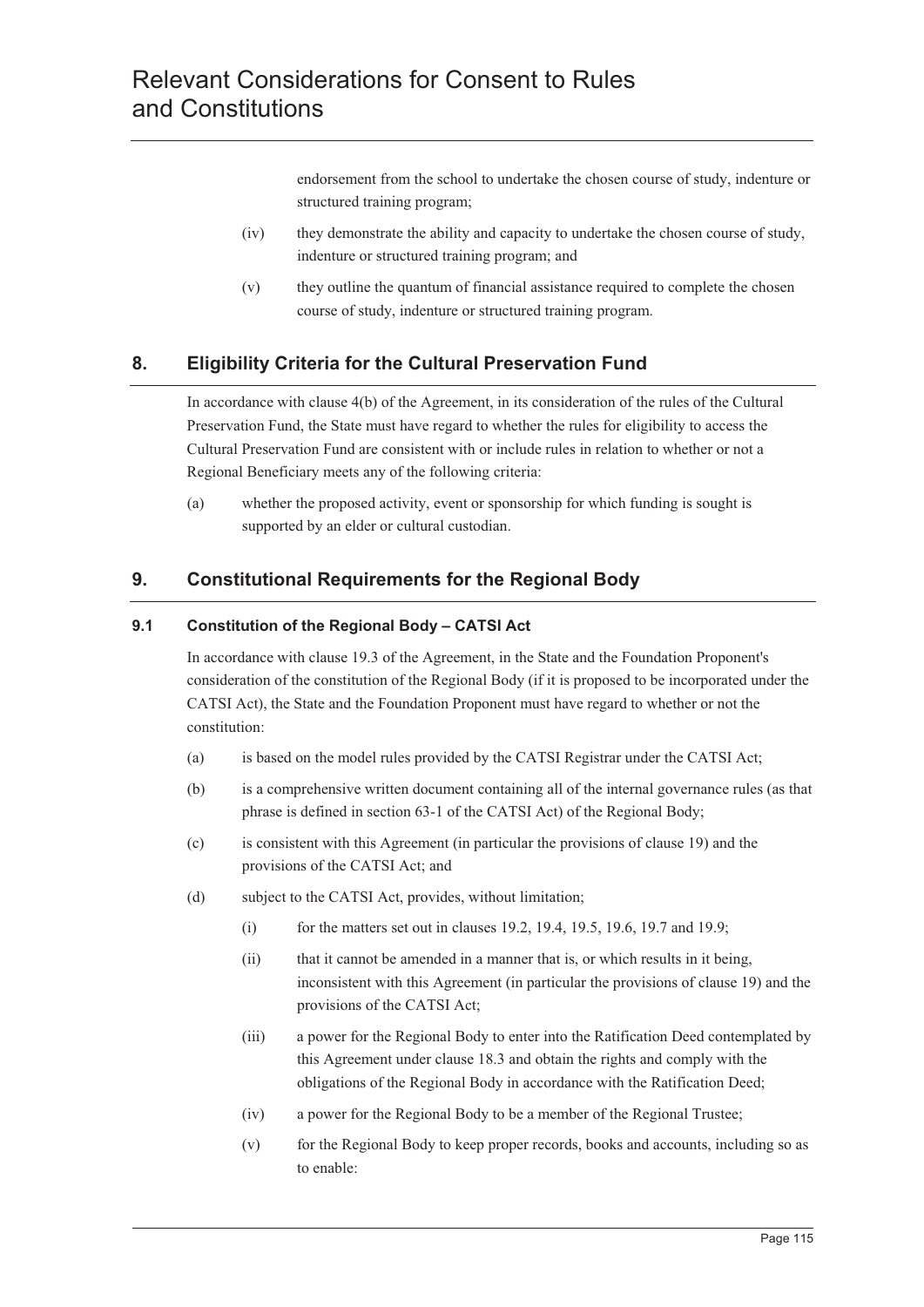endorsement from the school to undertake the chosen course of study, indenture or structured training program;

(iv) they demonstrate the ability and capacity to undertake the chosen course of study, indenture or structured training program; and

(v) they outline the quantum of financial assistance required to complete the chosen course of study, indenture or structured training program.

## 8. Eligibility Criteria for the Cultural Preservation Fund

In accordance with clause 4(b) of the Agreement, in its consideration of the rules of the Cultural Preservation Fund, the State must have regard to whether the rules for eligibility to access the Cultural Preservation Fund are consistent with or include rules in relation to whether or not a Regional Beneficiary meets any of the following criteria:

(a) whether the proposed activity, event or sponsorship for which funding is sought is supported by an elder or cultural custodian.

## 9. Constitutional Requirements for the Regional Body

### 9.1 Constitution of the Regional Body – CATSI Act

In accordance with clause 19.3 of the Agreement, in the State and the Foundation Proponent's consideration of the constitution of the Regional Body (if it is proposed to be incorporated under the CATSI Act), the State and the Foundation Proponent must have regard to whether or not the constitution:

(a) is based on the model rules provided by the CATSI Registrar under the CATSI Act;

(b) is a comprehensive written document containing all of the internal governance rules (as that phrase is defined in section 63-1 of the CATSI Act) of the Regional Body;

(c) is consistent with this Agreement (in particular the provisions of clause 19) and the provisions of the CATSI Act; and

(d) subject to the CATSI Act, provides, without limitation;

  (i) for the matters set out in clauses 19.2, 19.4, 19.5, 19.6, 19.7 and 19.9;

  (ii) that it cannot be amended in a manner that is, or which results in it being, inconsistent with this Agreement (in particular the provisions of clause 19) and the provisions of the CATSI Act;

  (iii) a power for the Regional Body to enter into the Ratification Deed contemplated by this Agreement under clause 18.3 and obtain the rights and comply with the obligations of the Regional Body in accordance with the Ratification Deed;

  (iv) a power for the Regional Body to be a member of the Regional Trustee;

  (v) for the Regional Body to keep proper records, books and accounts, including so as to enable: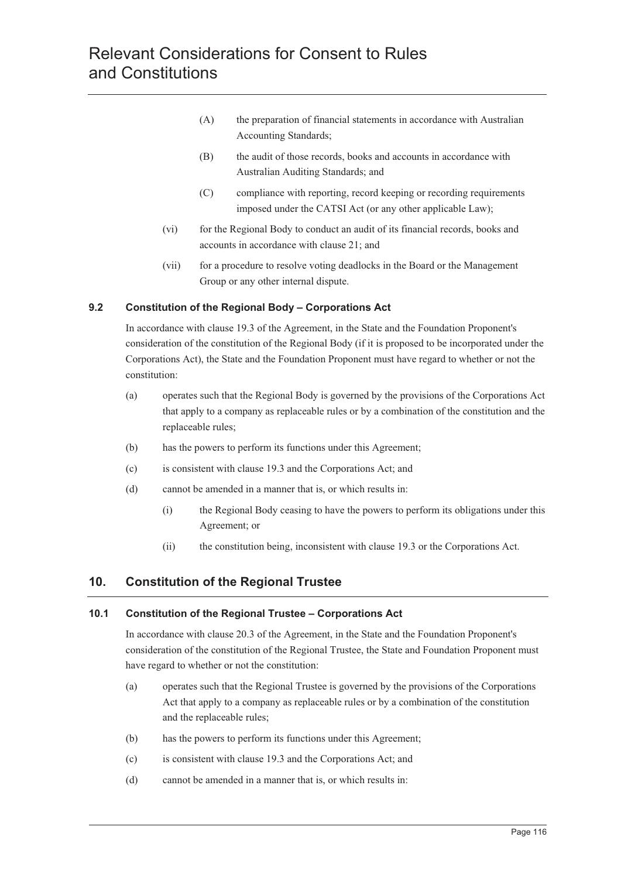(A) the preparation of financial statements in accordance with Australian Accounting Standards;

(B) the audit of those records, books and accounts in accordance with Australian Auditing Standards; and

(C) compliance with reporting, record keeping or recording requirements imposed under the CATSI Act (or any other applicable Law);

(vi) for the Regional Body to conduct an audit of its financial records, books and accounts in accordance with clause 21; and

(vii) for a procedure to resolve voting deadlocks in the Board or the Management Group or any other internal dispute.

### 9.2 Constitution of the Regional Body – Corporations Act

In accordance with clause 19.3 of the Agreement, in the State and the Foundation Proponent's consideration of the constitution of the Regional Body (if it is proposed to be incorporated under the Corporations Act), the State and the Foundation Proponent must have regard to whether or not the constitution:

(a) operates such that the Regional Body is governed by the provisions of the Corporations Act that apply to a company as replaceable rules or by a combination of the constitution and the replaceable rules;

(b) has the powers to perform its functions under this Agreement;

(c) is consistent with clause 19.3 and the Corporations Act; and

(d) cannot be amended in a manner that is, or which results in:

(i) the Regional Body ceasing to have the powers to perform its obligations under this Agreement; or

(ii) the constitution being, inconsistent with clause 19.3 or the Corporations Act.

## 10. Constitution of the Regional Trustee

### 10.1 Constitution of the Regional Trustee – Corporations Act

In accordance with clause 20.3 of the Agreement, in the State and the Foundation Proponent's consideration of the constitution of the Regional Trustee, the State and Foundation Proponent must have regard to whether or not the constitution:

(a) operates such that the Regional Trustee is governed by the provisions of the Corporations Act that apply to a company as replaceable rules or by a combination of the constitution and the replaceable rules;

(b) has the powers to perform its functions under this Agreement;

(c) is consistent with clause 19.3 and the Corporations Act; and

(d) cannot be amended in a manner that is, or which results in: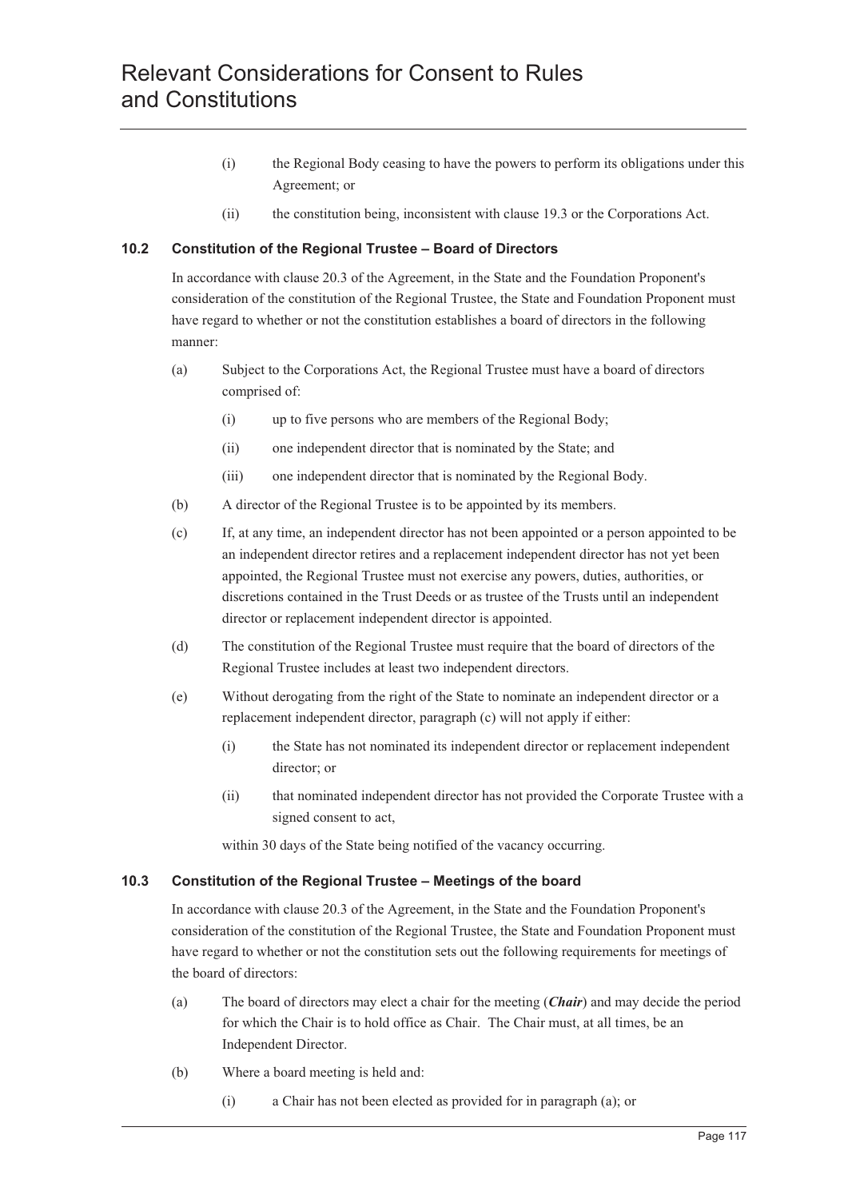(i) the Regional Body ceasing to have the powers to perform its obligations under this Agreement; or

(ii) the constitution being, inconsistent with clause 19.3 or the Corporations Act.

### 10.2 Constitution of the Regional Trustee – Board of Directors

In accordance with clause 20.3 of the Agreement, in the State and the Foundation Proponent's consideration of the constitution of the Regional Trustee, the State and Foundation Proponent must have regard to whether or not the constitution establishes a board of directors in the following manner:

(a) Subject to the Corporations Act, the Regional Trustee must have a board of directors comprised of:

(i) up to five persons who are members of the Regional Body;

(ii) one independent director that is nominated by the State; and

(iii) one independent director that is nominated by the Regional Body.

(b) A director of the Regional Trustee is to be appointed by its members.

(c) If, at any time, an independent director has not been appointed or a person appointed to be an independent director retires and a replacement independent director has not yet been appointed, the Regional Trustee must not exercise any powers, duties, authorities, or discretions contained in the Trust Deeds or as trustee of the Trusts until an independent director or replacement independent director is appointed.

(d) The constitution of the Regional Trustee must require that the board of directors of the Regional Trustee includes at least two independent directors.

(e) Without derogating from the right of the State to nominate an independent director or a replacement independent director, paragraph (c) will not apply if either:

(i) the State has not nominated its independent director or replacement independent director; or

(ii) that nominated independent director has not provided the Corporate Trustee with a signed consent to act,

within 30 days of the State being notified of the vacancy occurring.

### 10.3 Constitution of the Regional Trustee – Meetings of the board

In accordance with clause 20.3 of the Agreement, in the State and the Foundation Proponent's consideration of the constitution of the Regional Trustee, the State and Foundation Proponent must have regard to whether or not the constitution sets out the following requirements for meetings of the board of directors:

(a) The board of directors may elect a chair for the meeting (***Chair***) and may decide the period for which the Chair is to hold office as Chair. The Chair must, at all times, be an Independent Director.

(b) Where a board meeting is held and:

(i) a Chair has not been elected as provided for in paragraph (a); or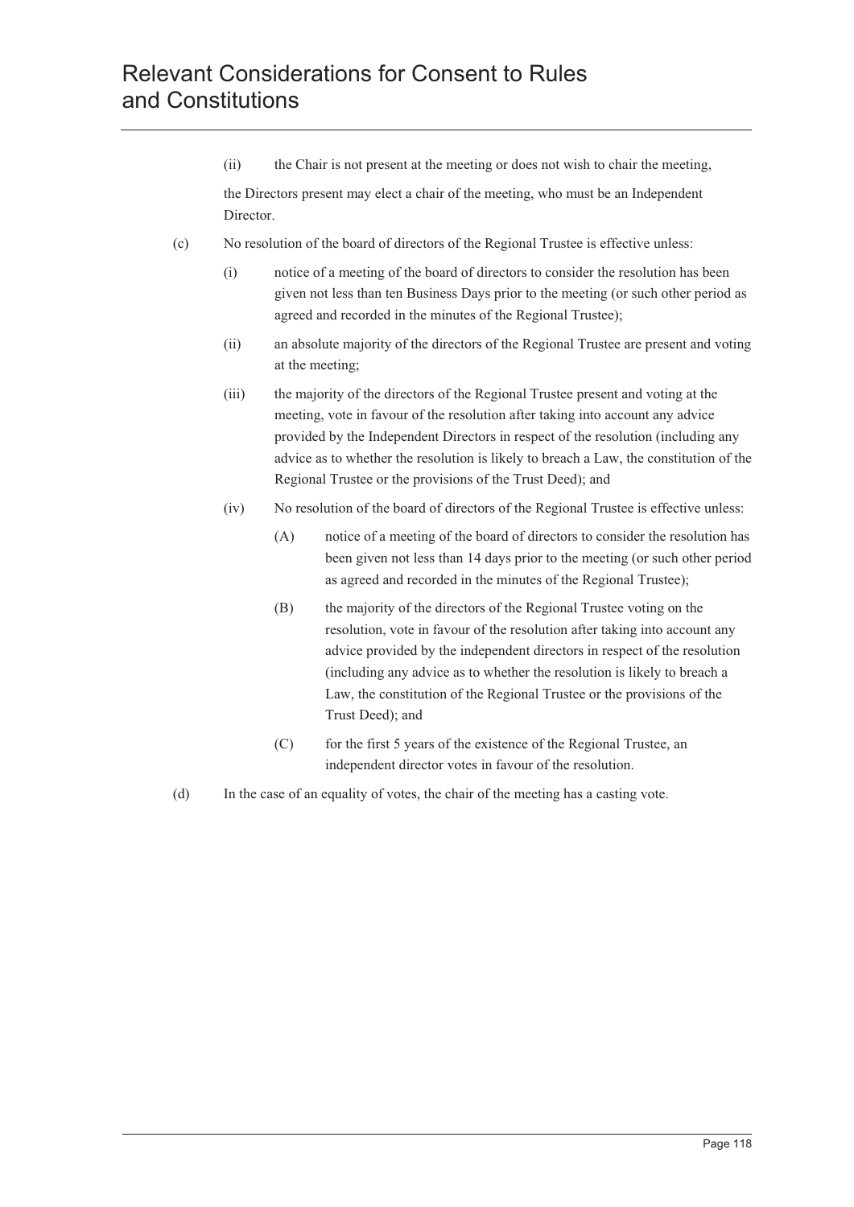(ii) the Chair is not present at the meeting or does not wish to chair the meeting,

the Directors present may elect a chair of the meeting, who must be an Independent Director.

(c) No resolution of the board of directors of the Regional Trustee is effective unless:

  (i) notice of a meeting of the board of directors to consider the resolution has been given not less than ten Business Days prior to the meeting (or such other period as agreed and recorded in the minutes of the Regional Trustee);

  (ii) an absolute majority of the directors of the Regional Trustee are present and voting at the meeting;

  (iii) the majority of the directors of the Regional Trustee present and voting at the meeting, vote in favour of the resolution after taking into account any advice provided by the Independent Directors in respect of the resolution (including any advice as to whether the resolution is likely to breach a Law, the constitution of the Regional Trustee or the provisions of the Trust Deed); and

  (iv) No resolution of the board of directors of the Regional Trustee is effective unless:

    (A) notice of a meeting of the board of directors to consider the resolution has been given not less than 14 days prior to the meeting (or such other period as agreed and recorded in the minutes of the Regional Trustee);

    (B) the majority of the directors of the Regional Trustee voting on the resolution, vote in favour of the resolution after taking into account any advice provided by the independent directors in respect of the resolution (including any advice as to whether the resolution is likely to breach a Law, the constitution of the Regional Trustee or the provisions of the Trust Deed); and

    (C) for the first 5 years of the existence of the Regional Trustee, an independent director votes in favour of the resolution.

(d) In the case of an equality of votes, the chair of the meeting has a casting vote.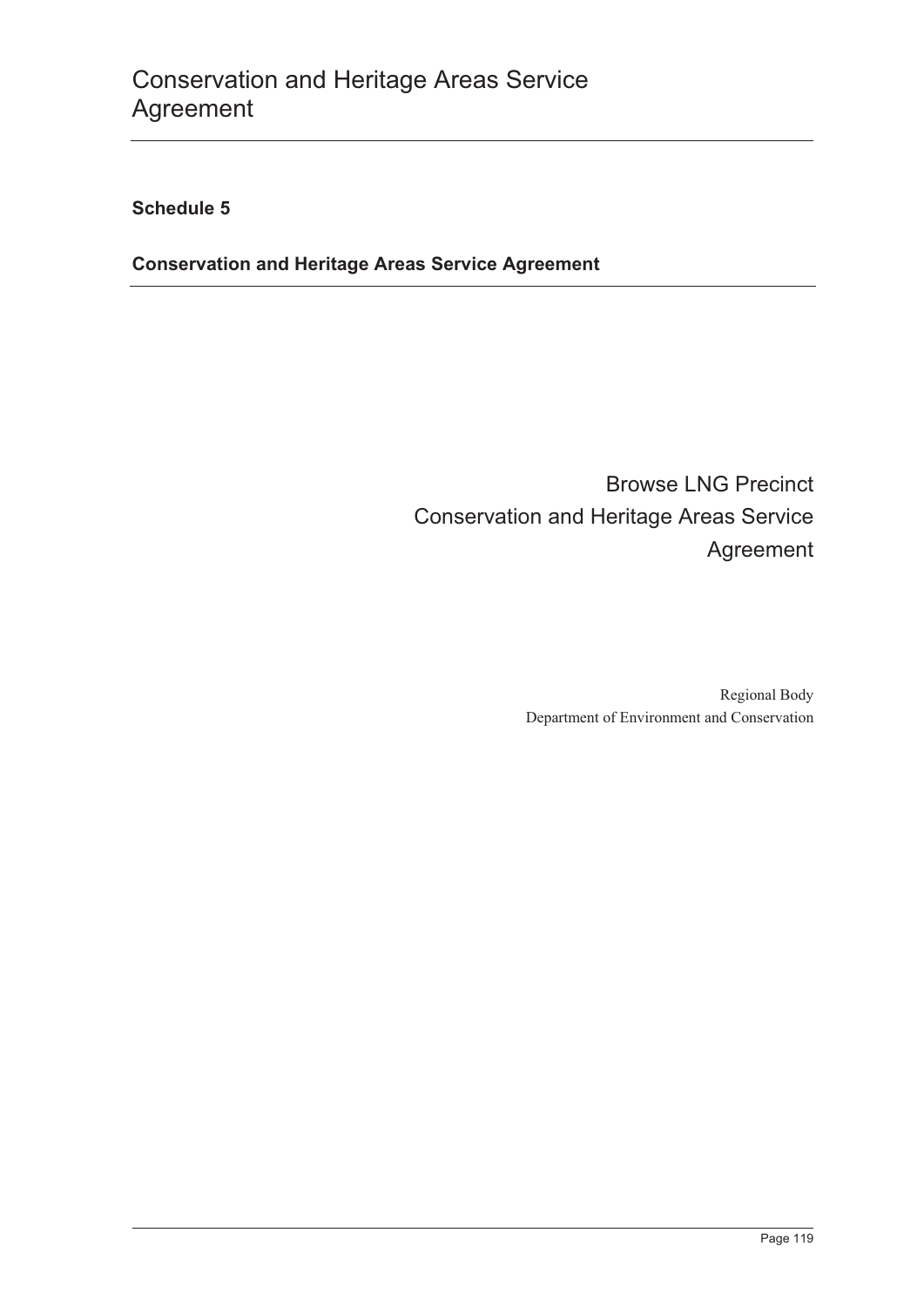## Schedule 5

**Conservation and Heritage Areas Service Agreement**

Browse LNG Precinct
Conservation and Heritage Areas Service Agreement

Regional Body
Department of Environment and Conservation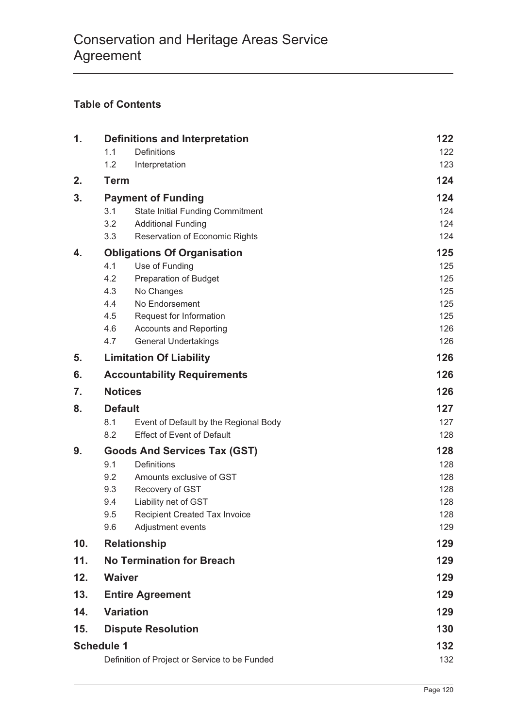# Conservation and Heritage Areas Service Agreement

## Table of Contents

| | | | |
|---|---|---|---|
| **1.** | **Definitions and Interpretation** | | **122** |
| | 1.1 | Definitions | 122 |
| | 1.2 | Interpretation | 123 |
| **2.** | **Term** | | **124** |
| **3.** | **Payment of Funding** | | **124** |
| | 3.1 | State Initial Funding Commitment | 124 |
| | 3.2 | Additional Funding | 124 |
| | 3.3 | Reservation of Economic Rights | 124 |
| **4.** | **Obligations Of Organisation** | | **125** |
| | 4.1 | Use of Funding | 125 |
| | 4.2 | Preparation of Budget | 125 |
| | 4.3 | No Changes | 125 |
| | 4.4 | No Endorsement | 125 |
| | 4.5 | Request for Information | 125 |
| | 4.6 | Accounts and Reporting | 126 |
| | 4.7 | General Undertakings | 126 |
| **5.** | **Limitation Of Liability** | | **126** |
| **6.** | **Accountability Requirements** | | **126** |
| **7.** | **Notices** | | **126** |
| **8.** | **Default** | | **127** |
| | 8.1 | Event of Default by the Regional Body | 127 |
| | 8.2 | Effect of Event of Default | 128 |
| **9.** | **Goods And Services Tax (GST)** | | **128** |
| | 9.1 | Definitions | 128 |
| | 9.2 | Amounts exclusive of GST | 128 |
| | 9.3 | Recovery of GST | 128 |
| | 9.4 | Liability net of GST | 128 |
| | 9.5 | Recipient Created Tax Invoice | 128 |
| | 9.6 | Adjustment events | 129 |
| **10.** | **Relationship** | | **129** |
| **11.** | **No Termination for Breach** | | **129** |
| **12.** | **Waiver** | | **129** |
| **13.** | **Entire Agreement** | | **129** |
| **14.** | **Variation** | | **129** |
| **15.** | **Dispute Resolution** | | **130** |
| **Schedule 1** | | | **132** |
| | Definition of Project or Service to be Funded | | 132 |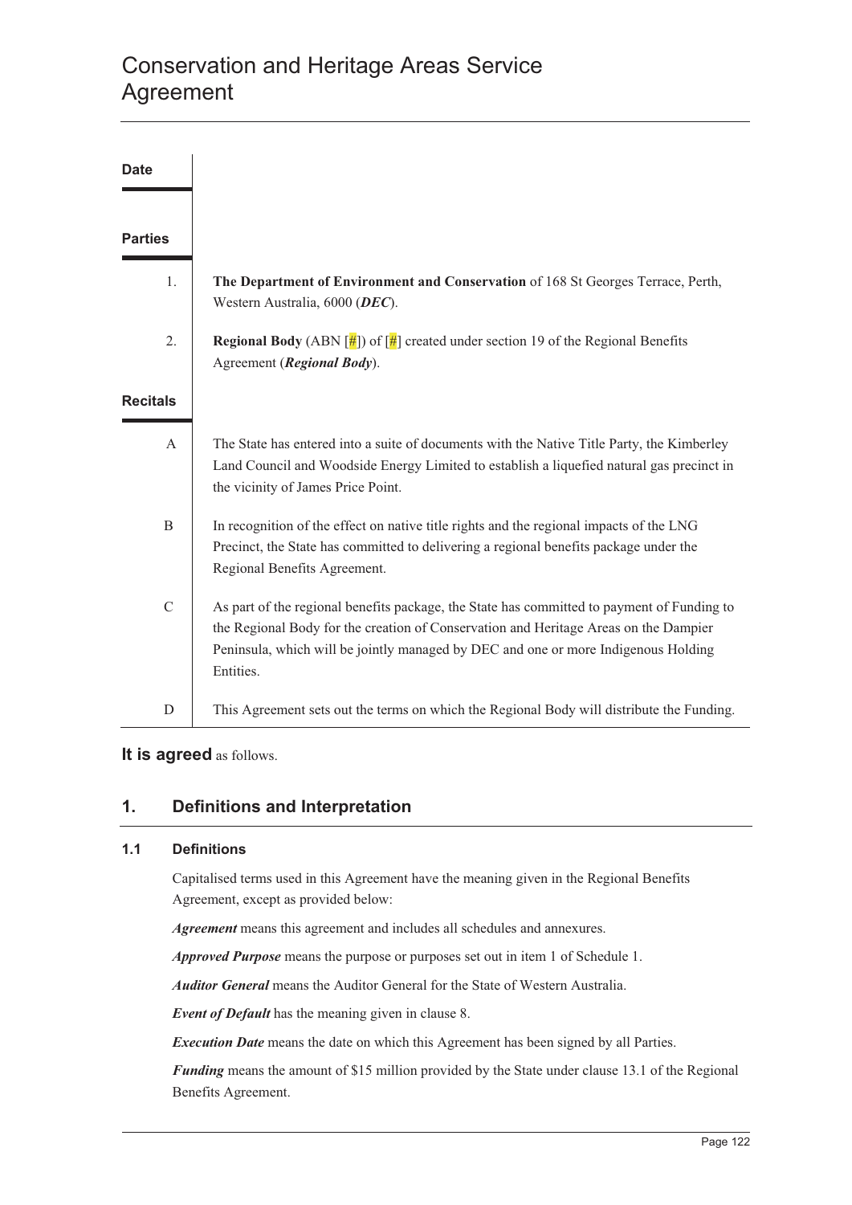# Conservation and Heritage Areas Service Agreement

**Date**

**Parties**

1. **The Department of Environment and Conservation** of 168 St Georges Terrace, Perth, Western Australia, 6000 (***DEC***).

2. **Regional Body** (ABN [#]) of [#] created under section 19 of the Regional Benefits Agreement (***Regional Body***).

**Recitals**

A. The State has entered into a suite of documents with the Native Title Party, the Kimberley Land Council and Woodside Energy Limited to establish a liquefied natural gas precinct in the vicinity of James Price Point.

B. In recognition of the effect on native title rights and the regional impacts of the LNG Precinct, the State has committed to delivering a regional benefits package under the Regional Benefits Agreement.

C. As part of the regional benefits package, the State has committed to payment of Funding to the Regional Body for the creation of Conservation and Heritage Areas on the Dampier Peninsula, which will be jointly managed by DEC and one or more Indigenous Holding Entities.

D. This Agreement sets out the terms on which the Regional Body will distribute the Funding.

**It is agreed** as follows.

## 1. Definitions and Interpretation

### 1.1 Definitions

Capitalised terms used in this Agreement have the meaning given in the Regional Benefits Agreement, except as provided below:

***Agreement*** means this agreement and includes all schedules and annexures.

***Approved Purpose*** means the purpose or purposes set out in item 1 of Schedule 1.

***Auditor General*** means the Auditor General for the State of Western Australia.

***Event of Default*** has the meaning given in clause 8.

***Execution Date*** means the date on which this Agreement has been signed by all Parties.

***Funding*** means the amount of $15 million provided by the State under clause 13.1 of the Regional Benefits Agreement.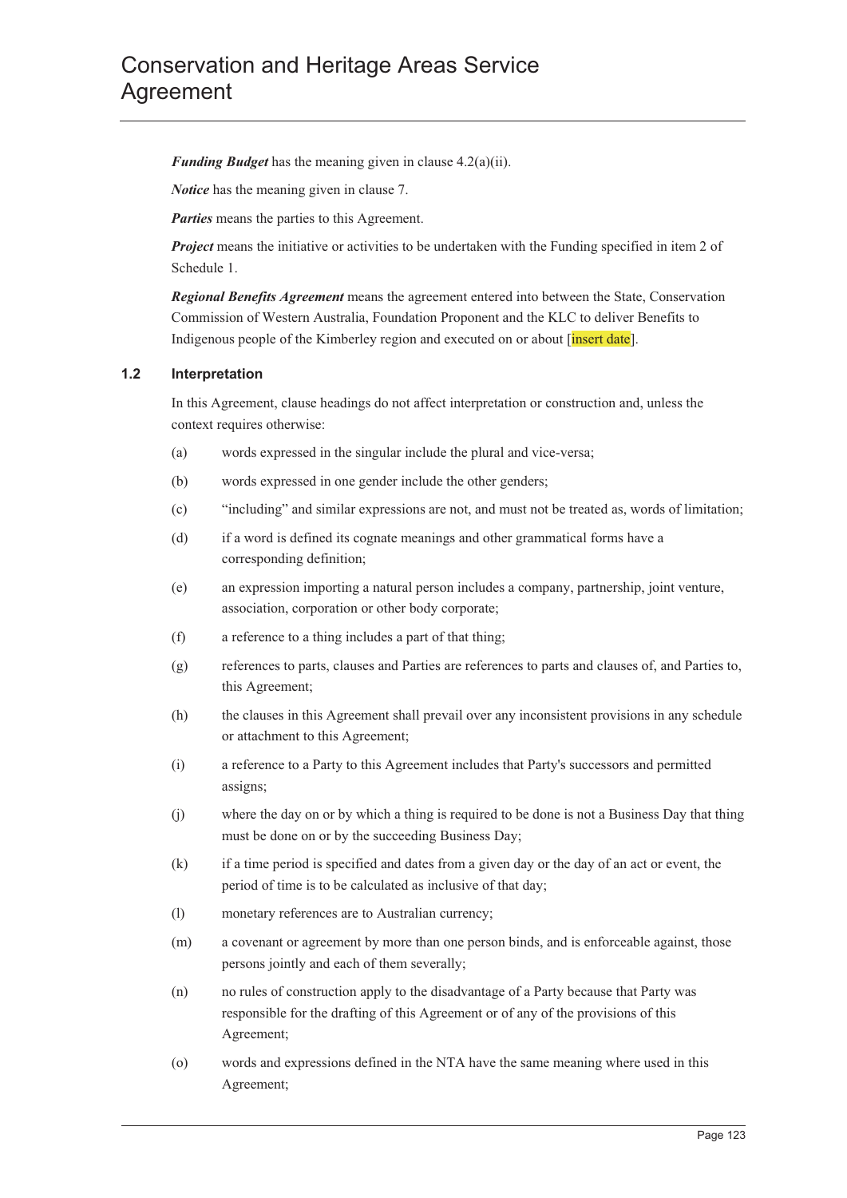***Funding Budget*** has the meaning given in clause 4.2(a)(ii).

***Notice*** has the meaning given in clause 7.

***Parties*** means the parties to this Agreement.

***Project*** means the initiative or activities to be undertaken with the Funding specified in item 2 of Schedule 1.

***Regional Benefits Agreement*** means the agreement entered into between the State, Conservation Commission of Western Australia, Foundation Proponent and the KLC to deliver Benefits to Indigenous people of the Kimberley region and executed on or about [insert date].

### 1.2 Interpretation

In this Agreement, clause headings do not affect interpretation or construction and, unless the context requires otherwise:

(a) words expressed in the singular include the plural and vice-versa;

(b) words expressed in one gender include the other genders;

(c) "including" and similar expressions are not, and must not be treated as, words of limitation;

(d) if a word is defined its cognate meanings and other grammatical forms have a corresponding definition;

(e) an expression importing a natural person includes a company, partnership, joint venture, association, corporation or other body corporate;

(f) a reference to a thing includes a part of that thing;

(g) references to parts, clauses and Parties are references to parts and clauses of, and Parties to, this Agreement;

(h) the clauses in this Agreement shall prevail over any inconsistent provisions in any schedule or attachment to this Agreement;

(i) a reference to a Party to this Agreement includes that Party's successors and permitted assigns;

(j) where the day on or by which a thing is required to be done is not a Business Day that thing must be done on or by the succeeding Business Day;

(k) if a time period is specified and dates from a given day or the day of an act or event, the period of time is to be calculated as inclusive of that day;

(l) monetary references are to Australian currency;

(m) a covenant or agreement by more than one person binds, and is enforceable against, those persons jointly and each of them severally;

(n) no rules of construction apply to the disadvantage of a Party because that Party was responsible for the drafting of this Agreement or of any of the provisions of this Agreement;

(o) words and expressions defined in the NTA have the same meaning where used in this Agreement;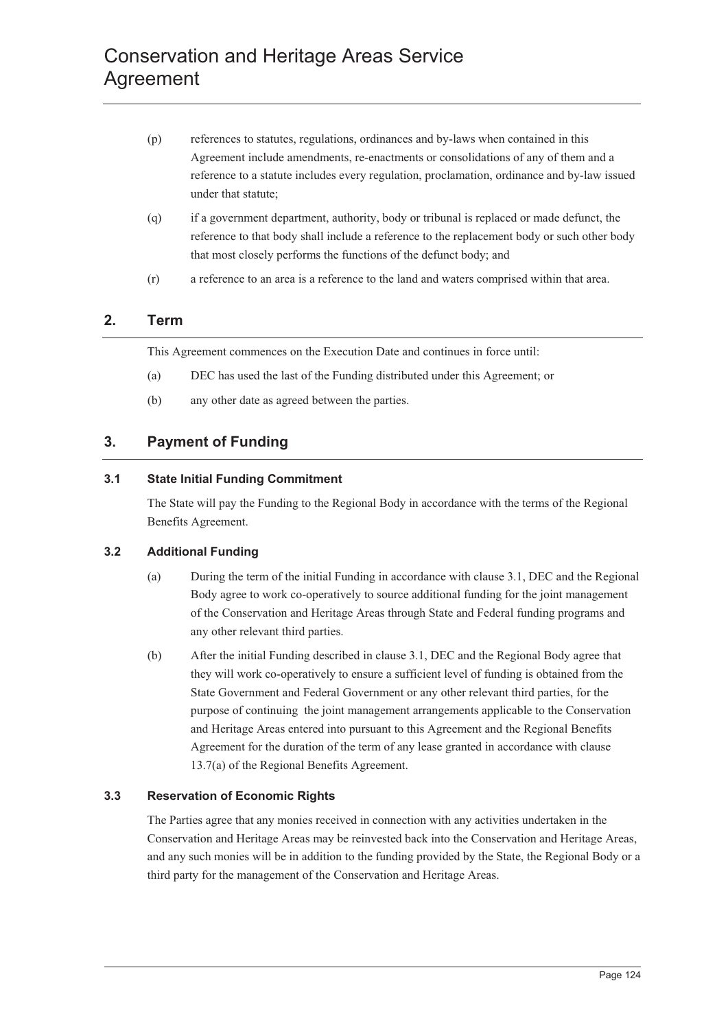(p) references to statutes, regulations, ordinances and by-laws when contained in this Agreement include amendments, re-enactments or consolidations of any of them and a reference to a statute includes every regulation, proclamation, ordinance and by-law issued under that statute;

(q) if a government department, authority, body or tribunal is replaced or made defunct, the reference to that body shall include a reference to the replacement body or such other body that most closely performs the functions of the defunct body; and

(r) a reference to an area is a reference to the land and waters comprised within that area.

## 2. Term

This Agreement commences on the Execution Date and continues in force until:

(a) DEC has used the last of the Funding distributed under this Agreement; or

(b) any other date as agreed between the parties.

## 3. Payment of Funding

### 3.1 State Initial Funding Commitment

The State will pay the Funding to the Regional Body in accordance with the terms of the Regional Benefits Agreement.

### 3.2 Additional Funding

(a) During the term of the initial Funding in accordance with clause 3.1, DEC and the Regional Body agree to work co-operatively to source additional funding for the joint management of the Conservation and Heritage Areas through State and Federal funding programs and any other relevant third parties.

(b) After the initial Funding described in clause 3.1, DEC and the Regional Body agree that they will work co-operatively to ensure a sufficient level of funding is obtained from the State Government and Federal Government or any other relevant third parties, for the purpose of continuing the joint management arrangements applicable to the Conservation and Heritage Areas entered into pursuant to this Agreement and the Regional Benefits Agreement for the duration of the term of any lease granted in accordance with clause 13.7(a) of the Regional Benefits Agreement.

### 3.3 Reservation of Economic Rights

The Parties agree that any monies received in connection with any activities undertaken in the Conservation and Heritage Areas may be reinvested back into the Conservation and Heritage Areas, and any such monies will be in addition to the funding provided by the State, the Regional Body or a third party for the management of the Conservation and Heritage Areas.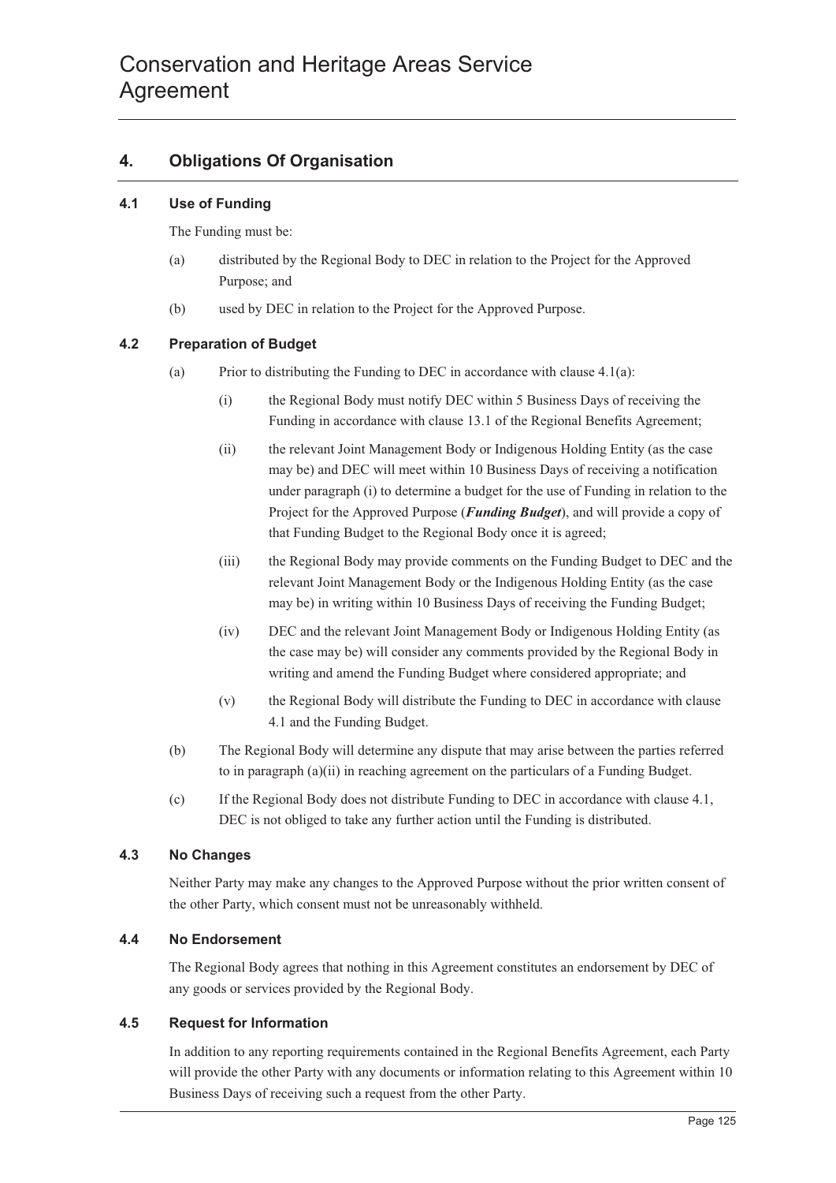## 4. Obligations Of Organisation

### 4.1 Use of Funding

The Funding must be:

(a) distributed by the Regional Body to DEC in relation to the Project for the Approved Purpose; and

(b) used by DEC in relation to the Project for the Approved Purpose.

### 4.2 Preparation of Budget

(a) Prior to distributing the Funding to DEC in accordance with clause 4.1(a):

(i) the Regional Body must notify DEC within 5 Business Days of receiving the Funding in accordance with clause 13.1 of the Regional Benefits Agreement;

(ii) the relevant Joint Management Body or Indigenous Holding Entity (as the case may be) and DEC will meet within 10 Business Days of receiving a notification under paragraph (i) to determine a budget for the use of Funding in relation to the Project for the Approved Purpose (***Funding Budget***), and will provide a copy of that Funding Budget to the Regional Body once it is agreed;

(iii) the Regional Body may provide comments on the Funding Budget to DEC and the relevant Joint Management Body or the Indigenous Holding Entity (as the case may be) in writing within 10 Business Days of receiving the Funding Budget;

(iv) DEC and the relevant Joint Management Body or Indigenous Holding Entity (as the case may be) will consider any comments provided by the Regional Body in writing and amend the Funding Budget where considered appropriate; and

(v) the Regional Body will distribute the Funding to DEC in accordance with clause 4.1 and the Funding Budget.

(b) The Regional Body will determine any dispute that may arise between the parties referred to in paragraph (a)(ii) in reaching agreement on the particulars of a Funding Budget.

(c) If the Regional Body does not distribute Funding to DEC in accordance with clause 4.1, DEC is not obliged to take any further action until the Funding is distributed.

### 4.3 No Changes

Neither Party may make any changes to the Approved Purpose without the prior written consent of the other Party, which consent must not be unreasonably withheld.

### 4.4 No Endorsement

The Regional Body agrees that nothing in this Agreement constitutes an endorsement by DEC of any goods or services provided by the Regional Body.

### 4.5 Request for Information

In addition to any reporting requirements contained in the Regional Benefits Agreement, each Party will provide the other Party with any documents or information relating to this Agreement within 10 Business Days of receiving such a request from the other Party.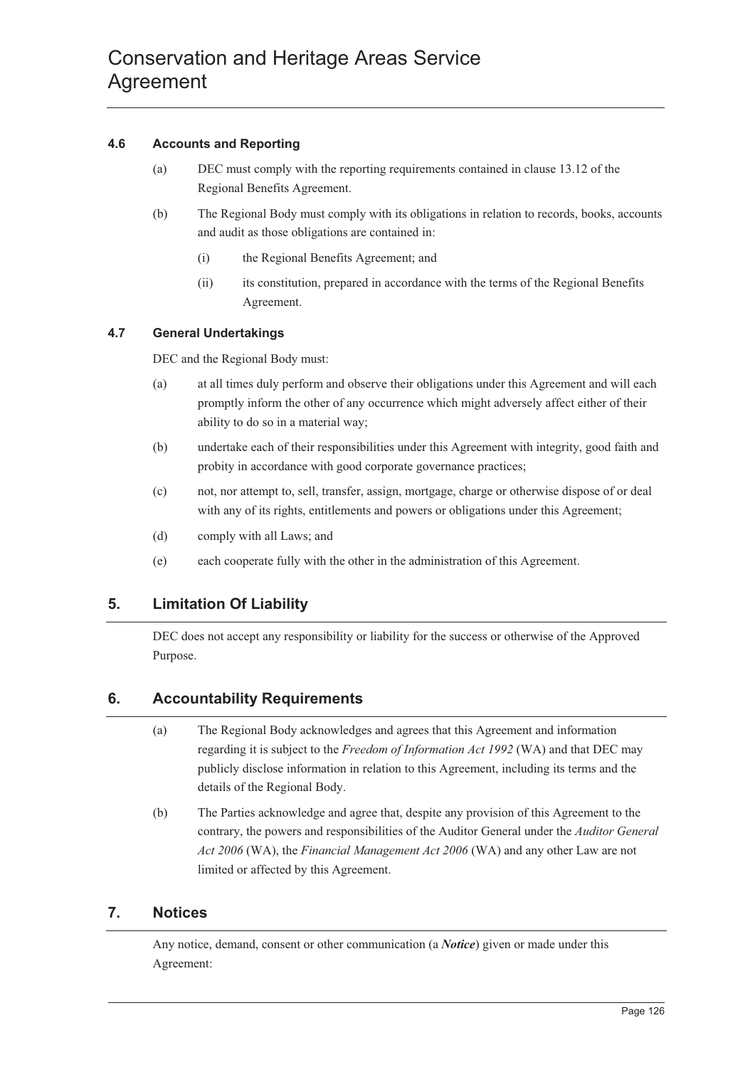### 4.6 Accounts and Reporting

(a) DEC must comply with the reporting requirements contained in clause 13.12 of the Regional Benefits Agreement.

(b) The Regional Body must comply with its obligations in relation to records, books, accounts and audit as those obligations are contained in:

(i) the Regional Benefits Agreement; and

(ii) its constitution, prepared in accordance with the terms of the Regional Benefits Agreement.

### 4.7 General Undertakings

DEC and the Regional Body must:

(a) at all times duly perform and observe their obligations under this Agreement and will each promptly inform the other of any occurrence which might adversely affect either of their ability to do so in a material way;

(b) undertake each of their responsibilities under this Agreement with integrity, good faith and probity in accordance with good corporate governance practices;

(c) not, nor attempt to, sell, transfer, assign, mortgage, charge or otherwise dispose of or deal with any of its rights, entitlements and powers or obligations under this Agreement;

(d) comply with all Laws; and

(e) each cooperate fully with the other in the administration of this Agreement.

## 5. Limitation Of Liability

DEC does not accept any responsibility or liability for the success or otherwise of the Approved Purpose.

## 6. Accountability Requirements

(a) The Regional Body acknowledges and agrees that this Agreement and information regarding it is subject to the *Freedom of Information Act 1992* (WA) and that DEC may publicly disclose information in relation to this Agreement, including its terms and the details of the Regional Body.

(b) The Parties acknowledge and agree that, despite any provision of this Agreement to the contrary, the powers and responsibilities of the Auditor General under the *Auditor General Act 2006* (WA), the *Financial Management Act 2006* (WA) and any other Law are not limited or affected by this Agreement.

## 7. Notices

Any notice, demand, consent or other communication (a ***Notice***) given or made under this Agreement: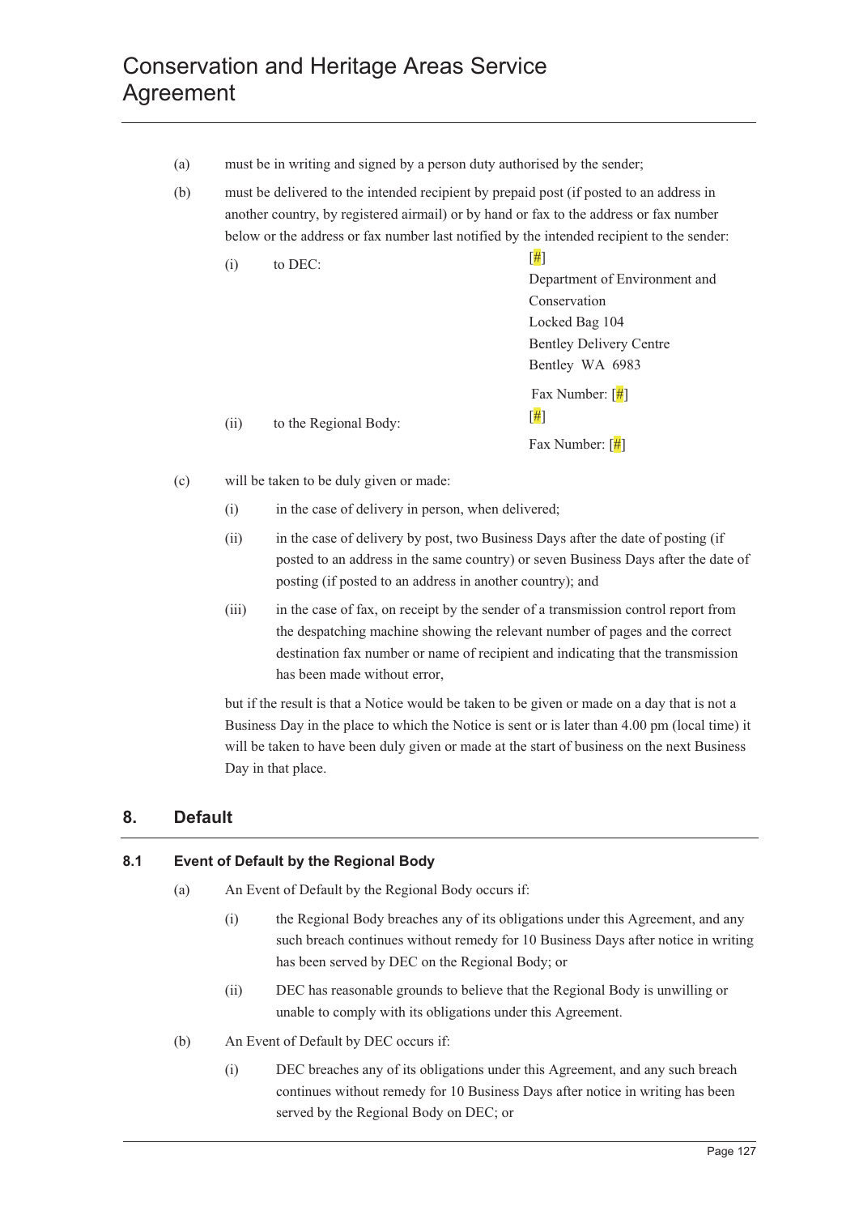(a) must be in writing and signed by a person duty authorised by the sender;

(b) must be delivered to the intended recipient by prepaid post (if posted to an address in another country, by registered airmail) or by hand or fax to the address or fax number below or the address or fax number last notified by the intended recipient to the sender:

   (i) to DEC:
   [#]
   Department of Environment and Conservation
   Locked Bag 104
   Bentley Delivery Centre
   Bentley WA 6983
   Fax Number: [#]

   (ii) to the Regional Body:
   [#]
   Fax Number: [#]

(c) will be taken to be duly given or made:

   (i) in the case of delivery in person, when delivered;

   (ii) in the case of delivery by post, two Business Days after the date of posting (if posted to an address in the same country) or seven Business Days after the date of posting (if posted to an address in another country); and

   (iii) in the case of fax, on receipt by the sender of a transmission control report from the despatching machine showing the relevant number of pages and the correct destination fax number or name of recipient and indicating that the transmission has been made without error,

   but if the result is that a Notice would be taken to be given or made on a day that is not a Business Day in the place to which the Notice is sent or is later than 4.00 pm (local time) it will be taken to have been duly given or made at the start of business on the next Business Day in that place.

## 8. Default

### 8.1 Event of Default by the Regional Body

(a) An Event of Default by the Regional Body occurs if:

   (i) the Regional Body breaches any of its obligations under this Agreement, and any such breach continues without remedy for 10 Business Days after notice in writing has been served by DEC on the Regional Body; or

   (ii) DEC has reasonable grounds to believe that the Regional Body is unwilling or unable to comply with its obligations under this Agreement.

(b) An Event of Default by DEC occurs if:

   (i) DEC breaches any of its obligations under this Agreement, and any such breach continues without remedy for 10 Business Days after notice in writing has been served by the Regional Body on DEC; or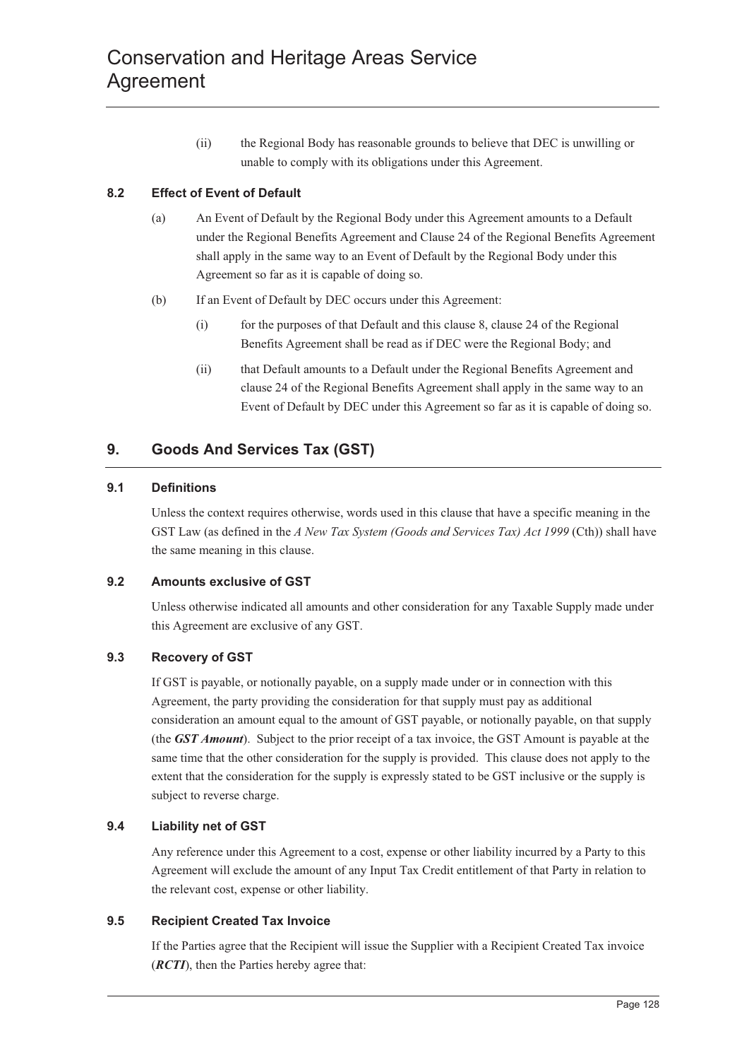(ii) the Regional Body has reasonable grounds to believe that DEC is unwilling or unable to comply with its obligations under this Agreement.

### 8.2 Effect of Event of Default

(a) An Event of Default by the Regional Body under this Agreement amounts to a Default under the Regional Benefits Agreement and Clause 24 of the Regional Benefits Agreement shall apply in the same way to an Event of Default by the Regional Body under this Agreement so far as it is capable of doing so.

(b) If an Event of Default by DEC occurs under this Agreement:

(i) for the purposes of that Default and this clause 8, clause 24 of the Regional Benefits Agreement shall be read as if DEC were the Regional Body; and

(ii) that Default amounts to a Default under the Regional Benefits Agreement and clause 24 of the Regional Benefits Agreement shall apply in the same way to an Event of Default by DEC under this Agreement so far as it is capable of doing so.

## 9. Goods And Services Tax (GST)

### 9.1 Definitions

Unless the context requires otherwise, words used in this clause that have a specific meaning in the GST Law (as defined in the *A New Tax System (Goods and Services Tax) Act 1999* (Cth)) shall have the same meaning in this clause.

### 9.2 Amounts exclusive of GST

Unless otherwise indicated all amounts and other consideration for any Taxable Supply made under this Agreement are exclusive of any GST.

### 9.3 Recovery of GST

If GST is payable, or notionally payable, on a supply made under or in connection with this Agreement, the party providing the consideration for that supply must pay as additional consideration an amount equal to the amount of GST payable, or notionally payable, on that supply (the ***GST Amount***). Subject to the prior receipt of a tax invoice, the GST Amount is payable at the same time that the other consideration for the supply is provided. This clause does not apply to the extent that the consideration for the supply is expressly stated to be GST inclusive or the supply is subject to reverse charge.

### 9.4 Liability net of GST

Any reference under this Agreement to a cost, expense or other liability incurred by a Party to this Agreement will exclude the amount of any Input Tax Credit entitlement of that Party in relation to the relevant cost, expense or other liability.

### 9.5 Recipient Created Tax Invoice

If the Parties agree that the Recipient will issue the Supplier with a Recipient Created Tax invoice (***RCTI***), then the Parties hereby agree that: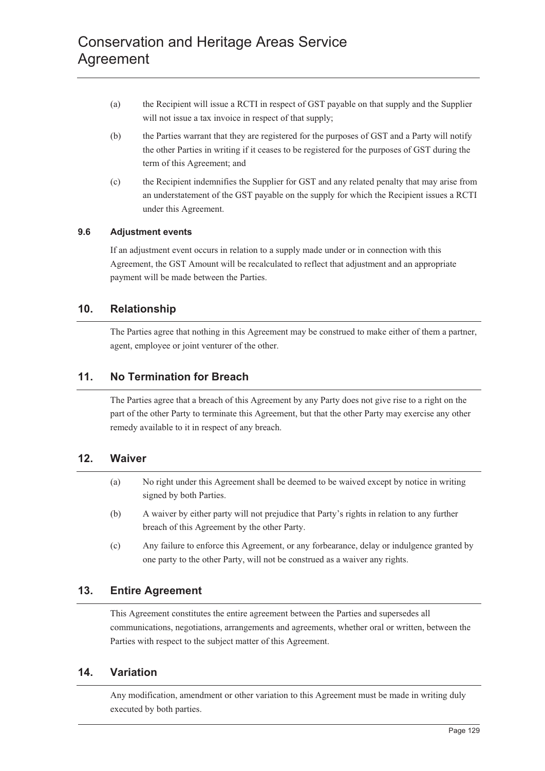(a) the Recipient will issue a RCTI in respect of GST payable on that supply and the Supplier will not issue a tax invoice in respect of that supply;

(b) the Parties warrant that they are registered for the purposes of GST and a Party will notify the other Parties in writing if it ceases to be registered for the purposes of GST during the term of this Agreement; and

(c) the Recipient indemnifies the Supplier for GST and any related penalty that may arise from an understatement of the GST payable on the supply for which the Recipient issues a RCTI under this Agreement.

### 9.6 Adjustment events

If an adjustment event occurs in relation to a supply made under or in connection with this Agreement, the GST Amount will be recalculated to reflect that adjustment and an appropriate payment will be made between the Parties.

## 10. Relationship

The Parties agree that nothing in this Agreement may be construed to make either of them a partner, agent, employee or joint venturer of the other.

## 11. No Termination for Breach

The Parties agree that a breach of this Agreement by any Party does not give rise to a right on the part of the other Party to terminate this Agreement, but that the other Party may exercise any other remedy available to it in respect of any breach.

## 12. Waiver

(a) No right under this Agreement shall be deemed to be waived except by notice in writing signed by both Parties.

(b) A waiver by either party will not prejudice that Party's rights in relation to any further breach of this Agreement by the other Party.

(c) Any failure to enforce this Agreement, or any forbearance, delay or indulgence granted by one party to the other Party, will not be construed as a waiver any rights.

## 13. Entire Agreement

This Agreement constitutes the entire agreement between the Parties and supersedes all communications, negotiations, arrangements and agreements, whether oral or written, between the Parties with respect to the subject matter of this Agreement.

## 14. Variation

Any modification, amendment or other variation to this Agreement must be made in writing duly executed by both parties.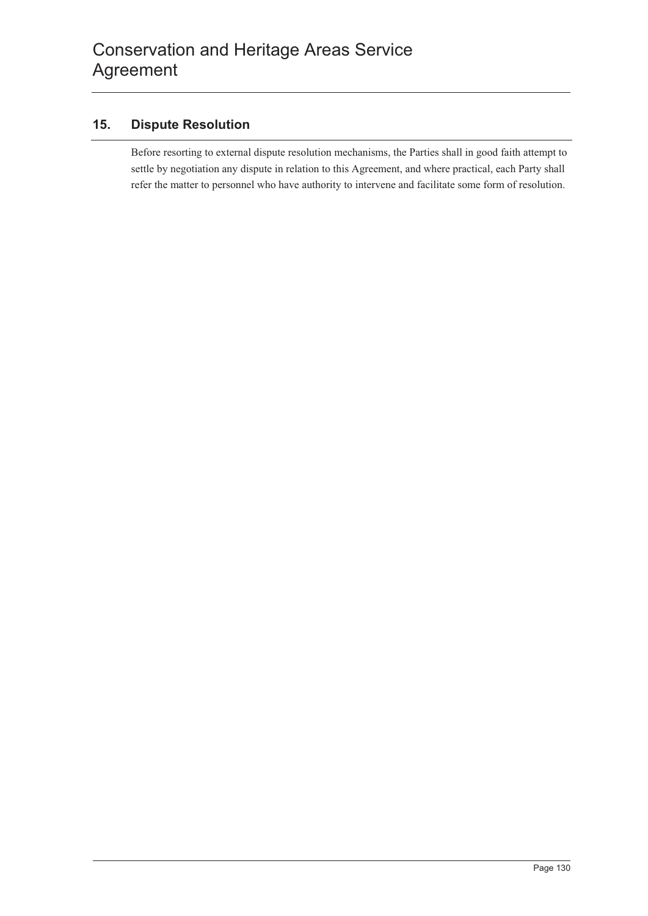## 15. Dispute Resolution

Before resorting to external dispute resolution mechanisms, the Parties shall in good faith attempt to settle by negotiation any dispute in relation to this Agreement, and where practical, each Party shall refer the matter to personnel who have authority to intervene and facilitate some form of resolution.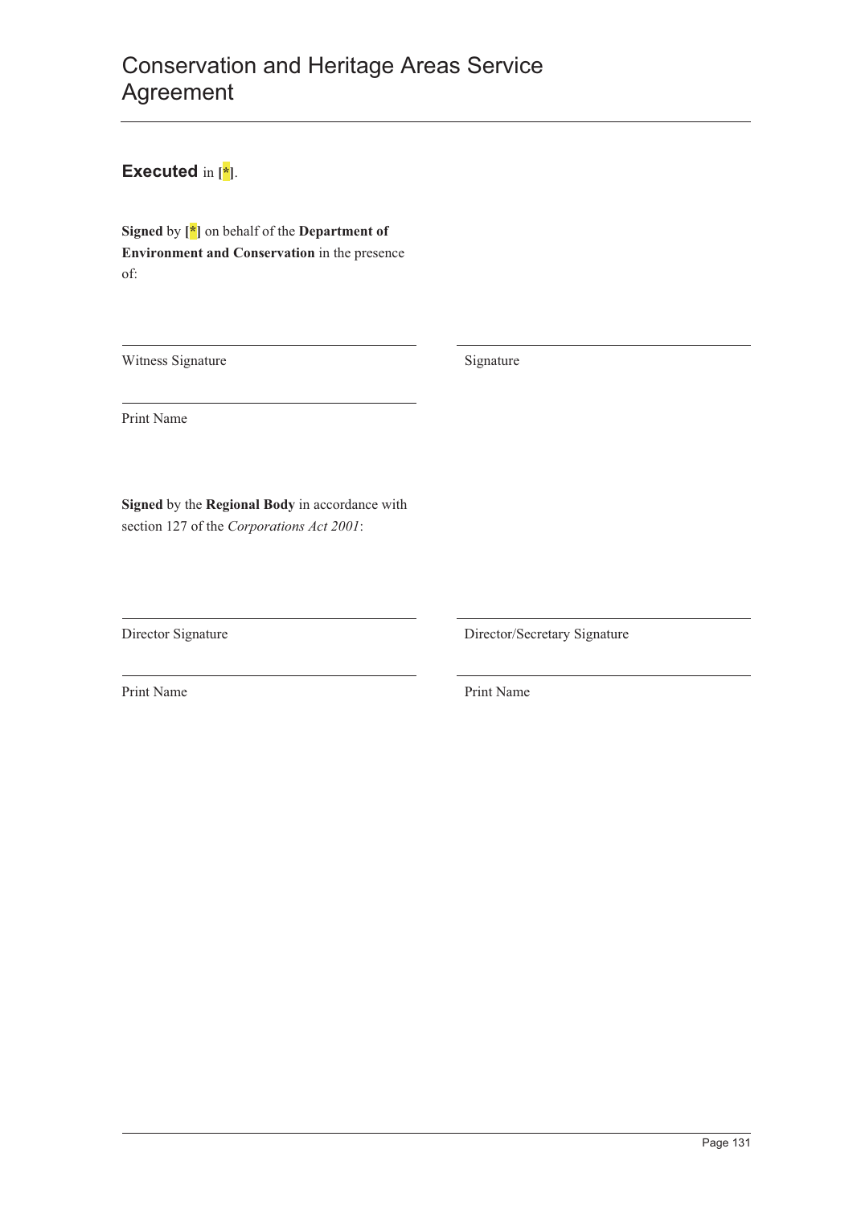# Conservation and Heritage Areas Service Agreement

**Executed** in [*].

**Signed** by [*] on behalf of the **Department of Environment and Conservation** in the presence of:

| | |
|---|---|
| Witness Signature | Signature |
| Print Name | |

**Signed** by the **Regional Body** in accordance with section 127 of the *Corporations Act 2001*:

| | |
|---|---|
| Director Signature | Director/Secretary Signature |
| Print Name | Print Name |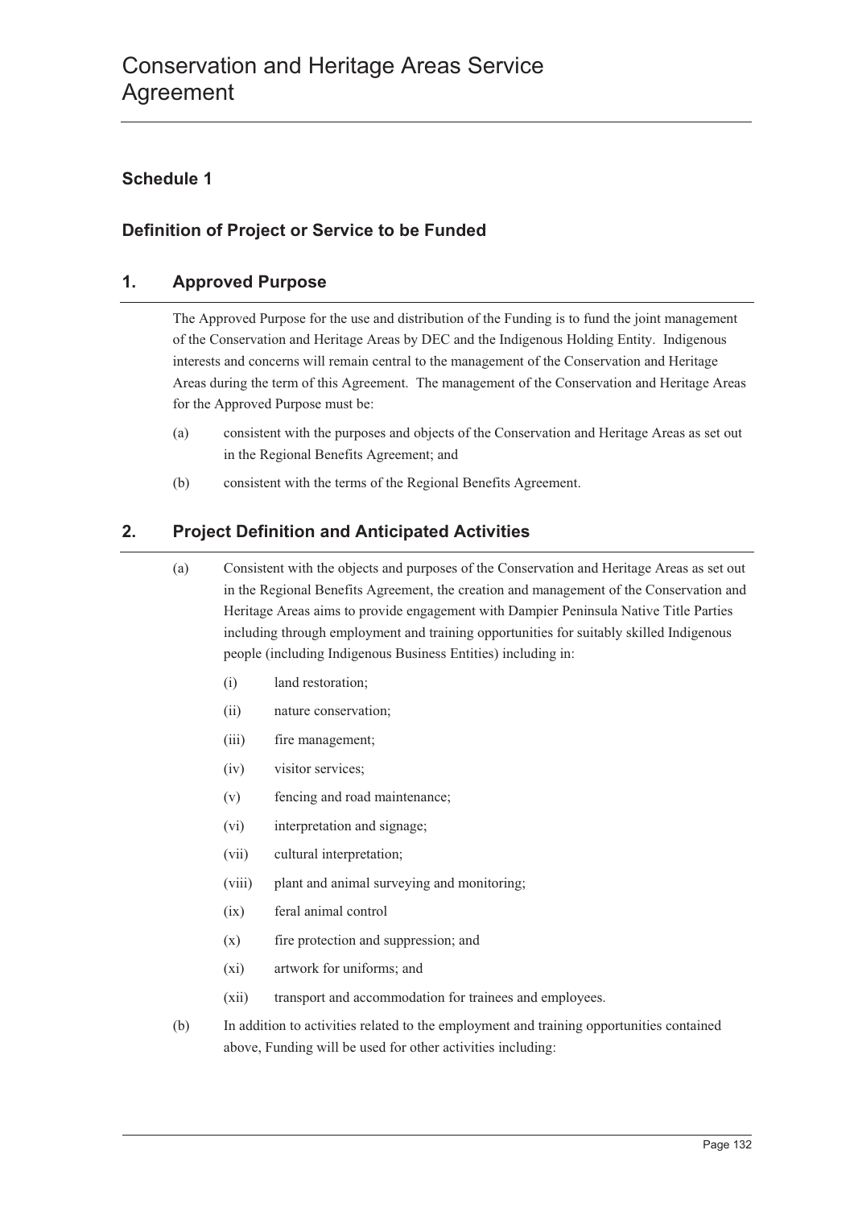## Schedule 1

### Definition of Project or Service to be Funded

### 1. Approved Purpose

The Approved Purpose for the use and distribution of the Funding is to fund the joint management of the Conservation and Heritage Areas by DEC and the Indigenous Holding Entity. Indigenous interests and concerns will remain central to the management of the Conservation and Heritage Areas during the term of this Agreement. The management of the Conservation and Heritage Areas for the Approved Purpose must be:

(a) consistent with the purposes and objects of the Conservation and Heritage Areas as set out in the Regional Benefits Agreement; and

(b) consistent with the terms of the Regional Benefits Agreement.

### 2. Project Definition and Anticipated Activities

(a) Consistent with the objects and purposes of the Conservation and Heritage Areas as set out in the Regional Benefits Agreement, the creation and management of the Conservation and Heritage Areas aims to provide engagement with Dampier Peninsula Native Title Parties including through employment and training opportunities for suitably skilled Indigenous people (including Indigenous Business Entities) including in:

   (i) land restoration;

   (ii) nature conservation;

   (iii) fire management;

   (iv) visitor services;

   (v) fencing and road maintenance;

   (vi) interpretation and signage;

   (vii) cultural interpretation;

   (viii) plant and animal surveying and monitoring;

   (ix) feral animal control

   (x) fire protection and suppression; and

   (xi) artwork for uniforms; and

   (xii) transport and accommodation for trainees and employees.

(b) In addition to activities related to the employment and training opportunities contained above, Funding will be used for other activities including: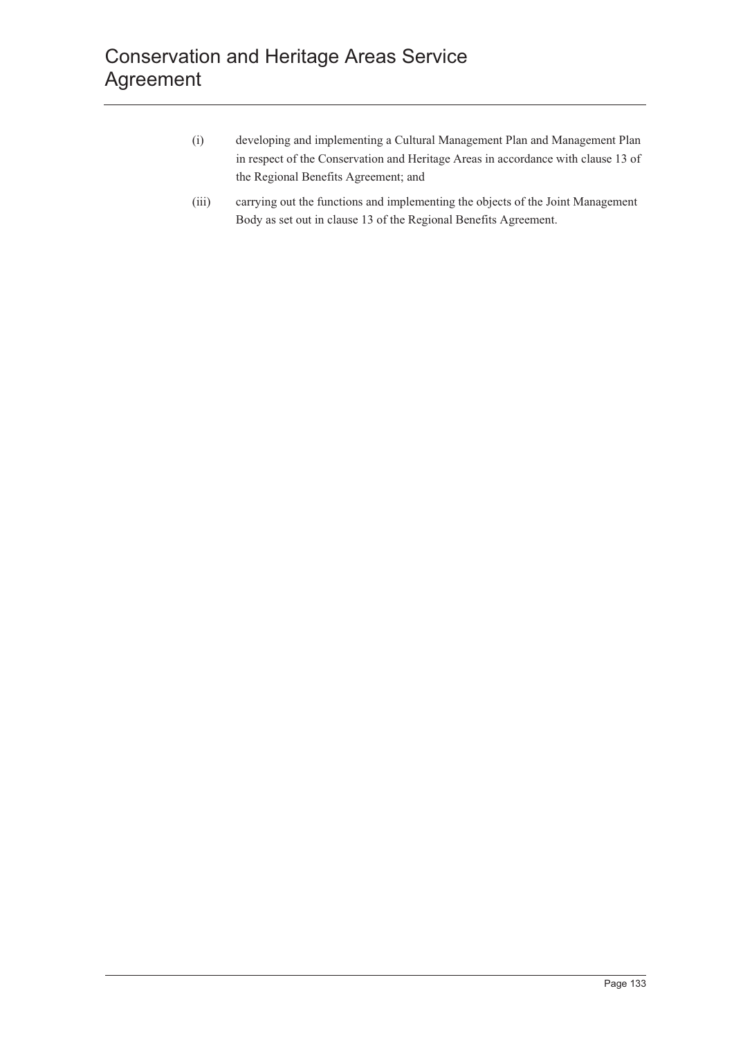(i) developing and implementing a Cultural Management Plan and Management Plan in respect of the Conservation and Heritage Areas in accordance with clause 13 of the Regional Benefits Agreement; and

(iii) carrying out the functions and implementing the objects of the Joint Management Body as set out in clause 13 of the Regional Benefits Agreement.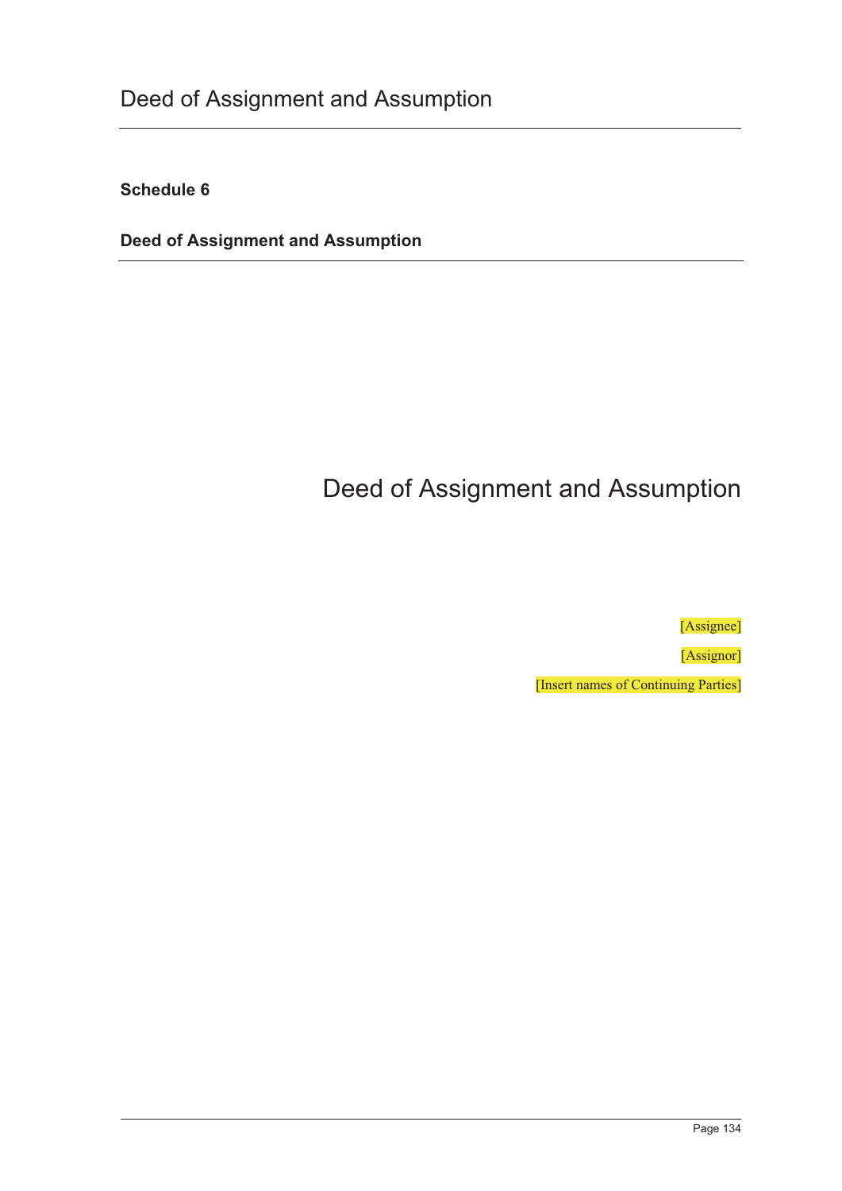**Schedule 6**

**Deed of Assignment and Assumption**

# Deed of Assignment and Assumption

[Assignee]

[Assignor]

[Insert names of Continuing Parties]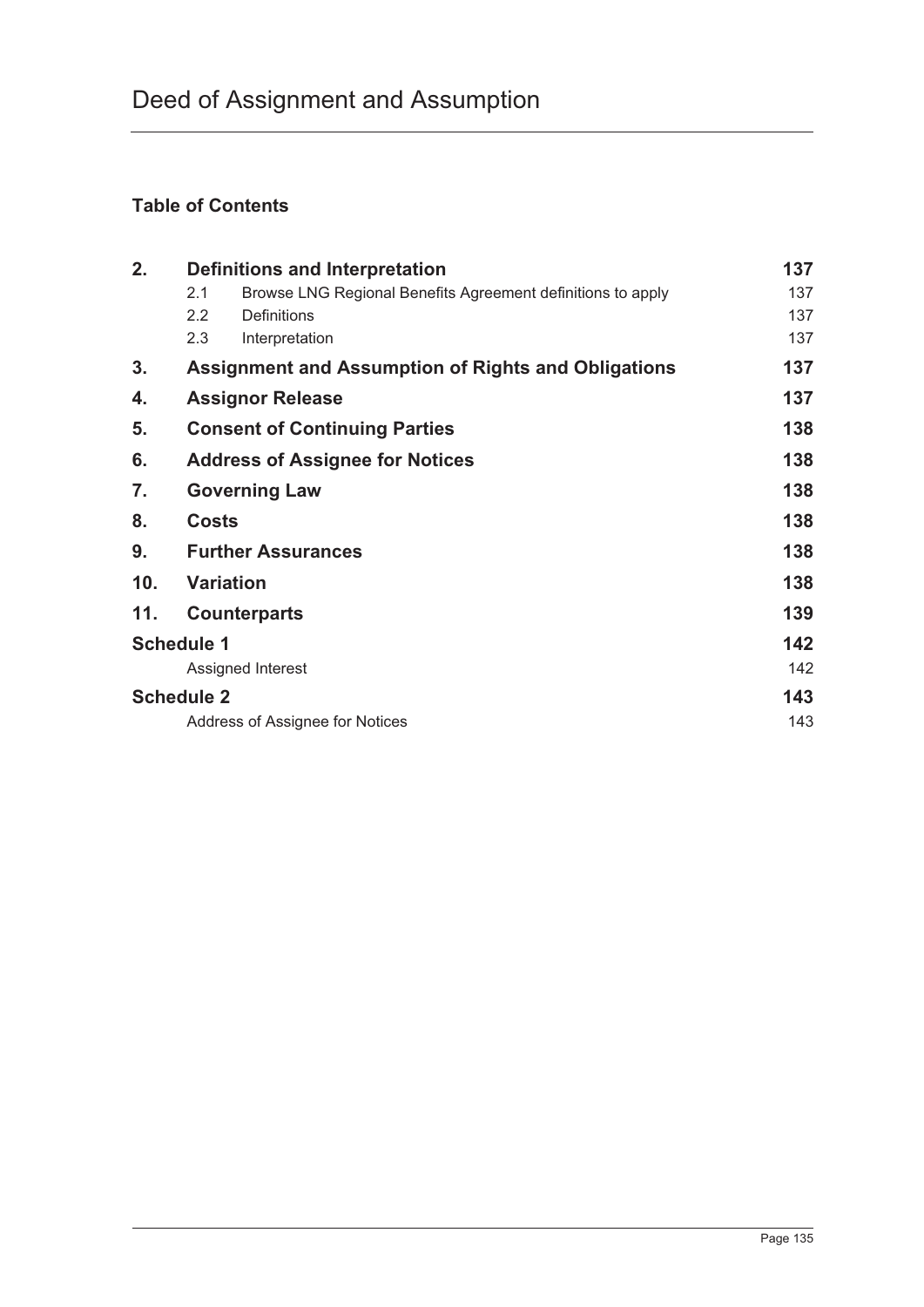# Deed of Assignment and Assumption

**Table of Contents**

| | | | |
|---|---|---|---|
| **2.** | **Definitions and Interpretation** | | **137** |
| | 2.1 | Browse LNG Regional Benefits Agreement definitions to apply | 137 |
| | 2.2 | Definitions | 137 |
| | 2.3 | Interpretation | 137 |
| **3.** | **Assignment and Assumption of Rights and Obligations** | | **137** |
| **4.** | **Assignor Release** | | **137** |
| **5.** | **Consent of Continuing Parties** | | **138** |
| **6.** | **Address of Assignee for Notices** | | **138** |
| **7.** | **Governing Law** | | **138** |
| **8.** | **Costs** | | **138** |
| **9.** | **Further Assurances** | | **138** |
| **10.** | **Variation** | | **138** |
| **11.** | **Counterparts** | | **139** |
| **Schedule 1** | | | **142** |
| | Assigned Interest | | 142 |
| **Schedule 2** | | | **143** |
| | Address of Assignee for Notices | | 143 |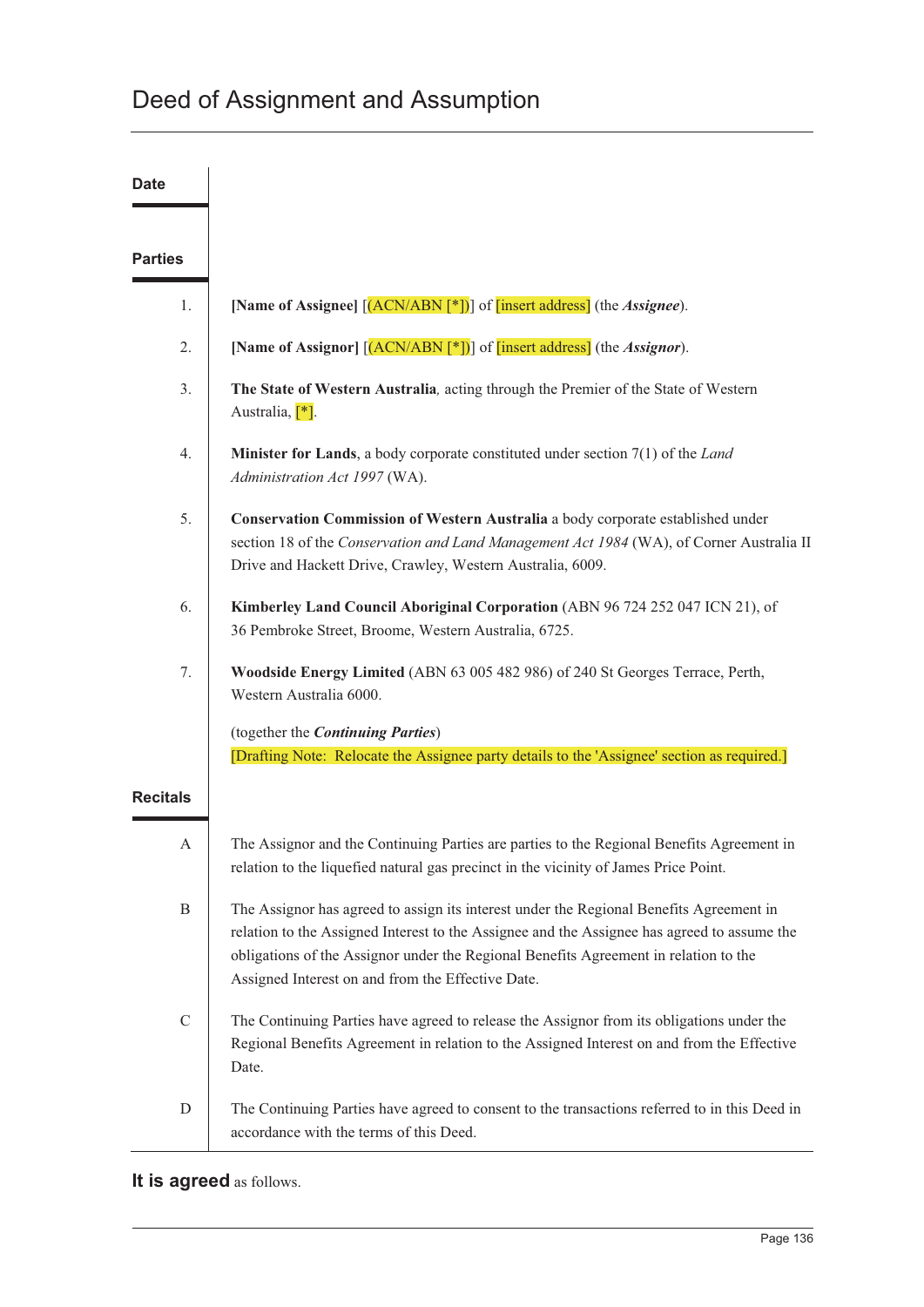# Deed of Assignment and Assumption

## Date

## Parties

1. **[Name of Assignee]** [(ACN/ABN [*])] of [insert address] (the ***Assignee***).

2. **[Name of Assignor]** [(ACN/ABN [*])] of [insert address] (the ***Assignor***).

3. **The State of Western Australia**, acting through the Premier of the State of Western Australia, [*].

4. **Minister for Lands**, a body corporate constituted under section 7(1) of the *Land Administration Act 1997* (WA).

5. **Conservation Commission of Western Australia** a body corporate established under section 18 of the *Conservation and Land Management Act 1984* (WA), of Corner Australia II Drive and Hackett Drive, Crawley, Western Australia, 6009.

6. **Kimberley Land Council Aboriginal Corporation** (ABN 96 724 252 047 ICN 21), of 36 Pembroke Street, Broome, Western Australia, 6725.

7. **Woodside Energy Limited** (ABN 63 005 482 986) of 240 St Georges Terrace, Perth, Western Australia 6000.

(together the ***Continuing Parties***)

[Drafting Note: Relocate the Assignee party details to the 'Assignee' section as required.]

## Recitals

A. The Assignor and the Continuing Parties are parties to the Regional Benefits Agreement in relation to the liquefied natural gas precinct in the vicinity of James Price Point.

B. The Assignor has agreed to assign its interest under the Regional Benefits Agreement in relation to the Assigned Interest to the Assignee and the Assignee has agreed to assume the obligations of the Assignor under the Regional Benefits Agreement in relation to the Assigned Interest on and from the Effective Date.

C. The Continuing Parties have agreed to release the Assignor from its obligations under the Regional Benefits Agreement in relation to the Assigned Interest on and from the Effective Date.

D. The Continuing Parties have agreed to consent to the transactions referred to in this Deed in accordance with the terms of this Deed.

**It is agreed** as follows.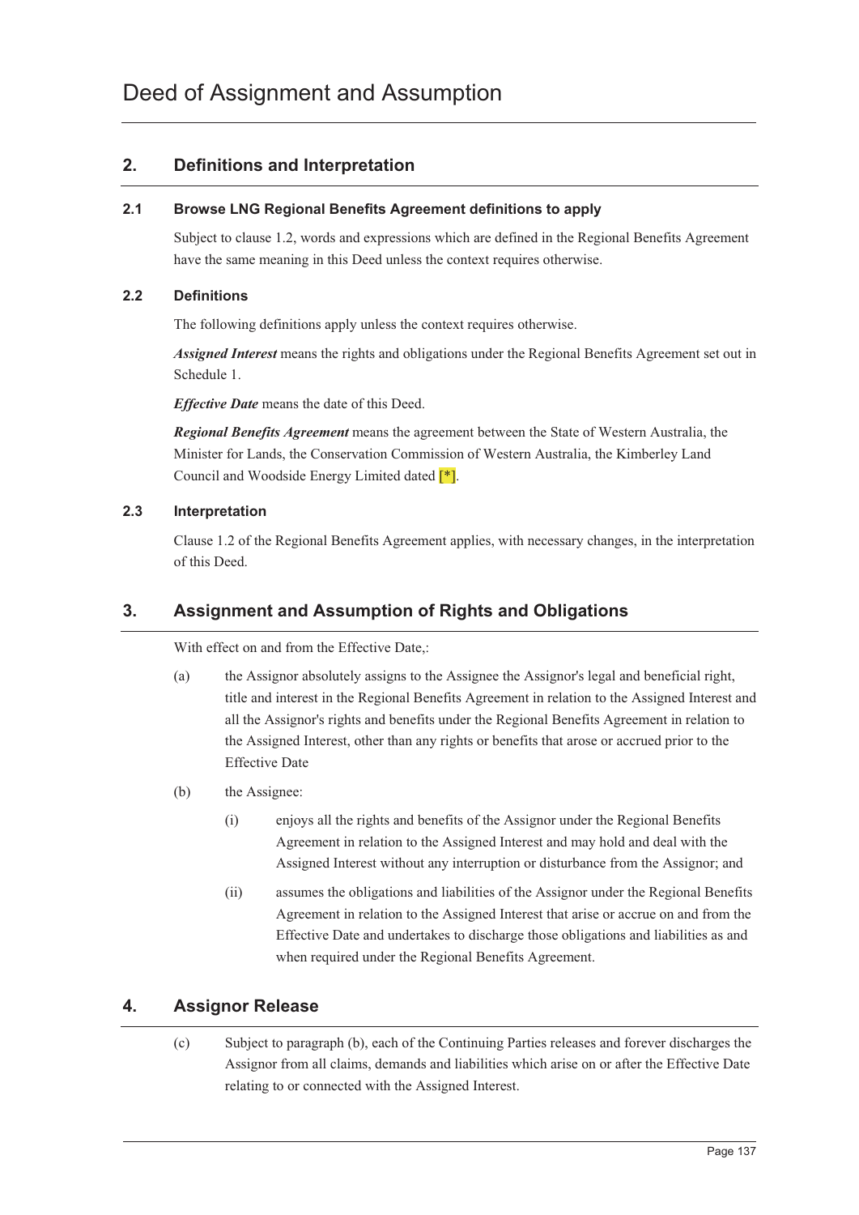# Deed of Assignment and Assumption

## 2. Definitions and Interpretation

### 2.1 Browse LNG Regional Benefits Agreement definitions to apply

Subject to clause 1.2, words and expressions which are defined in the Regional Benefits Agreement have the same meaning in this Deed unless the context requires otherwise.

### 2.2 Definitions

The following definitions apply unless the context requires otherwise.

***Assigned Interest*** means the rights and obligations under the Regional Benefits Agreement set out in Schedule 1.

***Effective Date*** means the date of this Deed.

***Regional Benefits Agreement*** means the agreement between the State of Western Australia, the Minister for Lands, the Conservation Commission of Western Australia, the Kimberley Land Council and Woodside Energy Limited dated [*].

### 2.3 Interpretation

Clause 1.2 of the Regional Benefits Agreement applies, with necessary changes, in the interpretation of this Deed.

## 3. Assignment and Assumption of Rights and Obligations

With effect on and from the Effective Date,:

(a) the Assignor absolutely assigns to the Assignee the Assignor's legal and beneficial right, title and interest in the Regional Benefits Agreement in relation to the Assigned Interest and all the Assignor's rights and benefits under the Regional Benefits Agreement in relation to the Assigned Interest, other than any rights or benefits that arose or accrued prior to the Effective Date

(b) the Assignee:

(i) enjoys all the rights and benefits of the Assignor under the Regional Benefits Agreement in relation to the Assigned Interest and may hold and deal with the Assigned Interest without any interruption or disturbance from the Assignor; and

(ii) assumes the obligations and liabilities of the Assignor under the Regional Benefits Agreement in relation to the Assigned Interest that arise or accrue on and from the Effective Date and undertakes to discharge those obligations and liabilities as and when required under the Regional Benefits Agreement.

## 4. Assignor Release

(c) Subject to paragraph (b), each of the Continuing Parties releases and forever discharges the Assignor from all claims, demands and liabilities which arise on or after the Effective Date relating to or connected with the Assigned Interest.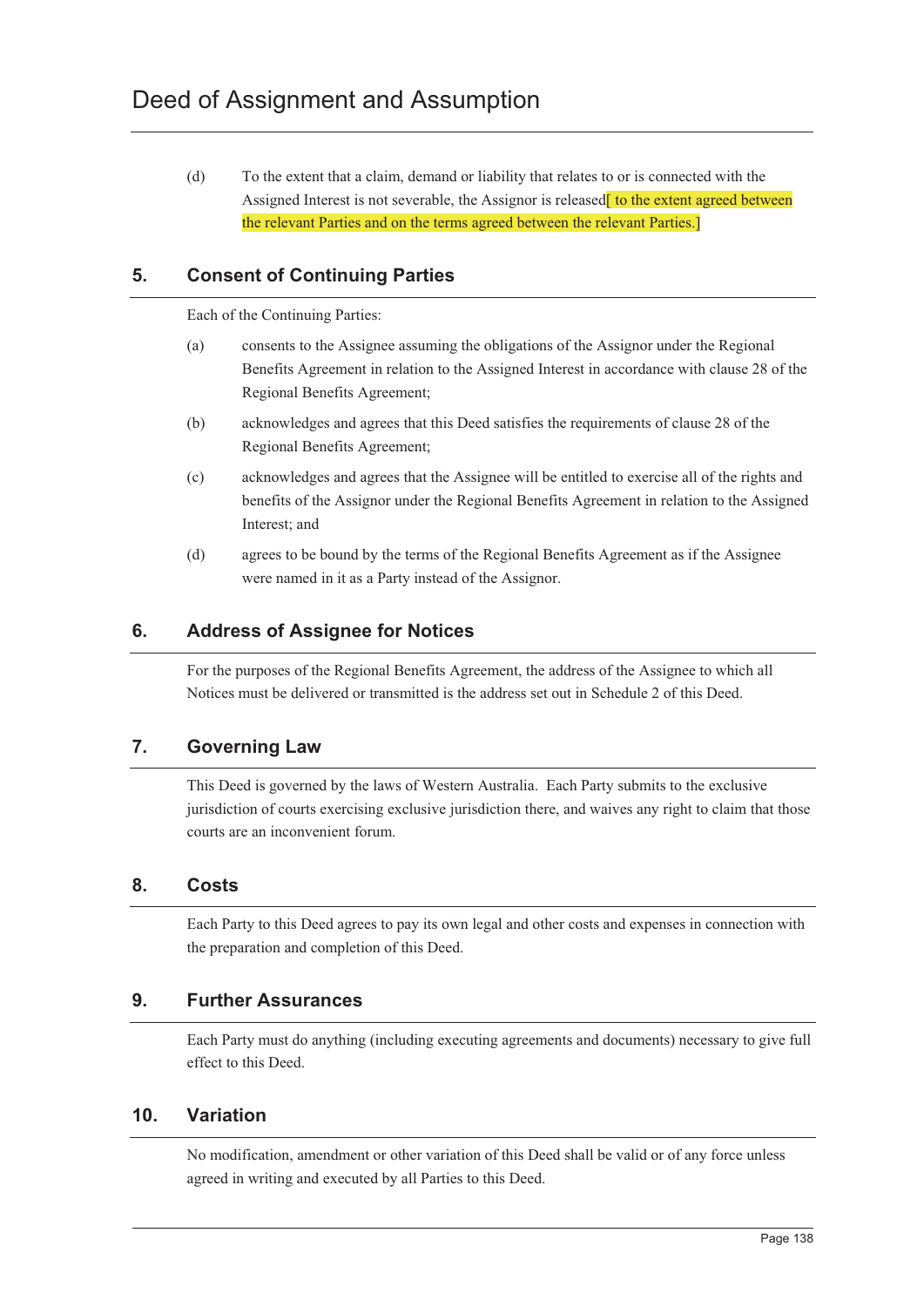(d) To the extent that a claim, demand or liability that relates to or is connected with the Assigned Interest is not severable, the Assignor is released[ to the extent agreed between the relevant Parties and on the terms agreed between the relevant Parties.]

## 5. Consent of Continuing Parties

Each of the Continuing Parties:

(a) consents to the Assignee assuming the obligations of the Assignor under the Regional Benefits Agreement in relation to the Assigned Interest in accordance with clause 28 of the Regional Benefits Agreement;

(b) acknowledges and agrees that this Deed satisfies the requirements of clause 28 of the Regional Benefits Agreement;

(c) acknowledges and agrees that the Assignee will be entitled to exercise all of the rights and benefits of the Assignor under the Regional Benefits Agreement in relation to the Assigned Interest; and

(d) agrees to be bound by the terms of the Regional Benefits Agreement as if the Assignee were named in it as a Party instead of the Assignor.

## 6. Address of Assignee for Notices

For the purposes of the Regional Benefits Agreement, the address of the Assignee to which all Notices must be delivered or transmitted is the address set out in Schedule 2 of this Deed.

## 7. Governing Law

This Deed is governed by the laws of Western Australia. Each Party submits to the exclusive jurisdiction of courts exercising exclusive jurisdiction there, and waives any right to claim that those courts are an inconvenient forum.

## 8. Costs

Each Party to this Deed agrees to pay its own legal and other costs and expenses in connection with the preparation and completion of this Deed.

## 9. Further Assurances

Each Party must do anything (including executing agreements and documents) necessary to give full effect to this Deed.

## 10. Variation

No modification, amendment or other variation of this Deed shall be valid or of any force unless agreed in writing and executed by all Parties to this Deed.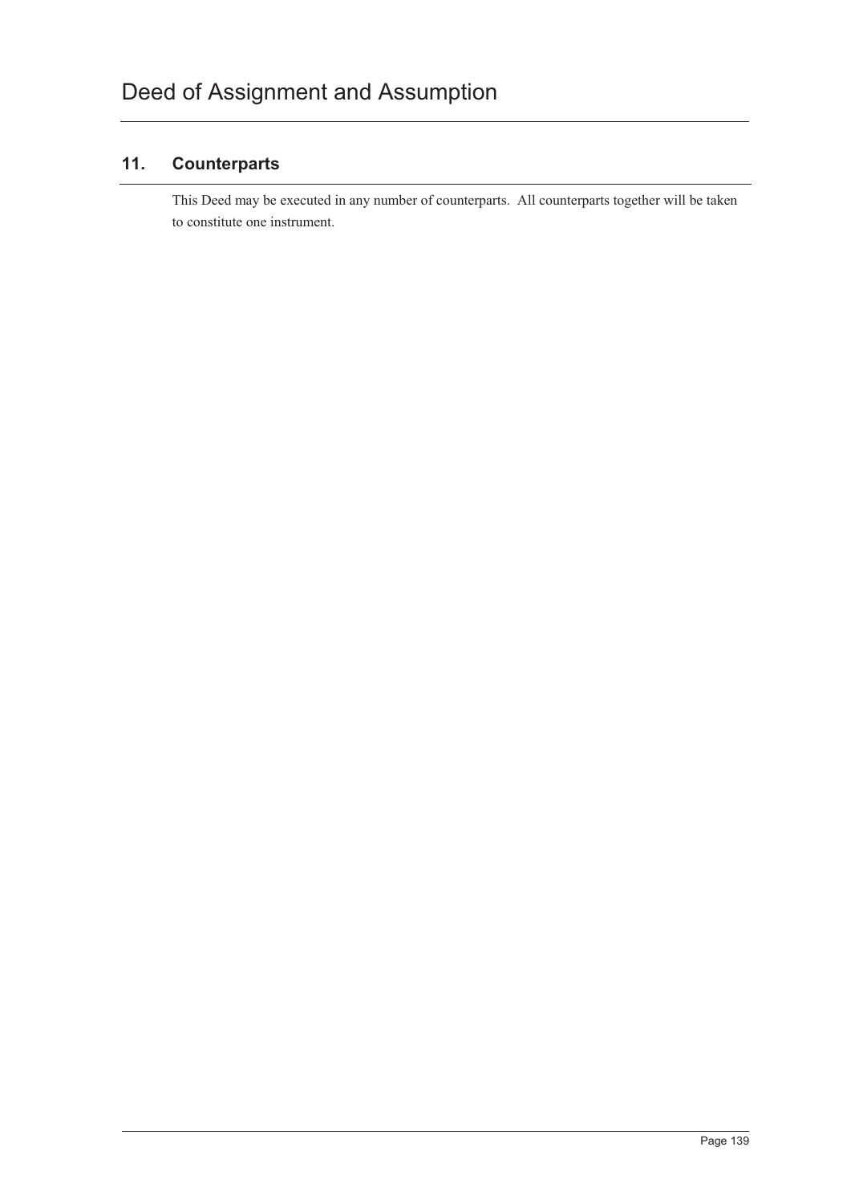## 11. Counterparts

This Deed may be executed in any number of counterparts. All counterparts together will be taken to constitute one instrument.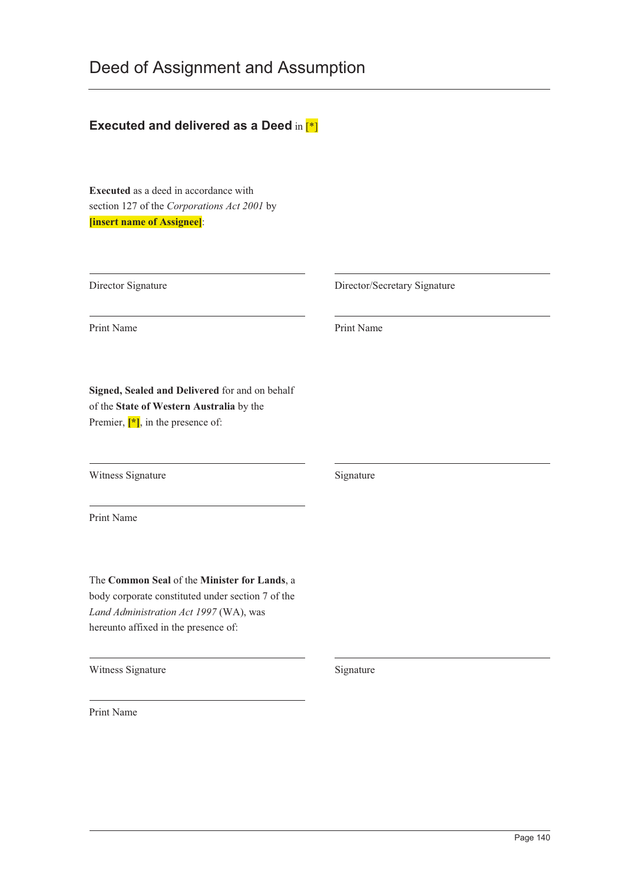# Deed of Assignment and Assumption

**Executed and delivered as a Deed** in [*]

**Executed** as a deed in accordance with section 127 of the *Corporations Act 2001* by **[insert name of Assignee]**:

| | |
|---|---|
| Director Signature | Director/Secretary Signature |
| Print Name | Print Name |

**Signed, Sealed and Delivered** for and on behalf of the **State of Western Australia** by the Premier, **[*]**, in the presence of:

| | |
|---|---|
| Witness Signature | Signature |
| Print Name | |

The **Common Seal** of the **Minister for Lands**, a body corporate constituted under section 7 of the *Land Administration Act 1997* (WA), was hereunto affixed in the presence of:

| | |
|---|---|
| Witness Signature | Signature |
| Print Name | |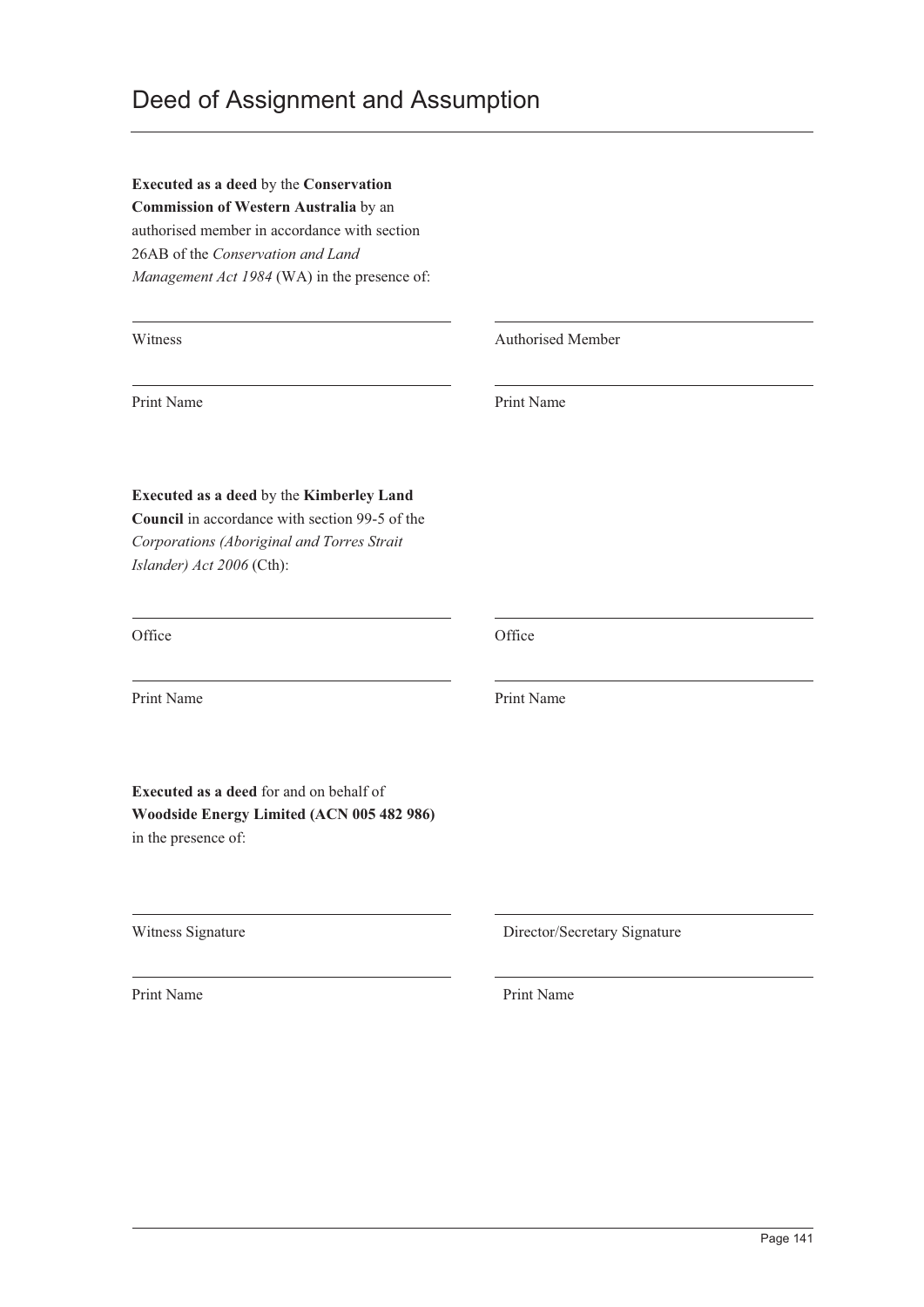# Deed of Assignment and Assumption

**Executed as a deed** by the **Conservation Commission of Western Australia** by an authorised member in accordance with section 26AB of the *Conservation and Land Management Act 1984* (WA) in the presence of:

| | |
|---|---|
| Witness | Authorised Member |
| Print Name | Print Name |

**Executed as a deed** by the **Kimberley Land Council** in accordance with section 99-5 of the *Corporations (Aboriginal and Torres Strait Islander) Act 2006* (Cth):

| | |
|---|---|
| Office | Office |
| Print Name | Print Name |

**Executed as a deed** for and on behalf of **Woodside Energy Limited (ACN 005 482 986)** in the presence of:

| | |
|---|---|
| Witness Signature | Director/Secretary Signature |
| Print Name | Print Name |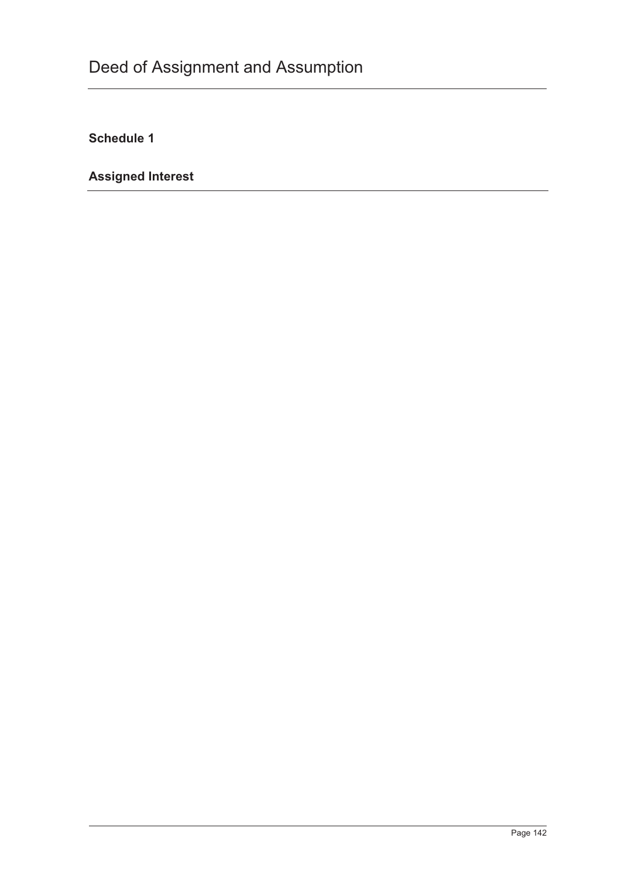**Schedule 1**

**Assigned Interest**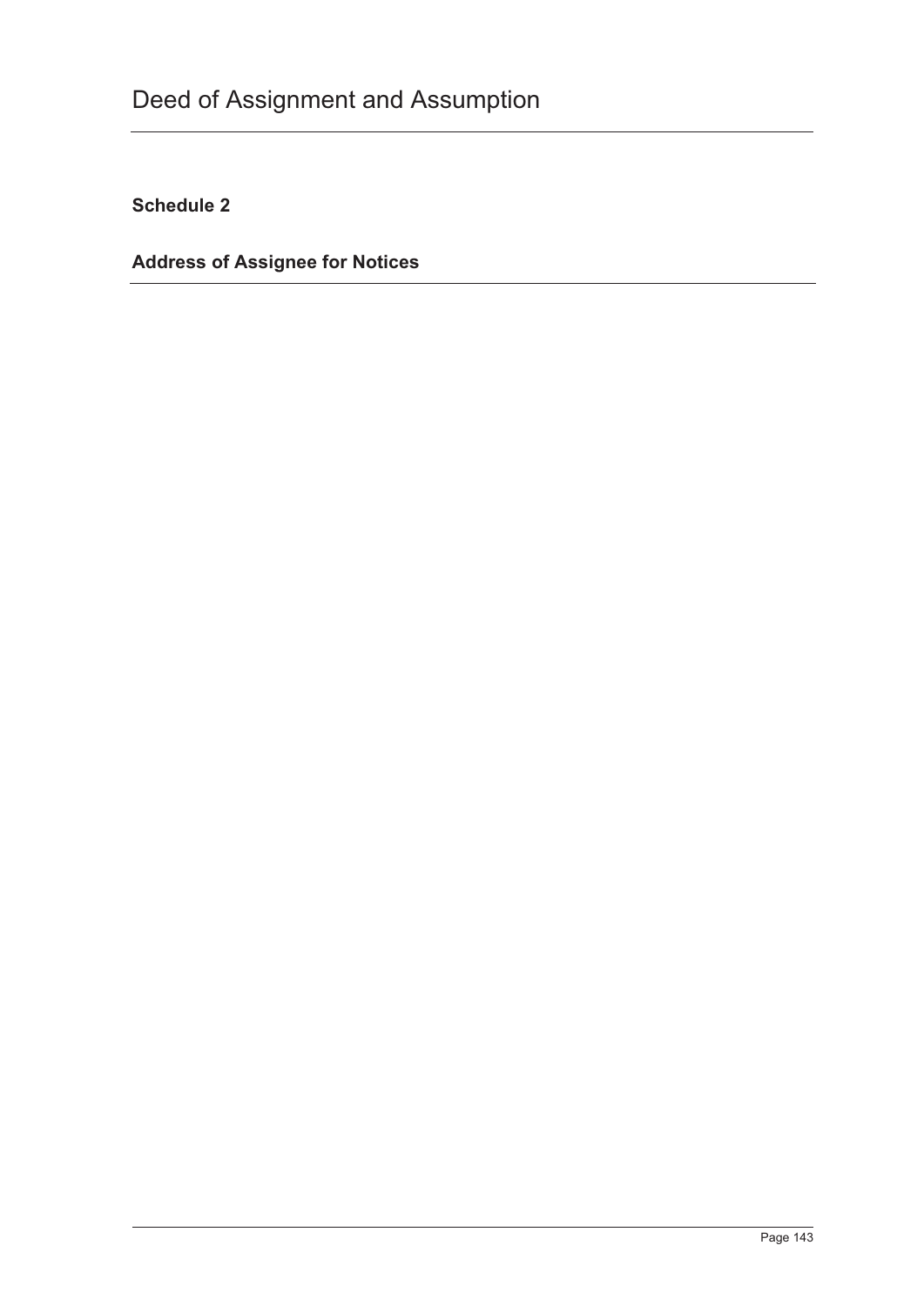# Deed of Assignment and Assumption

**Schedule 2**

**Address of Assignee for Notices**